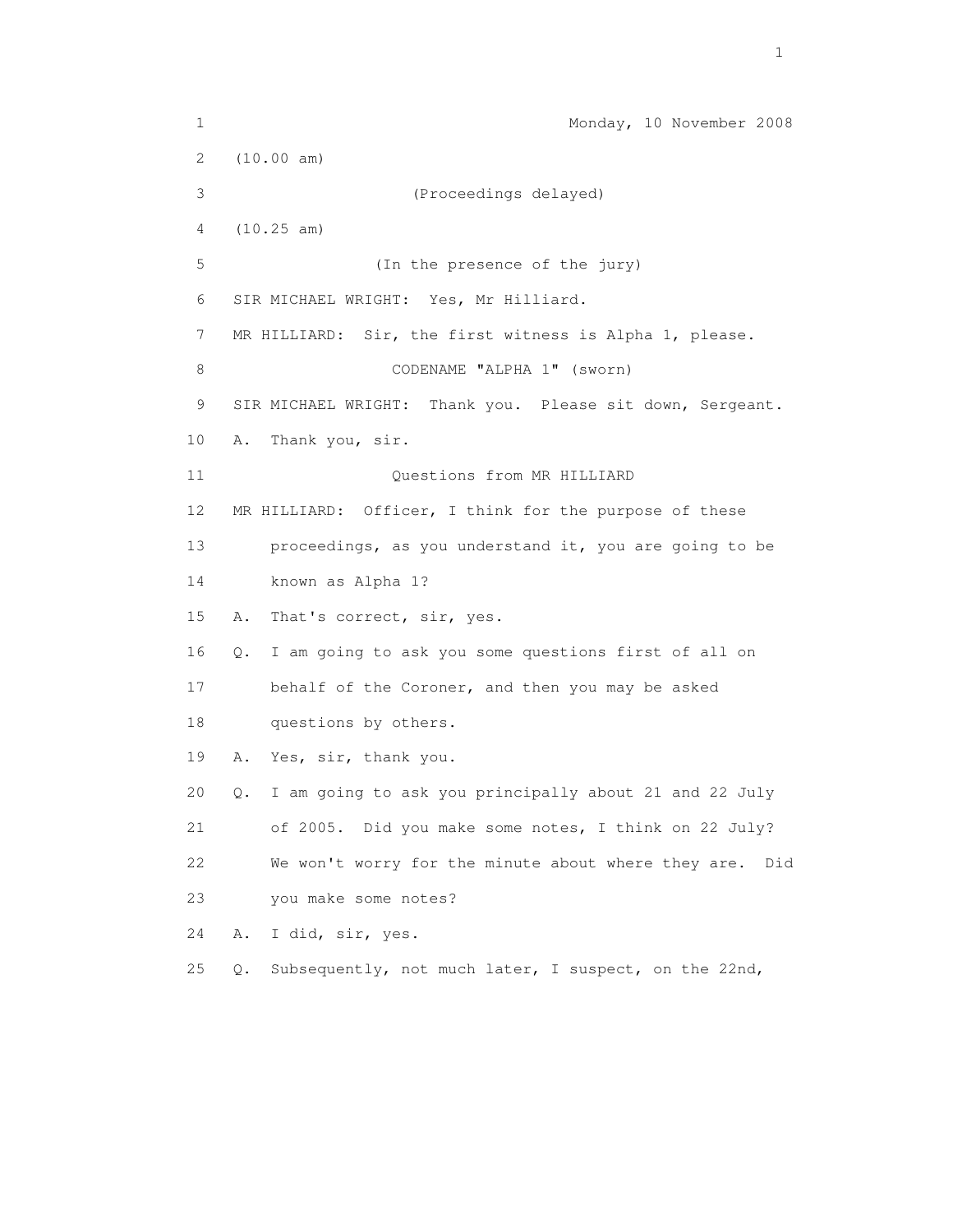Monday, 10 November 2008

(10.00 am)

(Proceedings delayed)

(10.25 am)

(In the presence of the jury)

SIR MICHAEL WRIGHT: Yes, Mr Hilliard.

MR HILLIARD: Sir, the first witness is Alpha 1, please.

CODENAME "ALPHA 1" (sworn)

SIR MICHAEL WRIGHT: Thank you. Please sit down, Sergeant.

A. Thank you, sir.

Questions from MR HILLIARD

MR HILLIARD: Officer, I think for the purpose of these proceedings, as you understand it, you are going to be known as Alpha 1?

A. That's correct, sir, yes.

Q. I am going to ask you some questions first of all on behalf of the Coroner, and then you may be asked questions by others.

A. Yes, sir, thank you.

Q. I am going to ask you principally about 21 and 22 July of 2005. Did you make some notes, I think on 22 July? We won't worry for the minute about where they are. Did you make some notes?

A. I did, sir, yes.

Q. Subsequently, not much later, I suspect, on the 22nd,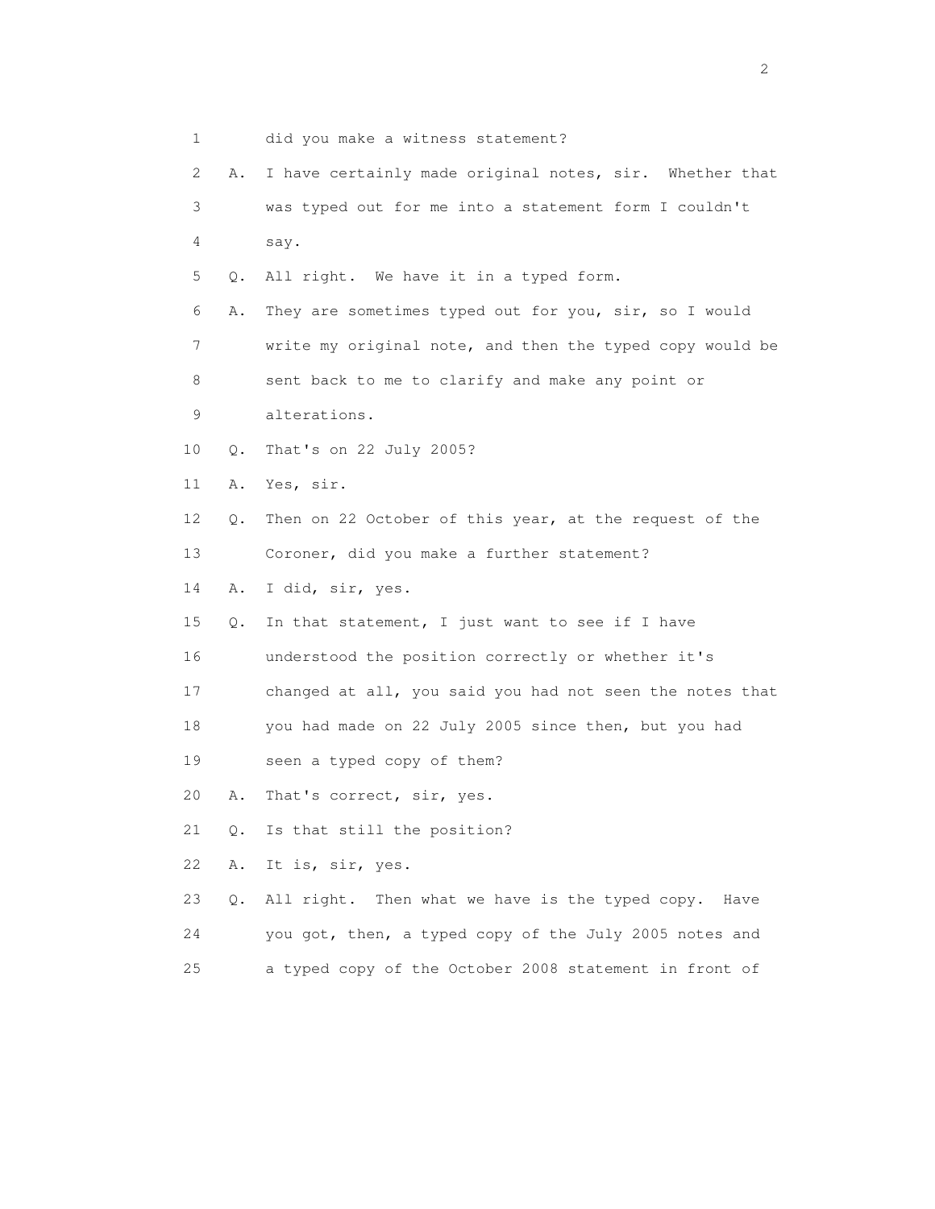1 did you make a witness statement?

2 A. I have certainly made original notes, sir. Whether that

3 was typed out for me into a statement form I couldn't

4 say.

5 Q. All right. We have it in a typed form.

6 A. They are sometimes typed out for you, sir, so I would

7 write my original note, and then the typed copy would be

8 sent back to me to clarify and make any point or

9 alterations.

10 Q. That's on 22 July 2005?

11 A. Yes, sir.

12 Q. Then on 22 October of this year, at the request of the

13 Coroner, did you make a further statement?

14 A. I did, sir, yes.

15 Q. In that statement, I just want to see if I have

16 understood the position correctly or whether it's

17 changed at all, you said you had not seen the notes that

18 you had made on 22 July 2005 since then, but you had

19 seen a typed copy of them?

20 A. That's correct, sir, yes.

21 Q. Is that still the position?

22 A. It is, sir, yes.

23 Q. All right. Then what we have is the typed copy. Have

24 you got, then, a typed copy of the July 2005 notes and

25 a typed copy of the October 2008 statement in front of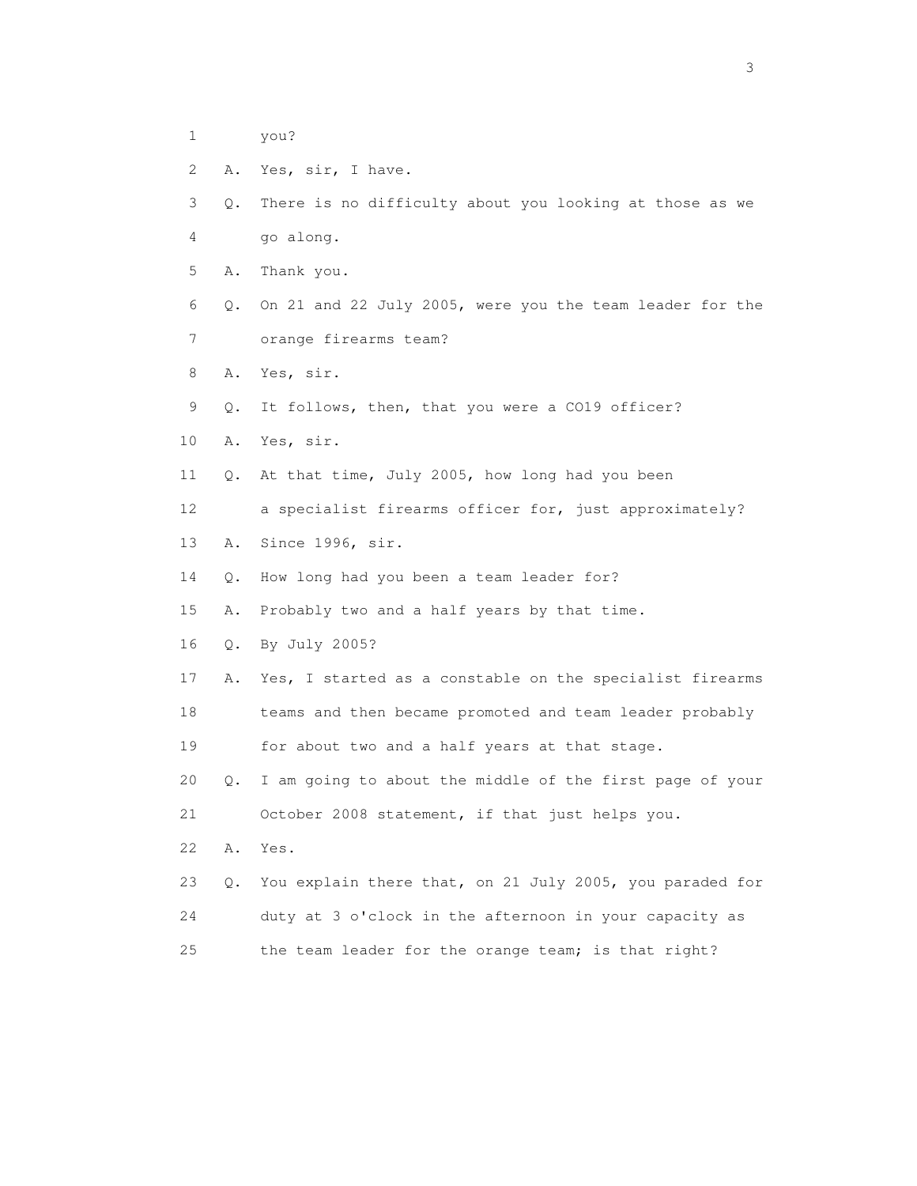1 you?

2 A. Yes, sir, I have.

3 Q. There is no difficulty about you looking at those as we

4 go along.

5 A. Thank you.

6 Q. On 21 and 22 July 2005, were you the team leader for the

7 orange firearms team?

8 A. Yes, sir.

9 Q. It follows, then, that you were a CO19 officer?

10 A. Yes, sir.

11 Q. At that time, July 2005, how long had you been

12 a specialist firearms officer for, just approximately?

13 A. Since 1996, sir.

14 Q. How long had you been a team leader for?

15 A. Probably two and a half years by that time.

16 Q. By July 2005?

17 A. Yes, I started as a constable on the specialist firearms

18 teams and then became promoted and team leader probably

19 for about two and a half years at that stage.

20 Q. I am going to about the middle of the first page of your

21 October 2008 statement, if that just helps you.

22 A. Yes.

23 Q. You explain there that, on 21 July 2005, you paraded for

24 duty at 3 o'clock in the afternoon in your capacity as

25 the team leader for the orange team; is that right?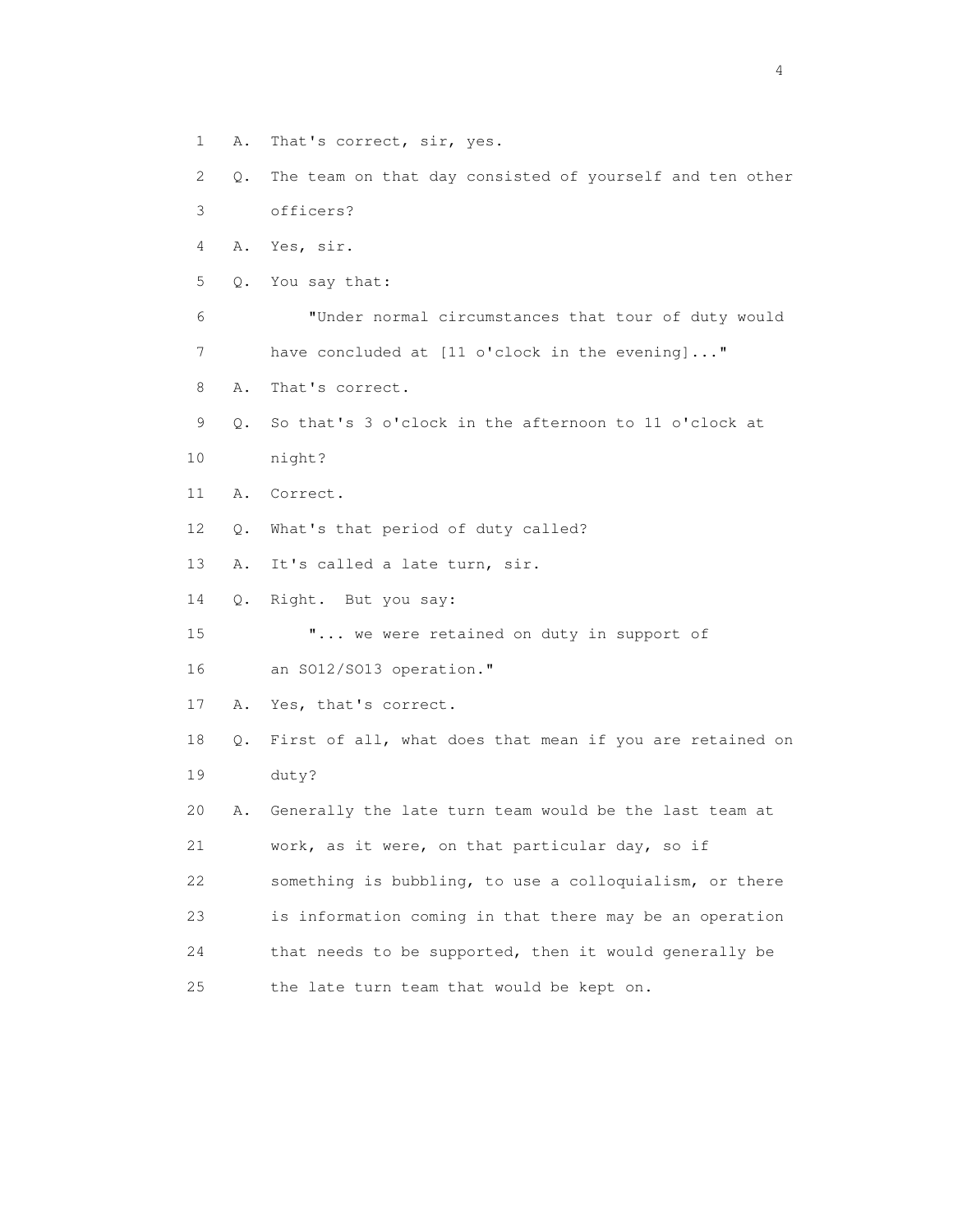1 A. That's correct, sir, yes.

2 Q. The team on that day consisted of yourself and ten other

3 officers?

4 A. Yes, sir.

5 Q. You say that:

6 "Under normal circumstances that tour of duty would

7 have concluded at [11 o'clock in the evening]..."

8 A. That's correct.

9 Q. So that's 3 o'clock in the afternoon to 11 o'clock at

10 night?

11 A. Correct.

12 Q. What's that period of duty called?

13 A. It's called a late turn, sir.

14 Q. Right. But you say:

15 "... we were retained on duty in support of

16 an SO12/SO13 operation."

17 A. Yes, that's correct.

18 Q. First of all, what does that mean if you are retained on

19 duty?

20 A. Generally the late turn team would be the last team at

21 work, as it were, on that particular day, so if

22 something is bubbling, to use a colloquialism, or there

23 is information coming in that there may be an operation

24 that needs to be supported, then it would generally be

25 the late turn team that would be kept on.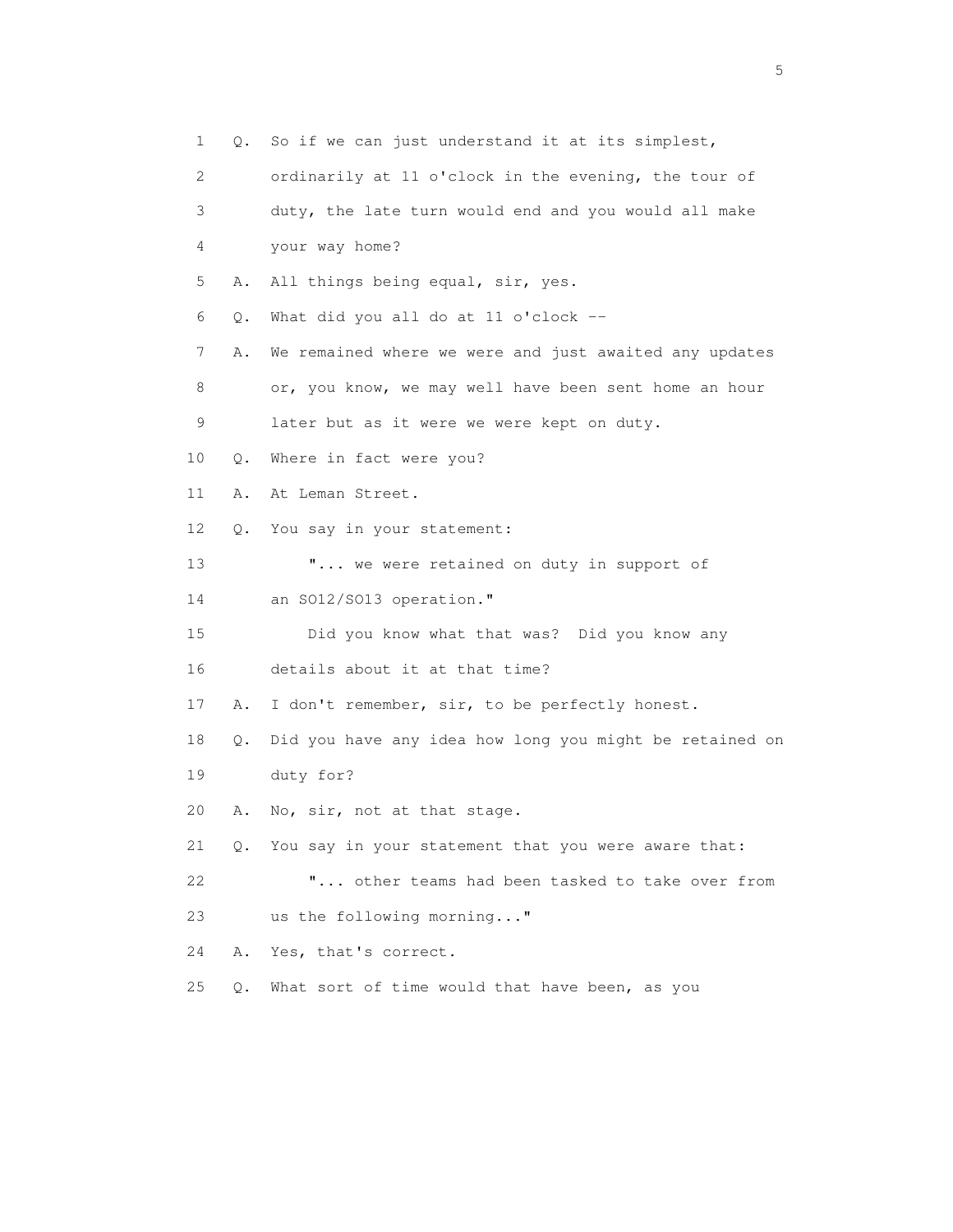1 Q. So if we can just understand it at its simplest,

2 ordinarily at 11 o'clock in the evening, the tour of

3 duty, the late turn would end and you would all make

4 your way home?

5 A. All things being equal, sir, yes.

6 Q. What did you all do at 11 o'clock --

7 A. We remained where we were and just awaited any updates

8 or, you know, we may well have been sent home an hour

9 later but as it were we were kept on duty.

10 Q. Where in fact were you?

11 A. At Leman Street.

12 Q. You say in your statement:

13 "... we were retained on duty in support of

14 an SO12/SO13 operation."

15 Did you know what that was? Did you know any

16 details about it at that time?

17 A. I don't remember, sir, to be perfectly honest.

18 Q. Did you have any idea how long you might be retained on

19 duty for?

20 A. No, sir, not at that stage.

21 Q. You say in your statement that you were aware that:

22 "... other teams had been tasked to take over from

23 us the following morning..."

24 A. Yes, that's correct.

25 Q. What sort of time would that have been, as you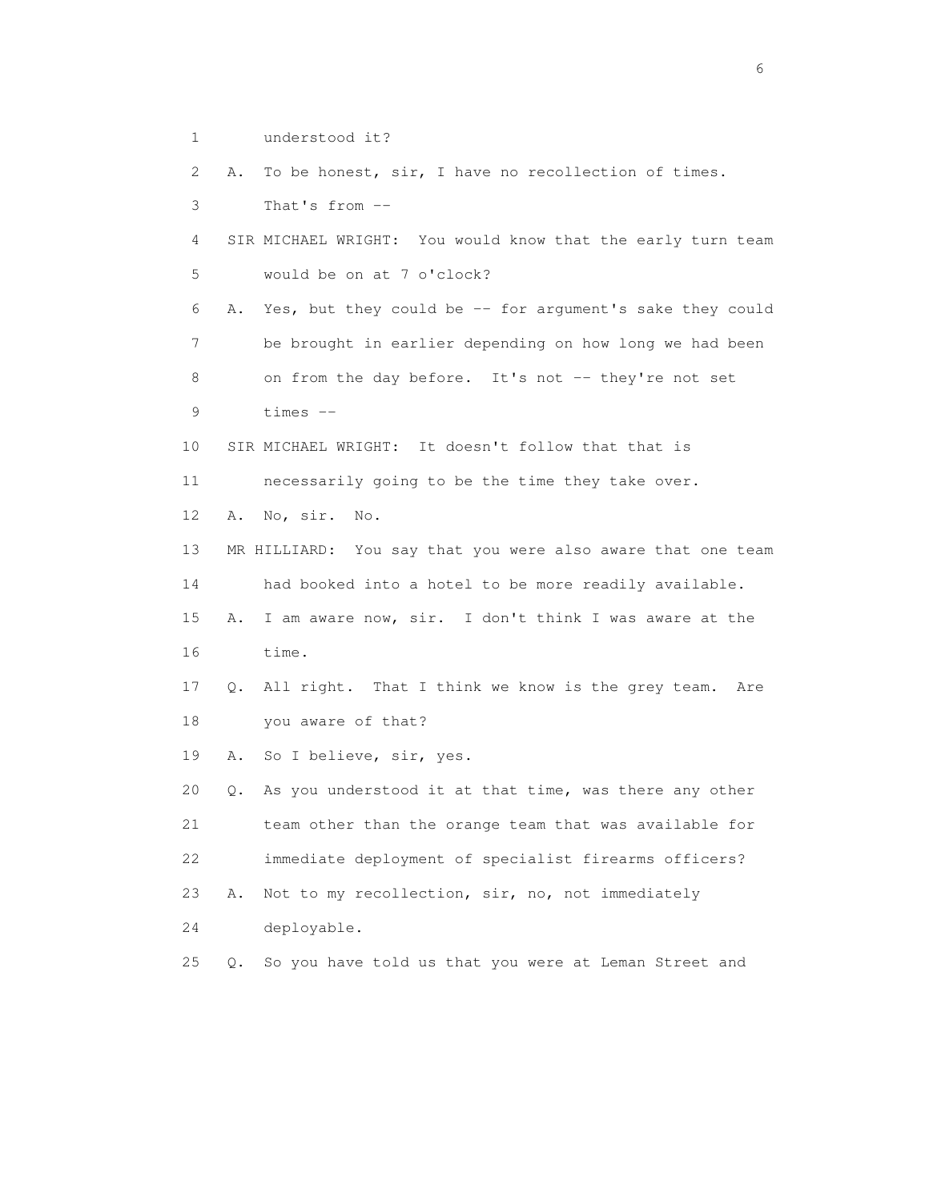1 understood it?

2 A. To be honest, sir, I have no recollection of times.

3 That's from --

4 SIR MICHAEL WRIGHT: You would know that the early turn team

5 would be on at 7 o'clock?

6 A. Yes, but they could be -- for argument's sake they could

7 be brought in earlier depending on how long we had been

8 on from the day before. It's not -- they're not set

9 times --

10 SIR MICHAEL WRIGHT: It doesn't follow that that is

11 necessarily going to be the time they take over.

12 A. No, sir. No.

13 MR HILLIARD: You say that you were also aware that one team

14 had booked into a hotel to be more readily available.

15 A. I am aware now, sir. I don't think I was aware at the

16 time.

17 Q. All right. That I think we know is the grey team. Are

18 you aware of that?

19 A. So I believe, sir, yes.

20 Q. As you understood it at that time, was there any other

21 team other than the orange team that was available for

22 immediate deployment of specialist firearms officers?

23 A. Not to my recollection, sir, no, not immediately

24 deployable.

25 Q. So you have told us that you were at Leman Street and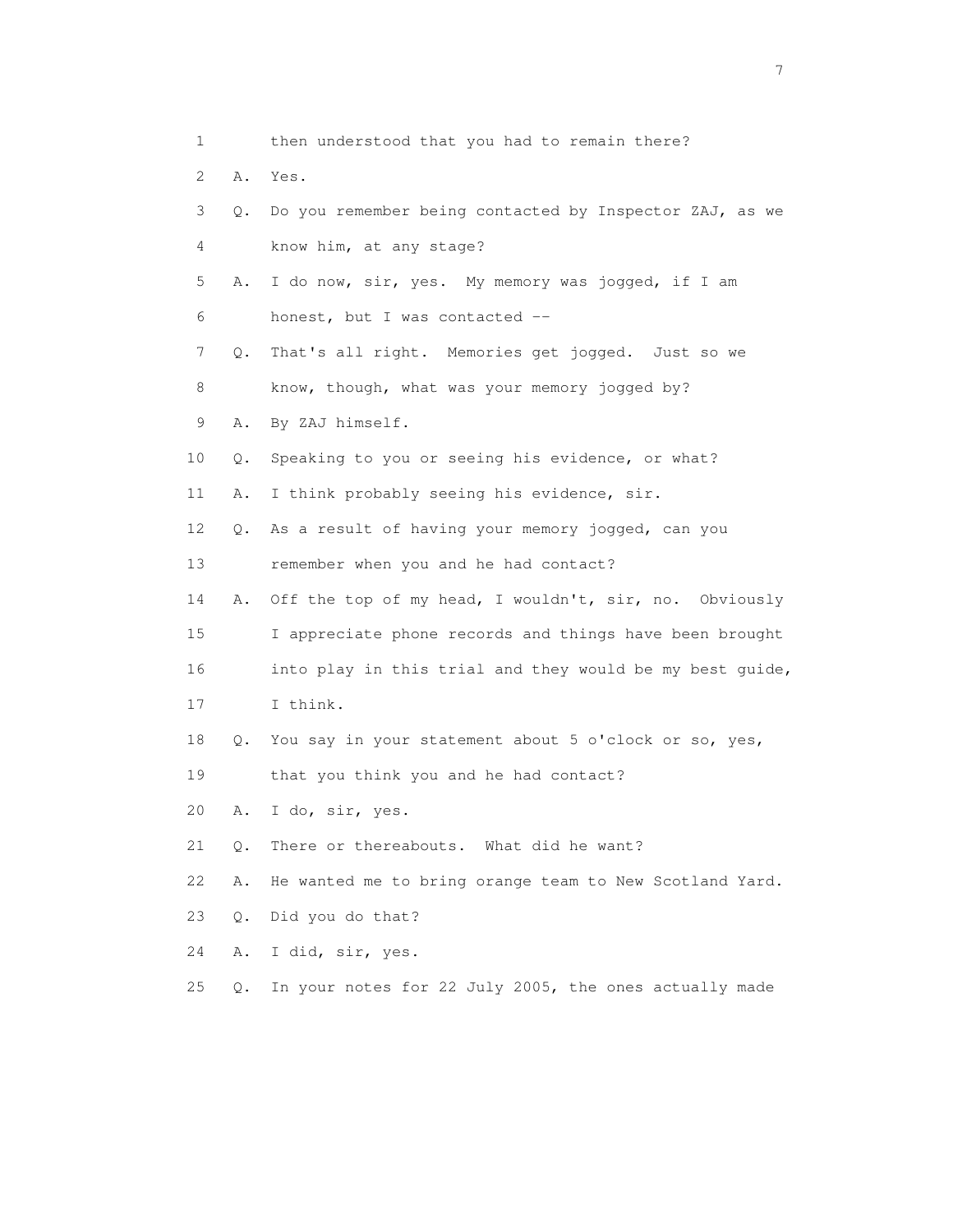1 then understood that you had to remain there?

2 A. Yes.

3 Q. Do you remember being contacted by Inspector ZAJ, as we

4 know him, at any stage?

5 A. I do now, sir, yes. My memory was jogged, if I am

6 honest, but I was contacted --

7 Q. That's all right. Memories get jogged. Just so we

8 know, though, what was your memory jogged by?

9 A. By ZAJ himself.

10 Q. Speaking to you or seeing his evidence, or what?

11 A. I think probably seeing his evidence, sir.

12 Q. As a result of having your memory jogged, can you

13 remember when you and he had contact?

14 A. Off the top of my head, I wouldn't, sir, no. Obviously

15 I appreciate phone records and things have been brought

16 into play in this trial and they would be my best guide,

17 I think.

18 Q. You say in your statement about 5 o'clock or so, yes,

19 that you think you and he had contact?

20 A. I do, sir, yes.

21 Q. There or thereabouts. What did he want?

22 A. He wanted me to bring orange team to New Scotland Yard.

23 Q. Did you do that?

24 A. I did, sir, yes.

25 Q. In your notes for 22 July 2005, the ones actually made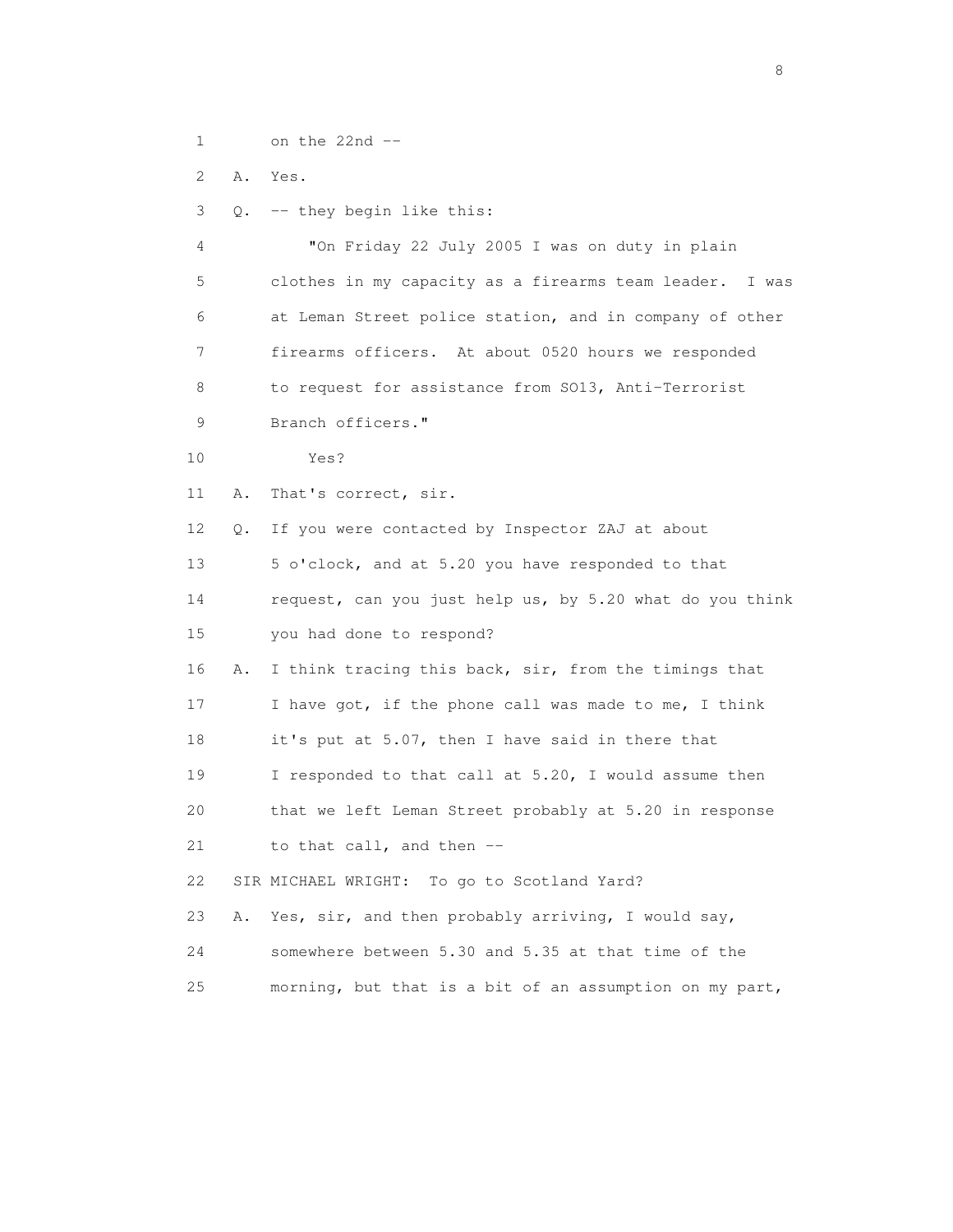1 on the 22nd --

2 A. Yes.

3 Q. -- they begin like this:

4 "On Friday 22 July 2005 I was on duty in plain

5 clothes in my capacity as a firearms team leader. I was

6 at Leman Street police station, and in company of other

7 firearms officers. At about 0520 hours we responded

8 to request for assistance from SO13, Anti-Terrorist

9 Branch officers."

10 Yes?

11 A. That's correct, sir.

12 Q. If you were contacted by Inspector ZAJ at about

13 5 o'clock, and at 5.20 you have responded to that

14 request, can you just help us, by 5.20 what do you think

15 you had done to respond?

16 A. I think tracing this back, sir, from the timings that

17 I have got, if the phone call was made to me, I think

18 it's put at 5.07, then I have said in there that

19 I responded to that call at 5.20, I would assume then

20 that we left Leman Street probably at 5.20 in response

21 to that call, and then --

22 SIR MICHAEL WRIGHT: To go to Scotland Yard?

23 A. Yes, sir, and then probably arriving, I would say,

24 somewhere between 5.30 and 5.35 at that time of the

25 morning, but that is a bit of an assumption on my part,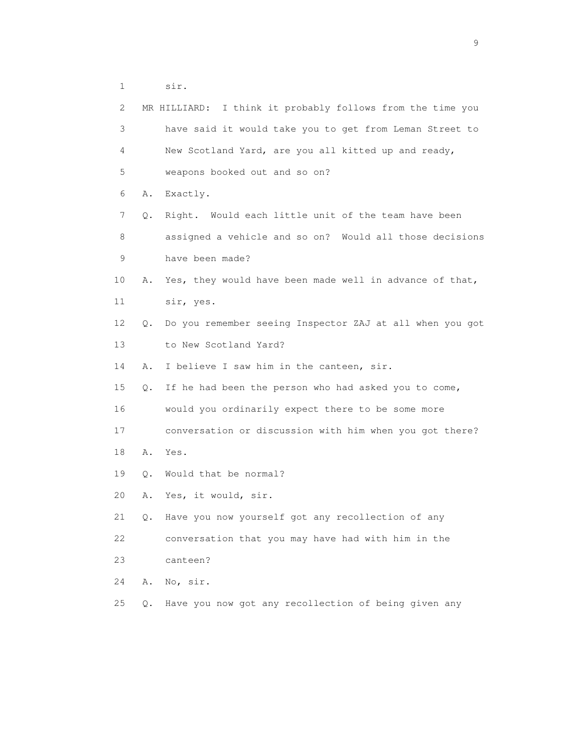1 sir.

2 MR HILLIARD: I think it probably follows from the time you

3 have said it would take you to get from Leman Street to

4 New Scotland Yard, are you all kitted up and ready,

5 weapons booked out and so on?

6 A. Exactly.

7 Q. Right. Would each little unit of the team have been

8 assigned a vehicle and so on? Would all those decisions

9 have been made?

10 A. Yes, they would have been made well in advance of that,

11 sir, yes.

12 Q. Do you remember seeing Inspector ZAJ at all when you got

13 to New Scotland Yard?

14 A. I believe I saw him in the canteen, sir.

15 Q. If he had been the person who had asked you to come,

16 would you ordinarily expect there to be some more

17 conversation or discussion with him when you got there?

18 A. Yes.

19 Q. Would that be normal?

20 A. Yes, it would, sir.

21 Q. Have you now yourself got any recollection of any

22 conversation that you may have had with him in the

23 canteen?

24 A. No, sir.

25 Q. Have you now got any recollection of being given any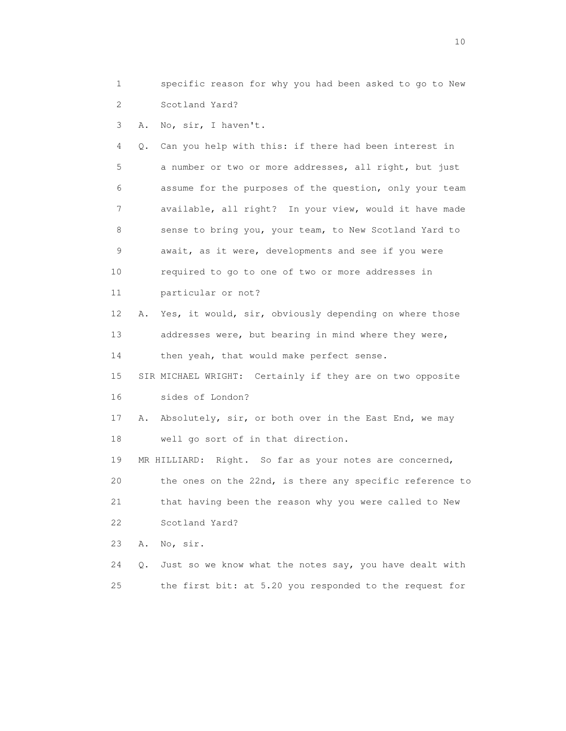1 specific reason for why you had been asked to go to New
2 Scotland Yard?
3 A. No, sir, I haven't.
4 Q. Can you help with this: if there had been interest in
5 a number or two or more addresses, all right, but just
6 assume for the purposes of the question, only your team
7 available, all right? In your view, would it have made
8 sense to bring you, your team, to New Scotland Yard to
9 await, as it were, developments and see if you were
10 required to go to one of two or more addresses in
11 particular or not?
12 A. Yes, it would, sir, obviously depending on where those
13 addresses were, but bearing in mind where they were,
14 then yeah, that would make perfect sense.
15 SIR MICHAEL WRIGHT: Certainly if they are on two opposite
16 sides of London?
17 A. Absolutely, sir, or both over in the East End, we may
18 well go sort of in that direction.
19 MR HILLIARD: Right. So far as your notes are concerned,
20 the ones on the 22nd, is there any specific reference to
21 that having been the reason why you were called to New
22 Scotland Yard?
23 A. No, sir.
24 Q. Just so we know what the notes say, you have dealt with
25 the first bit: at 5.20 you responded to the request for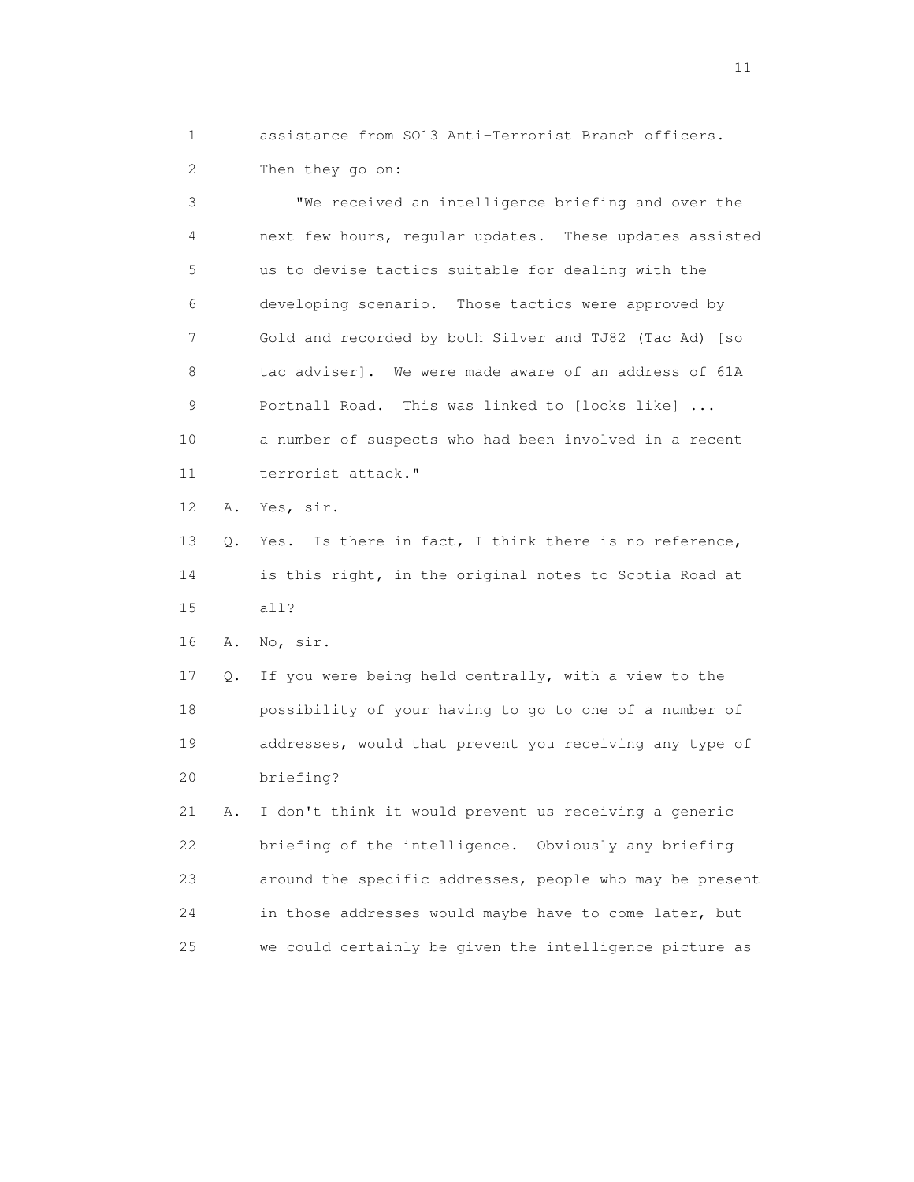assistance from SO13 Anti-Terrorist Branch officers.
Then they go on:

"We received an intelligence briefing and over the next few hours, regular updates. These updates assisted us to devise tactics suitable for dealing with the developing scenario. Those tactics were approved by Gold and recorded by both Silver and TJ82 (Tac Ad) [so tac adviser]. We were made aware of an address of 61A Portnall Road. This was linked to [looks like] ... a number of suspects who had been involved in a recent terrorist attack."

A. Yes, sir.

Q. Yes. Is there in fact, I think there is no reference, is this right, in the original notes to Scotia Road at all?

A. No, sir.

Q. If you were being held centrally, with a view to the possibility of your having to go to one of a number of addresses, would that prevent you receiving any type of briefing?

A. I don't think it would prevent us receiving a generic briefing of the intelligence. Obviously any briefing around the specific addresses, people who may be present in those addresses would maybe have to come later, but we could certainly be given the intelligence picture as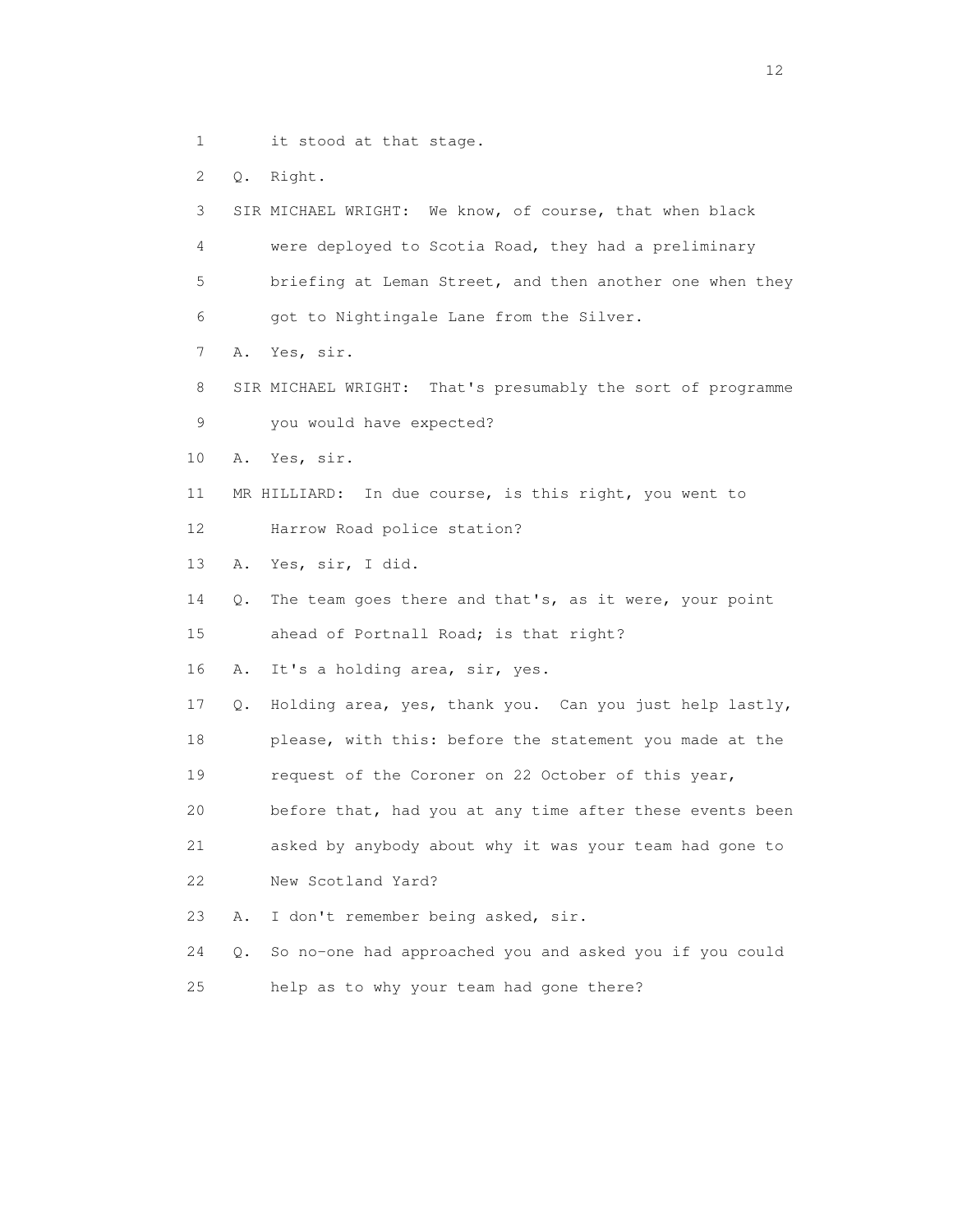1 it stood at that stage.

2 Q. Right.

3 SIR MICHAEL WRIGHT: We know, of course, that when black

4 were deployed to Scotia Road, they had a preliminary

5 briefing at Leman Street, and then another one when they

6 got to Nightingale Lane from the Silver.

7 A. Yes, sir.

8 SIR MICHAEL WRIGHT: That's presumably the sort of programme

9 you would have expected?

10 A. Yes, sir.

11 MR HILLIARD: In due course, is this right, you went to

12 Harrow Road police station?

13 A. Yes, sir, I did.

14 Q. The team goes there and that's, as it were, your point

15 ahead of Portnall Road; is that right?

16 A. It's a holding area, sir, yes.

17 Q. Holding area, yes, thank you. Can you just help lastly,

18 please, with this: before the statement you made at the

19 request of the Coroner on 22 October of this year,

20 before that, had you at any time after these events been

21 asked by anybody about why it was your team had gone to

22 New Scotland Yard?

23 A. I don't remember being asked, sir.

24 Q. So no-one had approached you and asked you if you could

25 help as to why your team had gone there?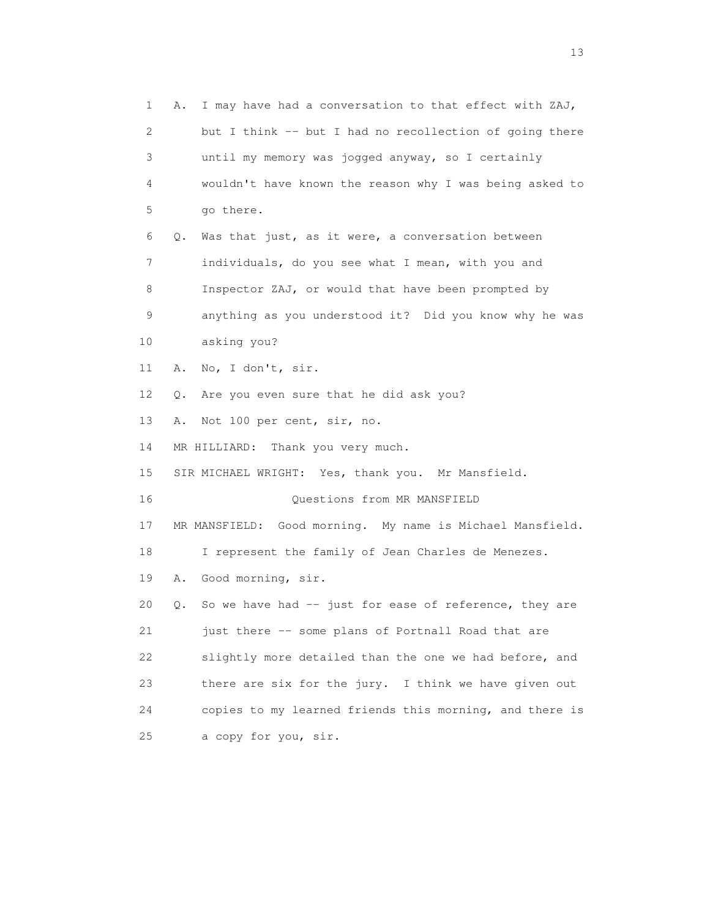1 A. I may have had a conversation to that effect with ZAJ,
2 but I think -- but I had no recollection of going there
3 until my memory was jogged anyway, so I certainly
4 wouldn't have known the reason why I was being asked to
5 go there.

6 Q. Was that just, as it were, a conversation between
7 individuals, do you see what I mean, with you and
8 Inspector ZAJ, or would that have been prompted by
9 anything as you understood it? Did you know why he was
10 asking you?

11 A. No, I don't, sir.

12 Q. Are you even sure that he did ask you?

13 A. Not 100 per cent, sir, no.

14 MR HILLIARD: Thank you very much.

15 SIR MICHAEL WRIGHT: Yes, thank you. Mr Mansfield.

16 Questions from MR MANSFIELD

17 MR MANSFIELD: Good morning. My name is Michael Mansfield.
18 I represent the family of Jean Charles de Menezes.

19 A. Good morning, sir.

20 Q. So we have had -- just for ease of reference, they are
21 just there -- some plans of Portnall Road that are
22 slightly more detailed than the one we had before, and
23 there are six for the jury. I think we have given out
24 copies to my learned friends this morning, and there is
25 a copy for you, sir.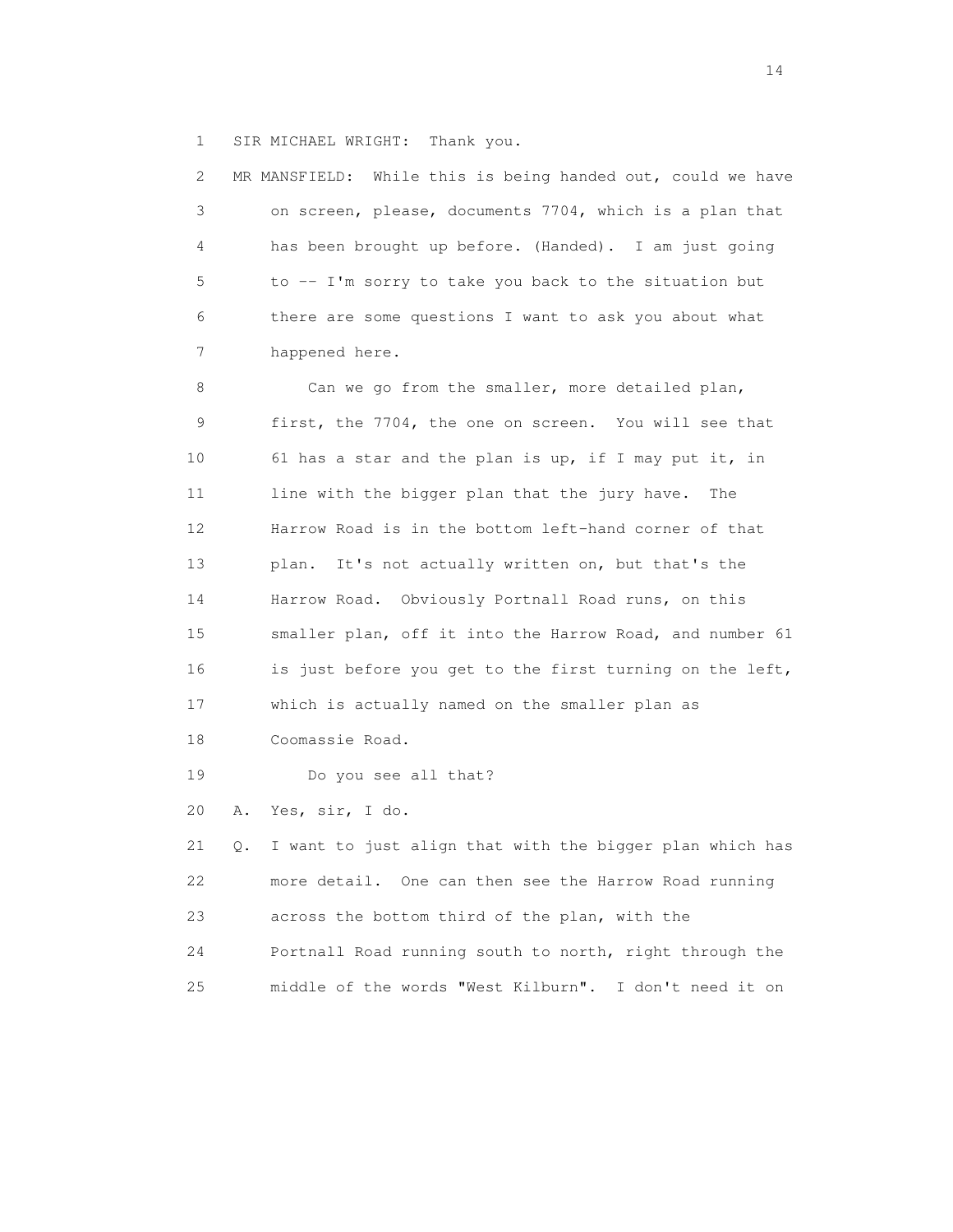1 SIR MICHAEL WRIGHT: Thank you.

2 MR MANSFIELD: While this is being handed out, could we have
3 on screen, please, documents 7704, which is a plan that
4 has been brought up before. (Handed). I am just going
5 to -- I'm sorry to take you back to the situation but
6 there are some questions I want to ask you about what
7 happened here.

8 Can we go from the smaller, more detailed plan,
9 first, the 7704, the one on screen. You will see that
10 61 has a star and the plan is up, if I may put it, in
11 line with the bigger plan that the jury have. The
12 Harrow Road is in the bottom left-hand corner of that
13 plan. It's not actually written on, but that's the
14 Harrow Road. Obviously Portnall Road runs, on this
15 smaller plan, off it into the Harrow Road, and number 61
16 is just before you get to the first turning on the left,
17 which is actually named on the smaller plan as
18 Coomassie Road.

19 Do you see all that?

20 A. Yes, sir, I do.

21 Q. I want to just align that with the bigger plan which has
22 more detail. One can then see the Harrow Road running
23 across the bottom third of the plan, with the
24 Portnall Road running south to north, right through the
25 middle of the words "West Kilburn". I don't need it on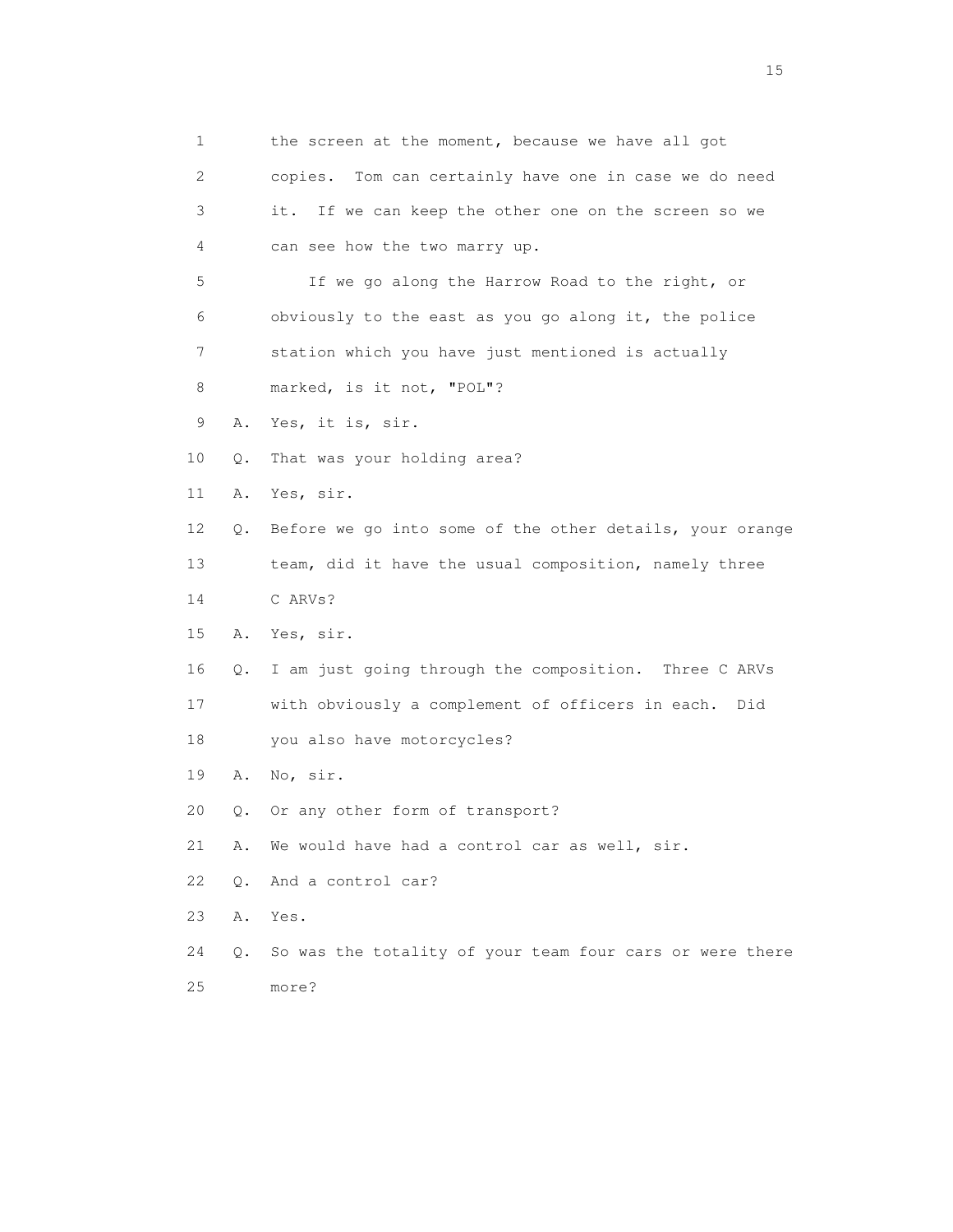1 the screen at the moment, because we have all got
2 copies. Tom can certainly have one in case we do need
3 it. If we can keep the other one on the screen so we
4 can see how the two marry up.
5 If we go along the Harrow Road to the right, or
6 obviously to the east as you go along it, the police
7 station which you have just mentioned is actually
8 marked, is it not, "POL"?
9 A. Yes, it is, sir.
10 Q. That was your holding area?
11 A. Yes, sir.
12 Q. Before we go into some of the other details, your orange
13 team, did it have the usual composition, namely three
14 C ARVs?
15 A. Yes, sir.
16 Q. I am just going through the composition. Three C ARVs
17 with obviously a complement of officers in each. Did
18 you also have motorcycles?
19 A. No, sir.
20 Q. Or any other form of transport?
21 A. We would have had a control car as well, sir.
22 Q. And a control car?
23 A. Yes.
24 Q. So was the totality of your team four cars or were there
25 more?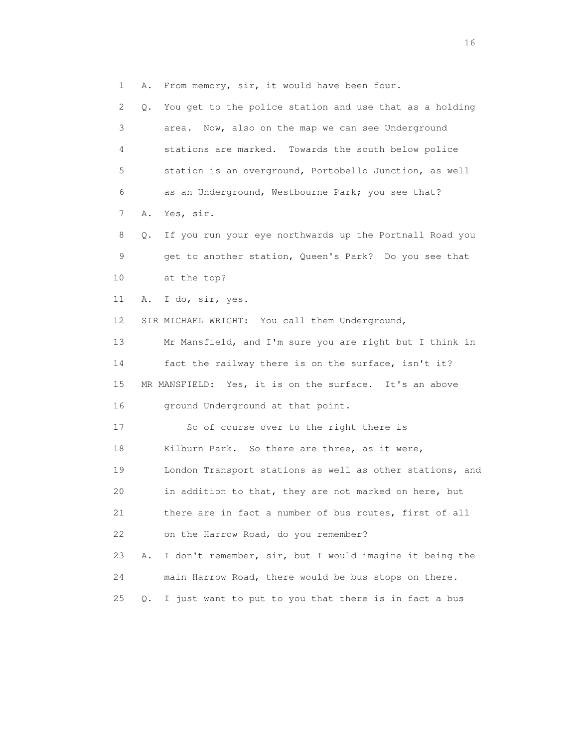1 A. From memory, sir, it would have been four.

2 Q. You get to the police station and use that as a holding

3 area. Now, also on the map we can see Underground

4 stations are marked. Towards the south below police

5 station is an overground, Portobello Junction, as well

6 as an Underground, Westbourne Park; you see that?

7 A. Yes, sir.

8 Q. If you run your eye northwards up the Portnall Road you

9 get to another station, Queen's Park? Do you see that

10 at the top?

11 A. I do, sir, yes.

12 SIR MICHAEL WRIGHT: You call them Underground,

13 Mr Mansfield, and I'm sure you are right but I think in

14 fact the railway there is on the surface, isn't it?

15 MR MANSFIELD: Yes, it is on the surface. It's an above

16 ground Underground at that point.

17 So of course over to the right there is

18 Kilburn Park. So there are three, as it were,

19 London Transport stations as well as other stations, and

20 in addition to that, they are not marked on here, but

21 there are in fact a number of bus routes, first of all

22 on the Harrow Road, do you remember?

23 A. I don't remember, sir, but I would imagine it being the

24 main Harrow Road, there would be bus stops on there.

25 Q. I just want to put to you that there is in fact a bus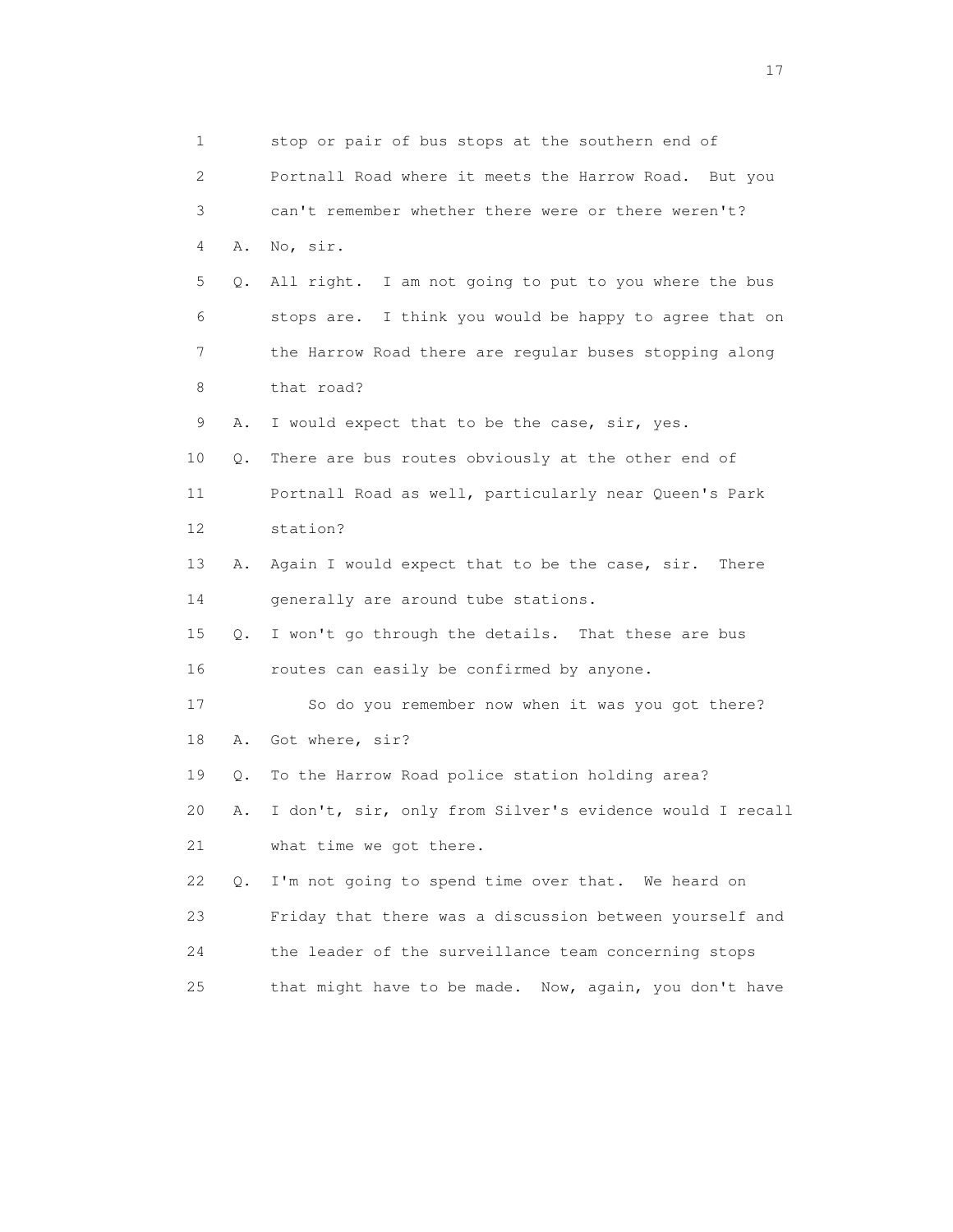1 stop or pair of bus stops at the southern end of
2 Portnall Road where it meets the Harrow Road. But you
3 can't remember whether there were or there weren't?
4 A. No, sir.
5 Q. All right. I am not going to put to you where the bus
6 stops are. I think you would be happy to agree that on
7 the Harrow Road there are regular buses stopping along
8 that road?
9 A. I would expect that to be the case, sir, yes.
10 Q. There are bus routes obviously at the other end of
11 Portnall Road as well, particularly near Queen's Park
12 station?
13 A. Again I would expect that to be the case, sir. There
14 generally are around tube stations.
15 Q. I won't go through the details. That these are bus
16 routes can easily be confirmed by anyone.
17 So do you remember now when it was you got there?
18 A. Got where, sir?
19 Q. To the Harrow Road police station holding area?
20 A. I don't, sir, only from Silver's evidence would I recall
21 what time we got there.
22 Q. I'm not going to spend time over that. We heard on
23 Friday that there was a discussion between yourself and
24 the leader of the surveillance team concerning stops
25 that might have to be made. Now, again, you don't have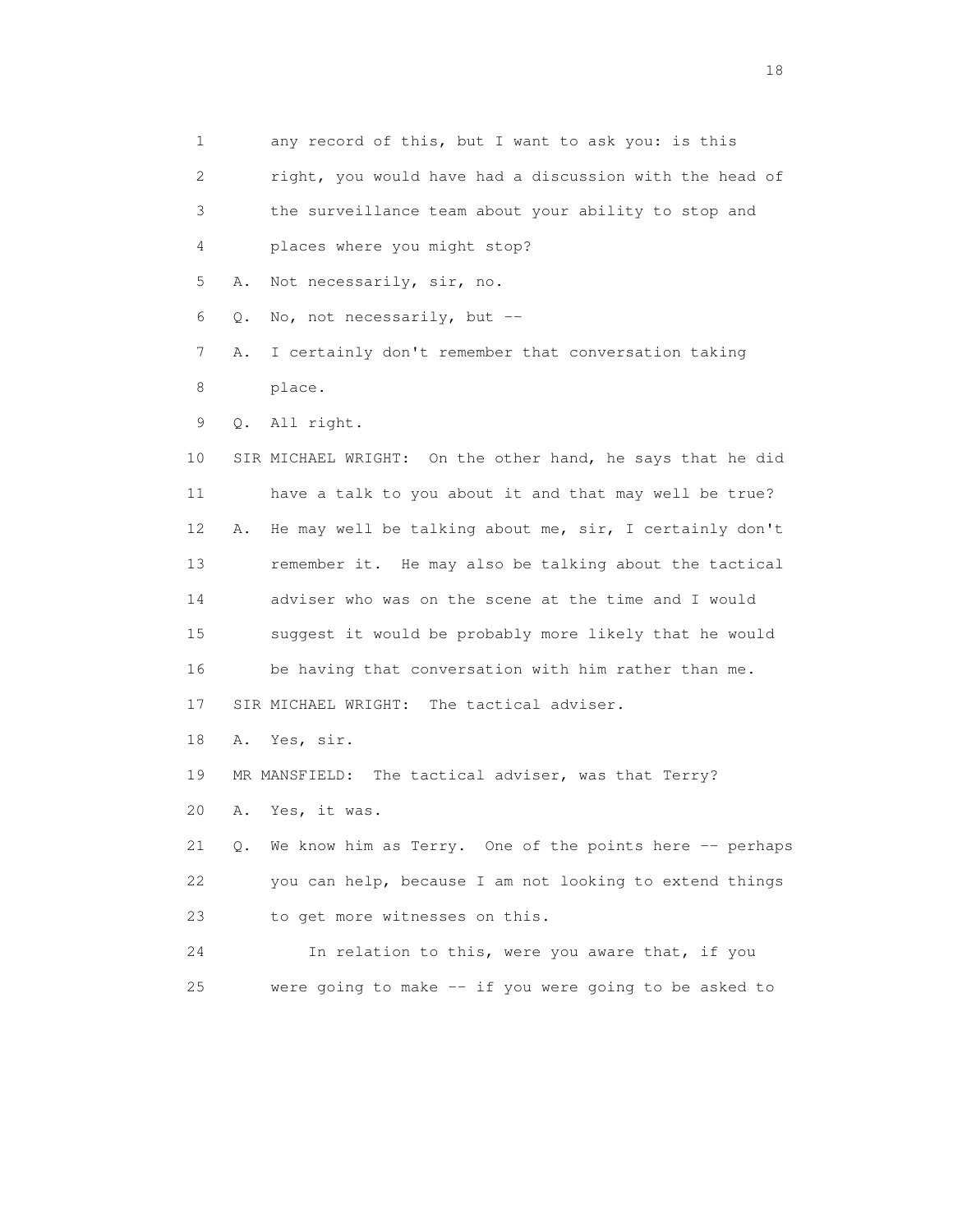1 any record of this, but I want to ask you: is this
2 right, you would have had a discussion with the head of
3 the surveillance team about your ability to stop and
4 places where you might stop?
5 A. Not necessarily, sir, no.
6 Q. No, not necessarily, but --
7 A. I certainly don't remember that conversation taking
8 place.
9 Q. All right.
10 SIR MICHAEL WRIGHT: On the other hand, he says that he did
11 have a talk to you about it and that may well be true?
12 A. He may well be talking about me, sir, I certainly don't
13 remember it. He may also be talking about the tactical
14 adviser who was on the scene at the time and I would
15 suggest it would be probably more likely that he would
16 be having that conversation with him rather than me.
17 SIR MICHAEL WRIGHT: The tactical adviser.
18 A. Yes, sir.
19 MR MANSFIELD: The tactical adviser, was that Terry?
20 A. Yes, it was.
21 Q. We know him as Terry. One of the points here -- perhaps
22 you can help, because I am not looking to extend things
23 to get more witnesses on this.
24 In relation to this, were you aware that, if you
25 were going to make -- if you were going to be asked to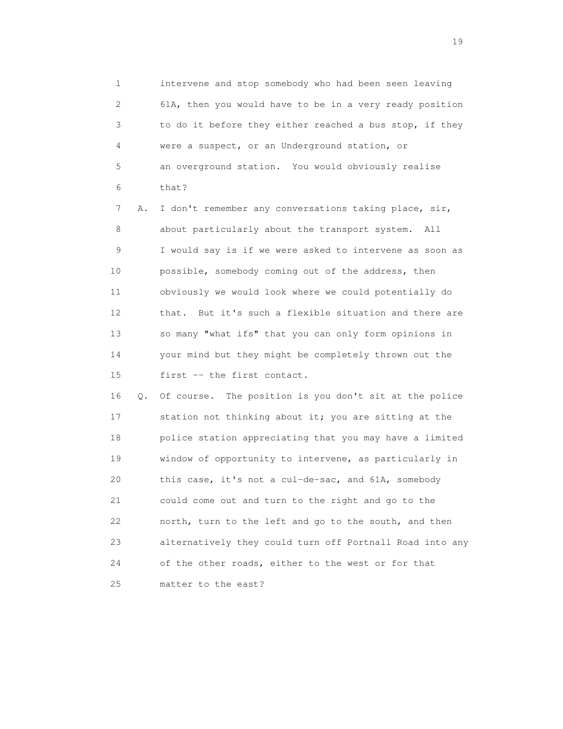1 intervene and stop somebody who had been seen leaving
2 61A, then you would have to be in a very ready position
3 to do it before they either reached a bus stop, if they
4 were a suspect, or an Underground station, or
5 an overground station. You would obviously realise
6 that?

7 A. I don't remember any conversations taking place, sir,
8 about particularly about the transport system. All
9 I would say is if we were asked to intervene as soon as
10 possible, somebody coming out of the address, then
11 obviously we would look where we could potentially do
12 that. But it's such a flexible situation and there are
13 so many "what ifs" that you can only form opinions in
14 your mind but they might be completely thrown out the
15 first -- the first contact.

16 Q. Of course. The position is you don't sit at the police
17 station not thinking about it; you are sitting at the
18 police station appreciating that you may have a limited
19 window of opportunity to intervene, as particularly in
20 this case, it's not a cul-de-sac, and 61A, somebody
21 could come out and turn to the right and go to the
22 north, turn to the left and go to the south, and then
23 alternatively they could turn off Portnall Road into any
24 of the other roads, either to the west or for that
25 matter to the east?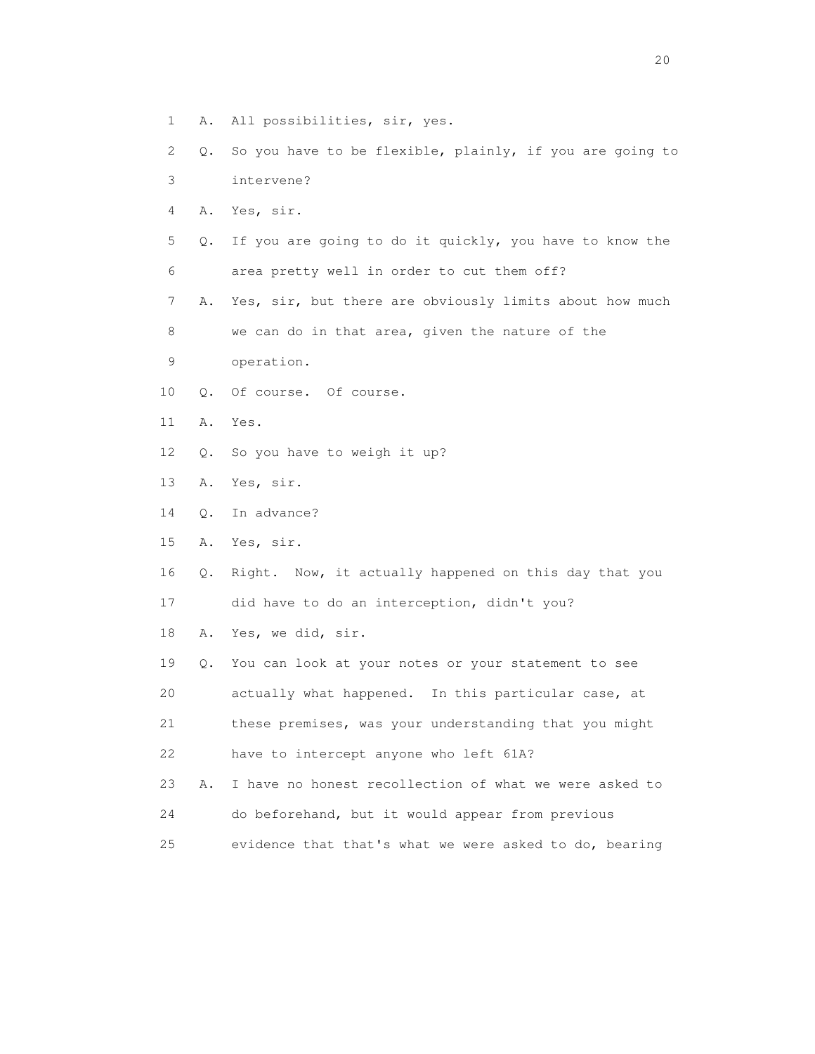1 A. All possibilities, sir, yes.

2 Q. So you have to be flexible, plainly, if you are going to

3 intervene?

4 A. Yes, sir.

5 Q. If you are going to do it quickly, you have to know the

6 area pretty well in order to cut them off?

7 A. Yes, sir, but there are obviously limits about how much

8 we can do in that area, given the nature of the

9 operation.

10 Q. Of course. Of course.

11 A. Yes.

12 Q. So you have to weigh it up?

13 A. Yes, sir.

14 Q. In advance?

15 A. Yes, sir.

16 Q. Right. Now, it actually happened on this day that you

17 did have to do an interception, didn't you?

18 A. Yes, we did, sir.

19 Q. You can look at your notes or your statement to see

20 actually what happened. In this particular case, at

21 these premises, was your understanding that you might

22 have to intercept anyone who left 61A?

23 A. I have no honest recollection of what we were asked to

24 do beforehand, but it would appear from previous

25 evidence that that's what we were asked to do, bearing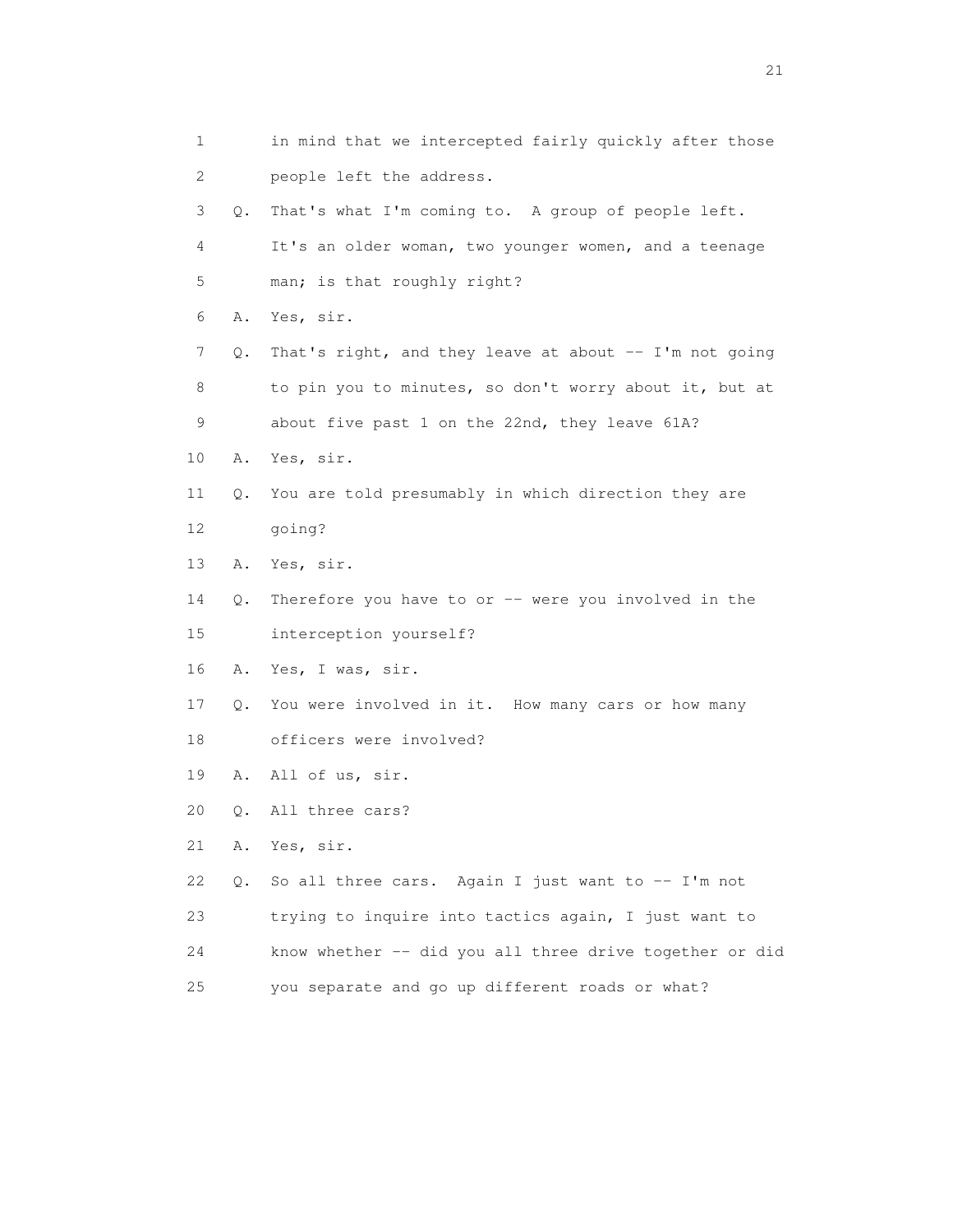1 in mind that we intercepted fairly quickly after those
2 people left the address.

3 Q. That's what I'm coming to. A group of people left.
4 It's an older woman, two younger women, and a teenage
5 man; is that roughly right?

6 A. Yes, sir.

7 Q. That's right, and they leave at about -- I'm not going
8 to pin you to minutes, so don't worry about it, but at
9 about five past 1 on the 22nd, they leave 61A?

10 A. Yes, sir.

11 Q. You are told presumably in which direction they are
12 going?

13 A. Yes, sir.

14 Q. Therefore you have to or -- were you involved in the
15 interception yourself?

16 A. Yes, I was, sir.

17 Q. You were involved in it. How many cars or how many
18 officers were involved?

19 A. All of us, sir.

20 Q. All three cars?

21 A. Yes, sir.

22 Q. So all three cars. Again I just want to -- I'm not
23 trying to inquire into tactics again, I just want to
24 know whether -- did you all three drive together or did
25 you separate and go up different roads or what?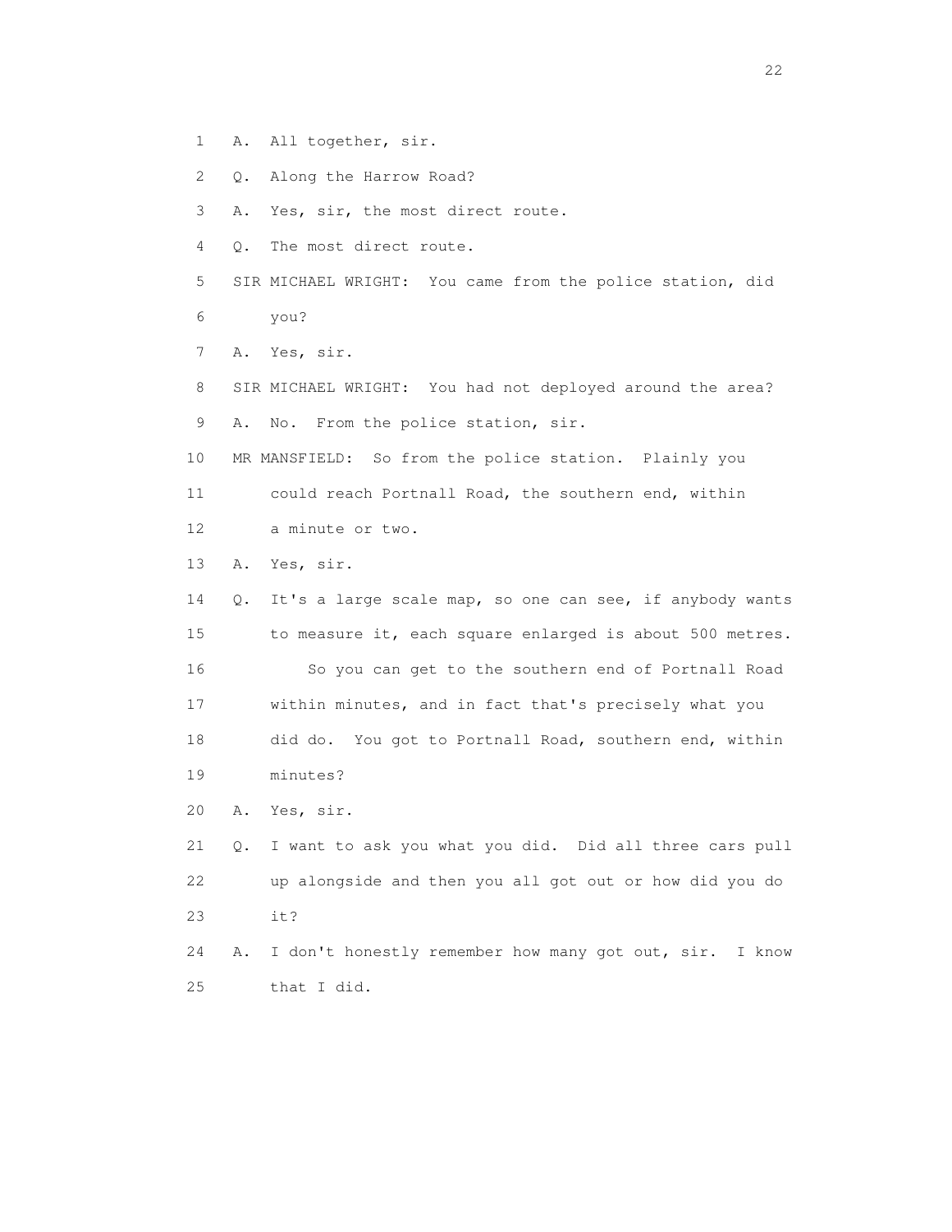A. All together, sir.

Q. Along the Harrow Road?

A. Yes, sir, the most direct route.

Q. The most direct route.

SIR MICHAEL WRIGHT: You came from the police station, did you?

A. Yes, sir.

SIR MICHAEL WRIGHT: You had not deployed around the area?

A. No. From the police station, sir.

MR MANSFIELD: So from the police station. Plainly you could reach Portnall Road, the southern end, within a minute or two.

A. Yes, sir.

Q. It's a large scale map, so one can see, if anybody wants to measure it, each square enlarged is about 500 metres.

So you can get to the southern end of Portnall Road within minutes, and in fact that's precisely what you did do. You got to Portnall Road, southern end, within minutes?

A. Yes, sir.

Q. I want to ask you what you did. Did all three cars pull up alongside and then you all got out or how did you do it?

A. I don't honestly remember how many got out, sir. I know that I did.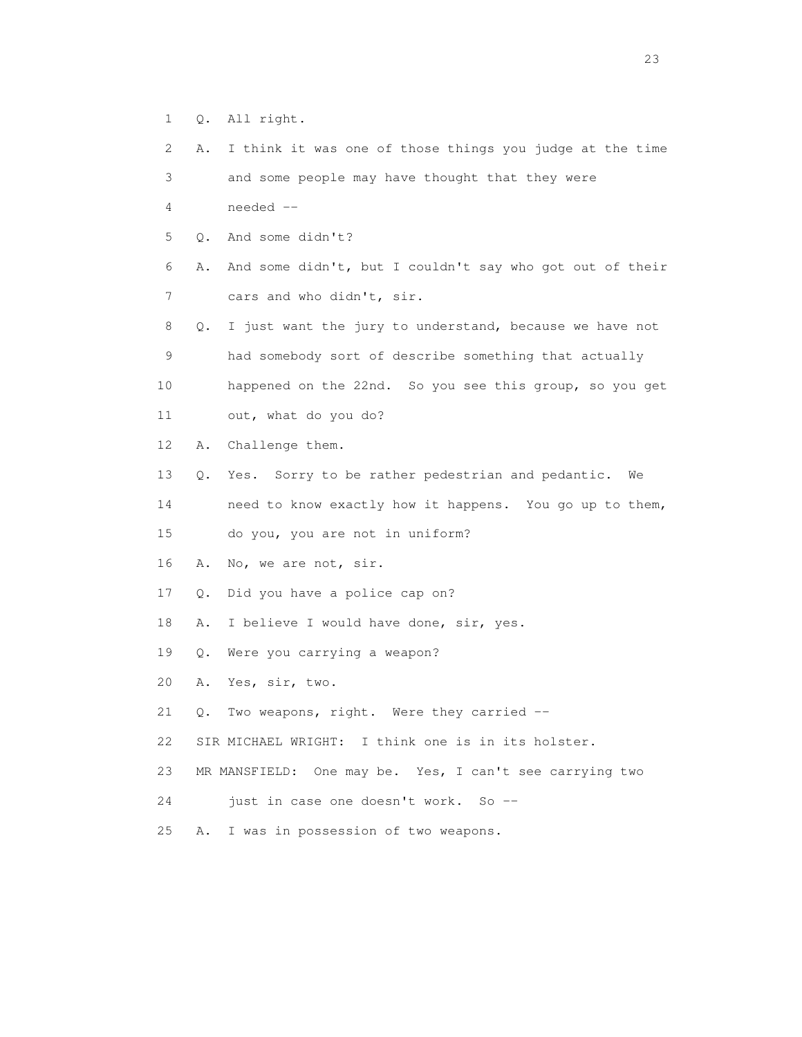1 Q. All right.

2 A. I think it was one of those things you judge at the time

3 and some people may have thought that they were

4 needed --

5 Q. And some didn't?

6 A. And some didn't, but I couldn't say who got out of their

7 cars and who didn't, sir.

8 Q. I just want the jury to understand, because we have not

9 had somebody sort of describe something that actually

10 happened on the 22nd. So you see this group, so you get

11 out, what do you do?

12 A. Challenge them.

13 Q. Yes. Sorry to be rather pedestrian and pedantic. We

14 need to know exactly how it happens. You go up to them,

15 do you, you are not in uniform?

16 A. No, we are not, sir.

17 Q. Did you have a police cap on?

18 A. I believe I would have done, sir, yes.

19 Q. Were you carrying a weapon?

20 A. Yes, sir, two.

21 Q. Two weapons, right. Were they carried --

22 SIR MICHAEL WRIGHT: I think one is in its holster.

23 MR MANSFIELD: One may be. Yes, I can't see carrying two

24 just in case one doesn't work. So --

25 A. I was in possession of two weapons.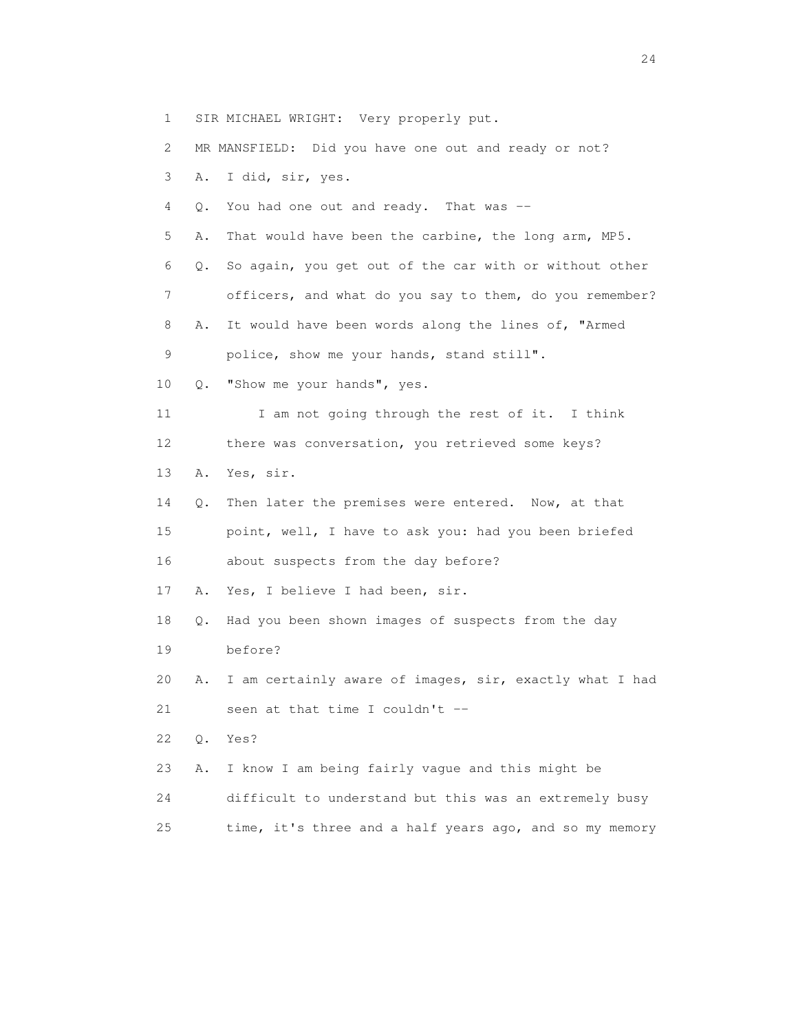1 SIR MICHAEL WRIGHT: Very properly put.

2 MR MANSFIELD: Did you have one out and ready or not?

3 A. I did, sir, yes.

4 Q. You had one out and ready. That was --

5 A. That would have been the carbine, the long arm, MP5.

6 Q. So again, you get out of the car with or without other

7 officers, and what do you say to them, do you remember?

8 A. It would have been words along the lines of, "Armed

9 police, show me your hands, stand still".

10 Q. "Show me your hands", yes.

11 I am not going through the rest of it. I think

12 there was conversation, you retrieved some keys?

13 A. Yes, sir.

14 Q. Then later the premises were entered. Now, at that

15 point, well, I have to ask you: had you been briefed

16 about suspects from the day before?

17 A. Yes, I believe I had been, sir.

18 Q. Had you been shown images of suspects from the day

19 before?

20 A. I am certainly aware of images, sir, exactly what I had

21 seen at that time I couldn't --

22 Q. Yes?

23 A. I know I am being fairly vague and this might be

24 difficult to understand but this was an extremely busy

25 time, it's three and a half years ago, and so my memory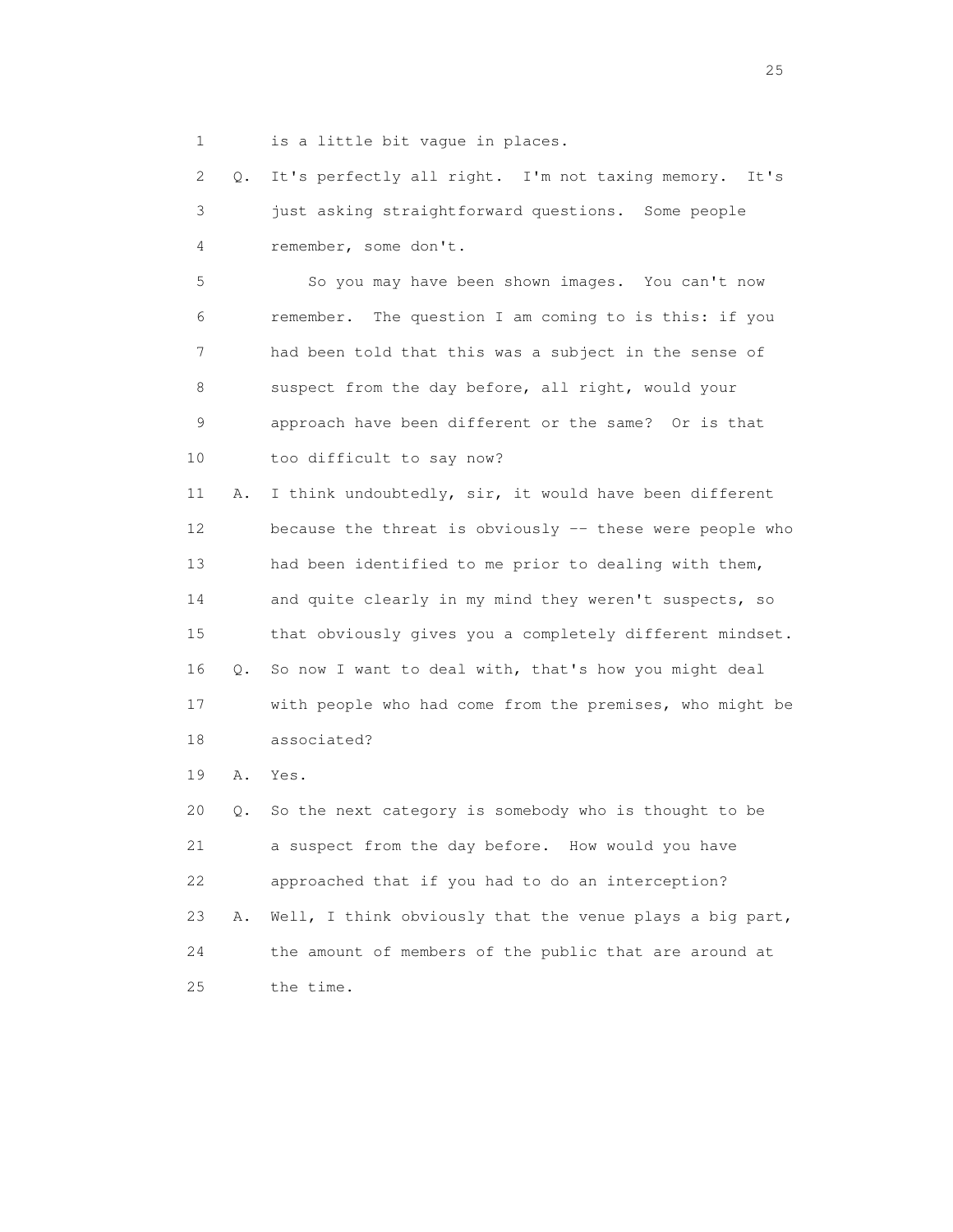1 is a little bit vague in places.

2 Q. It's perfectly all right. I'm not taxing memory. It's

3 just asking straightforward questions. Some people

4 remember, some don't.

5 So you may have been shown images. You can't now

6 remember. The question I am coming to is this: if you

7 had been told that this was a subject in the sense of

8 suspect from the day before, all right, would your

9 approach have been different or the same? Or is that

10 too difficult to say now?

11 A. I think undoubtedly, sir, it would have been different

12 because the threat is obviously -- these were people who

13 had been identified to me prior to dealing with them,

14 and quite clearly in my mind they weren't suspects, so

15 that obviously gives you a completely different mindset.

16 Q. So now I want to deal with, that's how you might deal

17 with people who had come from the premises, who might be

18 associated?

19 A. Yes.

20 Q. So the next category is somebody who is thought to be

21 a suspect from the day before. How would you have

22 approached that if you had to do an interception?

23 A. Well, I think obviously that the venue plays a big part,

24 the amount of members of the public that are around at

25 the time.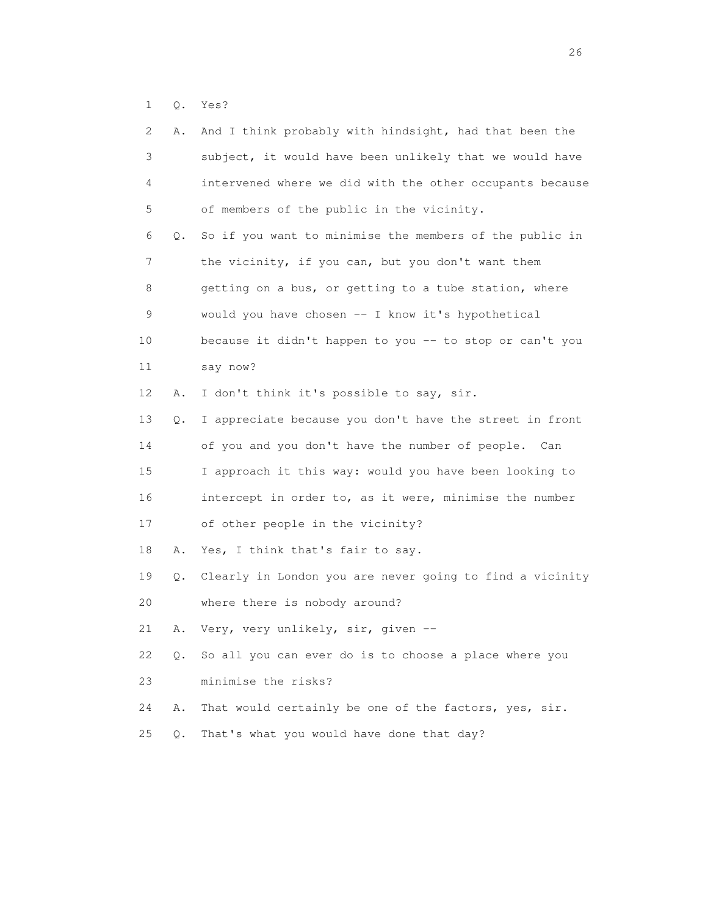1 Q. Yes?

2 A. And I think probably with hindsight, had that been the

3 subject, it would have been unlikely that we would have

4 intervened where we did with the other occupants because

5 of members of the public in the vicinity.

6 Q. So if you want to minimise the members of the public in

7 the vicinity, if you can, but you don't want them

8 getting on a bus, or getting to a tube station, where

9 would you have chosen -- I know it's hypothetical

10 because it didn't happen to you -- to stop or can't you

11 say now?

12 A. I don't think it's possible to say, sir.

13 Q. I appreciate because you don't have the street in front

14 of you and you don't have the number of people. Can

15 I approach it this way: would you have been looking to

16 intercept in order to, as it were, minimise the number

17 of other people in the vicinity?

18 A. Yes, I think that's fair to say.

19 Q. Clearly in London you are never going to find a vicinity

20 where there is nobody around?

21 A. Very, very unlikely, sir, given --

22 Q. So all you can ever do is to choose a place where you

23 minimise the risks?

24 A. That would certainly be one of the factors, yes, sir.

25 Q. That's what you would have done that day?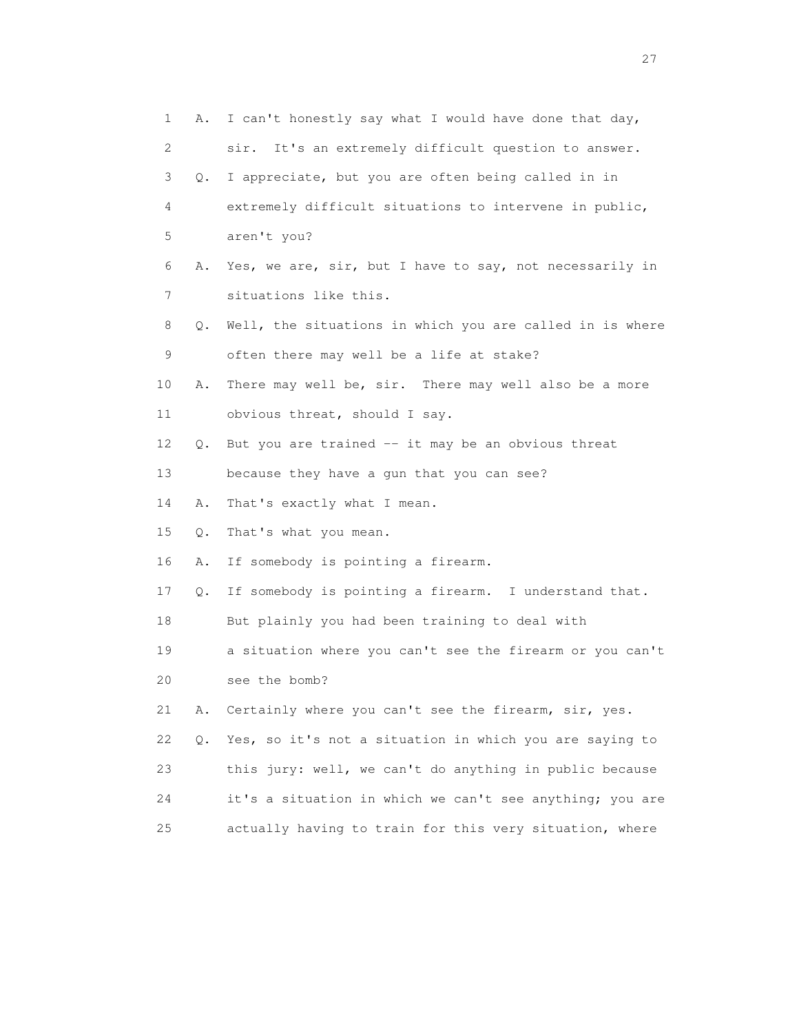1 A. I can't honestly say what I would have done that day,
2 sir. It's an extremely difficult question to answer.
3 Q. I appreciate, but you are often being called in in
4 extremely difficult situations to intervene in public,
5 aren't you?
6 A. Yes, we are, sir, but I have to say, not necessarily in
7 situations like this.
8 Q. Well, the situations in which you are called in is where
9 often there may well be a life at stake?
10 A. There may well be, sir. There may well also be a more
11 obvious threat, should I say.
12 Q. But you are trained -- it may be an obvious threat
13 because they have a gun that you can see?
14 A. That's exactly what I mean.
15 Q. That's what you mean.
16 A. If somebody is pointing a firearm.
17 Q. If somebody is pointing a firearm. I understand that.
18 But plainly you had been training to deal with
19 a situation where you can't see the firearm or you can't
20 see the bomb?
21 A. Certainly where you can't see the firearm, sir, yes.
22 Q. Yes, so it's not a situation in which you are saying to
23 this jury: well, we can't do anything in public because
24 it's a situation in which we can't see anything; you are
25 actually having to train for this very situation, where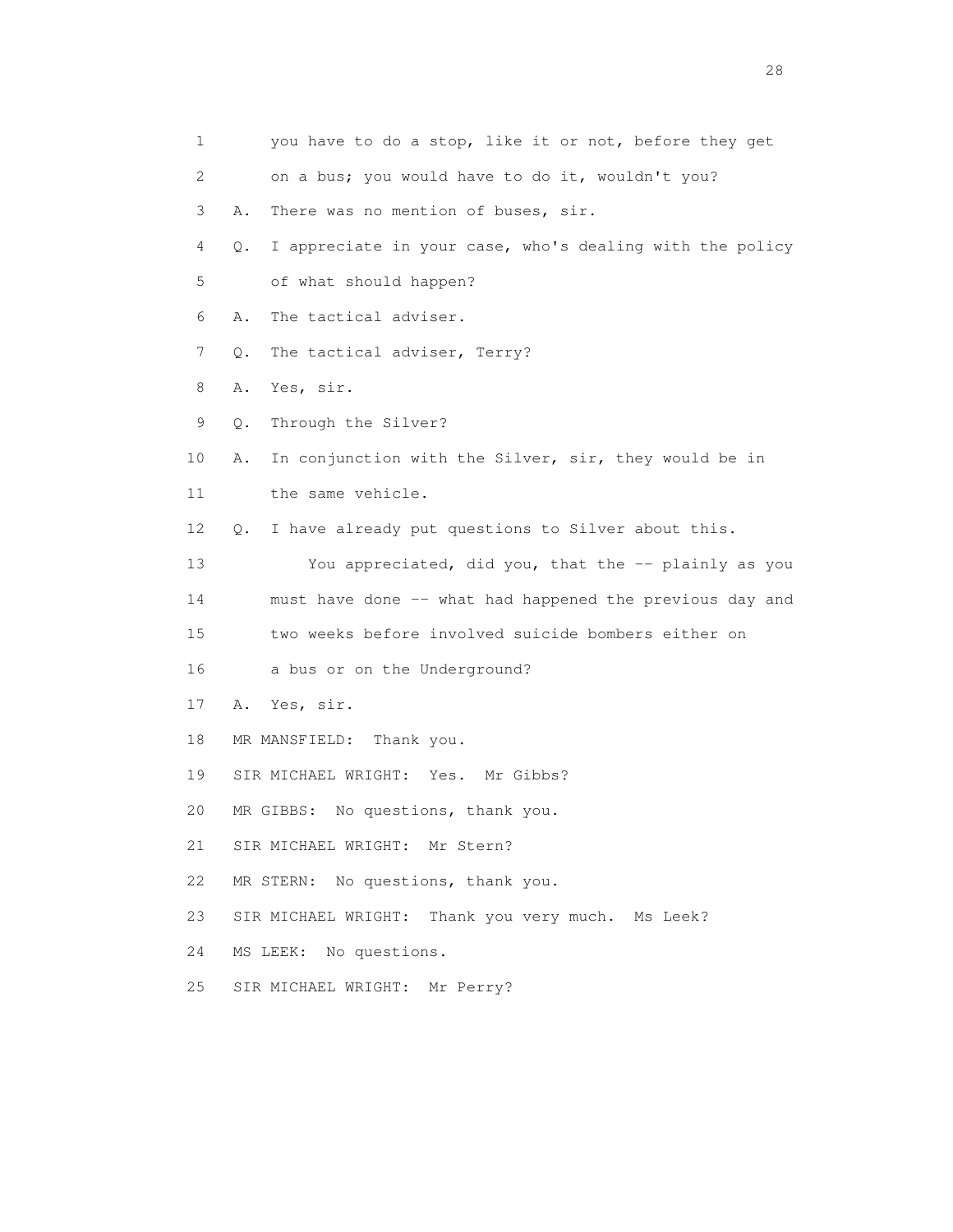1 you have to do a stop, like it or not, before they get
2 on a bus; you would have to do it, wouldn't you?
3 A. There was no mention of buses, sir.
4 Q. I appreciate in your case, who's dealing with the policy
5 of what should happen?
6 A. The tactical adviser.
7 Q. The tactical adviser, Terry?
8 A. Yes, sir.
9 Q. Through the Silver?
10 A. In conjunction with the Silver, sir, they would be in
11 the same vehicle.
12 Q. I have already put questions to Silver about this.
13 You appreciated, did you, that the -- plainly as you
14 must have done -- what had happened the previous day and
15 two weeks before involved suicide bombers either on
16 a bus or on the Underground?
17 A. Yes, sir.
18 MR MANSFIELD: Thank you.
19 SIR MICHAEL WRIGHT: Yes. Mr Gibbs?
20 MR GIBBS: No questions, thank you.
21 SIR MICHAEL WRIGHT: Mr Stern?
22 MR STERN: No questions, thank you.
23 SIR MICHAEL WRIGHT: Thank you very much. Ms Leek?
24 MS LEEK: No questions.
25 SIR MICHAEL WRIGHT: Mr Perry?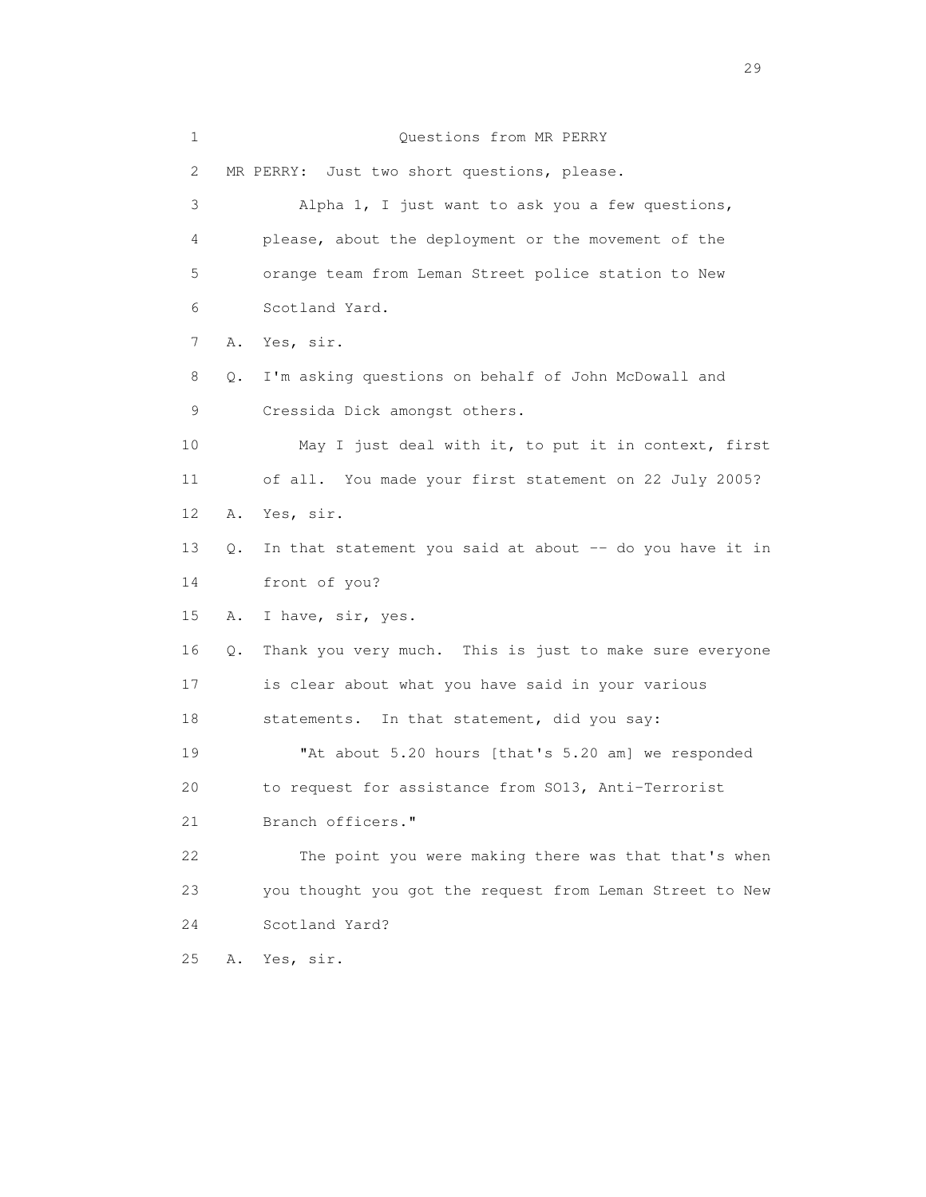Questions from MR PERRY

MR PERRY: Just two short questions, please.

Alpha 1, I just want to ask you a few questions, please, about the deployment or the movement of the orange team from Leman Street police station to New Scotland Yard.

A. Yes, sir.

Q. I'm asking questions on behalf of John McDowall and Cressida Dick amongst others.

May I just deal with it, to put it in context, first of all. You made your first statement on 22 July 2005?

A. Yes, sir.

Q. In that statement you said at about -- do you have it in front of you?

A. I have, sir, yes.

Q. Thank you very much. This is just to make sure everyone is clear about what you have said in your various statements. In that statement, did you say:

"At about 5.20 hours [that's 5.20 am] we responded to request for assistance from SO13, Anti-Terrorist Branch officers."

The point you were making there was that that's when you thought you got the request from Leman Street to New Scotland Yard?

A. Yes, sir.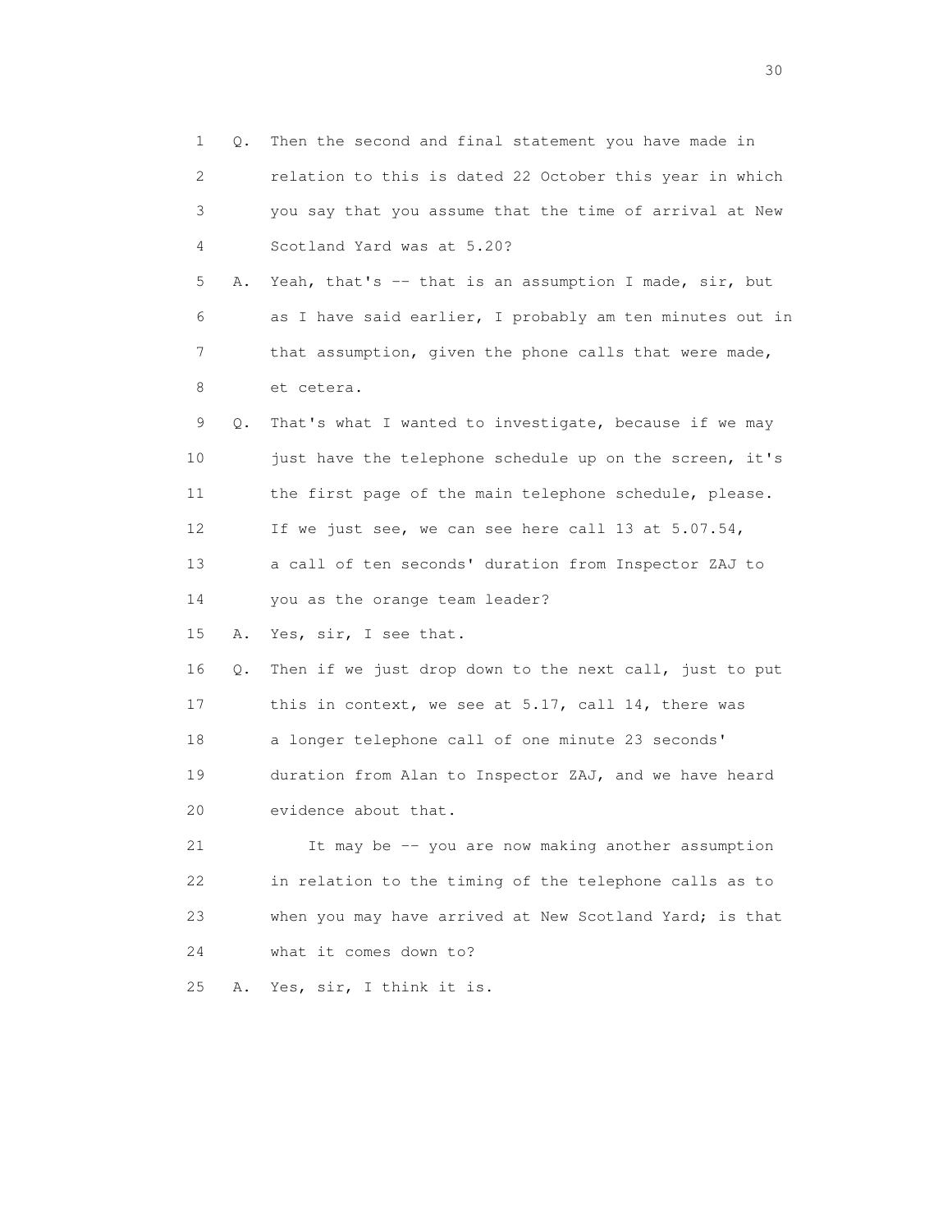1 Q. Then the second and final statement you have made in
2 relation to this is dated 22 October this year in which
3 you say that you assume that the time of arrival at New
4 Scotland Yard was at 5.20?

5 A. Yeah, that's -- that is an assumption I made, sir, but
6 as I have said earlier, I probably am ten minutes out in
7 that assumption, given the phone calls that were made,
8 et cetera.

9 Q. That's what I wanted to investigate, because if we may
10 just have the telephone schedule up on the screen, it's
11 the first page of the main telephone schedule, please.
12 If we just see, we can see here call 13 at 5.07.54,
13 a call of ten seconds' duration from Inspector ZAJ to
14 you as the orange team leader?

15 A. Yes, sir, I see that.

16 Q. Then if we just drop down to the next call, just to put
17 this in context, we see at 5.17, call 14, there was
18 a longer telephone call of one minute 23 seconds'
19 duration from Alan to Inspector ZAJ, and we have heard
20 evidence about that.

21 It may be -- you are now making another assumption
22 in relation to the timing of the telephone calls as to
23 when you may have arrived at New Scotland Yard; is that
24 what it comes down to?

25 A. Yes, sir, I think it is.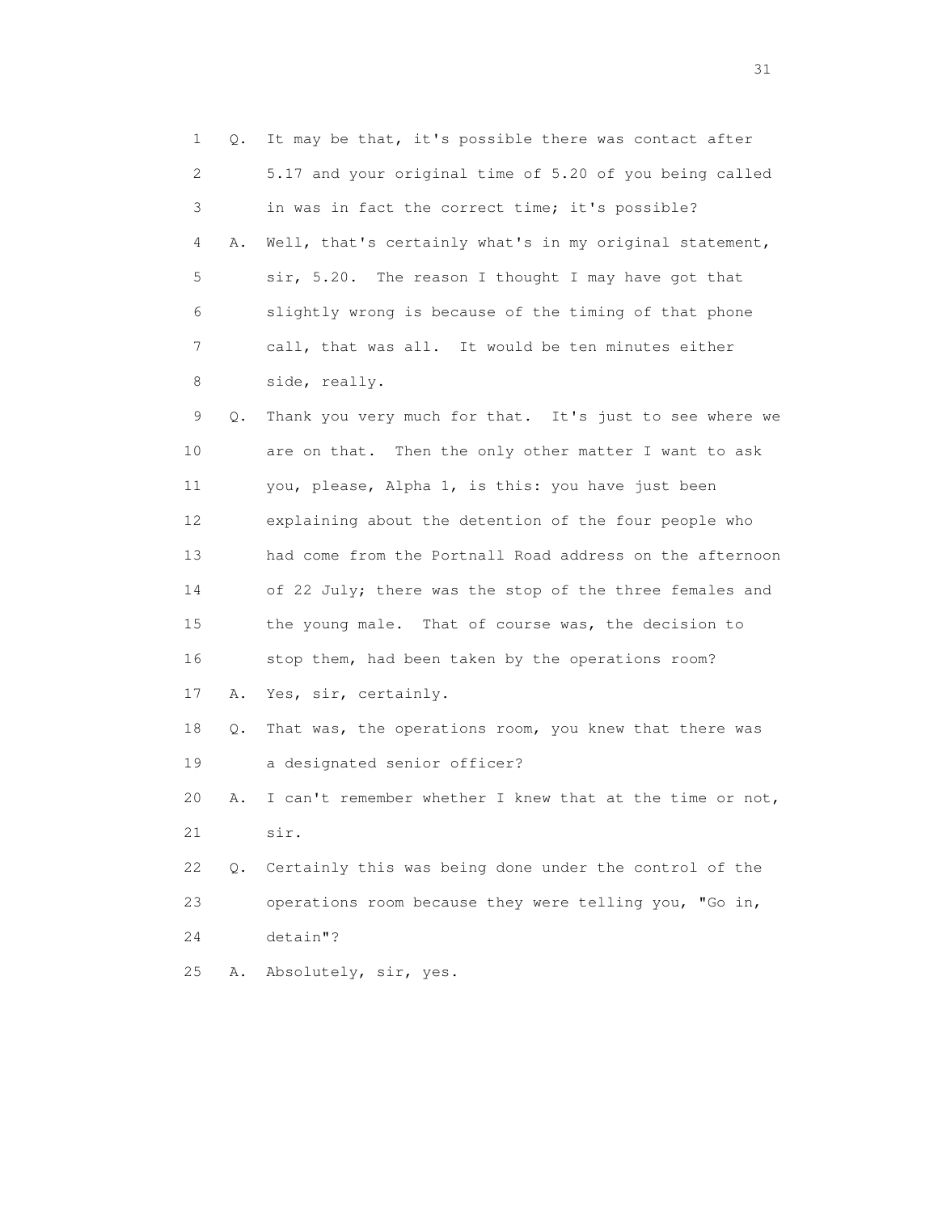1 Q. It may be that, it's possible there was contact after
2 5.17 and your original time of 5.20 of you being called
3 in was in fact the correct time; it's possible?
4 A. Well, that's certainly what's in my original statement,
5 sir, 5.20. The reason I thought I may have got that
6 slightly wrong is because of the timing of that phone
7 call, that was all. It would be ten minutes either
8 side, really.
9 Q. Thank you very much for that. It's just to see where we
10 are on that. Then the only other matter I want to ask
11 you, please, Alpha 1, is this: you have just been
12 explaining about the detention of the four people who
13 had come from the Portnall Road address on the afternoon
14 of 22 July; there was the stop of the three females and
15 the young male. That of course was, the decision to
16 stop them, had been taken by the operations room?
17 A. Yes, sir, certainly.
18 Q. That was, the operations room, you knew that there was
19 a designated senior officer?
20 A. I can't remember whether I knew that at the time or not,
21 sir.
22 Q. Certainly this was being done under the control of the
23 operations room because they were telling you, "Go in,
24 detain"?
25 A. Absolutely, sir, yes.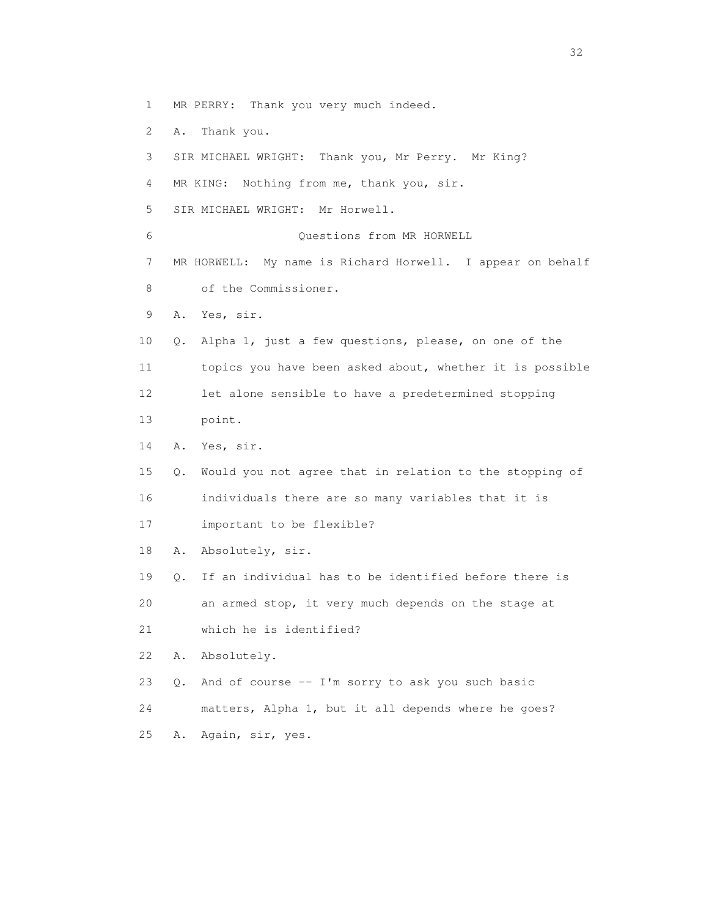1 MR PERRY: Thank you very much indeed.

2 A. Thank you.

3 SIR MICHAEL WRIGHT: Thank you, Mr Perry. Mr King?

4 MR KING: Nothing from me, thank you, sir.

5 SIR MICHAEL WRIGHT: Mr Horwell.

6 Questions from MR HORWELL

7 MR HORWELL: My name is Richard Horwell. I appear on behalf

8 of the Commissioner.

9 A. Yes, sir.

10 Q. Alpha 1, just a few questions, please, on one of the

11 topics you have been asked about, whether it is possible

12 let alone sensible to have a predetermined stopping

13 point.

14 A. Yes, sir.

15 Q. Would you not agree that in relation to the stopping of

16 individuals there are so many variables that it is

17 important to be flexible?

18 A. Absolutely, sir.

19 Q. If an individual has to be identified before there is

20 an armed stop, it very much depends on the stage at

21 which he is identified?

22 A. Absolutely.

23 Q. And of course -- I'm sorry to ask you such basic

24 matters, Alpha 1, but it all depends where he goes?

25 A. Again, sir, yes.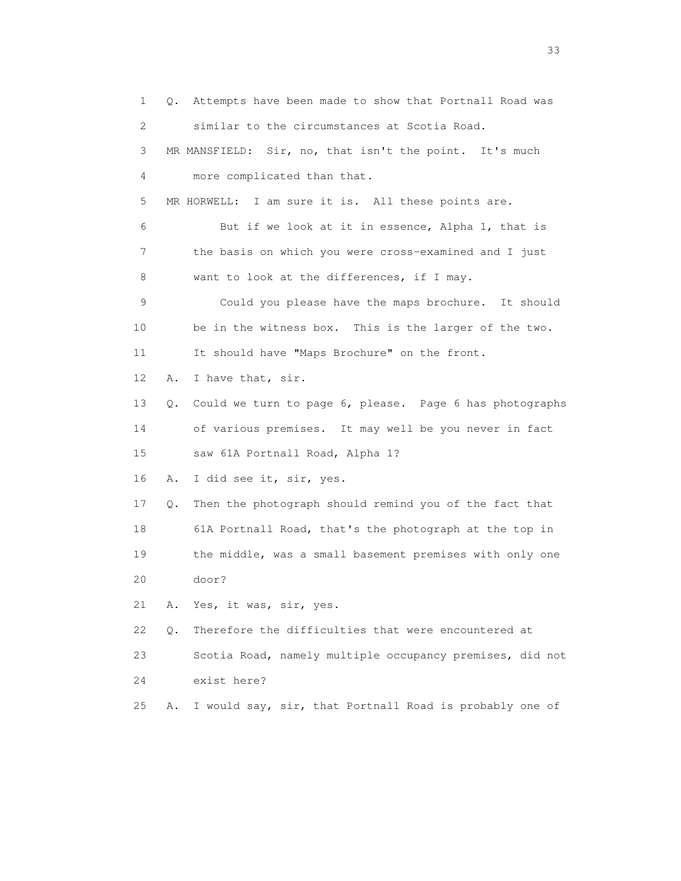1 Q. Attempts have been made to show that Portnall Road was
2 similar to the circumstances at Scotia Road.
3 MR MANSFIELD: Sir, no, that isn't the point. It's much
4 more complicated than that.
5 MR HORWELL: I am sure it is. All these points are.
6 But if we look at it in essence, Alpha 1, that is
7 the basis on which you were cross-examined and I just
8 want to look at the differences, if I may.
9 Could you please have the maps brochure. It should
10 be in the witness box. This is the larger of the two.
11 It should have "Maps Brochure" on the front.
12 A. I have that, sir.
13 Q. Could we turn to page 6, please. Page 6 has photographs
14 of various premises. It may well be you never in fact
15 saw 61A Portnall Road, Alpha 1?
16 A. I did see it, sir, yes.
17 Q. Then the photograph should remind you of the fact that
18 61A Portnall Road, that's the photograph at the top in
19 the middle, was a small basement premises with only one
20 door?
21 A. Yes, it was, sir, yes.
22 Q. Therefore the difficulties that were encountered at
23 Scotia Road, namely multiple occupancy premises, did not
24 exist here?
25 A. I would say, sir, that Portnall Road is probably one of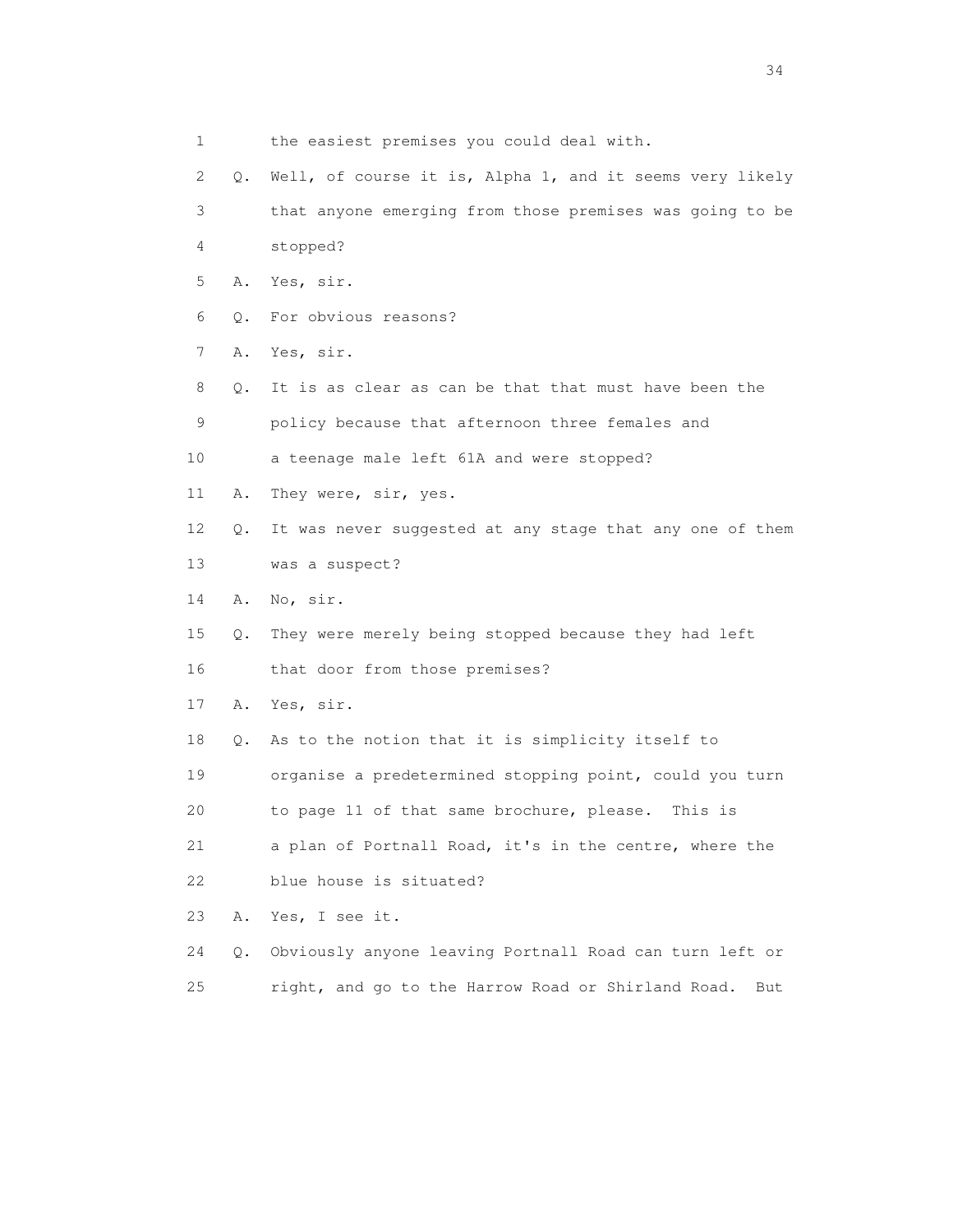1 the easiest premises you could deal with.

2 Q. Well, of course it is, Alpha 1, and it seems very likely

3 that anyone emerging from those premises was going to be

4 stopped?

5 A. Yes, sir.

6 Q. For obvious reasons?

7 A. Yes, sir.

8 Q. It is as clear as can be that that must have been the

9 policy because that afternoon three females and

10 a teenage male left 61A and were stopped?

11 A. They were, sir, yes.

12 Q. It was never suggested at any stage that any one of them

13 was a suspect?

14 A. No, sir.

15 Q. They were merely being stopped because they had left

16 that door from those premises?

17 A. Yes, sir.

18 Q. As to the notion that it is simplicity itself to

19 organise a predetermined stopping point, could you turn

20 to page 11 of that same brochure, please. This is

21 a plan of Portnall Road, it's in the centre, where the

22 blue house is situated?

23 A. Yes, I see it.

24 Q. Obviously anyone leaving Portnall Road can turn left or

25 right, and go to the Harrow Road or Shirland Road. But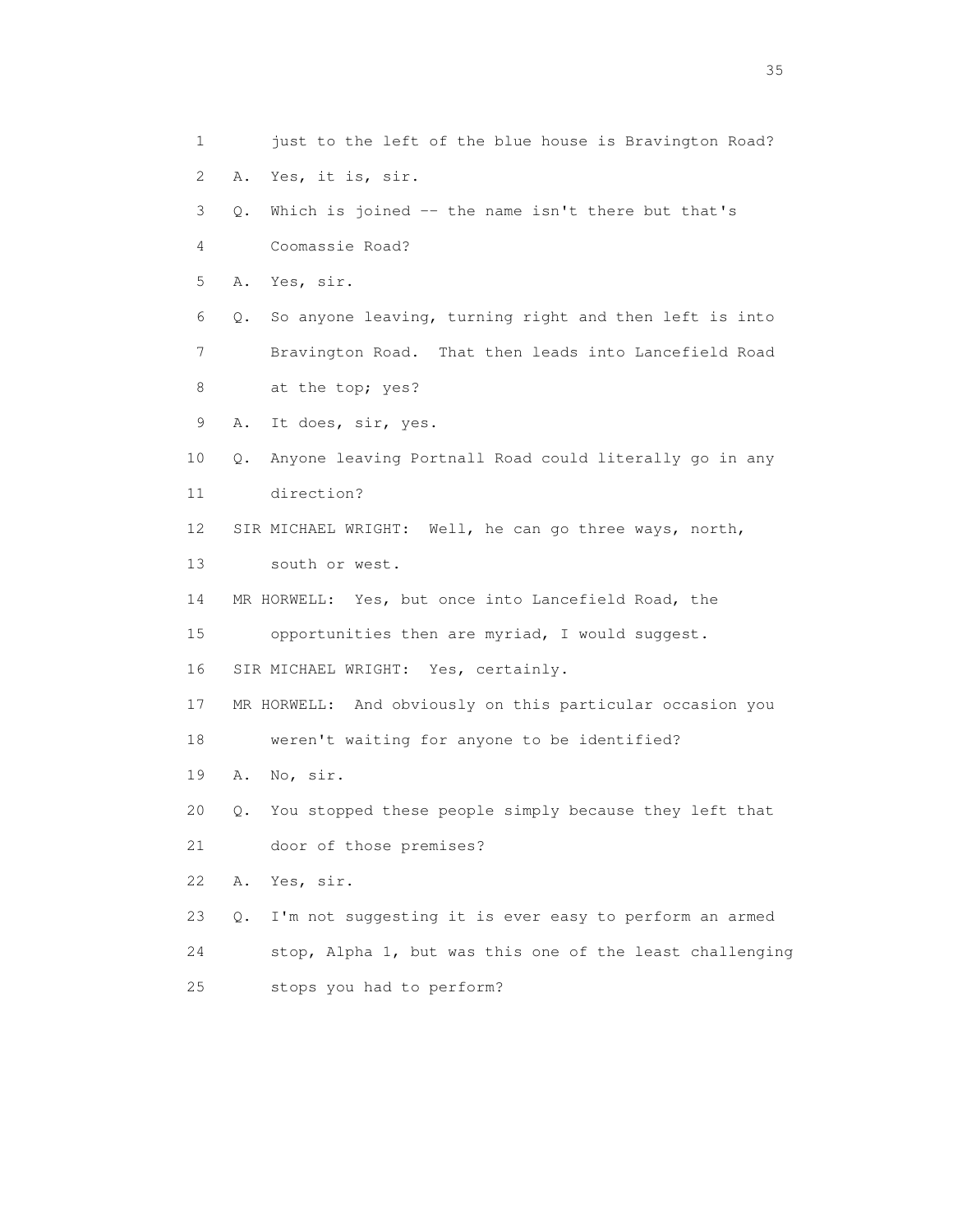1 just to the left of the blue house is Bravington Road?

2 A. Yes, it is, sir.

3 Q. Which is joined -- the name isn't there but that's

4 Coomassie Road?

5 A. Yes, sir.

6 Q. So anyone leaving, turning right and then left is into

7 Bravington Road. That then leads into Lancefield Road

8 at the top; yes?

9 A. It does, sir, yes.

10 Q. Anyone leaving Portnall Road could literally go in any

11 direction?

12 SIR MICHAEL WRIGHT: Well, he can go three ways, north,

13 south or west.

14 MR HORWELL: Yes, but once into Lancefield Road, the

15 opportunities then are myriad, I would suggest.

16 SIR MICHAEL WRIGHT: Yes, certainly.

17 MR HORWELL: And obviously on this particular occasion you

18 weren't waiting for anyone to be identified?

19 A. No, sir.

20 Q. You stopped these people simply because they left that

21 door of those premises?

22 A. Yes, sir.

23 Q. I'm not suggesting it is ever easy to perform an armed

24 stop, Alpha 1, but was this one of the least challenging

25 stops you had to perform?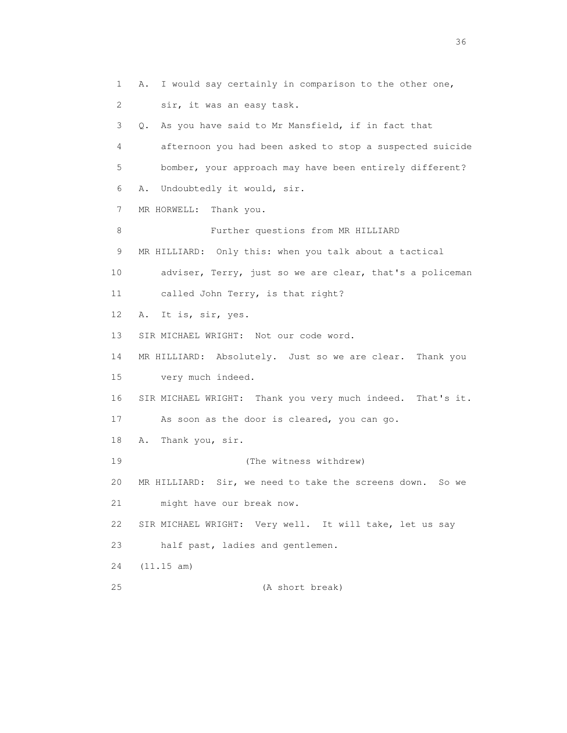1 A. I would say certainly in comparison to the other one,
2 sir, it was an easy task.
3 Q. As you have said to Mr Mansfield, if in fact that
4 afternoon you had been asked to stop a suspected suicide
5 bomber, your approach may have been entirely different?
6 A. Undoubtedly it would, sir.
7 MR HORWELL: Thank you.
8 Further questions from MR HILLIARD
9 MR HILLIARD: Only this: when you talk about a tactical
10 adviser, Terry, just so we are clear, that's a policeman
11 called John Terry, is that right?
12 A. It is, sir, yes.
13 SIR MICHAEL WRIGHT: Not our code word.
14 MR HILLIARD: Absolutely. Just so we are clear. Thank you
15 very much indeed.
16 SIR MICHAEL WRIGHT: Thank you very much indeed. That's it.
17 As soon as the door is cleared, you can go.
18 A. Thank you, sir.
19 (The witness withdrew)
20 MR HILLIARD: Sir, we need to take the screens down. So we
21 might have our break now.
22 SIR MICHAEL WRIGHT: Very well. It will take, let us say
23 half past, ladies and gentlemen.
24 (11.15 am)
25 (A short break)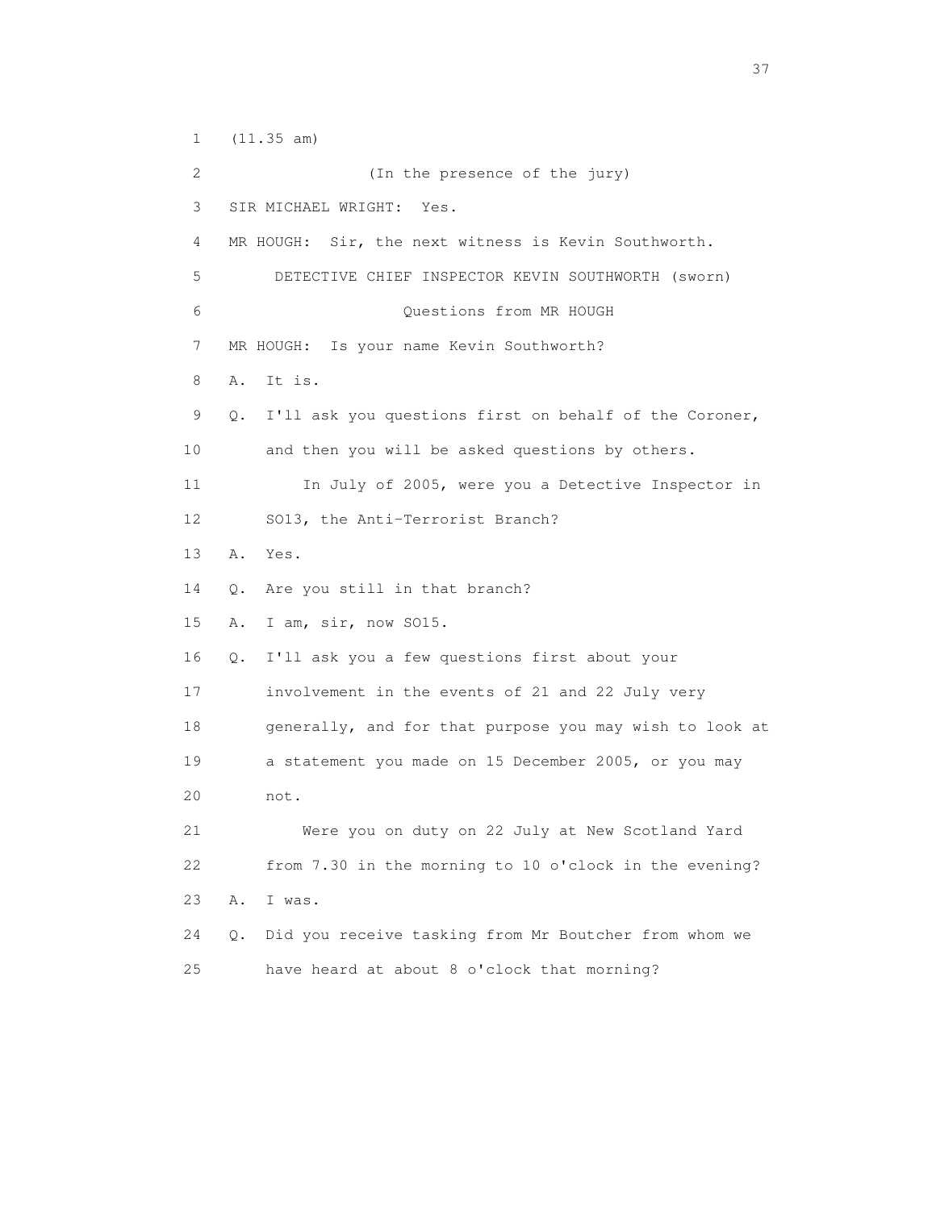(11.35 am)

(In the presence of the jury)

SIR MICHAEL WRIGHT: Yes.

MR HOUGH: Sir, the next witness is Kevin Southworth.

DETECTIVE CHIEF INSPECTOR KEVIN SOUTHWORTH (sworn)

Questions from MR HOUGH

MR HOUGH: Is your name Kevin Southworth?

A. It is.

Q. I'll ask you questions first on behalf of the Coroner, and then you will be asked questions by others.

In July of 2005, were you a Detective Inspector in SO13, the Anti-Terrorist Branch?

A. Yes.

Q. Are you still in that branch?

A. I am, sir, now SO15.

Q. I'll ask you a few questions first about your involvement in the events of 21 and 22 July very generally, and for that purpose you may wish to look at a statement you made on 15 December 2005, or you may not.

Were you on duty on 22 July at New Scotland Yard from 7.30 in the morning to 10 o'clock in the evening?

A. I was.

Q. Did you receive tasking from Mr Boutcher from whom we have heard at about 8 o'clock that morning?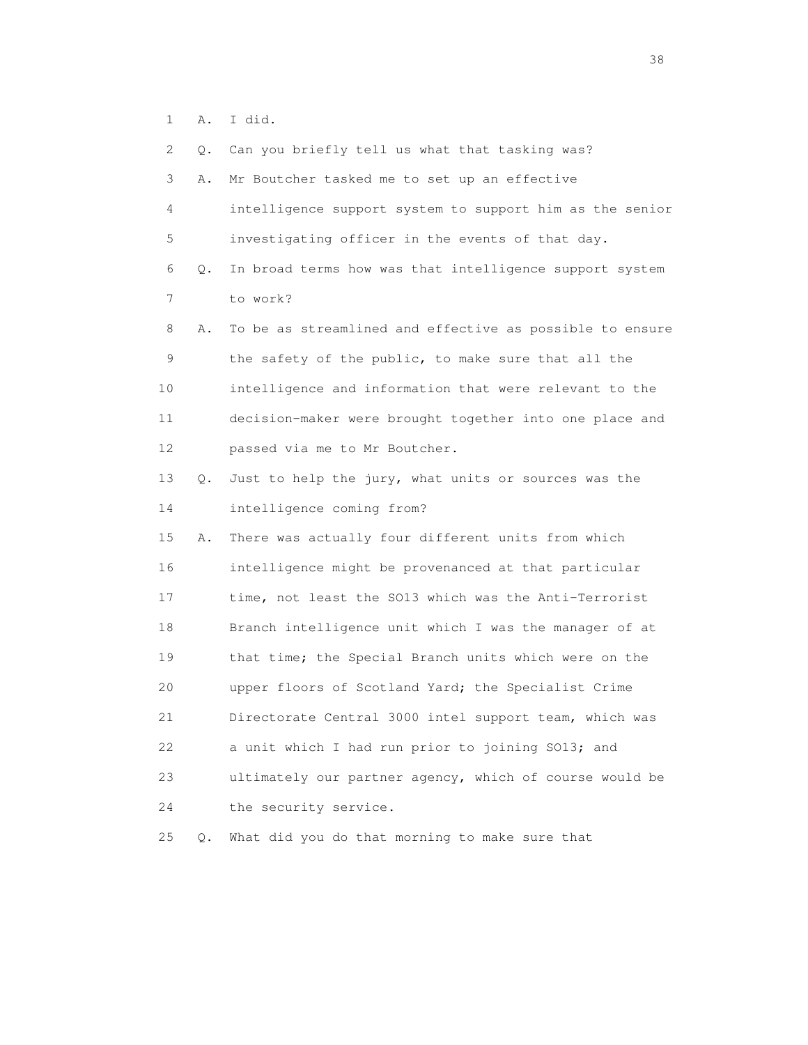1 A. I did.

2 Q. Can you briefly tell us what that tasking was?

3 A. Mr Boutcher tasked me to set up an effective

4 intelligence support system to support him as the senior

5 investigating officer in the events of that day.

6 Q. In broad terms how was that intelligence support system

7 to work?

8 A. To be as streamlined and effective as possible to ensure

9 the safety of the public, to make sure that all the

10 intelligence and information that were relevant to the

11 decision-maker were brought together into one place and

12 passed via me to Mr Boutcher.

13 Q. Just to help the jury, what units or sources was the

14 intelligence coming from?

15 A. There was actually four different units from which

16 intelligence might be provenanced at that particular

17 time, not least the SO13 which was the Anti-Terrorist

18 Branch intelligence unit which I was the manager of at

19 that time; the Special Branch units which were on the

20 upper floors of Scotland Yard; the Specialist Crime

21 Directorate Central 3000 intel support team, which was

22 a unit which I had run prior to joining SO13; and

23 ultimately our partner agency, which of course would be

24 the security service.

25 Q. What did you do that morning to make sure that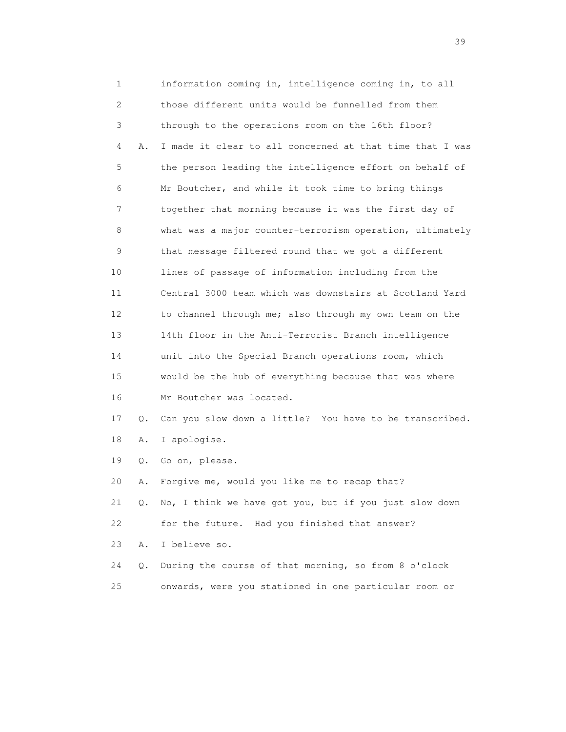1        information coming in, intelligence coming in, to all
2        those different units would be funnelled from them
3        through to the operations room on the 16th floor?
4    A.  I made it clear to all concerned at that time that I was
5        the person leading the intelligence effort on behalf of
6        Mr Boutcher, and while it took time to bring things
7        together that morning because it was the first day of
8        what was a major counter-terrorism operation, ultimately
9        that message filtered round that we got a different
10       lines of passage of information including from the
11       Central 3000 team which was downstairs at Scotland Yard
12       to channel through me; also through my own team on the
13       14th floor in the Anti-Terrorist Branch intelligence
14       unit into the Special Branch operations room, which
15       would be the hub of everything because that was where
16       Mr Boutcher was located.
17   Q.  Can you slow down a little?  You have to be transcribed.
18   A.  I apologise.
19   Q.  Go on, please.
20   A.  Forgive me, would you like me to recap that?
21   Q.  No, I think we have got you, but if you just slow down
22       for the future.  Had you finished that answer?
23   A.  I believe so.
24   Q.  During the course of that morning, so from 8 o'clock
25       onwards, were you stationed in one particular room or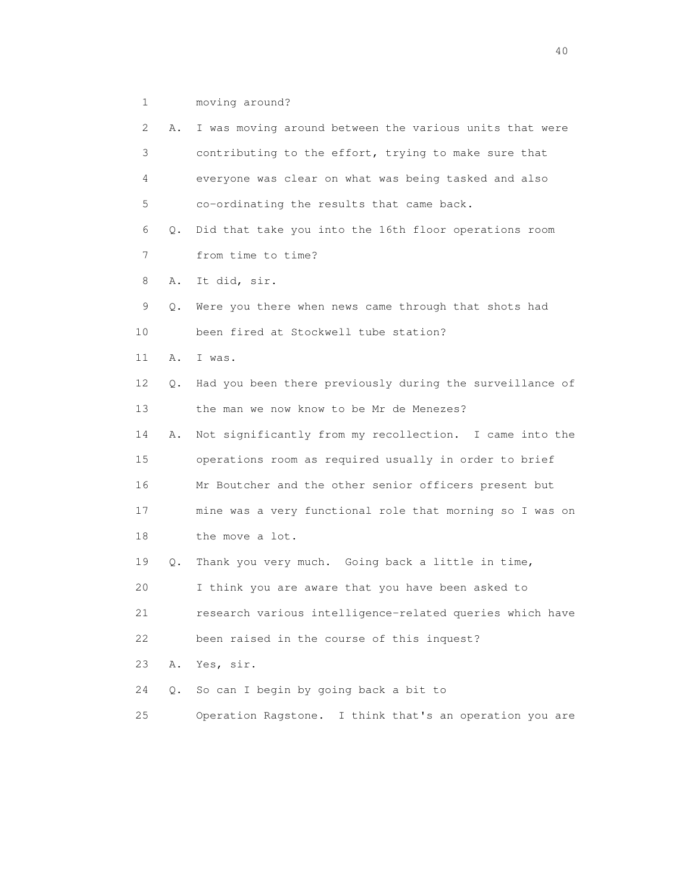1 moving around?

2 A. I was moving around between the various units that were

3 contributing to the effort, trying to make sure that

4 everyone was clear on what was being tasked and also

5 co-ordinating the results that came back.

6 Q. Did that take you into the 16th floor operations room

7 from time to time?

8 A. It did, sir.

9 Q. Were you there when news came through that shots had

10 been fired at Stockwell tube station?

11 A. I was.

12 Q. Had you been there previously during the surveillance of

13 the man we now know to be Mr de Menezes?

14 A. Not significantly from my recollection. I came into the

15 operations room as required usually in order to brief

16 Mr Boutcher and the other senior officers present but

17 mine was a very functional role that morning so I was on

18 the move a lot.

19 Q. Thank you very much. Going back a little in time,

20 I think you are aware that you have been asked to

21 research various intelligence-related queries which have

22 been raised in the course of this inquest?

23 A. Yes, sir.

24 Q. So can I begin by going back a bit to

25 Operation Ragstone. I think that's an operation you are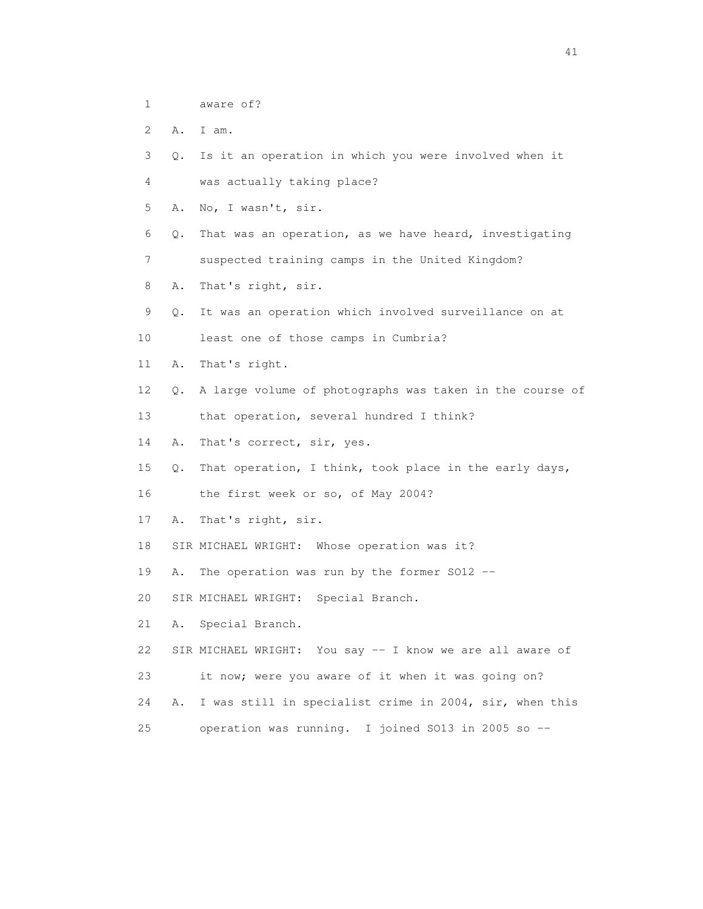1 aware of?

2 A. I am.

3 Q. Is it an operation in which you were involved when it

4 was actually taking place?

5 A. No, I wasn't, sir.

6 Q. That was an operation, as we have heard, investigating

7 suspected training camps in the United Kingdom?

8 A. That's right, sir.

9 Q. It was an operation which involved surveillance on at

10 least one of those camps in Cumbria?

11 A. That's right.

12 Q. A large volume of photographs was taken in the course of

13 that operation, several hundred I think?

14 A. That's correct, sir, yes.

15 Q. That operation, I think, took place in the early days,

16 the first week or so, of May 2004?

17 A. That's right, sir.

18 SIR MICHAEL WRIGHT: Whose operation was it?

19 A. The operation was run by the former SO12 --

20 SIR MICHAEL WRIGHT: Special Branch.

21 A. Special Branch.

22 SIR MICHAEL WRIGHT: You say -- I know we are all aware of

23 it now; were you aware of it when it was going on?

24 A. I was still in specialist crime in 2004, sir, when this

25 operation was running. I joined SO13 in 2005 so --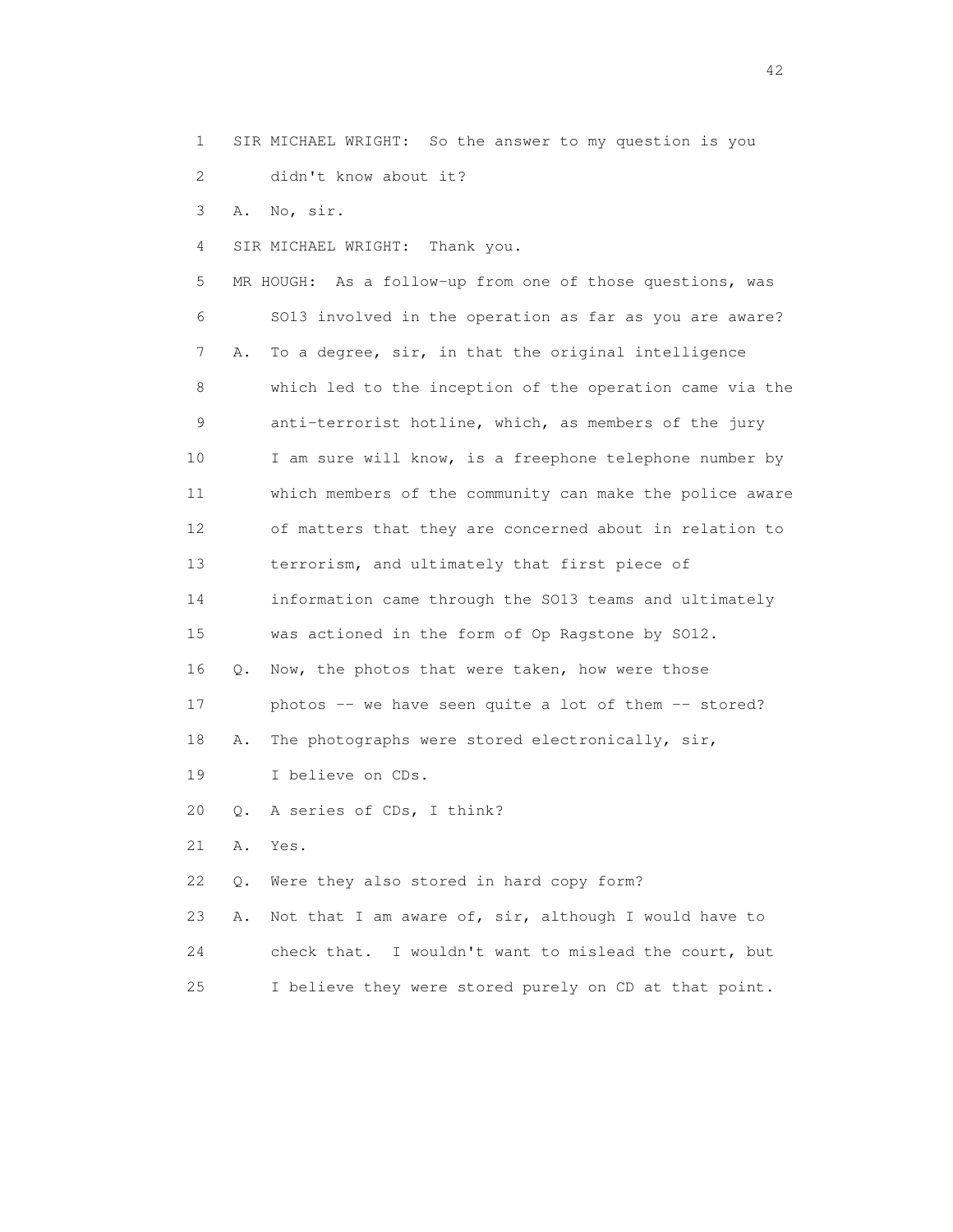1 SIR MICHAEL WRIGHT: So the answer to my question is you
2 didn't know about it?
3 A. No, sir.
4 SIR MICHAEL WRIGHT: Thank you.
5 MR HOUGH: As a follow-up from one of those questions, was
6 SO13 involved in the operation as far as you are aware?
7 A. To a degree, sir, in that the original intelligence
8 which led to the inception of the operation came via the
9 anti-terrorist hotline, which, as members of the jury
10 I am sure will know, is a freephone telephone number by
11 which members of the community can make the police aware
12 of matters that they are concerned about in relation to
13 terrorism, and ultimately that first piece of
14 information came through the SO13 teams and ultimately
15 was actioned in the form of Op Ragstone by SO12.
16 Q. Now, the photos that were taken, how were those
17 photos -- we have seen quite a lot of them -- stored?
18 A. The photographs were stored electronically, sir,
19 I believe on CDs.
20 Q. A series of CDs, I think?
21 A. Yes.
22 Q. Were they also stored in hard copy form?
23 A. Not that I am aware of, sir, although I would have to
24 check that. I wouldn't want to mislead the court, but
25 I believe they were stored purely on CD at that point.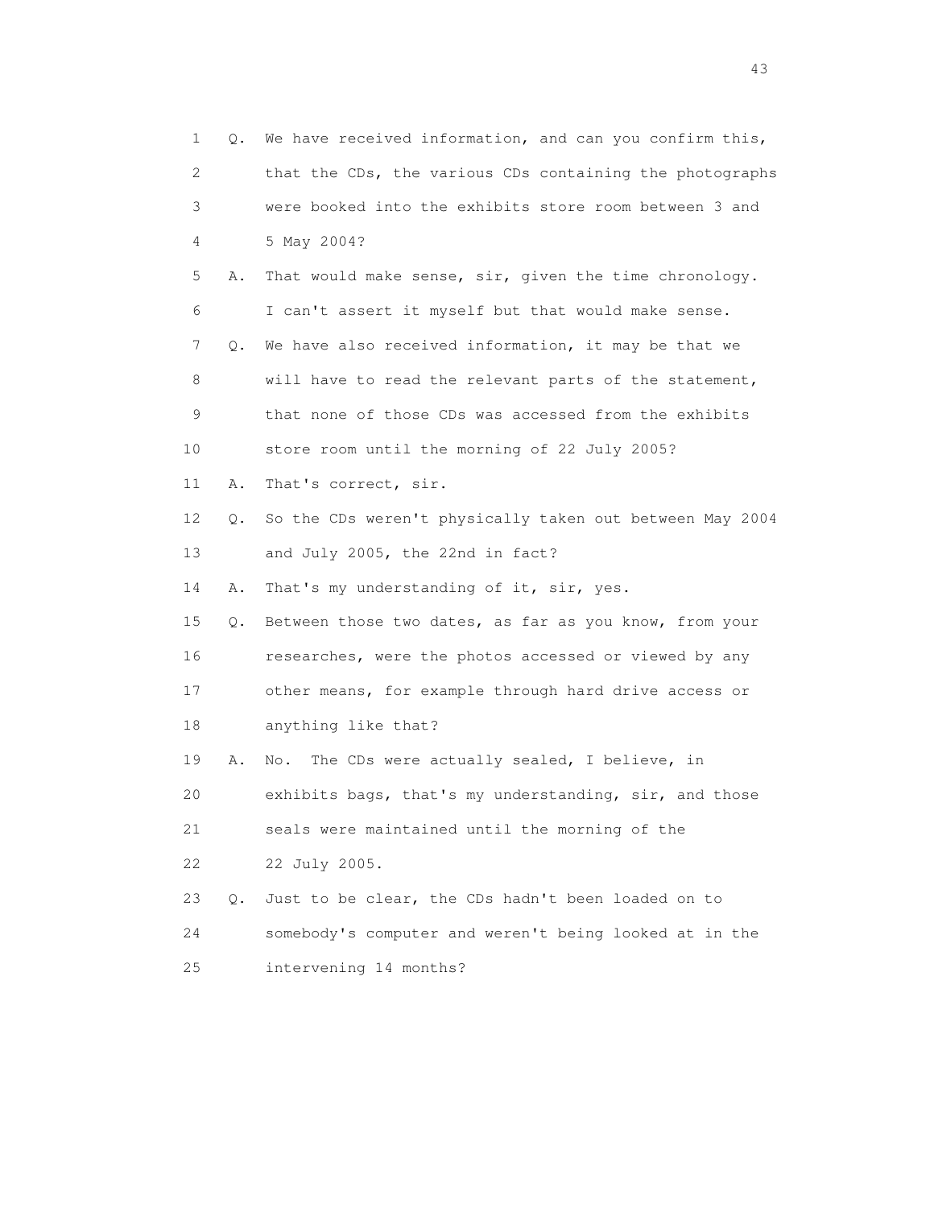1 Q. We have received information, and can you confirm this,
2 that the CDs, the various CDs containing the photographs
3 were booked into the exhibits store room between 3 and
4 5 May 2004?
5 A. That would make sense, sir, given the time chronology.
6 I can't assert it myself but that would make sense.
7 Q. We have also received information, it may be that we
8 will have to read the relevant parts of the statement,
9 that none of those CDs was accessed from the exhibits
10 store room until the morning of 22 July 2005?
11 A. That's correct, sir.
12 Q. So the CDs weren't physically taken out between May 2004
13 and July 2005, the 22nd in fact?
14 A. That's my understanding of it, sir, yes.
15 Q. Between those two dates, as far as you know, from your
16 researches, were the photos accessed or viewed by any
17 other means, for example through hard drive access or
18 anything like that?
19 A. No. The CDs were actually sealed, I believe, in
20 exhibits bags, that's my understanding, sir, and those
21 seals were maintained until the morning of the
22 22 July 2005.
23 Q. Just to be clear, the CDs hadn't been loaded on to
24 somebody's computer and weren't being looked at in the
25 intervening 14 months?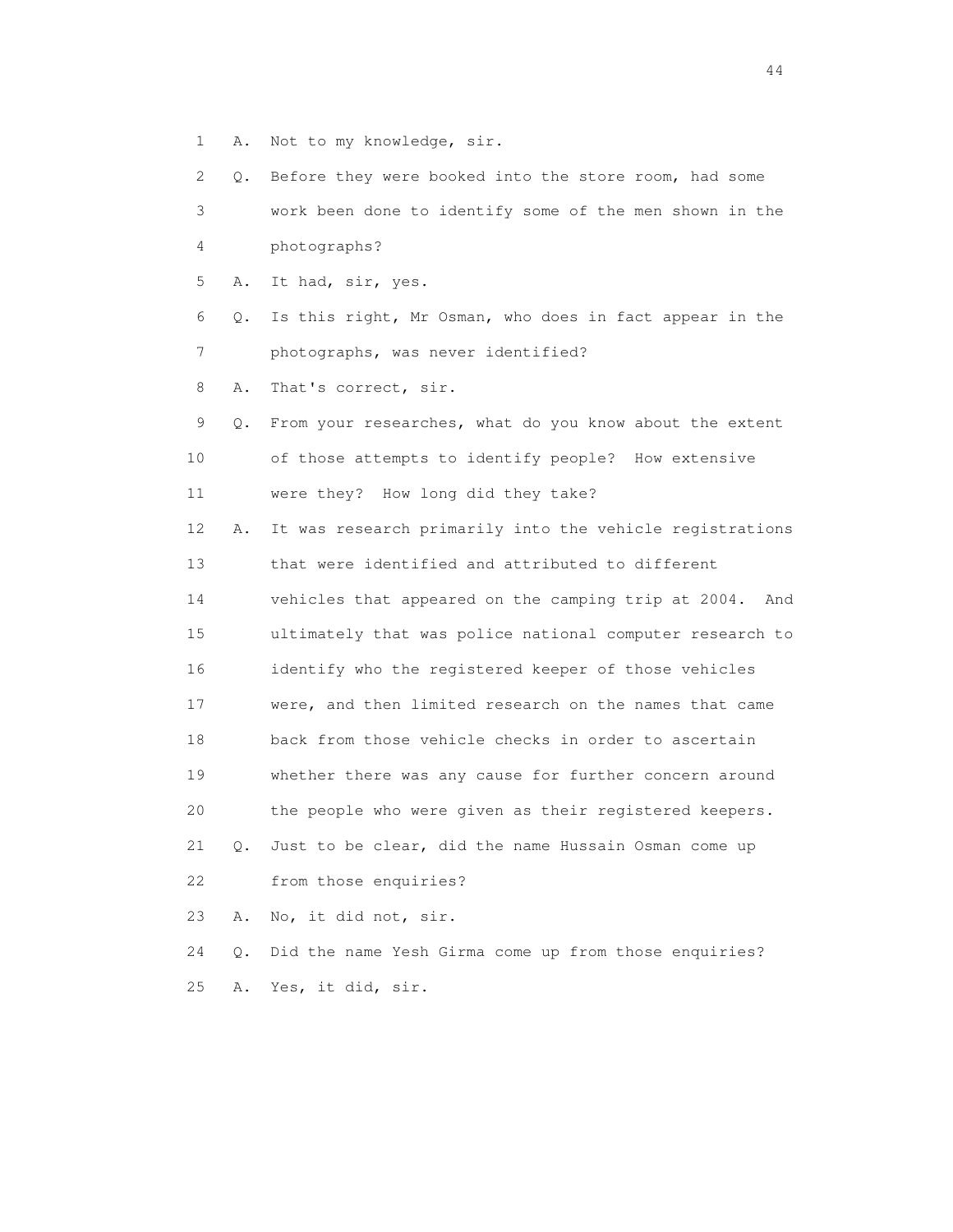1 A. Not to my knowledge, sir.

2 Q. Before they were booked into the store room, had some

3 work been done to identify some of the men shown in the

4 photographs?

5 A. It had, sir, yes.

6 Q. Is this right, Mr Osman, who does in fact appear in the

7 photographs, was never identified?

8 A. That's correct, sir.

9 Q. From your researches, what do you know about the extent

10 of those attempts to identify people? How extensive

11 were they? How long did they take?

12 A. It was research primarily into the vehicle registrations

13 that were identified and attributed to different

14 vehicles that appeared on the camping trip at 2004. And

15 ultimately that was police national computer research to

16 identify who the registered keeper of those vehicles

17 were, and then limited research on the names that came

18 back from those vehicle checks in order to ascertain

19 whether there was any cause for further concern around

20 the people who were given as their registered keepers.

21 Q. Just to be clear, did the name Hussain Osman come up

22 from those enquiries?

23 A. No, it did not, sir.

24 Q. Did the name Yesh Girma come up from those enquiries?

25 A. Yes, it did, sir.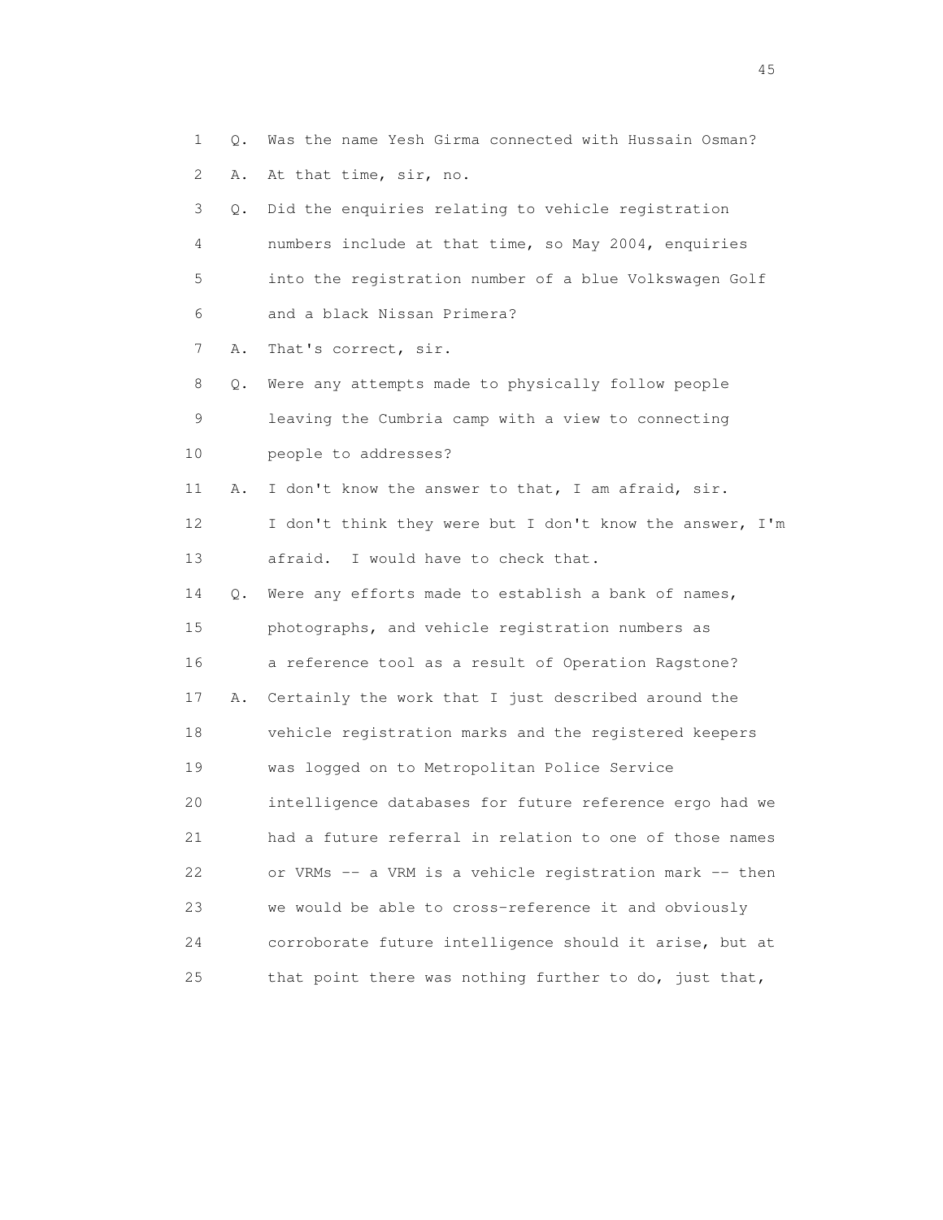1 Q. Was the name Yesh Girma connected with Hussain Osman?

2 A. At that time, sir, no.

3 Q. Did the enquiries relating to vehicle registration

4 numbers include at that time, so May 2004, enquiries

5 into the registration number of a blue Volkswagen Golf

6 and a black Nissan Primera?

7 A. That's correct, sir.

8 Q. Were any attempts made to physically follow people

9 leaving the Cumbria camp with a view to connecting

10 people to addresses?

11 A. I don't know the answer to that, I am afraid, sir.

12 I don't think they were but I don't know the answer, I'm

13 afraid. I would have to check that.

14 Q. Were any efforts made to establish a bank of names,

15 photographs, and vehicle registration numbers as

16 a reference tool as a result of Operation Ragstone?

17 A. Certainly the work that I just described around the

18 vehicle registration marks and the registered keepers

19 was logged on to Metropolitan Police Service

20 intelligence databases for future reference ergo had we

21 had a future referral in relation to one of those names

22 or VRMs -- a VRM is a vehicle registration mark -- then

23 we would be able to cross-reference it and obviously

24 corroborate future intelligence should it arise, but at

25 that point there was nothing further to do, just that,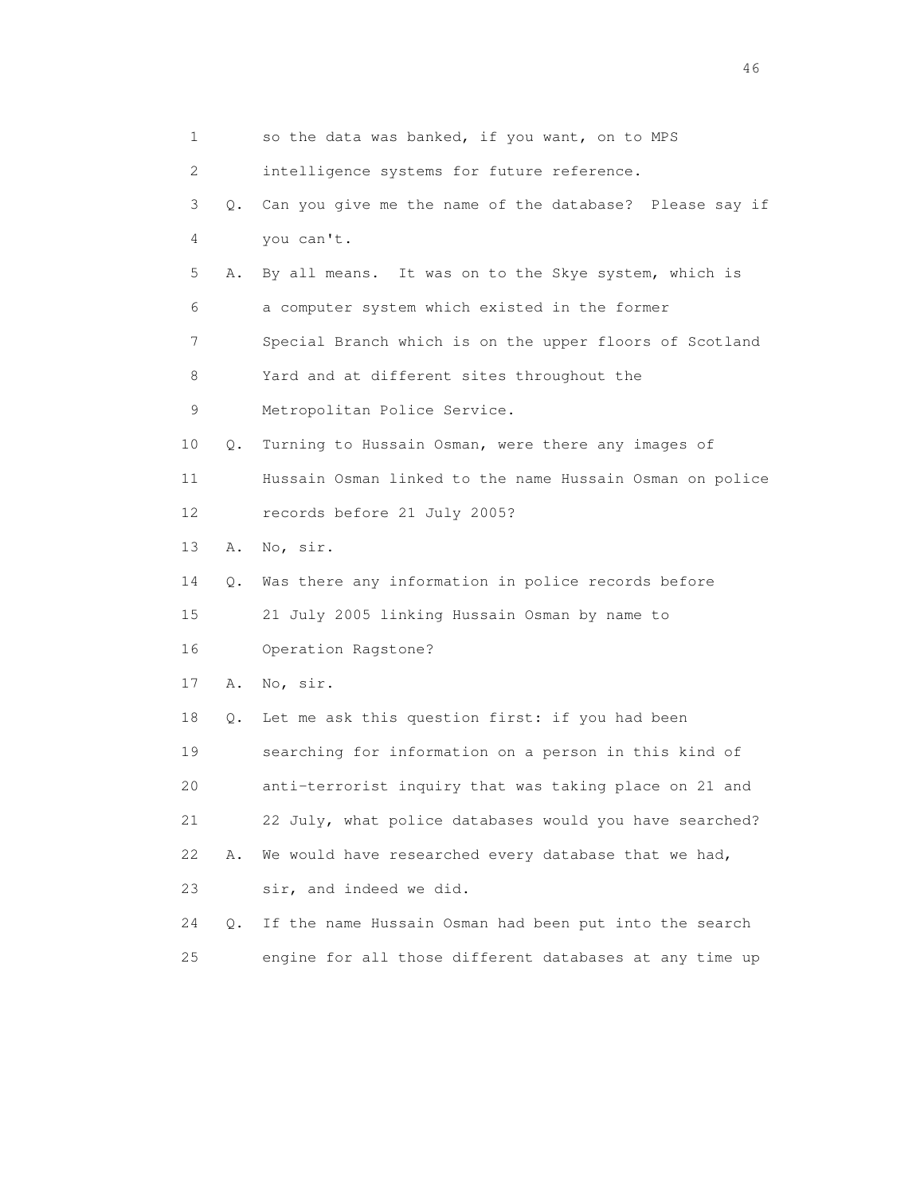1 so the data was banked, if you want, on to MPS
2 intelligence systems for future reference.
3 Q. Can you give me the name of the database? Please say if
4 you can't.
5 A. By all means. It was on to the Skye system, which is
6 a computer system which existed in the former
7 Special Branch which is on the upper floors of Scotland
8 Yard and at different sites throughout the
9 Metropolitan Police Service.
10 Q. Turning to Hussain Osman, were there any images of
11 Hussain Osman linked to the name Hussain Osman on police
12 records before 21 July 2005?
13 A. No, sir.
14 Q. Was there any information in police records before
15 21 July 2005 linking Hussain Osman by name to
16 Operation Ragstone?
17 A. No, sir.
18 Q. Let me ask this question first: if you had been
19 searching for information on a person in this kind of
20 anti-terrorist inquiry that was taking place on 21 and
21 22 July, what police databases would you have searched?
22 A. We would have researched every database that we had,
23 sir, and indeed we did.
24 Q. If the name Hussain Osman had been put into the search
25 engine for all those different databases at any time up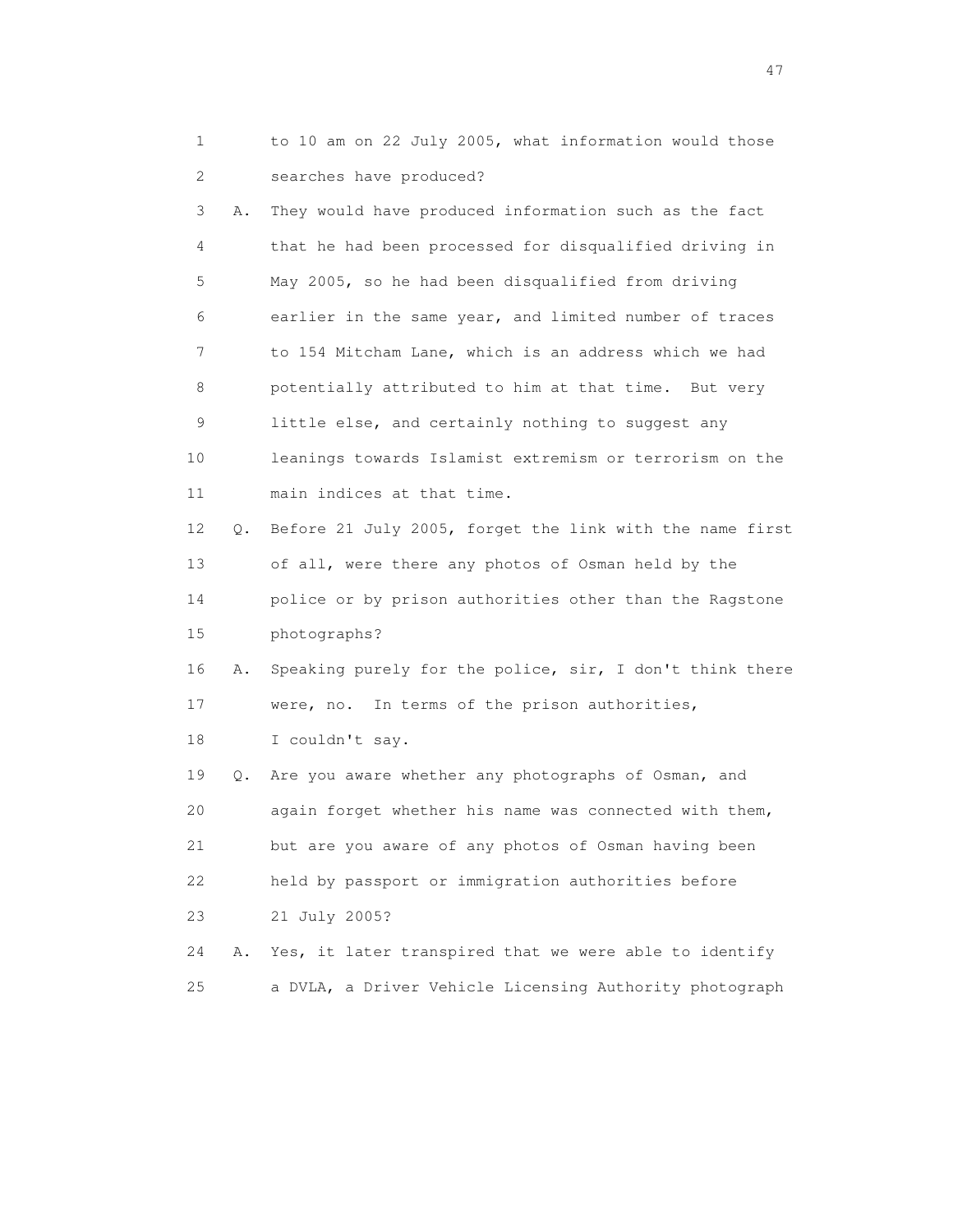1 to 10 am on 22 July 2005, what information would those
2 searches have produced?

3 A. They would have produced information such as the fact
4 that he had been processed for disqualified driving in
5 May 2005, so he had been disqualified from driving
6 earlier in the same year, and limited number of traces
7 to 154 Mitcham Lane, which is an address which we had
8 potentially attributed to him at that time. But very
9 little else, and certainly nothing to suggest any
10 leanings towards Islamist extremism or terrorism on the
11 main indices at that time.

12 Q. Before 21 July 2005, forget the link with the name first
13 of all, were there any photos of Osman held by the
14 police or by prison authorities other than the Ragstone
15 photographs?

16 A. Speaking purely for the police, sir, I don't think there
17 were, no. In terms of the prison authorities,
18 I couldn't say.

19 Q. Are you aware whether any photographs of Osman, and
20 again forget whether his name was connected with them,
21 but are you aware of any photos of Osman having been
22 held by passport or immigration authorities before
23 21 July 2005?

24 A. Yes, it later transpired that we were able to identify
25 a DVLA, a Driver Vehicle Licensing Authority photograph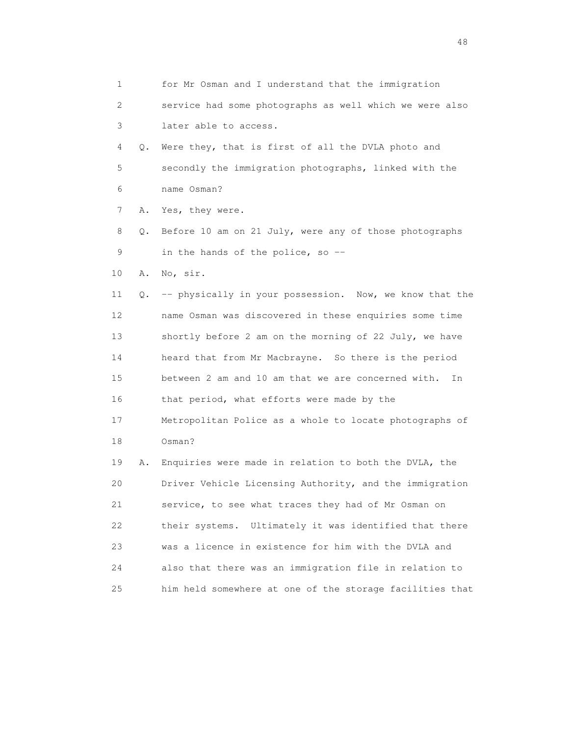1 for Mr Osman and I understand that the immigration
2 service had some photographs as well which we were also
3 later able to access.
4 Q. Were they, that is first of all the DVLA photo and
5 secondly the immigration photographs, linked with the
6 name Osman?
7 A. Yes, they were.
8 Q. Before 10 am on 21 July, were any of those photographs
9 in the hands of the police, so --
10 A. No, sir.
11 Q. -- physically in your possession. Now, we know that the
12 name Osman was discovered in these enquiries some time
13 shortly before 2 am on the morning of 22 July, we have
14 heard that from Mr Macbrayne. So there is the period
15 between 2 am and 10 am that we are concerned with. In
16 that period, what efforts were made by the
17 Metropolitan Police as a whole to locate photographs of
18 Osman?
19 A. Enquiries were made in relation to both the DVLA, the
20 Driver Vehicle Licensing Authority, and the immigration
21 service, to see what traces they had of Mr Osman on
22 their systems. Ultimately it was identified that there
23 was a licence in existence for him with the DVLA and
24 also that there was an immigration file in relation to
25 him held somewhere at one of the storage facilities that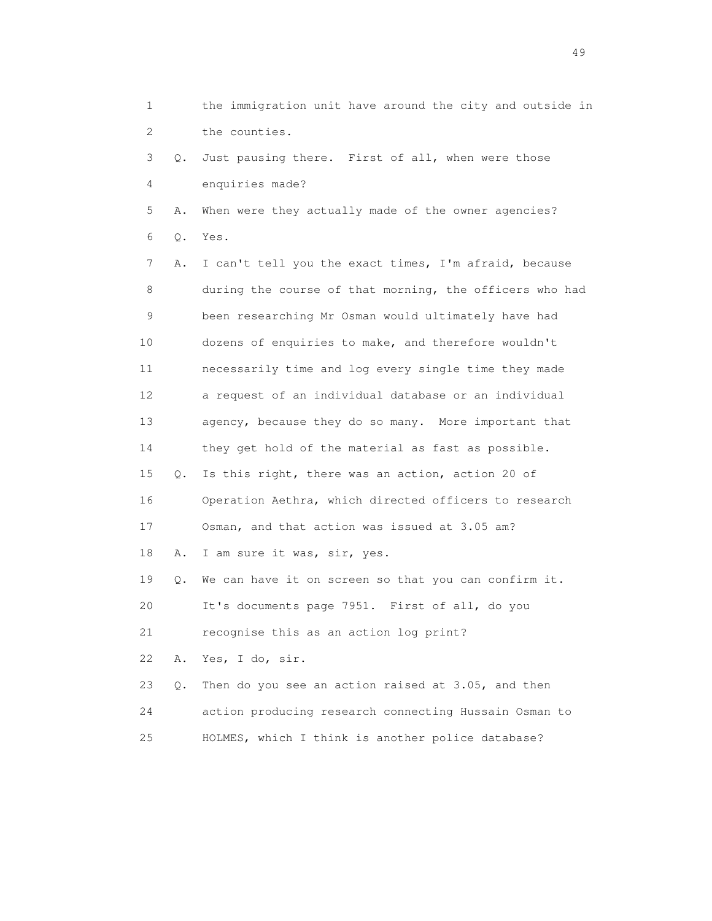1 the immigration unit have around the city and outside in
2 the counties.
3 Q. Just pausing there. First of all, when were those
4 enquiries made?
5 A. When were they actually made of the owner agencies?
6 Q. Yes.
7 A. I can't tell you the exact times, I'm afraid, because
8 during the course of that morning, the officers who had
9 been researching Mr Osman would ultimately have had
10 dozens of enquiries to make, and therefore wouldn't
11 necessarily time and log every single time they made
12 a request of an individual database or an individual
13 agency, because they do so many. More important that
14 they get hold of the material as fast as possible.
15 Q. Is this right, there was an action, action 20 of
16 Operation Aethra, which directed officers to research
17 Osman, and that action was issued at 3.05 am?
18 A. I am sure it was, sir, yes.
19 Q. We can have it on screen so that you can confirm it.
20 It's documents page 7951. First of all, do you
21 recognise this as an action log print?
22 A. Yes, I do, sir.
23 Q. Then do you see an action raised at 3.05, and then
24 action producing research connecting Hussain Osman to
25 HOLMES, which I think is another police database?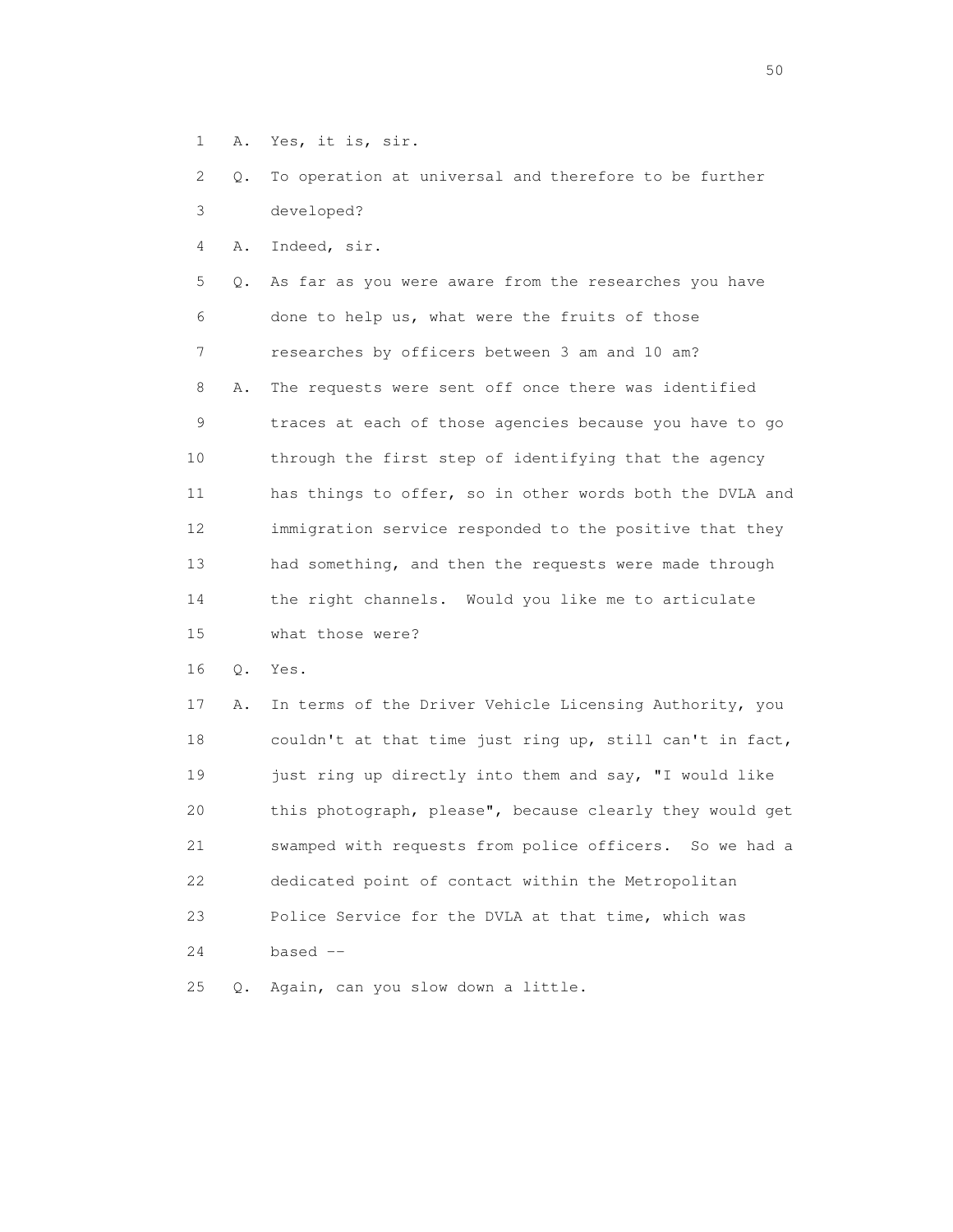1 A. Yes, it is, sir.

2 Q. To operation at universal and therefore to be further

3 developed?

4 A. Indeed, sir.

5 Q. As far as you were aware from the researches you have

6 done to help us, what were the fruits of those

7 researches by officers between 3 am and 10 am?

8 A. The requests were sent off once there was identified

9 traces at each of those agencies because you have to go

10 through the first step of identifying that the agency

11 has things to offer, so in other words both the DVLA and

12 immigration service responded to the positive that they

13 had something, and then the requests were made through

14 the right channels. Would you like me to articulate

15 what those were?

16 Q. Yes.

17 A. In terms of the Driver Vehicle Licensing Authority, you

18 couldn't at that time just ring up, still can't in fact,

19 just ring up directly into them and say, "I would like

20 this photograph, please", because clearly they would get

21 swamped with requests from police officers. So we had a

22 dedicated point of contact within the Metropolitan

23 Police Service for the DVLA at that time, which was

24 based --

25 Q. Again, can you slow down a little.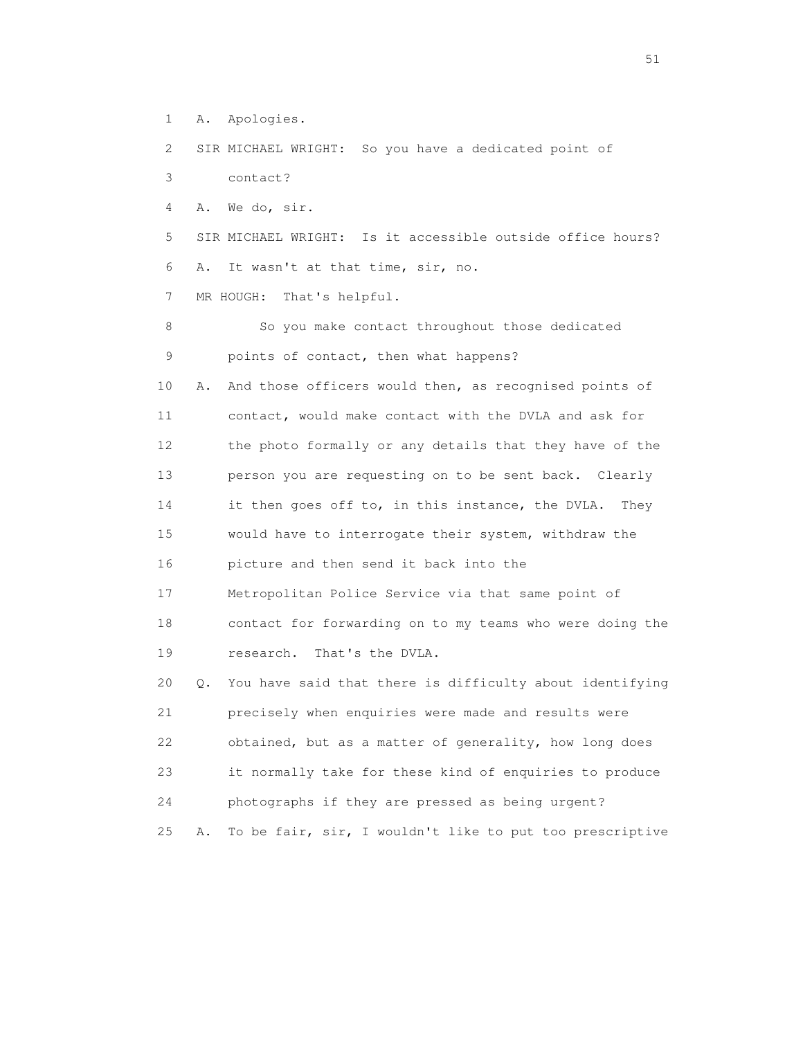1 A. Apologies.

2 SIR MICHAEL WRIGHT: So you have a dedicated point of

3 contact?

4 A. We do, sir.

5 SIR MICHAEL WRIGHT: Is it accessible outside office hours?

6 A. It wasn't at that time, sir, no.

7 MR HOUGH: That's helpful.

8 So you make contact throughout those dedicated

9 points of contact, then what happens?

10 A. And those officers would then, as recognised points of

11 contact, would make contact with the DVLA and ask for

12 the photo formally or any details that they have of the

13 person you are requesting on to be sent back. Clearly

14 it then goes off to, in this instance, the DVLA. They

15 would have to interrogate their system, withdraw the

16 picture and then send it back into the

17 Metropolitan Police Service via that same point of

18 contact for forwarding on to my teams who were doing the

19 research. That's the DVLA.

20 Q. You have said that there is difficulty about identifying

21 precisely when enquiries were made and results were

22 obtained, but as a matter of generality, how long does

23 it normally take for these kind of enquiries to produce

24 photographs if they are pressed as being urgent?

25 A. To be fair, sir, I wouldn't like to put too prescriptive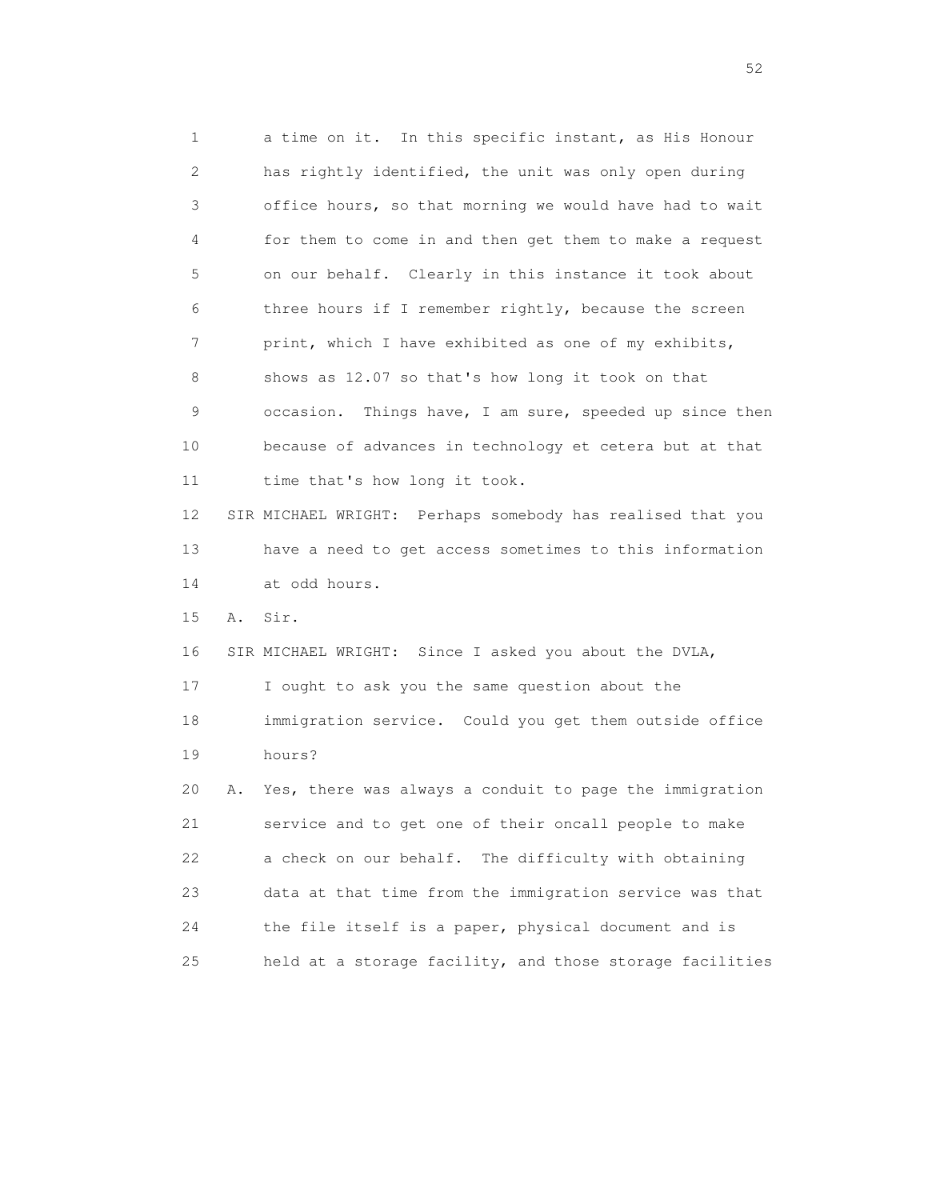1 a time on it. In this specific instant, as His Honour
2 has rightly identified, the unit was only open during
3 office hours, so that morning we would have had to wait
4 for them to come in and then get them to make a request
5 on our behalf. Clearly in this instance it took about
6 three hours if I remember rightly, because the screen
7 print, which I have exhibited as one of my exhibits,
8 shows as 12.07 so that's how long it took on that
9 occasion. Things have, I am sure, speeded up since then
10 because of advances in technology et cetera but at that
11 time that's how long it took.

12 SIR MICHAEL WRIGHT: Perhaps somebody has realised that you
13 have a need to get access sometimes to this information
14 at odd hours.

15 A. Sir.

16 SIR MICHAEL WRIGHT: Since I asked you about the DVLA,
17 I ought to ask you the same question about the
18 immigration service. Could you get them outside office
19 hours?

20 A. Yes, there was always a conduit to page the immigration
21 service and to get one of their oncall people to make
22 a check on our behalf. The difficulty with obtaining
23 data at that time from the immigration service was that
24 the file itself is a paper, physical document and is
25 held at a storage facility, and those storage facilities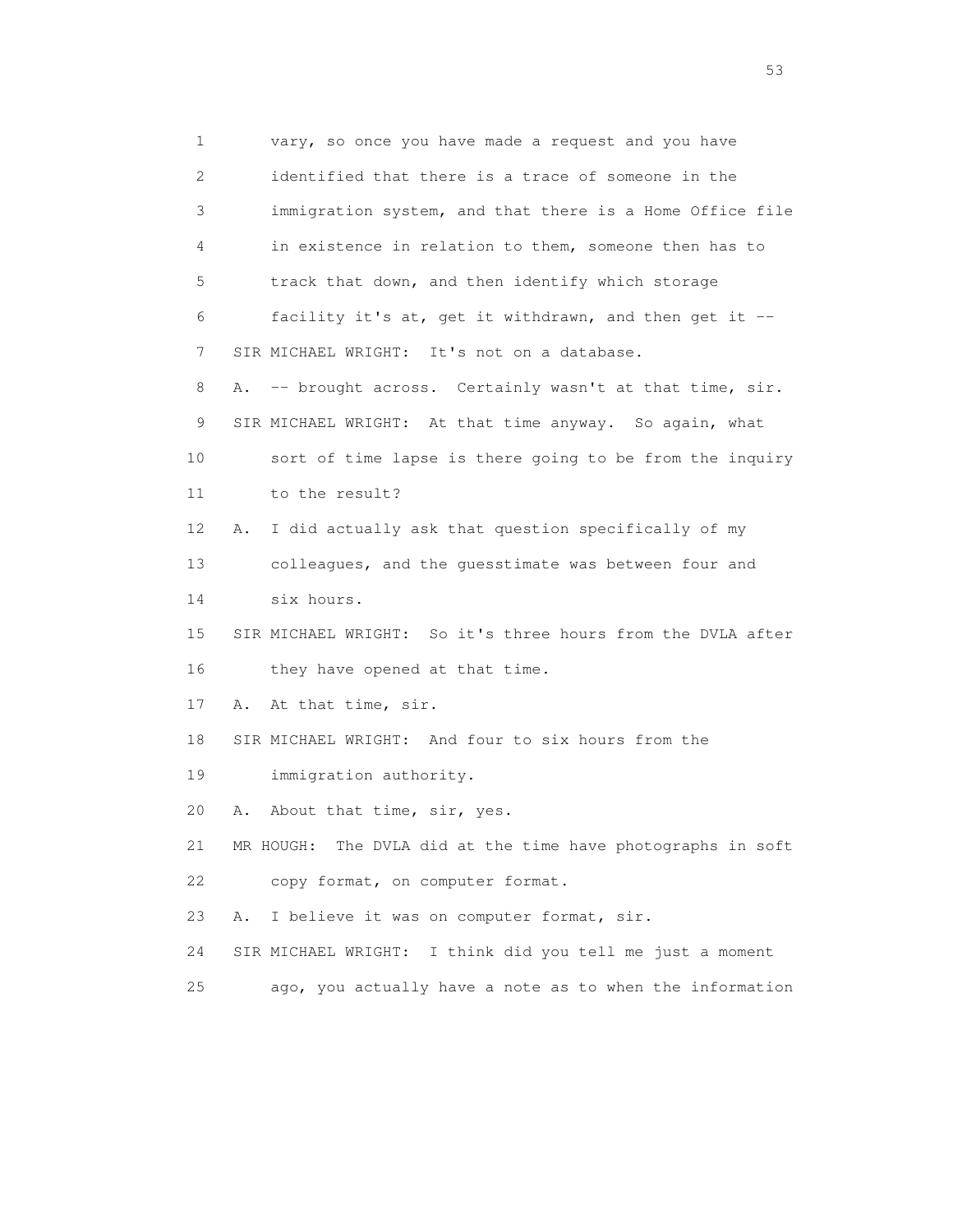1 vary, so once you have made a request and you have
2 identified that there is a trace of someone in the
3 immigration system, and that there is a Home Office file
4 in existence in relation to them, someone then has to
5 track that down, and then identify which storage
6 facility it's at, get it withdrawn, and then get it --
7 SIR MICHAEL WRIGHT: It's not on a database.
8 A. -- brought across. Certainly wasn't at that time, sir.
9 SIR MICHAEL WRIGHT: At that time anyway. So again, what
10 sort of time lapse is there going to be from the inquiry
11 to the result?
12 A. I did actually ask that question specifically of my
13 colleagues, and the guesstimate was between four and
14 six hours.
15 SIR MICHAEL WRIGHT: So it's three hours from the DVLA after
16 they have opened at that time.
17 A. At that time, sir.
18 SIR MICHAEL WRIGHT: And four to six hours from the
19 immigration authority.
20 A. About that time, sir, yes.
21 MR HOUGH: The DVLA did at the time have photographs in soft
22 copy format, on computer format.
23 A. I believe it was on computer format, sir.
24 SIR MICHAEL WRIGHT: I think did you tell me just a moment
25 ago, you actually have a note as to when the information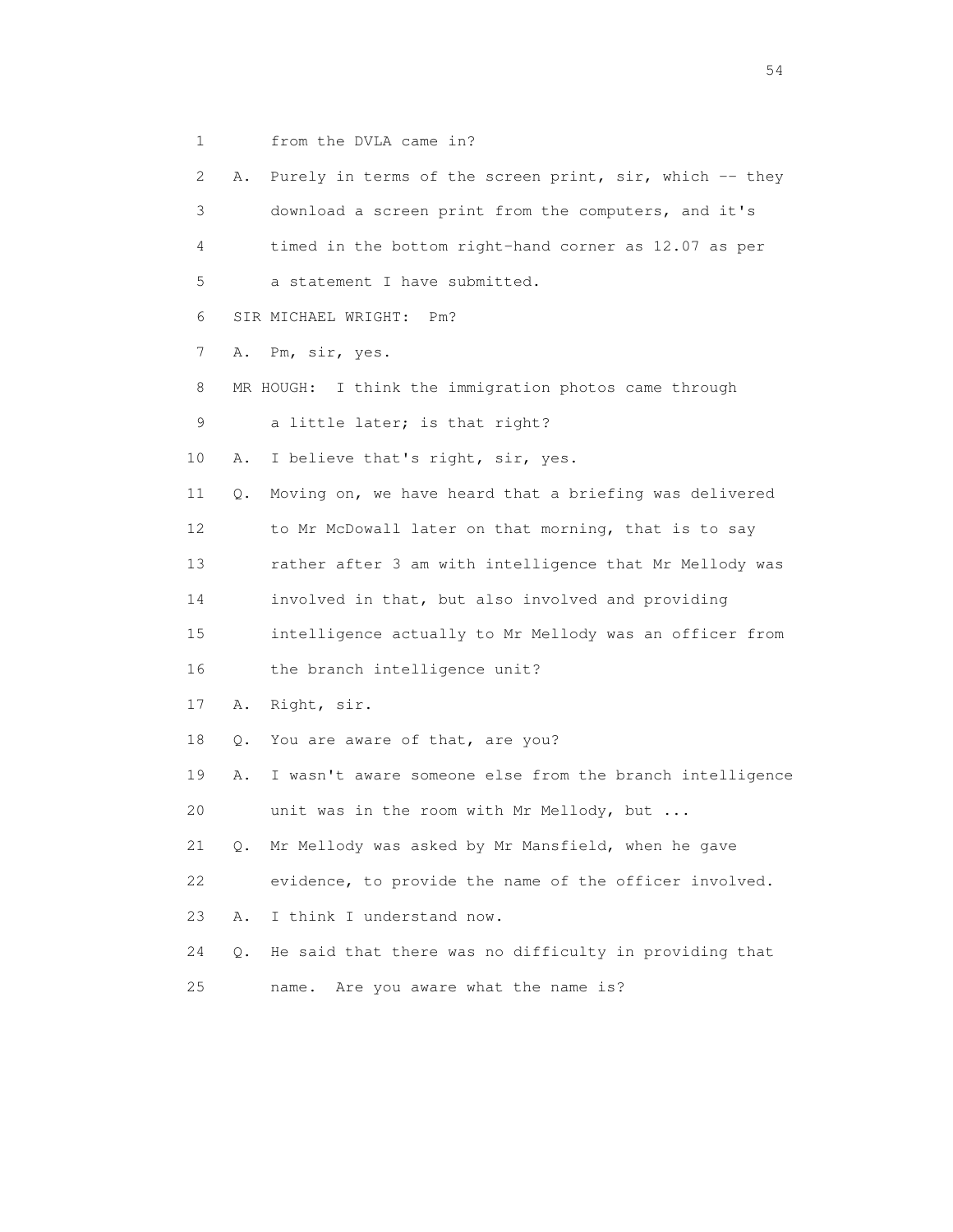1 from the DVLA came in?

2 A. Purely in terms of the screen print, sir, which -- they

3 download a screen print from the computers, and it's

4 timed in the bottom right-hand corner as 12.07 as per

5 a statement I have submitted.

6 SIR MICHAEL WRIGHT: Pm?

7 A. Pm, sir, yes.

8 MR HOUGH: I think the immigration photos came through

9 a little later; is that right?

10 A. I believe that's right, sir, yes.

11 Q. Moving on, we have heard that a briefing was delivered

12 to Mr McDowall later on that morning, that is to say

13 rather after 3 am with intelligence that Mr Mellody was

14 involved in that, but also involved and providing

15 intelligence actually to Mr Mellody was an officer from

16 the branch intelligence unit?

17 A. Right, sir.

18 Q. You are aware of that, are you?

19 A. I wasn't aware someone else from the branch intelligence

20 unit was in the room with Mr Mellody, but ...

21 Q. Mr Mellody was asked by Mr Mansfield, when he gave

22 evidence, to provide the name of the officer involved.

23 A. I think I understand now.

24 Q. He said that there was no difficulty in providing that

25 name. Are you aware what the name is?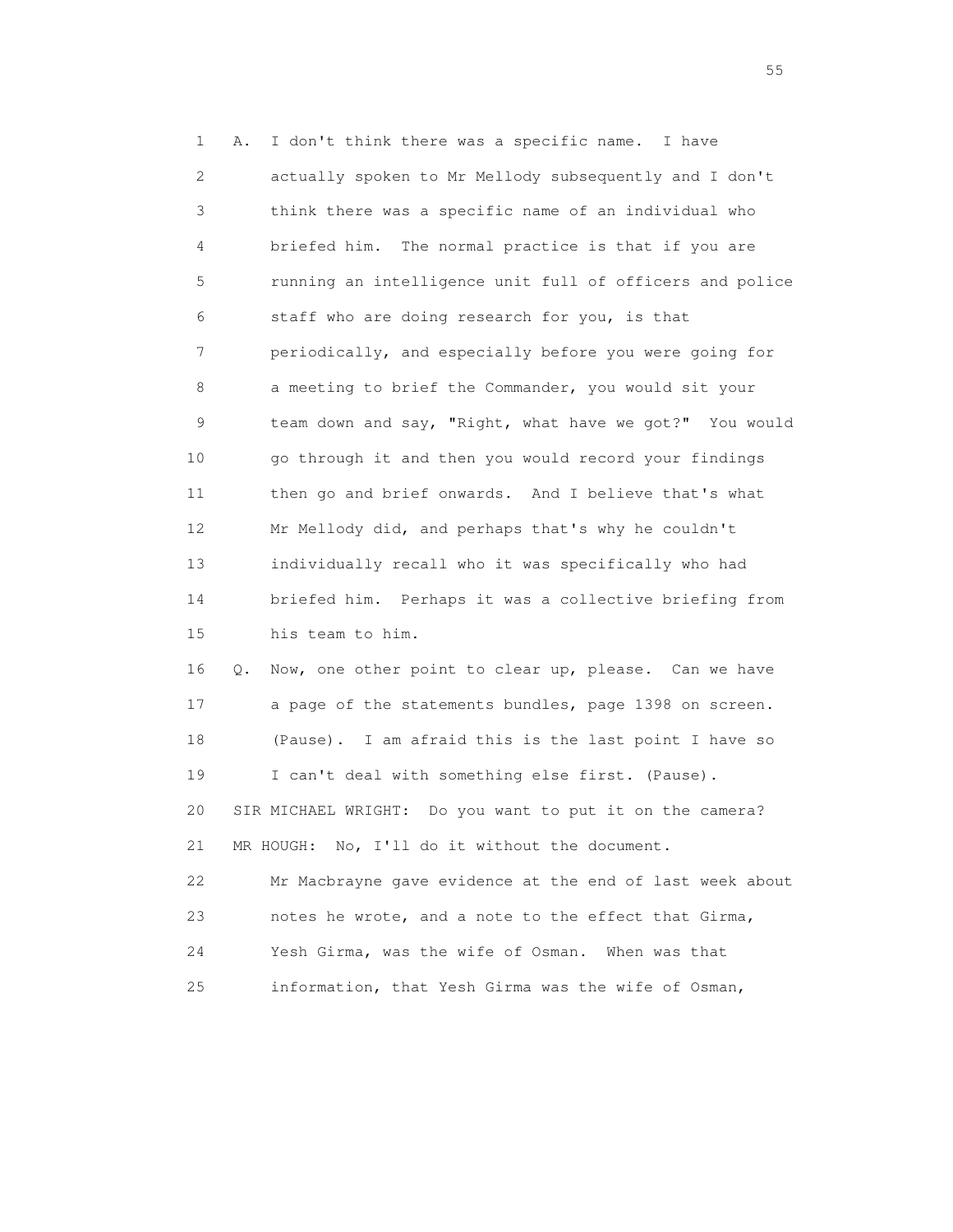1 A. I don't think there was a specific name. I have
2 actually spoken to Mr Mellody subsequently and I don't
3 think there was a specific name of an individual who
4 briefed him. The normal practice is that if you are
5 running an intelligence unit full of officers and police
6 staff who are doing research for you, is that
7 periodically, and especially before you were going for
8 a meeting to brief the Commander, you would sit your
9 team down and say, "Right, what have we got?" You would
10 go through it and then you would record your findings
11 then go and brief onwards. And I believe that's what
12 Mr Mellody did, and perhaps that's why he couldn't
13 individually recall who it was specifically who had
14 briefed him. Perhaps it was a collective briefing from
15 his team to him.

16 Q. Now, one other point to clear up, please. Can we have
17 a page of the statements bundles, page 1398 on screen.
18 (Pause). I am afraid this is the last point I have so
19 I can't deal with something else first. (Pause).

20 SIR MICHAEL WRIGHT: Do you want to put it on the camera?

21 MR HOUGH: No, I'll do it without the document.

22 Mr Macbrayne gave evidence at the end of last week about
23 notes he wrote, and a note to the effect that Girma,
24 Yesh Girma, was the wife of Osman. When was that
25 information, that Yesh Girma was the wife of Osman,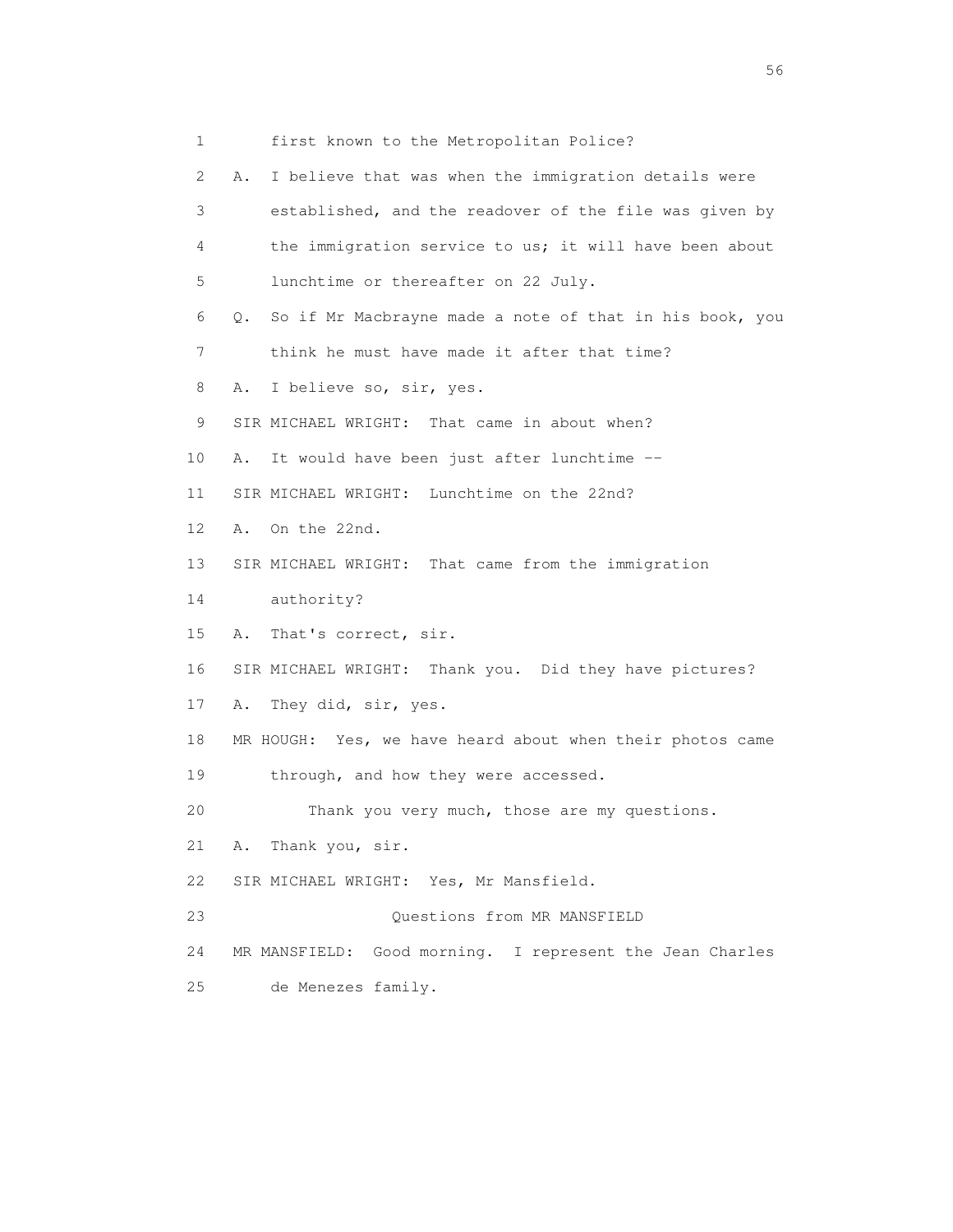1 first known to the Metropolitan Police?

2 A. I believe that was when the immigration details were

3 established, and the readover of the file was given by

4 the immigration service to us; it will have been about

5 lunchtime or thereafter on 22 July.

6 Q. So if Mr Macbrayne made a note of that in his book, you

7 think he must have made it after that time?

8 A. I believe so, sir, yes.

9 SIR MICHAEL WRIGHT: That came in about when?

10 A. It would have been just after lunchtime --

11 SIR MICHAEL WRIGHT: Lunchtime on the 22nd?

12 A. On the 22nd.

13 SIR MICHAEL WRIGHT: That came from the immigration

14 authority?

15 A. That's correct, sir.

16 SIR MICHAEL WRIGHT: Thank you. Did they have pictures?

17 A. They did, sir, yes.

18 MR HOUGH: Yes, we have heard about when their photos came

19 through, and how they were accessed.

20 Thank you very much, those are my questions.

21 A. Thank you, sir.

22 SIR MICHAEL WRIGHT: Yes, Mr Mansfield.

23 Questions from MR MANSFIELD

24 MR MANSFIELD: Good morning. I represent the Jean Charles

25 de Menezes family.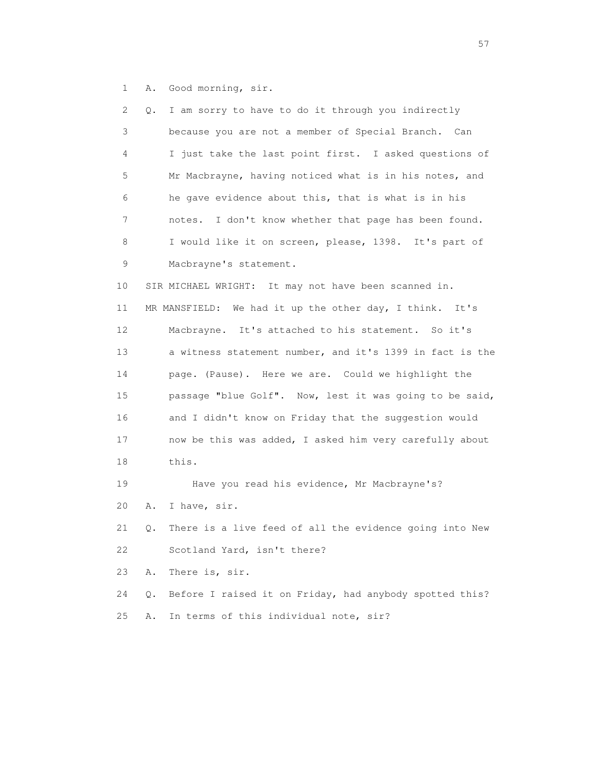1 A. Good morning, sir.

2 Q. I am sorry to have to do it through you indirectly

3 because you are not a member of Special Branch. Can

4 I just take the last point first. I asked questions of

5 Mr Macbrayne, having noticed what is in his notes, and

6 he gave evidence about this, that is what is in his

7 notes. I don't know whether that page has been found.

8 I would like it on screen, please, 1398. It's part of

9 Macbrayne's statement.

10 SIR MICHAEL WRIGHT: It may not have been scanned in.

11 MR MANSFIELD: We had it up the other day, I think. It's

12 Macbrayne. It's attached to his statement. So it's

13 a witness statement number, and it's 1399 in fact is the

14 page. (Pause). Here we are. Could we highlight the

15 passage "blue Golf". Now, lest it was going to be said,

16 and I didn't know on Friday that the suggestion would

17 now be this was added, I asked him very carefully about

18 this.

19 Have you read his evidence, Mr Macbrayne's?

20 A. I have, sir.

21 Q. There is a live feed of all the evidence going into New

22 Scotland Yard, isn't there?

23 A. There is, sir.

24 Q. Before I raised it on Friday, had anybody spotted this?

25 A. In terms of this individual note, sir?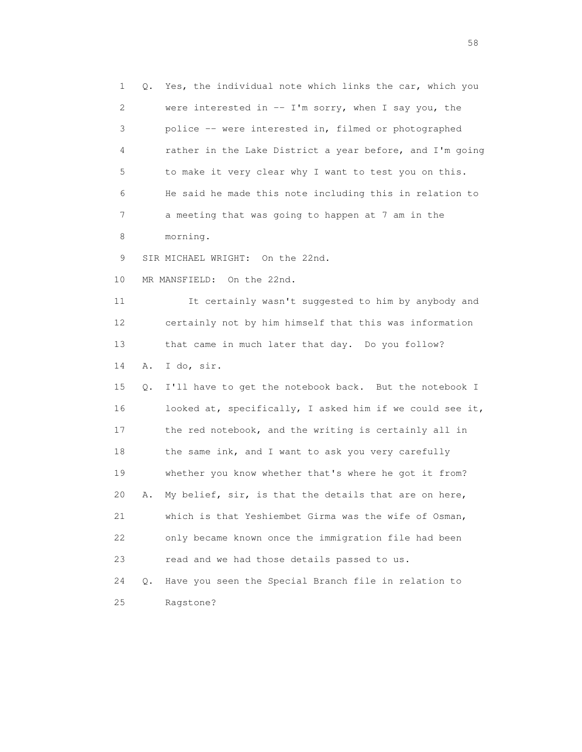1 Q. Yes, the individual note which links the car, which you
2 were interested in -- I'm sorry, when I say you, the
3 police -- were interested in, filmed or photographed
4 rather in the Lake District a year before, and I'm going
5 to make it very clear why I want to test you on this.
6 He said he made this note including this in relation to
7 a meeting that was going to happen at 7 am in the
8 morning.

9 SIR MICHAEL WRIGHT: On the 22nd.

10 MR MANSFIELD: On the 22nd.

11 It certainly wasn't suggested to him by anybody and
12 certainly not by him himself that this was information
13 that came in much later that day. Do you follow?

14 A. I do, sir.

15 Q. I'll have to get the notebook back. But the notebook I
16 looked at, specifically, I asked him if we could see it,
17 the red notebook, and the writing is certainly all in
18 the same ink, and I want to ask you very carefully
19 whether you know whether that's where he got it from?

20 A. My belief, sir, is that the details that are on here,
21 which is that Yeshiembet Girma was the wife of Osman,
22 only became known once the immigration file had been
23 read and we had those details passed to us.

24 Q. Have you seen the Special Branch file in relation to
25 Ragstone?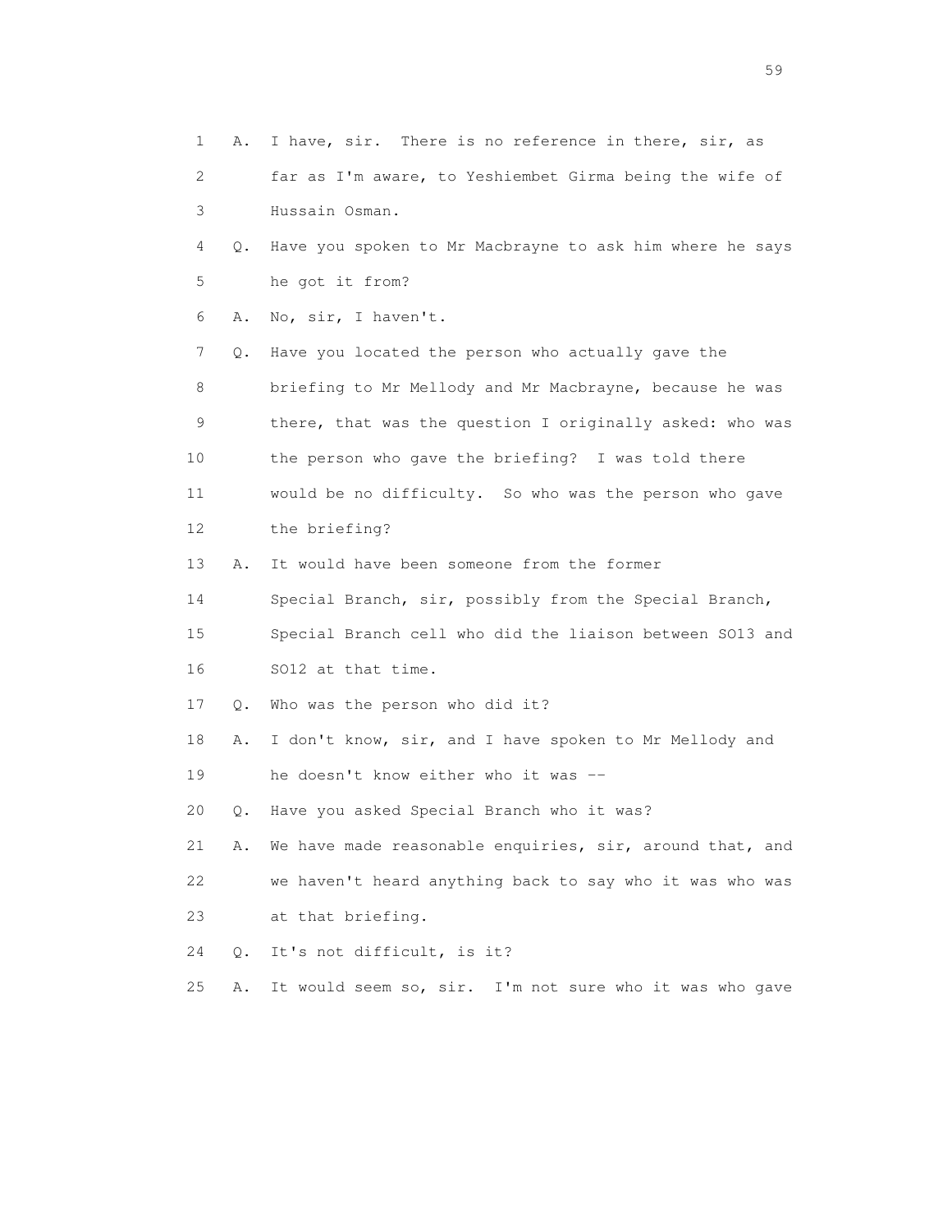1 A. I have, sir. There is no reference in there, sir, as
2 far as I'm aware, to Yeshiembet Girma being the wife of
3 Hussain Osman.
4 Q. Have you spoken to Mr Macbrayne to ask him where he says
5 he got it from?
6 A. No, sir, I haven't.
7 Q. Have you located the person who actually gave the
8 briefing to Mr Mellody and Mr Macbrayne, because he was
9 there, that was the question I originally asked: who was
10 the person who gave the briefing? I was told there
11 would be no difficulty. So who was the person who gave
12 the briefing?
13 A. It would have been someone from the former
14 Special Branch, sir, possibly from the Special Branch,
15 Special Branch cell who did the liaison between SO13 and
16 SO12 at that time.
17 Q. Who was the person who did it?
18 A. I don't know, sir, and I have spoken to Mr Mellody and
19 he doesn't know either who it was --
20 Q. Have you asked Special Branch who it was?
21 A. We have made reasonable enquiries, sir, around that, and
22 we haven't heard anything back to say who it was who was
23 at that briefing.
24 Q. It's not difficult, is it?
25 A. It would seem so, sir. I'm not sure who it was who gave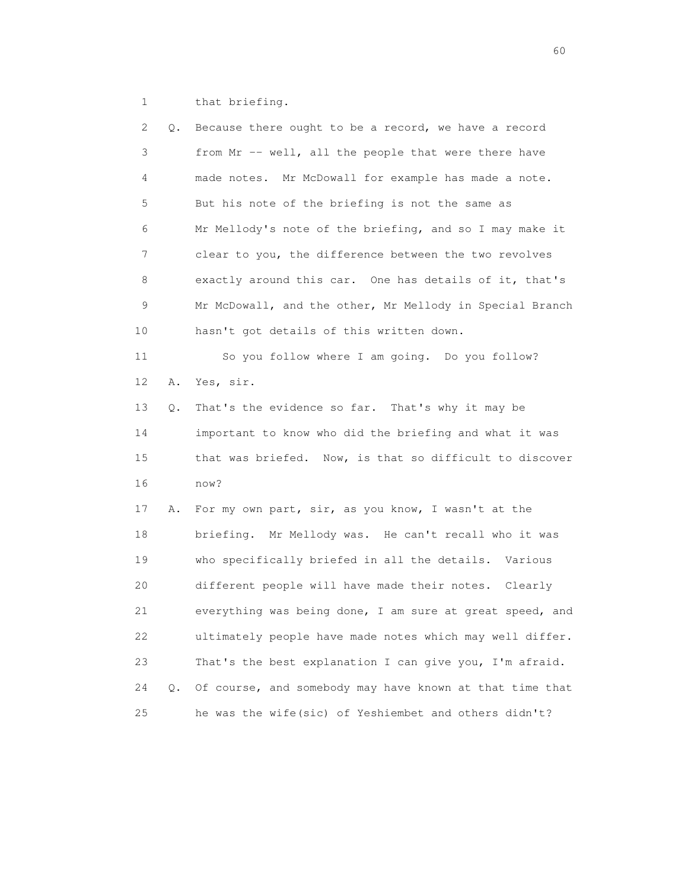1 that briefing.

2 Q. Because there ought to be a record, we have a record
3 from Mr -- well, all the people that were there have
4 made notes. Mr McDowall for example has made a note.
5 But his note of the briefing is not the same as
6 Mr Mellody's note of the briefing, and so I may make it
7 clear to you, the difference between the two revolves
8 exactly around this car. One has details of it, that's
9 Mr McDowall, and the other, Mr Mellody in Special Branch
10 hasn't got details of this written down.

11 So you follow where I am going. Do you follow?

12 A. Yes, sir.

13 Q. That's the evidence so far. That's why it may be
14 important to know who did the briefing and what it was
15 that was briefed. Now, is that so difficult to discover
16 now?

17 A. For my own part, sir, as you know, I wasn't at the
18 briefing. Mr Mellody was. He can't recall who it was
19 who specifically briefed in all the details. Various
20 different people will have made their notes. Clearly
21 everything was being done, I am sure at great speed, and
22 ultimately people have made notes which may well differ.
23 That's the best explanation I can give you, I'm afraid.

24 Q. Of course, and somebody may have known at that time that
25 he was the wife(sic) of Yeshiembet and others didn't?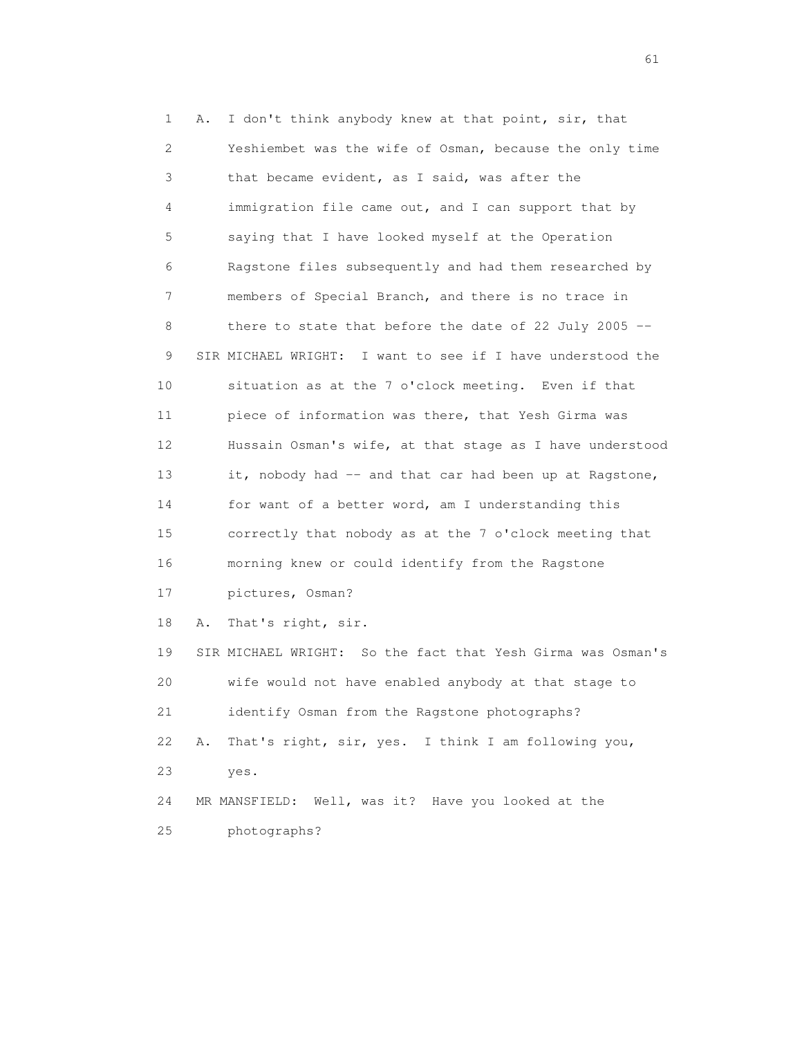1 A. I don't think anybody knew at that point, sir, that
2 Yeshiembet was the wife of Osman, because the only time
3 that became evident, as I said, was after the
4 immigration file came out, and I can support that by
5 saying that I have looked myself at the Operation
6 Ragstone files subsequently and had them researched by
7 members of Special Branch, and there is no trace in
8 there to state that before the date of 22 July 2005 --
9 SIR MICHAEL WRIGHT: I want to see if I have understood the
10 situation as at the 7 o'clock meeting. Even if that
11 piece of information was there, that Yesh Girma was
12 Hussain Osman's wife, at that stage as I have understood
13 it, nobody had -- and that car had been up at Ragstone,
14 for want of a better word, am I understanding this
15 correctly that nobody as at the 7 o'clock meeting that
16 morning knew or could identify from the Ragstone
17 pictures, Osman?
18 A. That's right, sir.
19 SIR MICHAEL WRIGHT: So the fact that Yesh Girma was Osman's
20 wife would not have enabled anybody at that stage to
21 identify Osman from the Ragstone photographs?
22 A. That's right, sir, yes. I think I am following you,
23 yes.
24 MR MANSFIELD: Well, was it? Have you looked at the
25 photographs?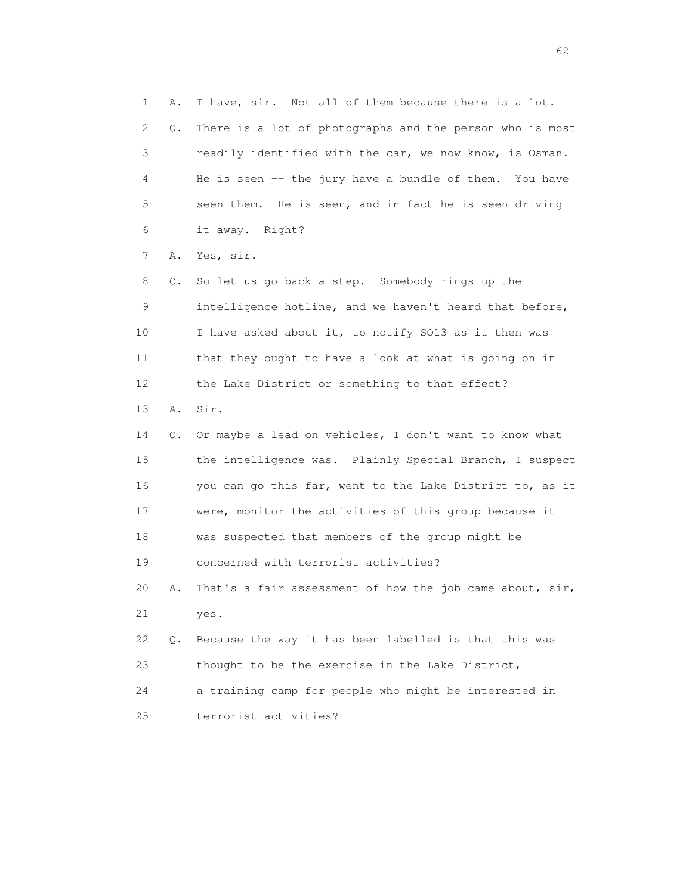1 A. I have, sir. Not all of them because there is a lot.

2 Q. There is a lot of photographs and the person who is most

3 readily identified with the car, we now know, is Osman.

4 He is seen -- the jury have a bundle of them. You have

5 seen them. He is seen, and in fact he is seen driving

6 it away. Right?

7 A. Yes, sir.

8 Q. So let us go back a step. Somebody rings up the

9 intelligence hotline, and we haven't heard that before,

10 I have asked about it, to notify SO13 as it then was

11 that they ought to have a look at what is going on in

12 the Lake District or something to that effect?

13 A. Sir.

14 Q. Or maybe a lead on vehicles, I don't want to know what

15 the intelligence was. Plainly Special Branch, I suspect

16 you can go this far, went to the Lake District to, as it

17 were, monitor the activities of this group because it

18 was suspected that members of the group might be

19 concerned with terrorist activities?

20 A. That's a fair assessment of how the job came about, sir,

21 yes.

22 Q. Because the way it has been labelled is that this was

23 thought to be the exercise in the Lake District,

24 a training camp for people who might be interested in

25 terrorist activities?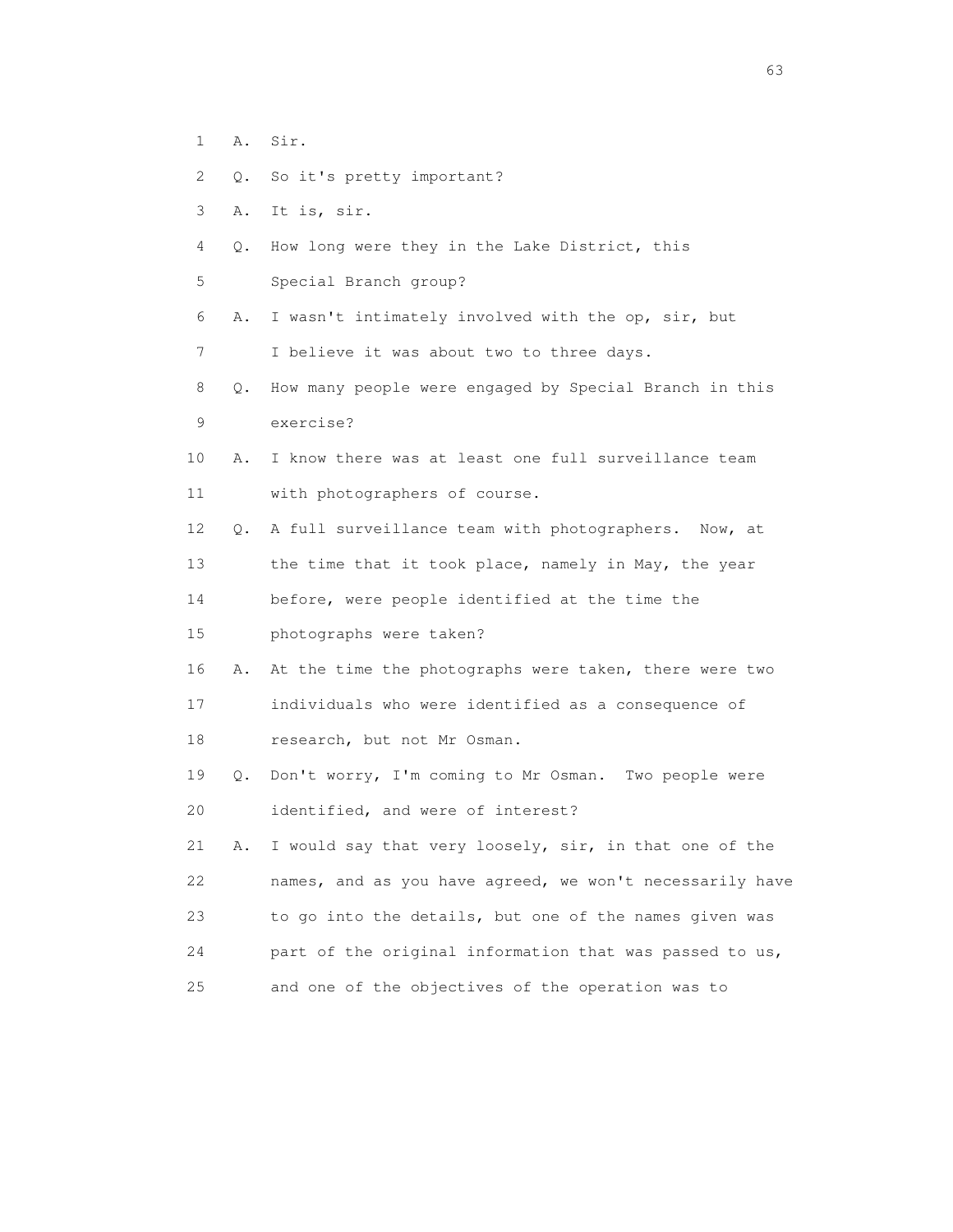1 A. Sir.

2 Q. So it's pretty important?

3 A. It is, sir.

4 Q. How long were they in the Lake District, this

5 Special Branch group?

6 A. I wasn't intimately involved with the op, sir, but

7 I believe it was about two to three days.

8 Q. How many people were engaged by Special Branch in this

9 exercise?

10 A. I know there was at least one full surveillance team

11 with photographers of course.

12 Q. A full surveillance team with photographers. Now, at

13 the time that it took place, namely in May, the year

14 before, were people identified at the time the

15 photographs were taken?

16 A. At the time the photographs were taken, there were two

17 individuals who were identified as a consequence of

18 research, but not Mr Osman.

19 Q. Don't worry, I'm coming to Mr Osman. Two people were

20 identified, and were of interest?

21 A. I would say that very loosely, sir, in that one of the

22 names, and as you have agreed, we won't necessarily have

23 to go into the details, but one of the names given was

24 part of the original information that was passed to us,

25 and one of the objectives of the operation was to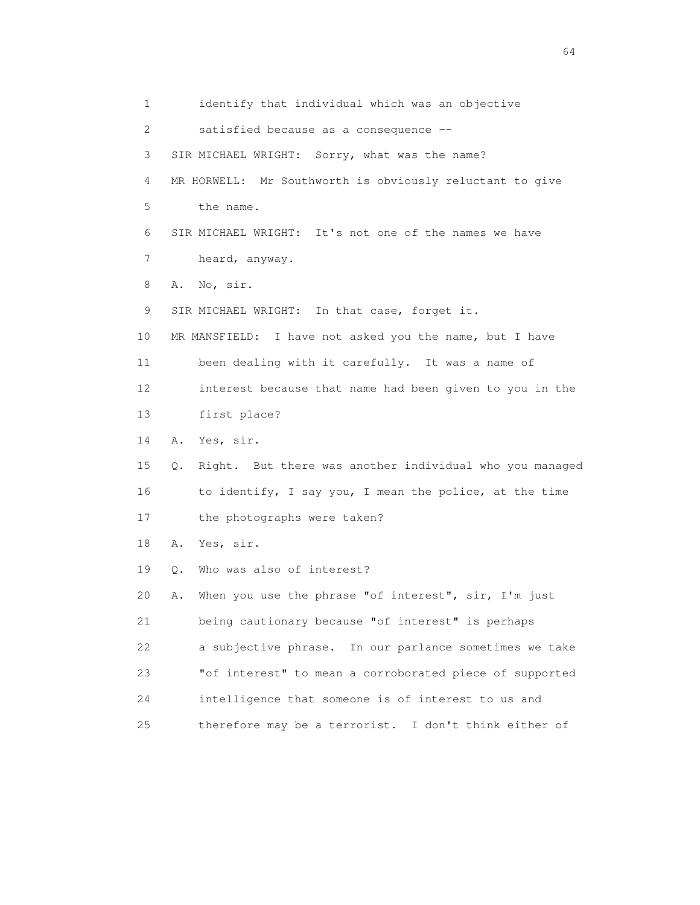1 identify that individual which was an objective

2 satisfied because as a consequence --

3 SIR MICHAEL WRIGHT: Sorry, what was the name?

4 MR HORWELL: Mr Southworth is obviously reluctant to give

5 the name.

6 SIR MICHAEL WRIGHT: It's not one of the names we have

7 heard, anyway.

8 A. No, sir.

9 SIR MICHAEL WRIGHT: In that case, forget it.

10 MR MANSFIELD: I have not asked you the name, but I have

11 been dealing with it carefully. It was a name of

12 interest because that name had been given to you in the

13 first place?

14 A. Yes, sir.

15 Q. Right. But there was another individual who you managed

16 to identify, I say you, I mean the police, at the time

17 the photographs were taken?

18 A. Yes, sir.

19 Q. Who was also of interest?

20 A. When you use the phrase "of interest", sir, I'm just

21 being cautionary because "of interest" is perhaps

22 a subjective phrase. In our parlance sometimes we take

23 "of interest" to mean a corroborated piece of supported

24 intelligence that someone is of interest to us and

25 therefore may be a terrorist. I don't think either of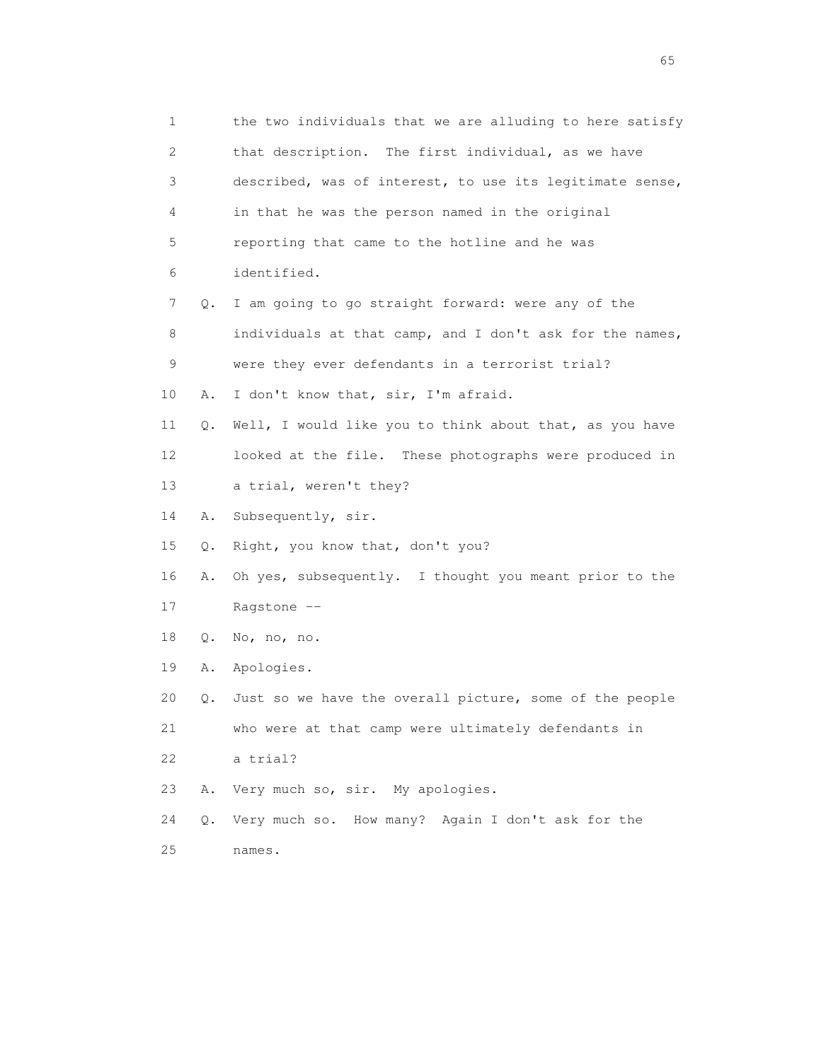1 the two individuals that we are alluding to here satisfy
2 that description. The first individual, as we have
3 described, was of interest, to use its legitimate sense,
4 in that he was the person named in the original
5 reporting that came to the hotline and he was
6 identified.

7 Q. I am going to go straight forward: were any of the
8 individuals at that camp, and I don't ask for the names,
9 were they ever defendants in a terrorist trial?

10 A. I don't know that, sir, I'm afraid.

11 Q. Well, I would like you to think about that, as you have
12 looked at the file. These photographs were produced in
13 a trial, weren't they?

14 A. Subsequently, sir.

15 Q. Right, you know that, don't you?

16 A. Oh yes, subsequently. I thought you meant prior to the
17 Ragstone --

18 Q. No, no, no.

19 A. Apologies.

20 Q. Just so we have the overall picture, some of the people
21 who were at that camp were ultimately defendants in
22 a trial?

23 A. Very much so, sir. My apologies.

24 Q. Very much so. How many? Again I don't ask for the
25 names.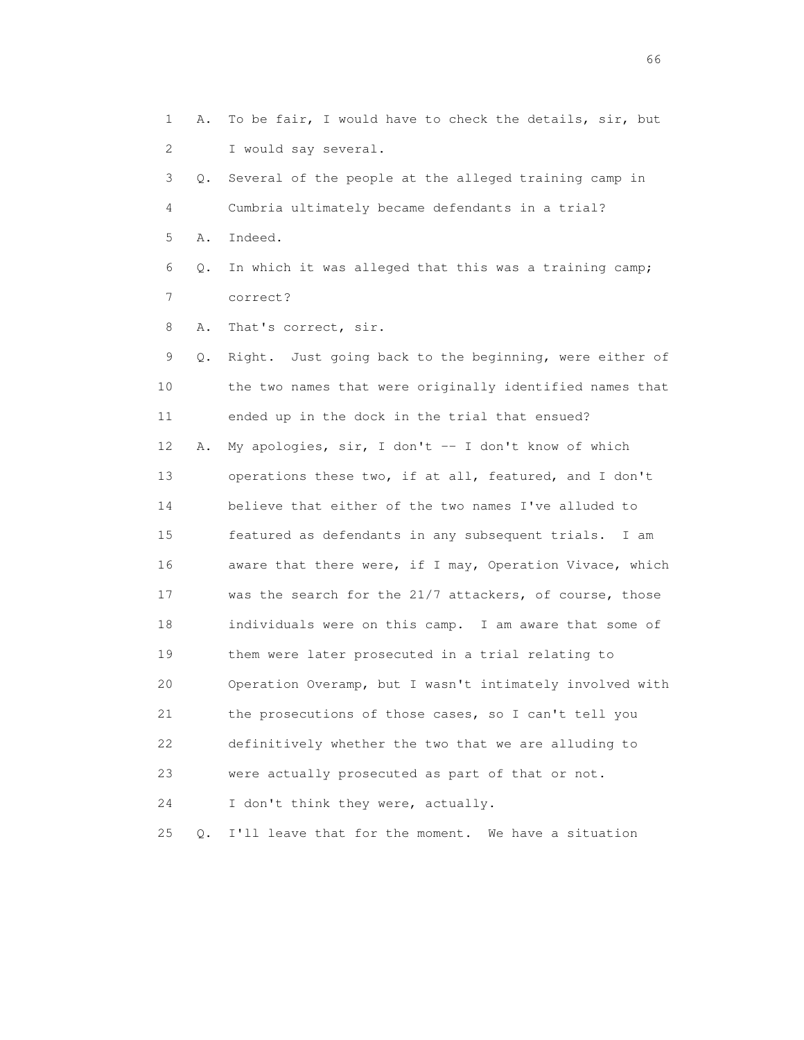1 A. To be fair, I would have to check the details, sir, but
2 I would say several.
3 Q. Several of the people at the alleged training camp in
4 Cumbria ultimately became defendants in a trial?
5 A. Indeed.
6 Q. In which it was alleged that this was a training camp;
7 correct?
8 A. That's correct, sir.
9 Q. Right. Just going back to the beginning, were either of
10 the two names that were originally identified names that
11 ended up in the dock in the trial that ensued?
12 A. My apologies, sir, I don't -- I don't know of which
13 operations these two, if at all, featured, and I don't
14 believe that either of the two names I've alluded to
15 featured as defendants in any subsequent trials. I am
16 aware that there were, if I may, Operation Vivace, which
17 was the search for the 21/7 attackers, of course, those
18 individuals were on this camp. I am aware that some of
19 them were later prosecuted in a trial relating to
20 Operation Overamp, but I wasn't intimately involved with
21 the prosecutions of those cases, so I can't tell you
22 definitively whether the two that we are alluding to
23 were actually prosecuted as part of that or not.
24 I don't think they were, actually.
25 Q. I'll leave that for the moment. We have a situation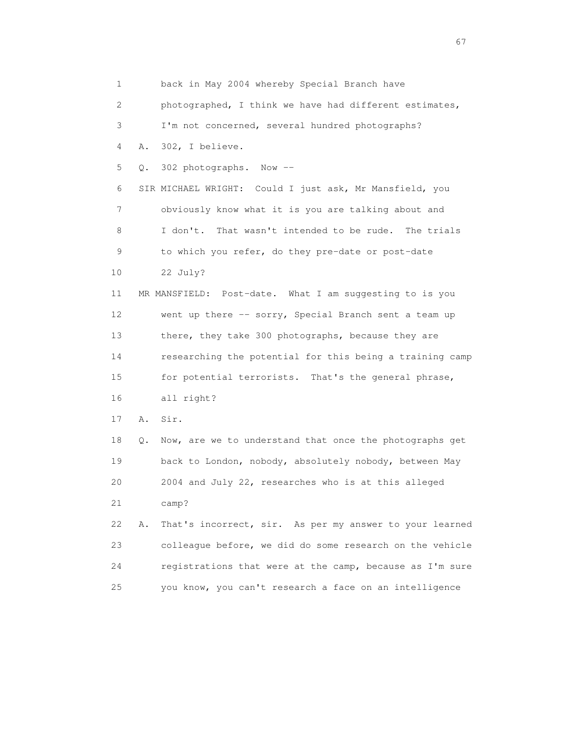1 back in May 2004 whereby Special Branch have
2 photographed, I think we have had different estimates,
3 I'm not concerned, several hundred photographs?
4 A. 302, I believe.
5 Q. 302 photographs. Now --
6 SIR MICHAEL WRIGHT: Could I just ask, Mr Mansfield, you
7 obviously know what it is you are talking about and
8 I don't. That wasn't intended to be rude. The trials
9 to which you refer, do they pre-date or post-date
10 22 July?
11 MR MANSFIELD: Post-date. What I am suggesting to is you
12 went up there -- sorry, Special Branch sent a team up
13 there, they take 300 photographs, because they are
14 researching the potential for this being a training camp
15 for potential terrorists. That's the general phrase,
16 all right?
17 A. Sir.
18 Q. Now, are we to understand that once the photographs get
19 back to London, nobody, absolutely nobody, between May
20 2004 and July 22, researches who is at this alleged
21 camp?
22 A. That's incorrect, sir. As per my answer to your learned
23 colleague before, we did do some research on the vehicle
24 registrations that were at the camp, because as I'm sure
25 you know, you can't research a face on an intelligence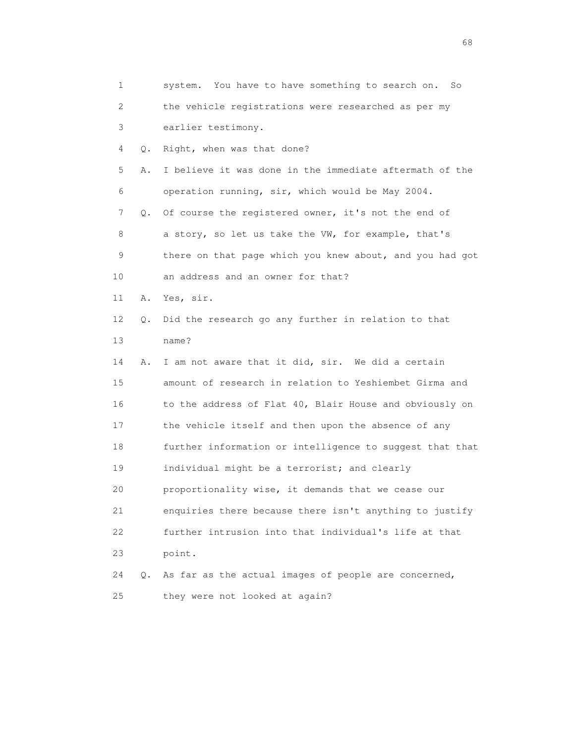1 system. You have to have something to search on. So
2 the vehicle registrations were researched as per my
3 earlier testimony.

4 Q. Right, when was that done?

5 A. I believe it was done in the immediate aftermath of the
6 operation running, sir, which would be May 2004.

7 Q. Of course the registered owner, it's not the end of
8 a story, so let us take the VW, for example, that's
9 there on that page which you knew about, and you had got
10 an address and an owner for that?

11 A. Yes, sir.

12 Q. Did the research go any further in relation to that
13 name?

14 A. I am not aware that it did, sir. We did a certain
15 amount of research in relation to Yeshiembet Girma and
16 to the address of Flat 40, Blair House and obviously on
17 the vehicle itself and then upon the absence of any
18 further information or intelligence to suggest that that
19 individual might be a terrorist; and clearly
20 proportionality wise, it demands that we cease our
21 enquiries there because there isn't anything to justify
22 further intrusion into that individual's life at that
23 point.

24 Q. As far as the actual images of people are concerned,
25 they were not looked at again?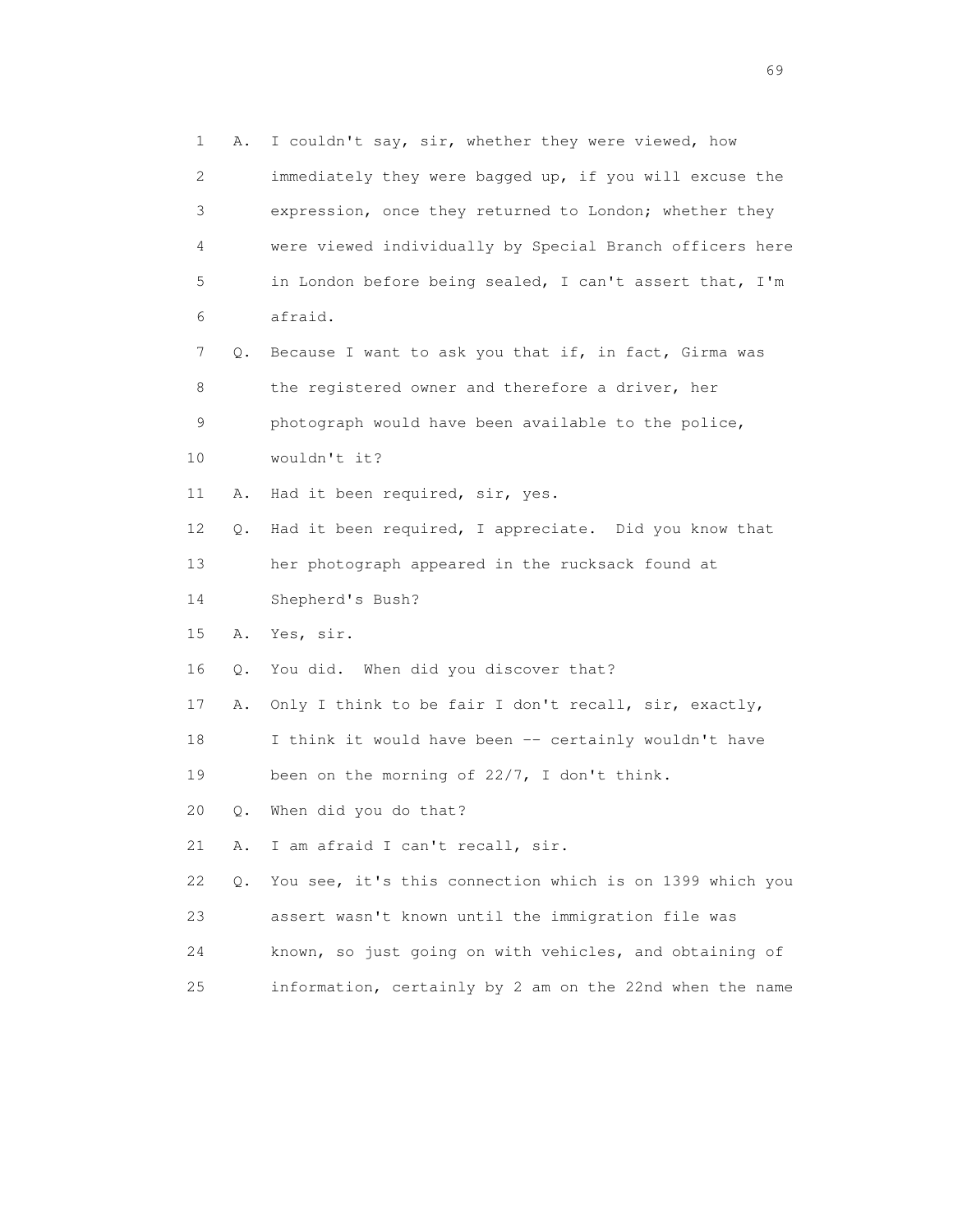1 A. I couldn't say, sir, whether they were viewed, how
2 immediately they were bagged up, if you will excuse the
3 expression, once they returned to London; whether they
4 were viewed individually by Special Branch officers here
5 in London before being sealed, I can't assert that, I'm
6 afraid.
7 Q. Because I want to ask you that if, in fact, Girma was
8 the registered owner and therefore a driver, her
9 photograph would have been available to the police,
10 wouldn't it?
11 A. Had it been required, sir, yes.
12 Q. Had it been required, I appreciate. Did you know that
13 her photograph appeared in the rucksack found at
14 Shepherd's Bush?
15 A. Yes, sir.
16 Q. You did. When did you discover that?
17 A. Only I think to be fair I don't recall, sir, exactly,
18 I think it would have been -- certainly wouldn't have
19 been on the morning of 22/7, I don't think.
20 Q. When did you do that?
21 A. I am afraid I can't recall, sir.
22 Q. You see, it's this connection which is on 1399 which you
23 assert wasn't known until the immigration file was
24 known, so just going on with vehicles, and obtaining of
25 information, certainly by 2 am on the 22nd when the name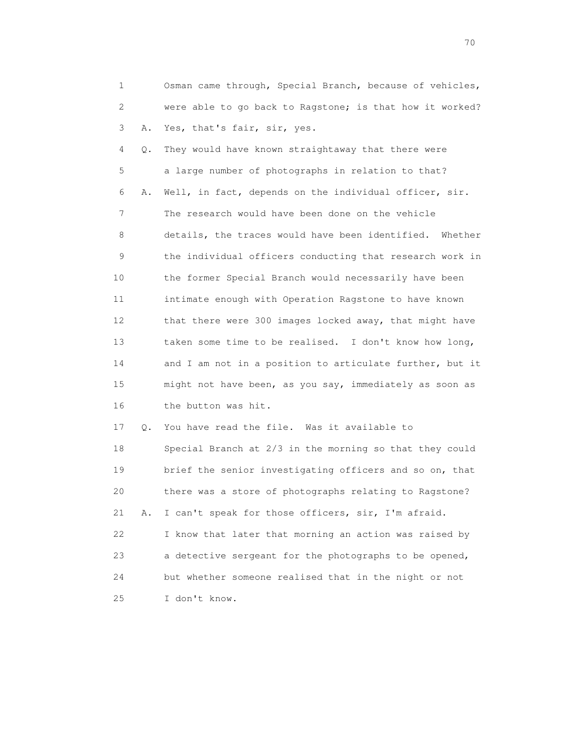1 Osman came through, Special Branch, because of vehicles,
2 were able to go back to Ragstone; is that how it worked?
3 A. Yes, that's fair, sir, yes.
4 Q. They would have known straightaway that there were
5 a large number of photographs in relation to that?
6 A. Well, in fact, depends on the individual officer, sir.
7 The research would have been done on the vehicle
8 details, the traces would have been identified. Whether
9 the individual officers conducting that research work in
10 the former Special Branch would necessarily have been
11 intimate enough with Operation Ragstone to have known
12 that there were 300 images locked away, that might have
13 taken some time to be realised. I don't know how long,
14 and I am not in a position to articulate further, but it
15 might not have been, as you say, immediately as soon as
16 the button was hit.
17 Q. You have read the file. Was it available to
18 Special Branch at 2/3 in the morning so that they could
19 brief the senior investigating officers and so on, that
20 there was a store of photographs relating to Ragstone?
21 A. I can't speak for those officers, sir, I'm afraid.
22 I know that later that morning an action was raised by
23 a detective sergeant for the photographs to be opened,
24 but whether someone realised that in the night or not
25 I don't know.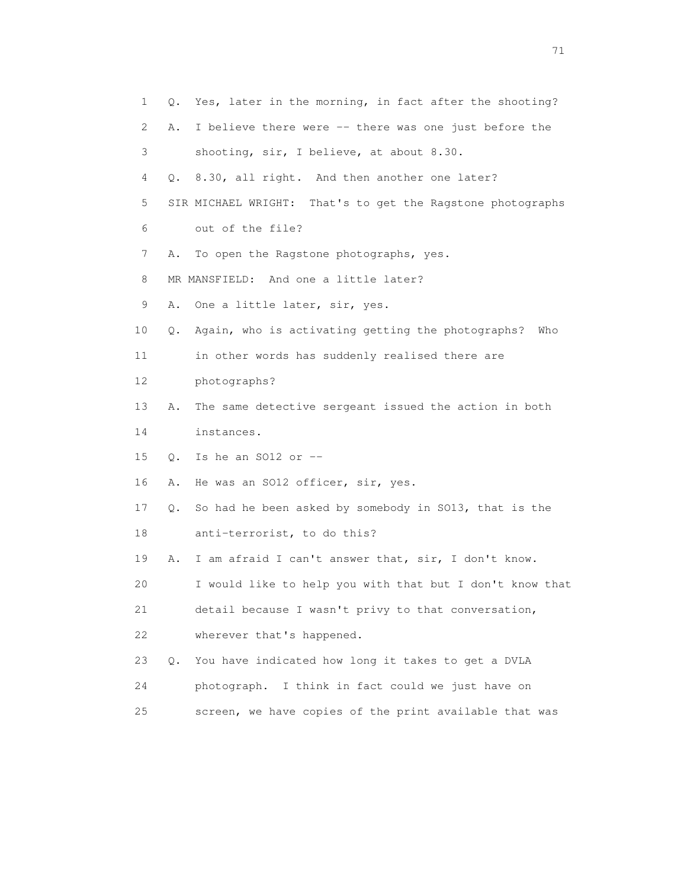1 Q. Yes, later in the morning, in fact after the shooting?

2 A. I believe there were -- there was one just before the

3 shooting, sir, I believe, at about 8.30.

4 Q. 8.30, all right. And then another one later?

5 SIR MICHAEL WRIGHT: That's to get the Ragstone photographs

6 out of the file?

7 A. To open the Ragstone photographs, yes.

8 MR MANSFIELD: And one a little later?

9 A. One a little later, sir, yes.

10 Q. Again, who is activating getting the photographs? Who

11 in other words has suddenly realised there are

12 photographs?

13 A. The same detective sergeant issued the action in both

14 instances.

15 Q. Is he an SO12 or --

16 A. He was an SO12 officer, sir, yes.

17 Q. So had he been asked by somebody in SO13, that is the

18 anti-terrorist, to do this?

19 A. I am afraid I can't answer that, sir, I don't know.

20 I would like to help you with that but I don't know that

21 detail because I wasn't privy to that conversation,

22 wherever that's happened.

23 Q. You have indicated how long it takes to get a DVLA

24 photograph. I think in fact could we just have on

25 screen, we have copies of the print available that was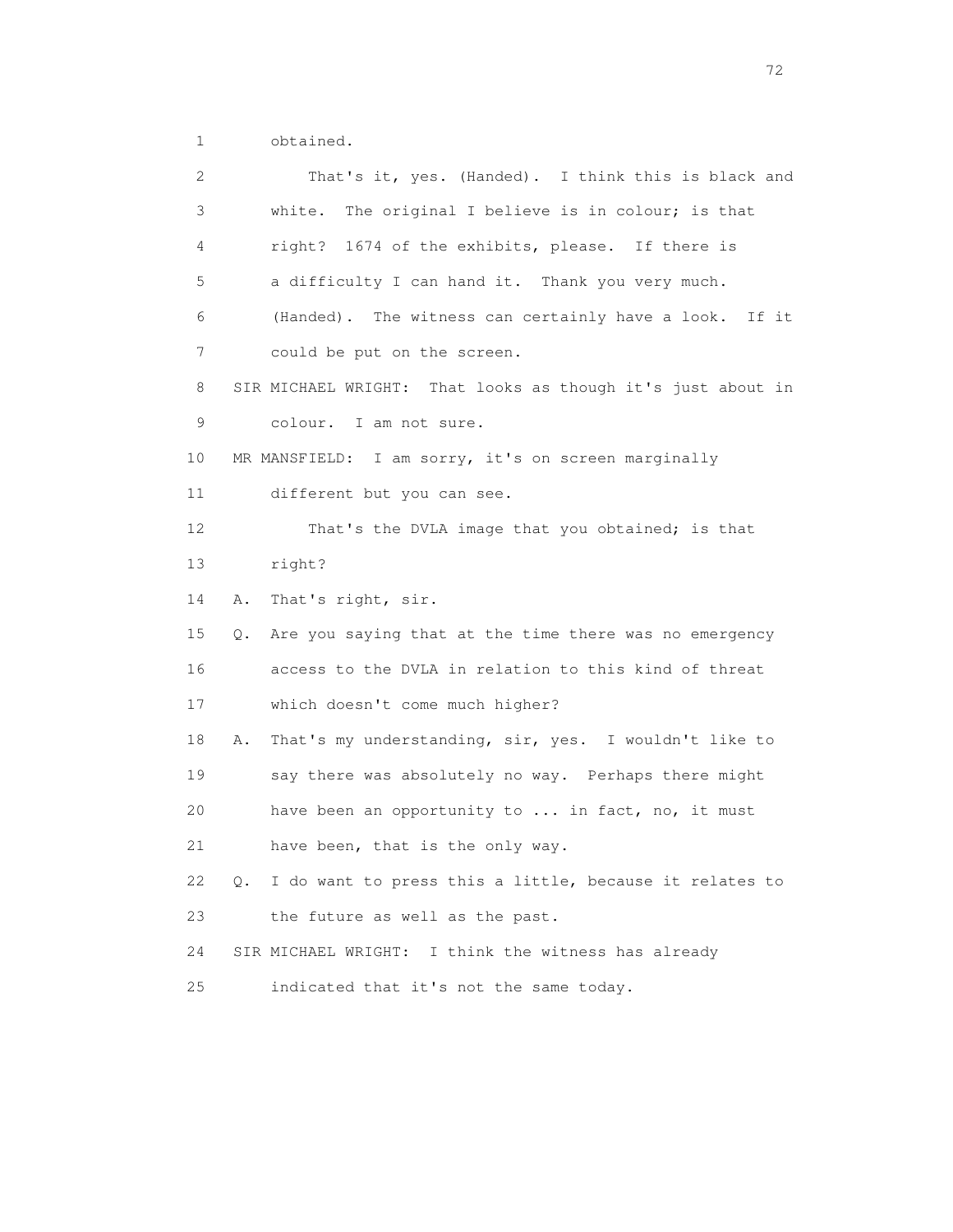1 obtained.

2 That's it, yes. (Handed). I think this is black and

3 white. The original I believe is in colour; is that

4 right? 1674 of the exhibits, please. If there is

5 a difficulty I can hand it. Thank you very much.

6 (Handed). The witness can certainly have a look. If it

7 could be put on the screen.

8 SIR MICHAEL WRIGHT: That looks as though it's just about in

9 colour. I am not sure.

10 MR MANSFIELD: I am sorry, it's on screen marginally

11 different but you can see.

12 That's the DVLA image that you obtained; is that

13 right?

14 A. That's right, sir.

15 Q. Are you saying that at the time there was no emergency

16 access to the DVLA in relation to this kind of threat

17 which doesn't come much higher?

18 A. That's my understanding, sir, yes. I wouldn't like to

19 say there was absolutely no way. Perhaps there might

20 have been an opportunity to ... in fact, no, it must

21 have been, that is the only way.

22 Q. I do want to press this a little, because it relates to

23 the future as well as the past.

24 SIR MICHAEL WRIGHT: I think the witness has already

25 indicated that it's not the same today.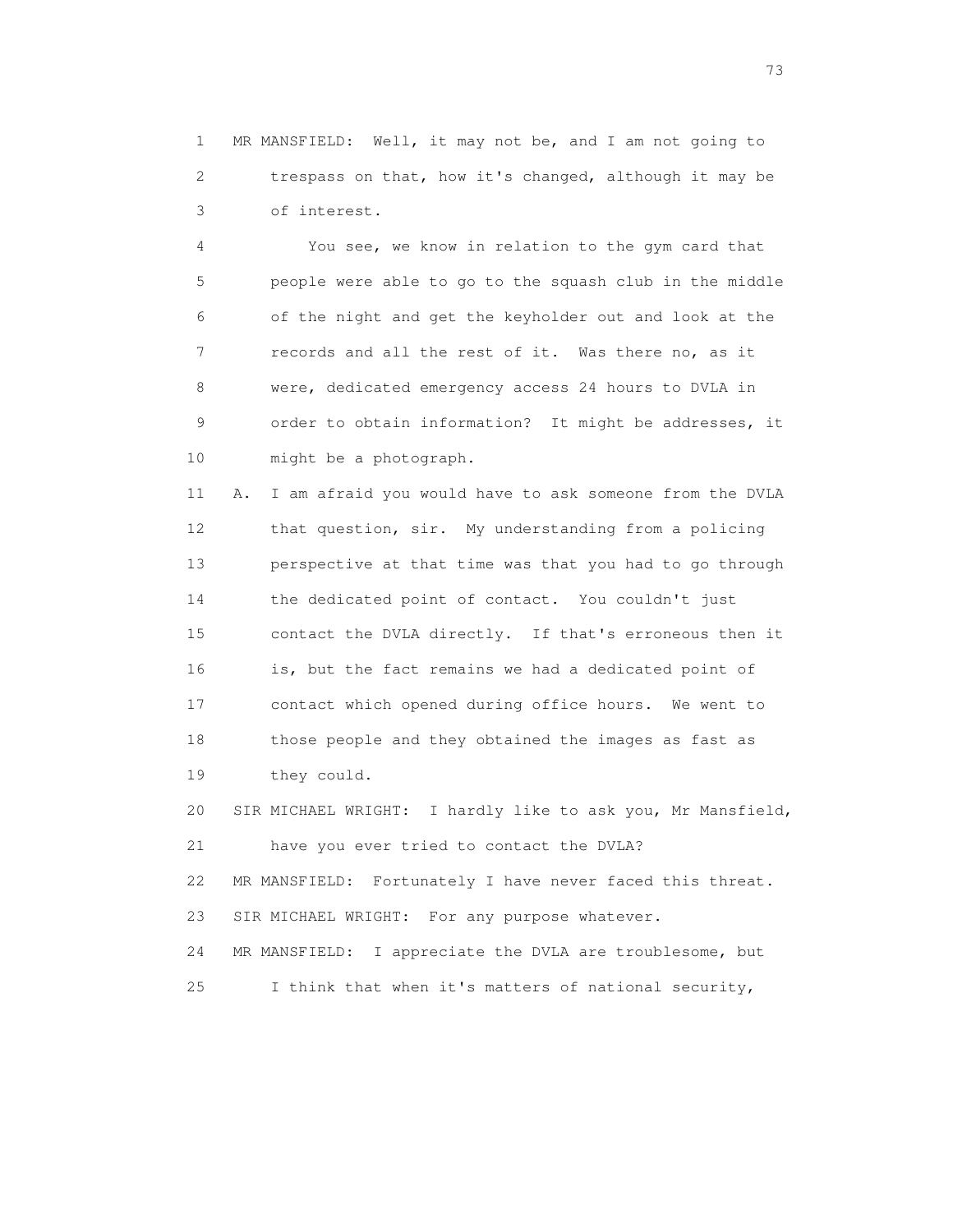MR MANSFIELD: Well, it may not be, and I am not going to trespass on that, how it's changed, although it may be of interest.

You see, we know in relation to the gym card that people were able to go to the squash club in the middle of the night and get the keyholder out and look at the records and all the rest of it. Was there no, as it were, dedicated emergency access 24 hours to DVLA in order to obtain information? It might be addresses, it might be a photograph.

A. I am afraid you would have to ask someone from the DVLA that question, sir. My understanding from a policing perspective at that time was that you had to go through the dedicated point of contact. You couldn't just contact the DVLA directly. If that's erroneous then it is, but the fact remains we had a dedicated point of contact which opened during office hours. We went to those people and they obtained the images as fast as they could.

SIR MICHAEL WRIGHT: I hardly like to ask you, Mr Mansfield, have you ever tried to contact the DVLA?

MR MANSFIELD: Fortunately I have never faced this threat.

SIR MICHAEL WRIGHT: For any purpose whatever.

MR MANSFIELD: I appreciate the DVLA are troublesome, but I think that when it's matters of national security,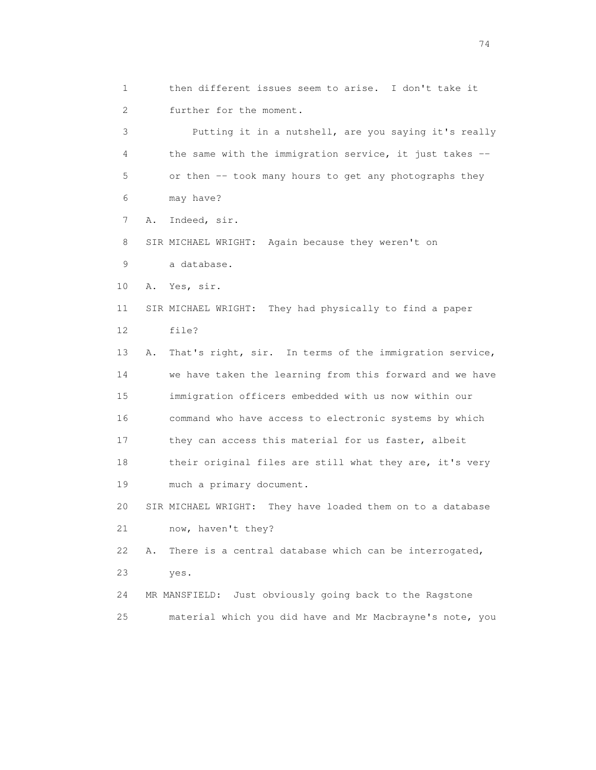1 then different issues seem to arise. I don't take it
2 further for the moment.
3 Putting it in a nutshell, are you saying it's really
4 the same with the immigration service, it just takes --
5 or then -- took many hours to get any photographs they
6 may have?
7 A. Indeed, sir.
8 SIR MICHAEL WRIGHT: Again because they weren't on
9 a database.
10 A. Yes, sir.
11 SIR MICHAEL WRIGHT: They had physically to find a paper
12 file?
13 A. That's right, sir. In terms of the immigration service,
14 we have taken the learning from this forward and we have
15 immigration officers embedded with us now within our
16 command who have access to electronic systems by which
17 they can access this material for us faster, albeit
18 their original files are still what they are, it's very
19 much a primary document.
20 SIR MICHAEL WRIGHT: They have loaded them on to a database
21 now, haven't they?
22 A. There is a central database which can be interrogated,
23 yes.
24 MR MANSFIELD: Just obviously going back to the Ragstone
25 material which you did have and Mr Macbrayne's note, you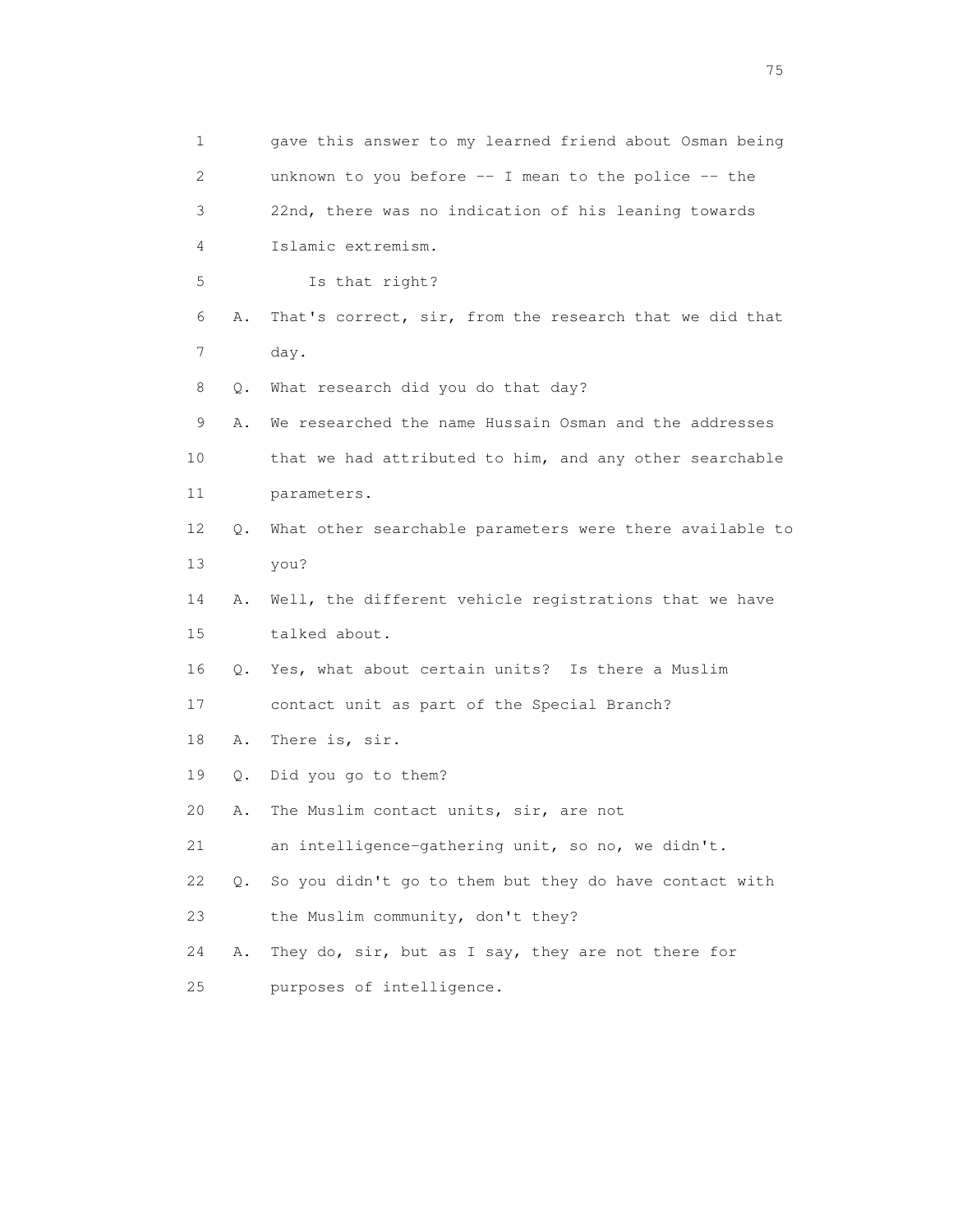1 gave this answer to my learned friend about Osman being
2 unknown to you before -- I mean to the police -- the
3 22nd, there was no indication of his leaning towards
4 Islamic extremism.
5 Is that right?
6 A. That's correct, sir, from the research that we did that
7 day.
8 Q. What research did you do that day?
9 A. We researched the name Hussain Osman and the addresses
10 that we had attributed to him, and any other searchable
11 parameters.
12 Q. What other searchable parameters were there available to
13 you?
14 A. Well, the different vehicle registrations that we have
15 talked about.
16 Q. Yes, what about certain units? Is there a Muslim
17 contact unit as part of the Special Branch?
18 A. There is, sir.
19 Q. Did you go to them?
20 A. The Muslim contact units, sir, are not
21 an intelligence-gathering unit, so no, we didn't.
22 Q. So you didn't go to them but they do have contact with
23 the Muslim community, don't they?
24 A. They do, sir, but as I say, they are not there for
25 purposes of intelligence.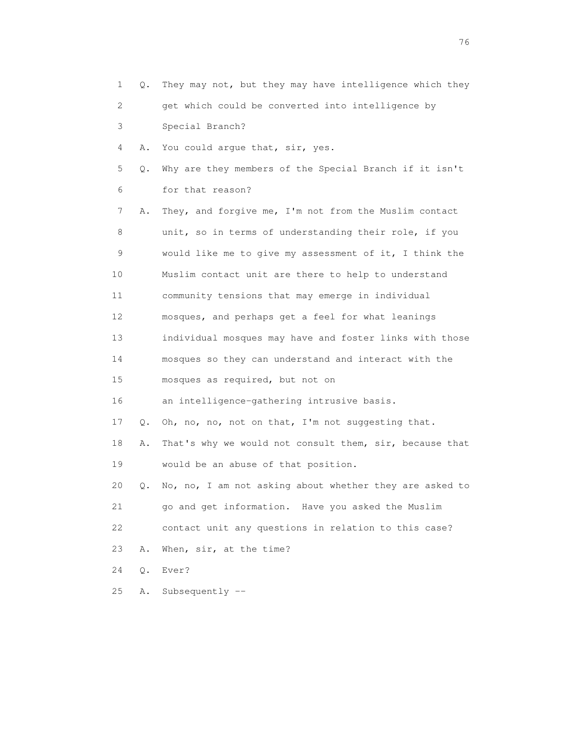1 Q. They may not, but they may have intelligence which they
2 get which could be converted into intelligence by
3 Special Branch?
4 A. You could argue that, sir, yes.
5 Q. Why are they members of the Special Branch if it isn't
6 for that reason?
7 A. They, and forgive me, I'm not from the Muslim contact
8 unit, so in terms of understanding their role, if you
9 would like me to give my assessment of it, I think the
10 Muslim contact unit are there to help to understand
11 community tensions that may emerge in individual
12 mosques, and perhaps get a feel for what leanings
13 individual mosques may have and foster links with those
14 mosques so they can understand and interact with the
15 mosques as required, but not on
16 an intelligence-gathering intrusive basis.
17 Q. Oh, no, no, not on that, I'm not suggesting that.
18 A. That's why we would not consult them, sir, because that
19 would be an abuse of that position.
20 Q. No, no, I am not asking about whether they are asked to
21 go and get information. Have you asked the Muslim
22 contact unit any questions in relation to this case?
23 A. When, sir, at the time?
24 Q. Ever?
25 A. Subsequently --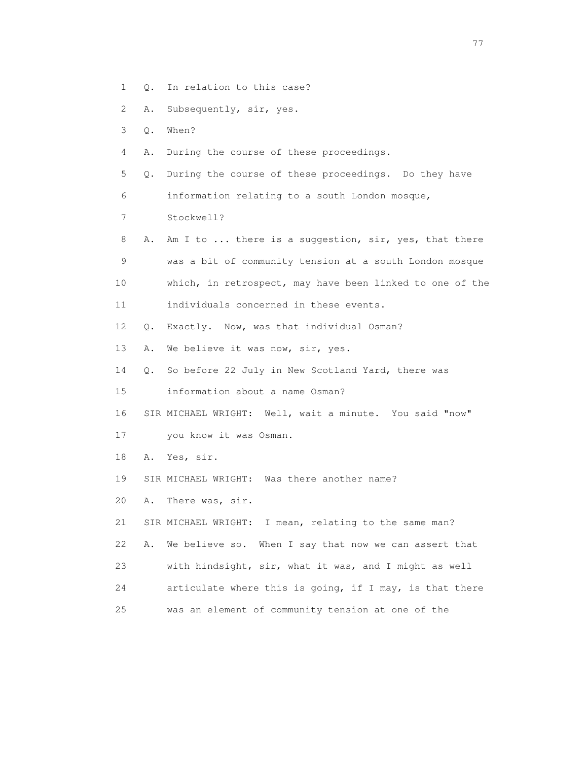1 Q. In relation to this case?

2 A. Subsequently, sir, yes.

3 Q. When?

4 A. During the course of these proceedings.

5 Q. During the course of these proceedings. Do they have

6 information relating to a south London mosque,

7 Stockwell?

8 A. Am I to ... there is a suggestion, sir, yes, that there

9 was a bit of community tension at a south London mosque

10 which, in retrospect, may have been linked to one of the

11 individuals concerned in these events.

12 Q. Exactly. Now, was that individual Osman?

13 A. We believe it was now, sir, yes.

14 Q. So before 22 July in New Scotland Yard, there was

15 information about a name Osman?

16 SIR MICHAEL WRIGHT: Well, wait a minute. You said "now"

17 you know it was Osman.

18 A. Yes, sir.

19 SIR MICHAEL WRIGHT: Was there another name?

20 A. There was, sir.

21 SIR MICHAEL WRIGHT: I mean, relating to the same man?

22 A. We believe so. When I say that now we can assert that

23 with hindsight, sir, what it was, and I might as well

24 articulate where this is going, if I may, is that there

25 was an element of community tension at one of the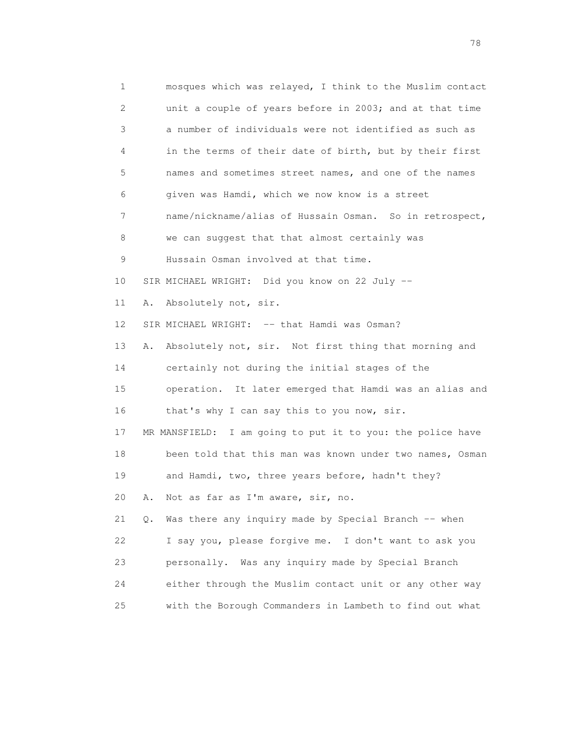1 mosques which was relayed, I think to the Muslim contact
2 unit a couple of years before in 2003; and at that time
3 a number of individuals were not identified as such as
4 in the terms of their date of birth, but by their first
5 names and sometimes street names, and one of the names
6 given was Hamdi, which we now know is a street
7 name/nickname/alias of Hussain Osman. So in retrospect,
8 we can suggest that that almost certainly was
9 Hussain Osman involved at that time.
10 SIR MICHAEL WRIGHT: Did you know on 22 July --
11 A. Absolutely not, sir.
12 SIR MICHAEL WRIGHT: -- that Hamdi was Osman?
13 A. Absolutely not, sir. Not first thing that morning and
14 certainly not during the initial stages of the
15 operation. It later emerged that Hamdi was an alias and
16 that's why I can say this to you now, sir.
17 MR MANSFIELD: I am going to put it to you: the police have
18 been told that this man was known under two names, Osman
19 and Hamdi, two, three years before, hadn't they?
20 A. Not as far as I'm aware, sir, no.
21 Q. Was there any inquiry made by Special Branch -- when
22 I say you, please forgive me. I don't want to ask you
23 personally. Was any inquiry made by Special Branch
24 either through the Muslim contact unit or any other way
25 with the Borough Commanders in Lambeth to find out what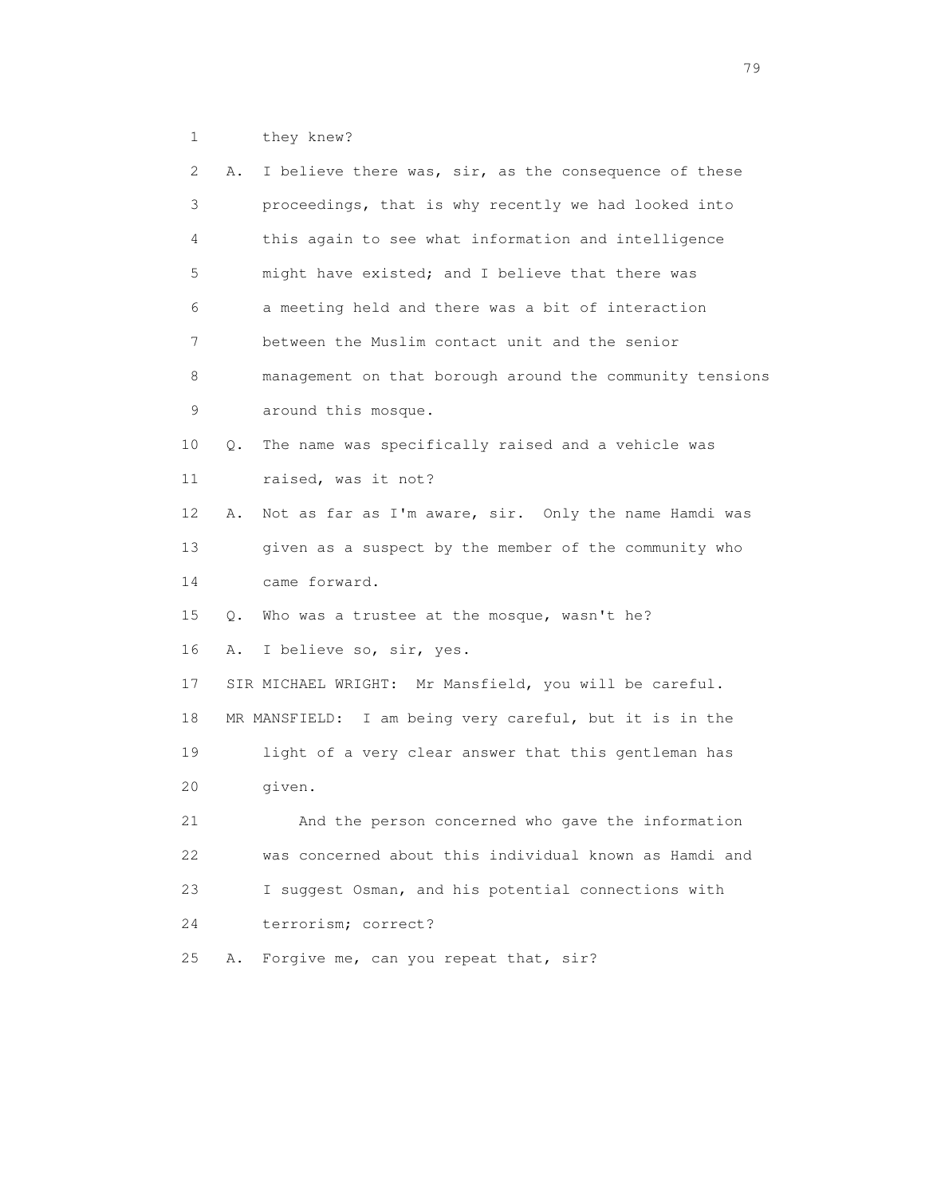1 they knew?

2 A. I believe there was, sir, as the consequence of these
3 proceedings, that is why recently we had looked into
4 this again to see what information and intelligence
5 might have existed; and I believe that there was
6 a meeting held and there was a bit of interaction
7 between the Muslim contact unit and the senior
8 management on that borough around the community tensions
9 around this mosque.

10 Q. The name was specifically raised and a vehicle was
11 raised, was it not?

12 A. Not as far as I'm aware, sir. Only the name Hamdi was
13 given as a suspect by the member of the community who
14 came forward.

15 Q. Who was a trustee at the mosque, wasn't he?

16 A. I believe so, sir, yes.

17 SIR MICHAEL WRIGHT: Mr Mansfield, you will be careful.

18 MR MANSFIELD: I am being very careful, but it is in the
19 light of a very clear answer that this gentleman has
20 given.

21 And the person concerned who gave the information
22 was concerned about this individual known as Hamdi and
23 I suggest Osman, and his potential connections with
24 terrorism; correct?

25 A. Forgive me, can you repeat that, sir?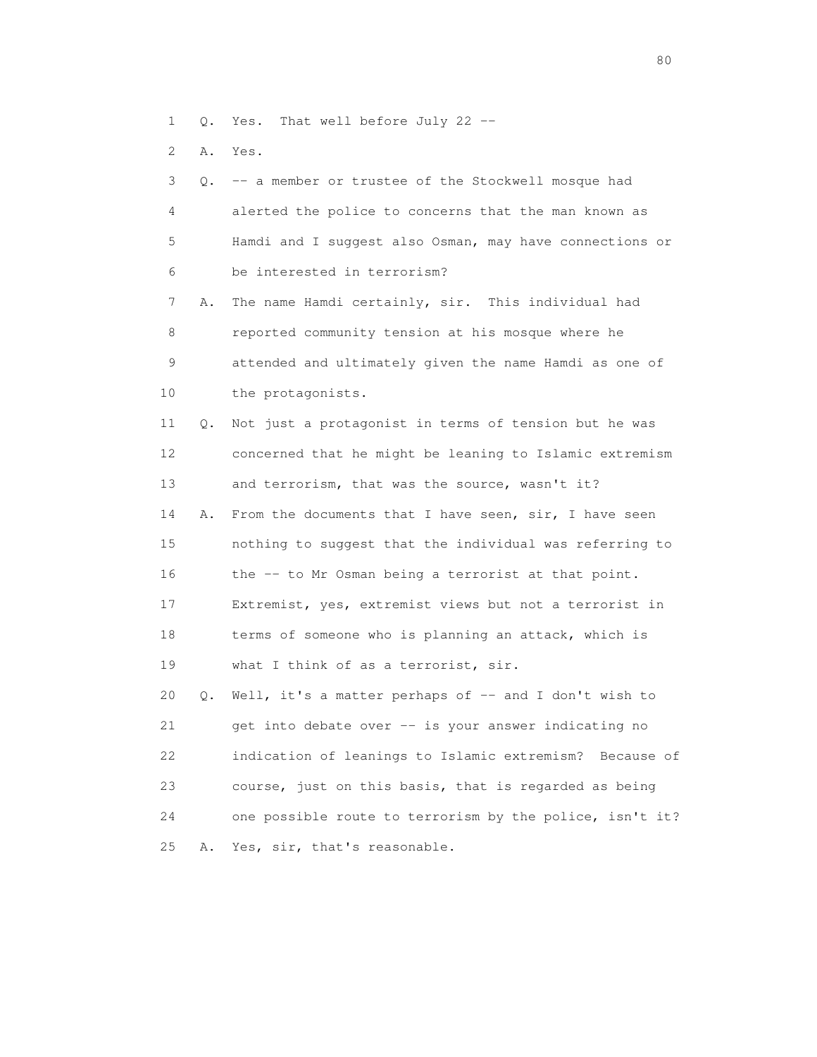1 Q. Yes. That well before July 22 --

2 A. Yes.

3 Q. -- a member or trustee of the Stockwell mosque had

4 alerted the police to concerns that the man known as

5 Hamdi and I suggest also Osman, may have connections or

6 be interested in terrorism?

7 A. The name Hamdi certainly, sir. This individual had

8 reported community tension at his mosque where he

9 attended and ultimately given the name Hamdi as one of

10 the protagonists.

11 Q. Not just a protagonist in terms of tension but he was

12 concerned that he might be leaning to Islamic extremism

13 and terrorism, that was the source, wasn't it?

14 A. From the documents that I have seen, sir, I have seen

15 nothing to suggest that the individual was referring to

16 the -- to Mr Osman being a terrorist at that point.

17 Extremist, yes, extremist views but not a terrorist in

18 terms of someone who is planning an attack, which is

19 what I think of as a terrorist, sir.

20 Q. Well, it's a matter perhaps of -- and I don't wish to

21 get into debate over -- is your answer indicating no

22 indication of leanings to Islamic extremism? Because of

23 course, just on this basis, that is regarded as being

24 one possible route to terrorism by the police, isn't it?

25 A. Yes, sir, that's reasonable.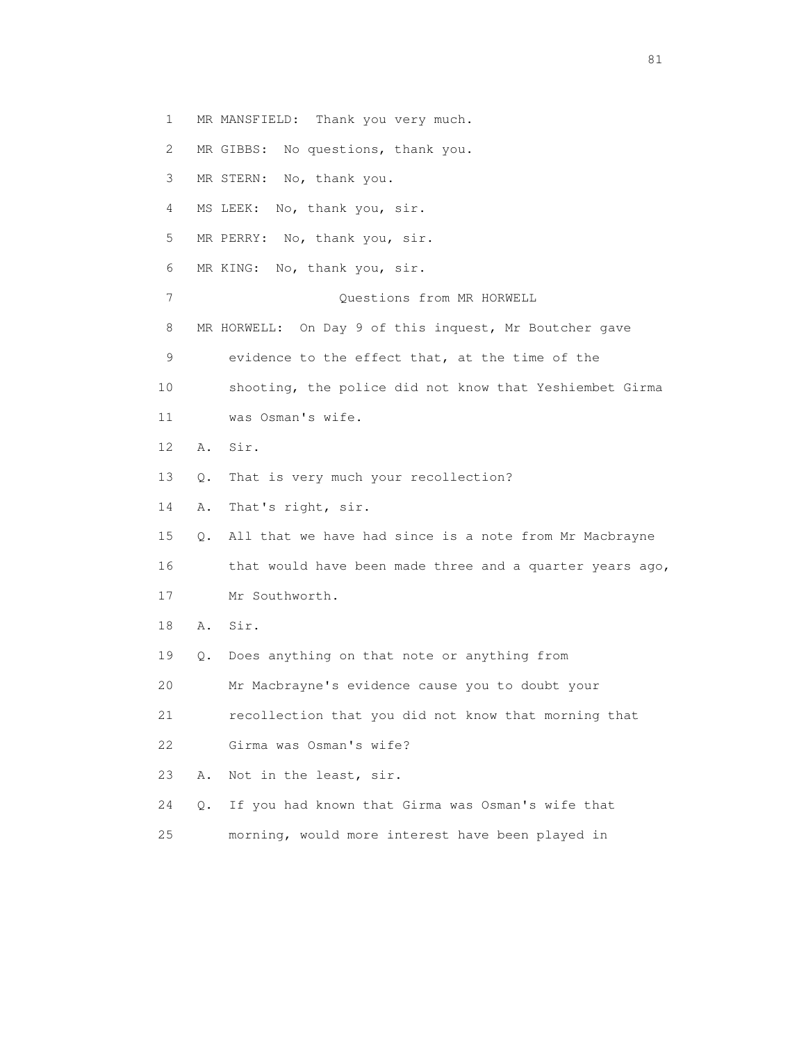1 MR MANSFIELD: Thank you very much.

2 MR GIBBS: No questions, thank you.

3 MR STERN: No, thank you.

4 MS LEEK: No, thank you, sir.

5 MR PERRY: No, thank you, sir.

6 MR KING: No, thank you, sir.

7 Questions from MR HORWELL

8 MR HORWELL: On Day 9 of this inquest, Mr Boutcher gave

9 evidence to the effect that, at the time of the

10 shooting, the police did not know that Yeshiembet Girma

11 was Osman's wife.

12 A. Sir.

13 Q. That is very much your recollection?

14 A. That's right, sir.

15 Q. All that we have had since is a note from Mr Macbrayne

16 that would have been made three and a quarter years ago,

17 Mr Southworth.

18 A. Sir.

19 Q. Does anything on that note or anything from

20 Mr Macbrayne's evidence cause you to doubt your

21 recollection that you did not know that morning that

22 Girma was Osman's wife?

23 A. Not in the least, sir.

24 Q. If you had known that Girma was Osman's wife that

25 morning, would more interest have been played in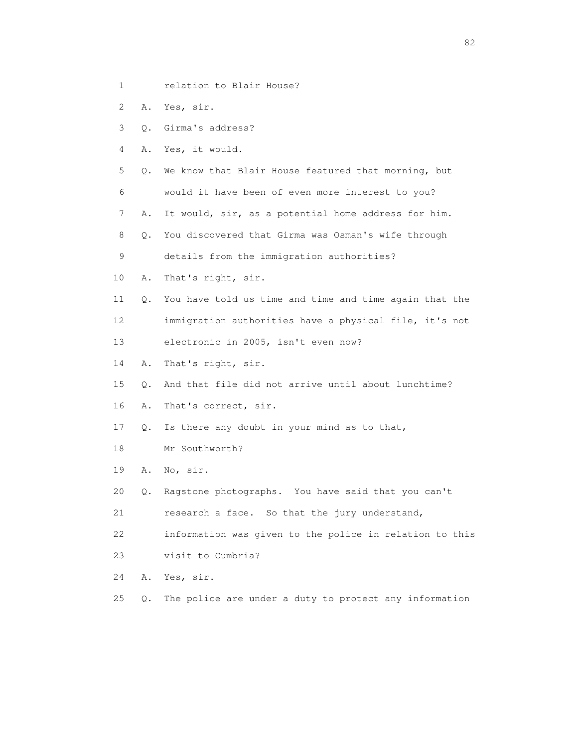1 relation to Blair House?

2 A. Yes, sir.

3 Q. Girma's address?

4 A. Yes, it would.

5 Q. We know that Blair House featured that morning, but

6 would it have been of even more interest to you?

7 A. It would, sir, as a potential home address for him.

8 Q. You discovered that Girma was Osman's wife through

9 details from the immigration authorities?

10 A. That's right, sir.

11 Q. You have told us time and time and time again that the

12 immigration authorities have a physical file, it's not

13 electronic in 2005, isn't even now?

14 A. That's right, sir.

15 Q. And that file did not arrive until about lunchtime?

16 A. That's correct, sir.

17 Q. Is there any doubt in your mind as to that,

18 Mr Southworth?

19 A. No, sir.

20 Q. Ragstone photographs. You have said that you can't

21 research a face. So that the jury understand,

22 information was given to the police in relation to this

23 visit to Cumbria?

24 A. Yes, sir.

25 Q. The police are under a duty to protect any information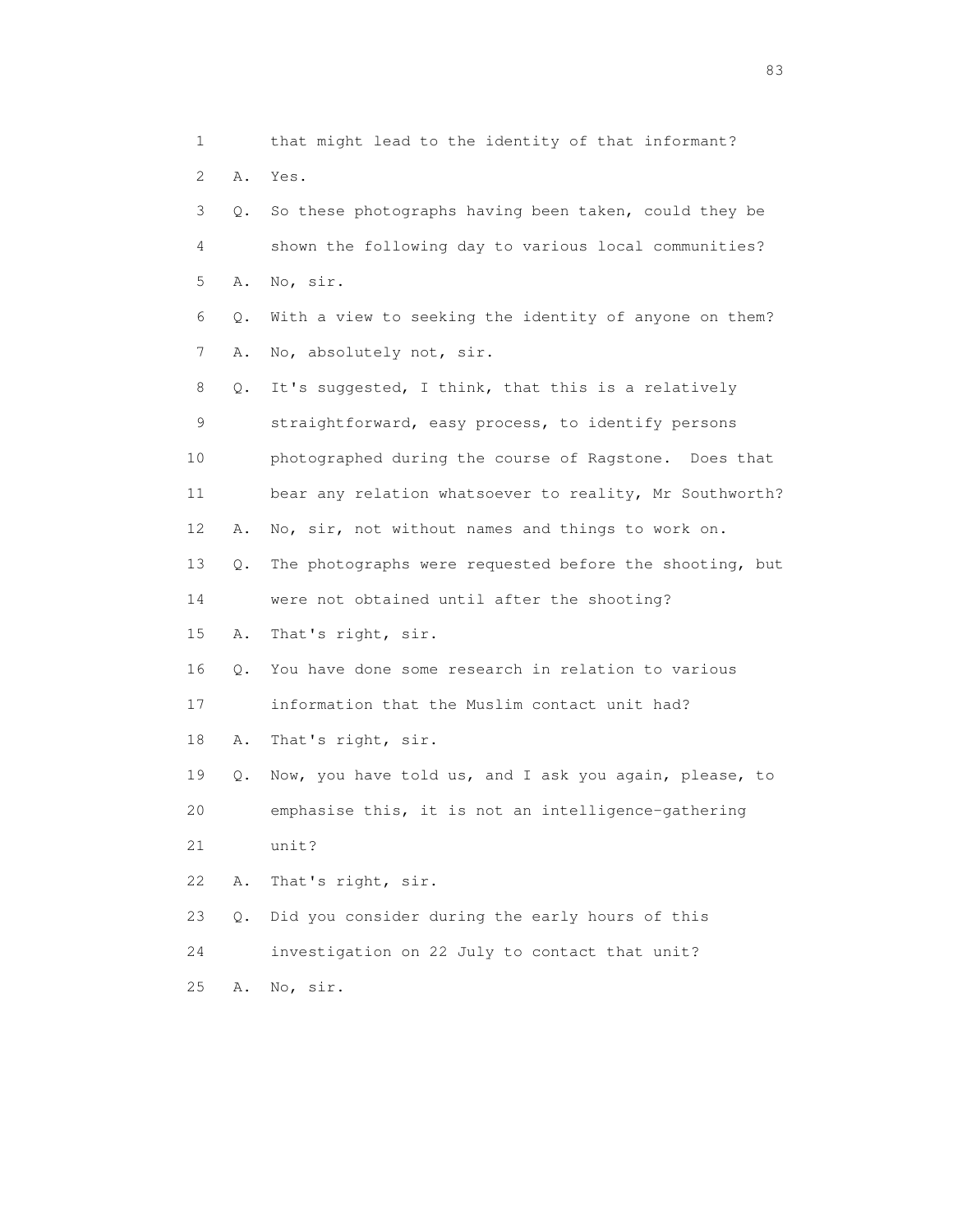1 that might lead to the identity of that informant?

2 A. Yes.

3 Q. So these photographs having been taken, could they be

4 shown the following day to various local communities?

5 A. No, sir.

6 Q. With a view to seeking the identity of anyone on them?

7 A. No, absolutely not, sir.

8 Q. It's suggested, I think, that this is a relatively

9 straightforward, easy process, to identify persons

10 photographed during the course of Ragstone. Does that

11 bear any relation whatsoever to reality, Mr Southworth?

12 A. No, sir, not without names and things to work on.

13 Q. The photographs were requested before the shooting, but

14 were not obtained until after the shooting?

15 A. That's right, sir.

16 Q. You have done some research in relation to various

17 information that the Muslim contact unit had?

18 A. That's right, sir.

19 Q. Now, you have told us, and I ask you again, please, to

20 emphasise this, it is not an intelligence-gathering

21 unit?

22 A. That's right, sir.

23 Q. Did you consider during the early hours of this

24 investigation on 22 July to contact that unit?

25 A. No, sir.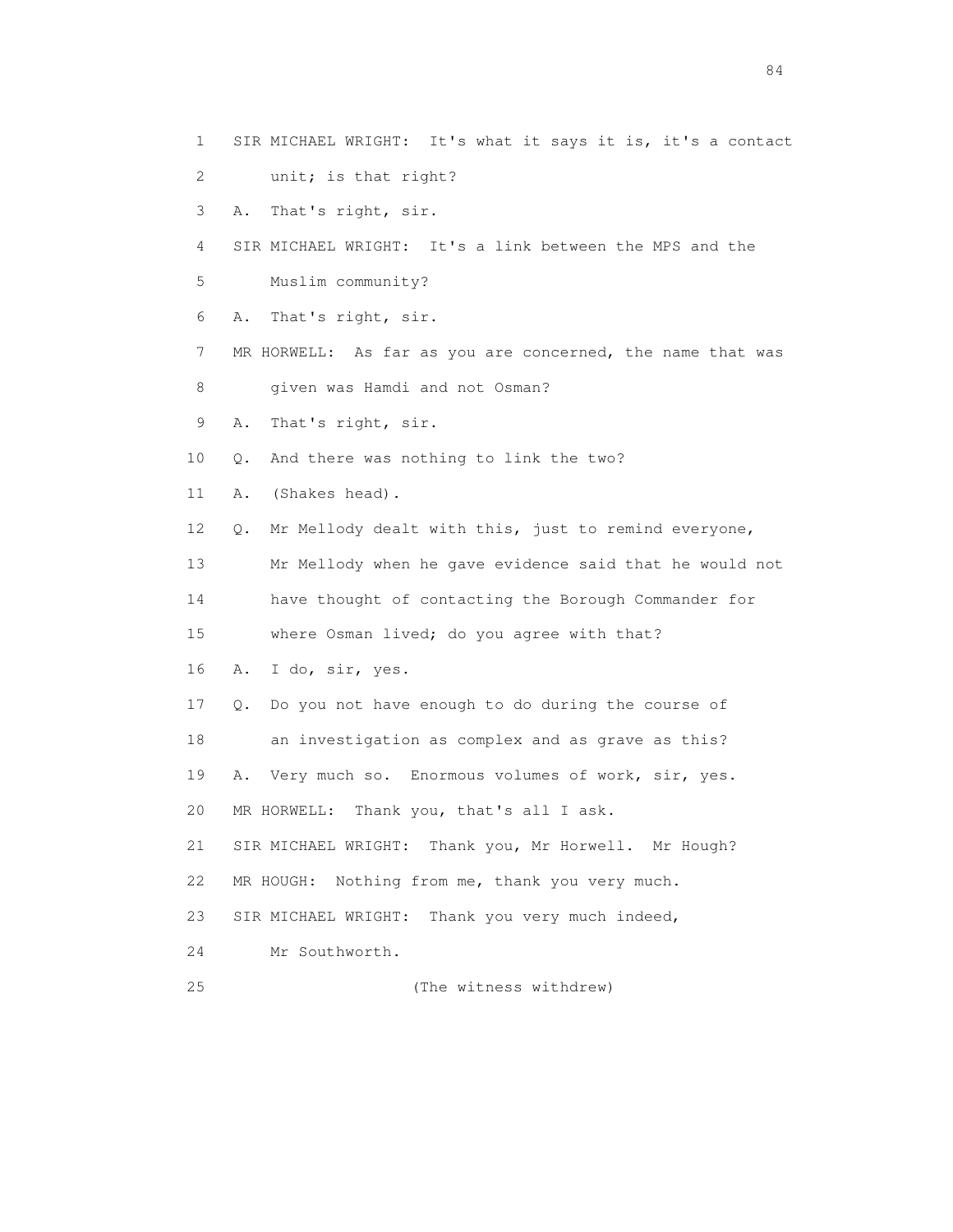1 SIR MICHAEL WRIGHT: It's what it says it is, it's a contact

2 unit; is that right?

3 A. That's right, sir.

4 SIR MICHAEL WRIGHT: It's a link between the MPS and the

5 Muslim community?

6 A. That's right, sir.

7 MR HORWELL: As far as you are concerned, the name that was

8 given was Hamdi and not Osman?

9 A. That's right, sir.

10 Q. And there was nothing to link the two?

11 A. (Shakes head).

12 Q. Mr Mellody dealt with this, just to remind everyone,

13 Mr Mellody when he gave evidence said that he would not

14 have thought of contacting the Borough Commander for

15 where Osman lived; do you agree with that?

16 A. I do, sir, yes.

17 Q. Do you not have enough to do during the course of

18 an investigation as complex and as grave as this?

19 A. Very much so. Enormous volumes of work, sir, yes.

20 MR HORWELL: Thank you, that's all I ask.

21 SIR MICHAEL WRIGHT: Thank you, Mr Horwell. Mr Hough?

22 MR HOUGH: Nothing from me, thank you very much.

23 SIR MICHAEL WRIGHT: Thank you very much indeed,

24 Mr Southworth.

25 (The witness withdrew)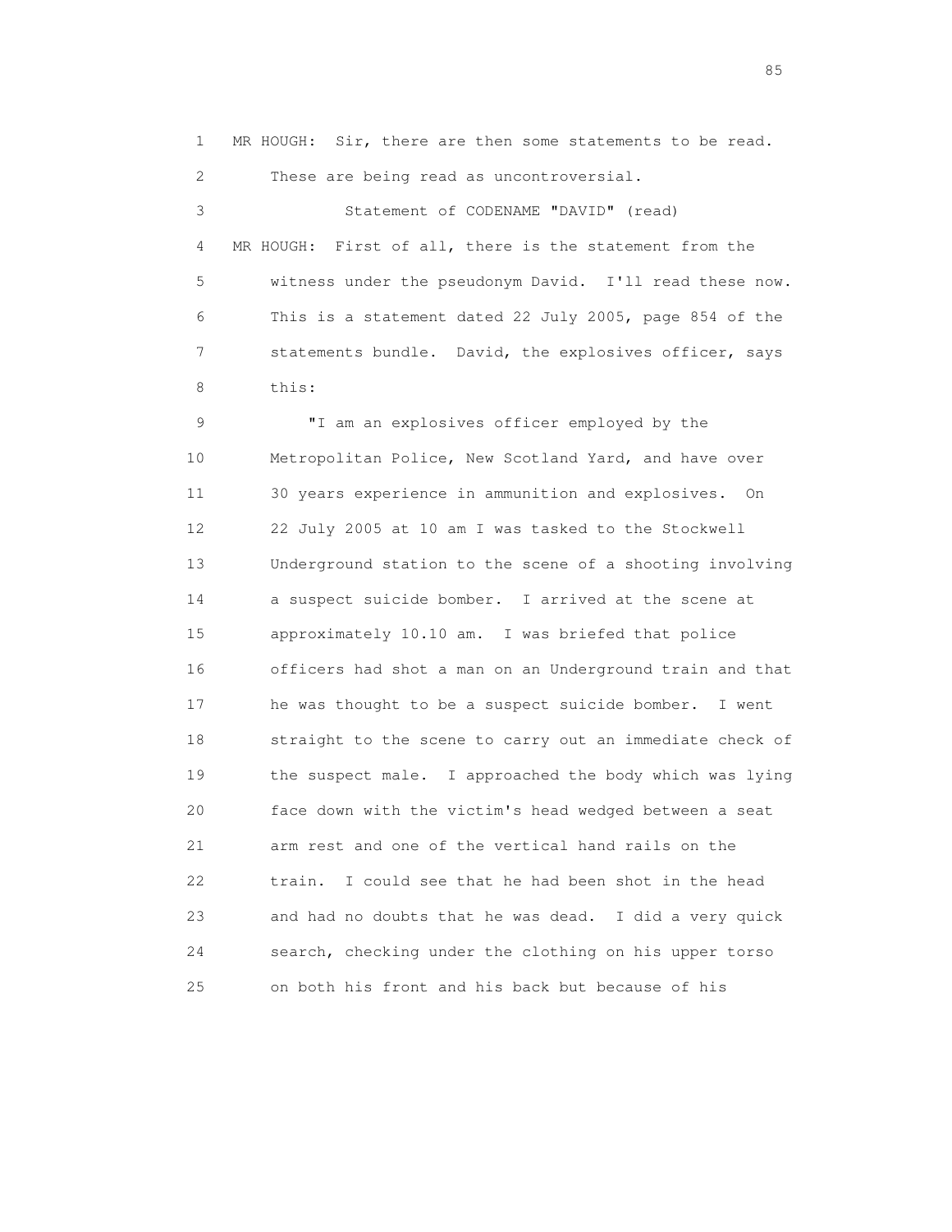MR HOUGH: Sir, there are then some statements to be read. These are being read as uncontroversial.

Statement of CODENAME "DAVID" (read)

MR HOUGH: First of all, there is the statement from the witness under the pseudonym David. I'll read these now. This is a statement dated 22 July 2005, page 854 of the statements bundle. David, the explosives officer, says this:

"I am an explosives officer employed by the Metropolitan Police, New Scotland Yard, and have over 30 years experience in ammunition and explosives. On 22 July 2005 at 10 am I was tasked to the Stockwell Underground station to the scene of a shooting involving a suspect suicide bomber. I arrived at the scene at approximately 10.10 am. I was briefed that police officers had shot a man on an Underground train and that he was thought to be a suspect suicide bomber. I went straight to the scene to carry out an immediate check of the suspect male. I approached the body which was lying face down with the victim's head wedged between a seat arm rest and one of the vertical hand rails on the train. I could see that he had been shot in the head and had no doubts that he was dead. I did a very quick search, checking under the clothing on his upper torso on both his front and his back but because of his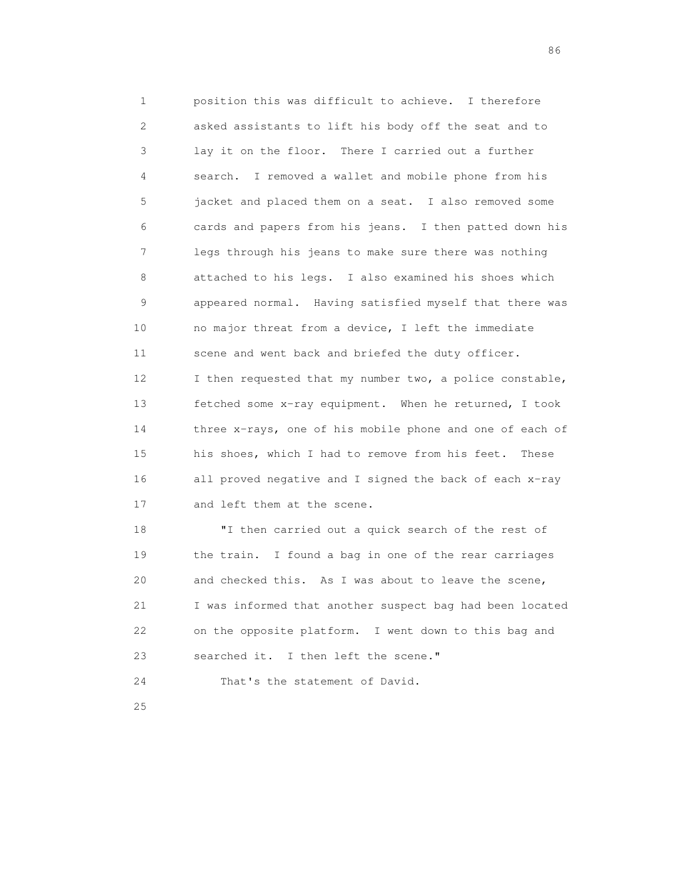position this was difficult to achieve. I therefore asked assistants to lift his body off the seat and to lay it on the floor. There I carried out a further search. I removed a wallet and mobile phone from his jacket and placed them on a seat. I also removed some cards and papers from his jeans. I then patted down his legs through his jeans to make sure there was nothing attached to his legs. I also examined his shoes which appeared normal. Having satisfied myself that there was no major threat from a device, I left the immediate scene and went back and briefed the duty officer. I then requested that my number two, a police constable, fetched some x-ray equipment. When he returned, I took three x-rays, one of his mobile phone and one of each of his shoes, which I had to remove from his feet. These all proved negative and I signed the back of each x-ray and left them at the scene.

"I then carried out a quick search of the rest of the train. I found a bag in one of the rear carriages and checked this. As I was about to leave the scene, I was informed that another suspect bag had been located on the opposite platform. I went down to this bag and searched it. I then left the scene."

That's the statement of David.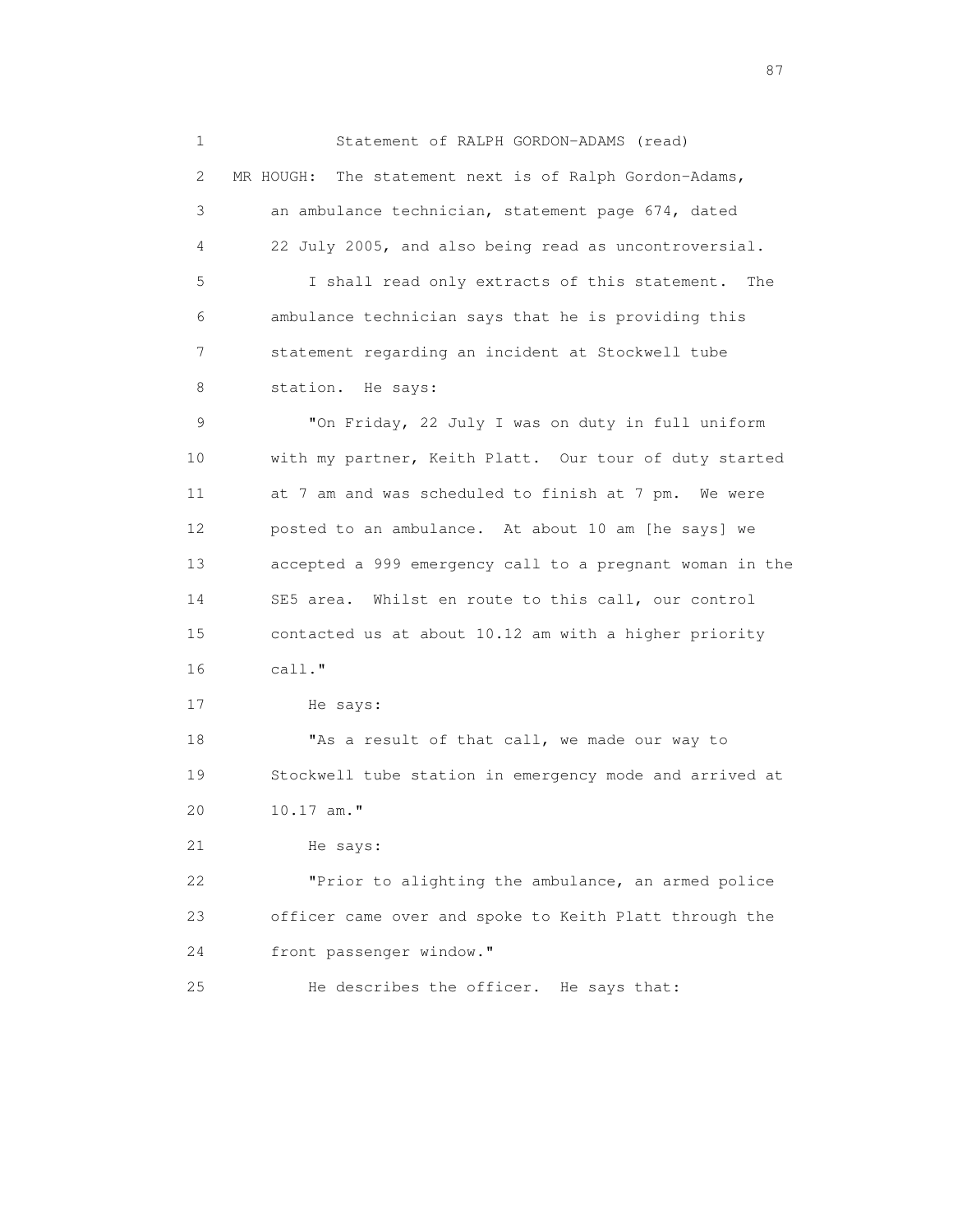Statement of RALPH GORDON-ADAMS (read)

MR HOUGH: The statement next is of Ralph Gordon-Adams, an ambulance technician, statement page 674, dated 22 July 2005, and also being read as uncontroversial.

I shall read only extracts of this statement. The ambulance technician says that he is providing this statement regarding an incident at Stockwell tube station. He says:

"On Friday, 22 July I was on duty in full uniform with my partner, Keith Platt. Our tour of duty started at 7 am and was scheduled to finish at 7 pm. We were posted to an ambulance. At about 10 am [he says] we accepted a 999 emergency call to a pregnant woman in the SE5 area. Whilst en route to this call, our control contacted us at about 10.12 am with a higher priority call."

He says:

"As a result of that call, we made our way to Stockwell tube station in emergency mode and arrived at 10.17 am."

He says:

"Prior to alighting the ambulance, an armed police officer came over and spoke to Keith Platt through the front passenger window."

He describes the officer. He says that: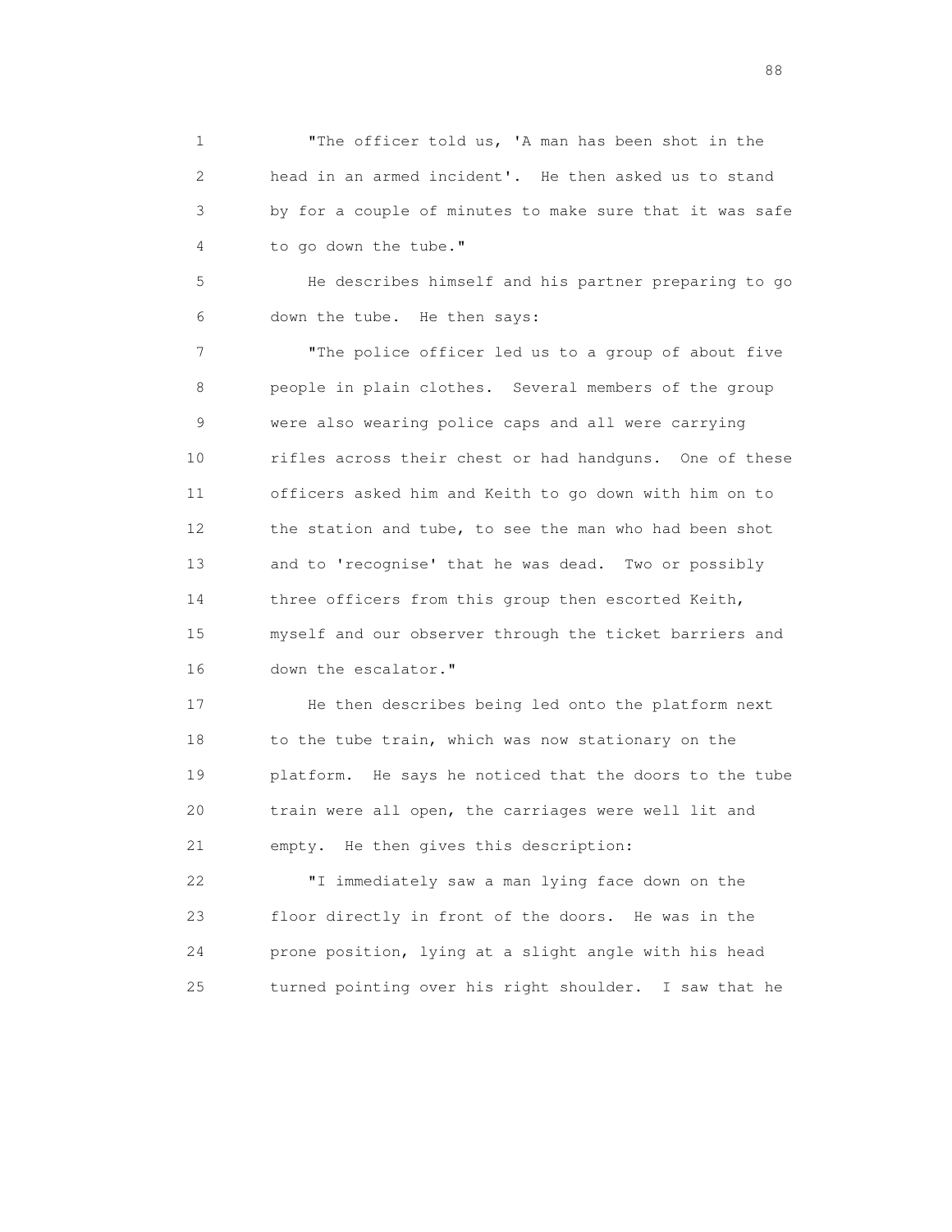"The officer told us, 'A man has been shot in the head in an armed incident'. He then asked us to stand by for a couple of minutes to make sure that it was safe to go down the tube."

He describes himself and his partner preparing to go down the tube. He then says:

"The police officer led us to a group of about five people in plain clothes. Several members of the group were also wearing police caps and all were carrying rifles across their chest or had handguns. One of these officers asked him and Keith to go down with him on to the station and tube, to see the man who had been shot and to 'recognise' that he was dead. Two or possibly three officers from this group then escorted Keith, myself and our observer through the ticket barriers and down the escalator."

He then describes being led onto the platform next to the tube train, which was now stationary on the platform. He says he noticed that the doors to the tube train were all open, the carriages were well lit and empty. He then gives this description:

"I immediately saw a man lying face down on the floor directly in front of the doors. He was in the prone position, lying at a slight angle with his head turned pointing over his right shoulder. I saw that he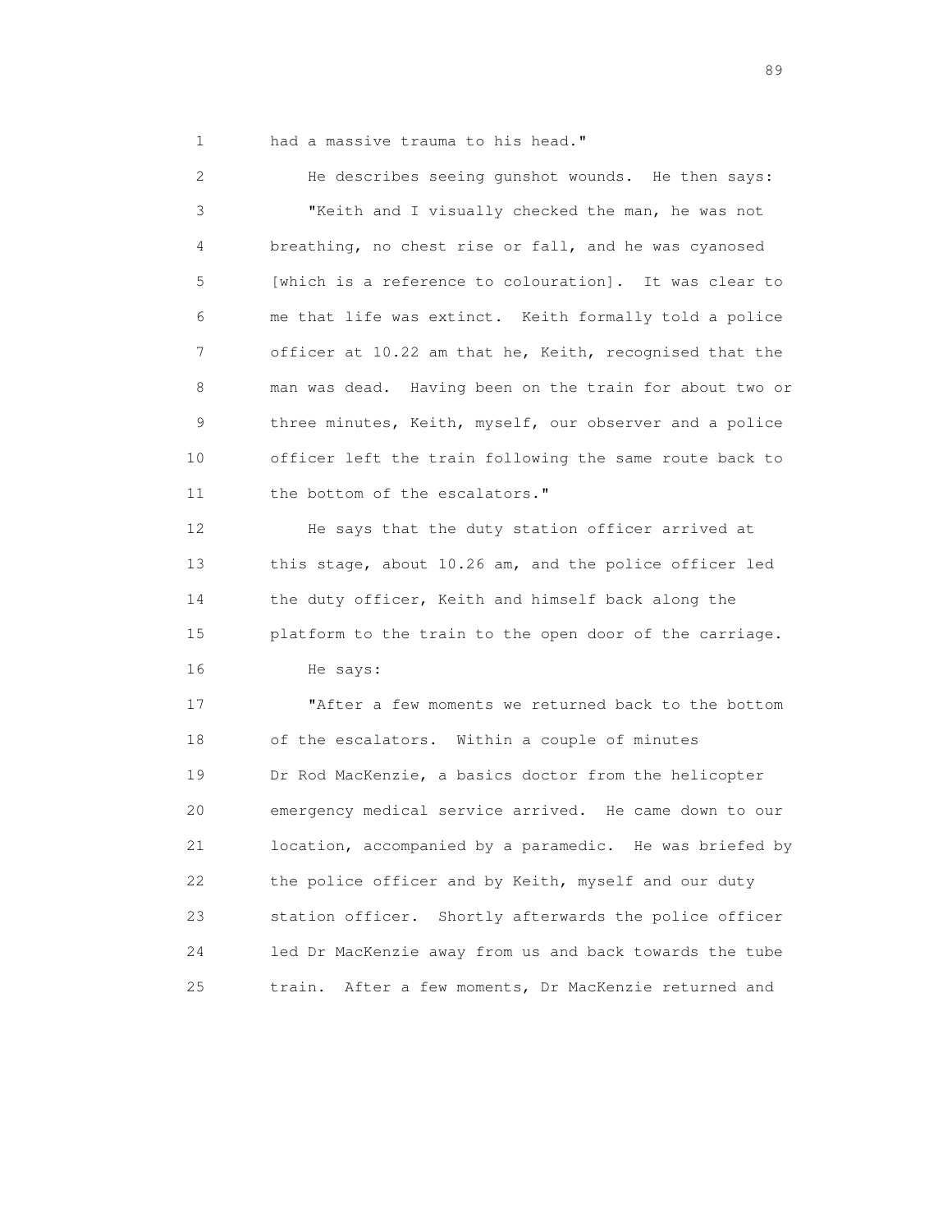had a massive trauma to his head."

He describes seeing gunshot wounds. He then says:

"Keith and I visually checked the man, he was not breathing, no chest rise or fall, and he was cyanosed [which is a reference to colouration]. It was clear to me that life was extinct. Keith formally told a police officer at 10.22 am that he, Keith, recognised that the man was dead. Having been on the train for about two or three minutes, Keith, myself, our observer and a police officer left the train following the same route back to the bottom of the escalators."

He says that the duty station officer arrived at this stage, about 10.26 am, and the police officer led the duty officer, Keith and himself back along the platform to the train to the open door of the carriage.

He says:

"After a few moments we returned back to the bottom of the escalators. Within a couple of minutes Dr Rod MacKenzie, a basics doctor from the helicopter emergency medical service arrived. He came down to our location, accompanied by a paramedic. He was briefed by the police officer and by Keith, myself and our duty station officer. Shortly afterwards the police officer led Dr MacKenzie away from us and back towards the tube train. After a few moments, Dr MacKenzie returned and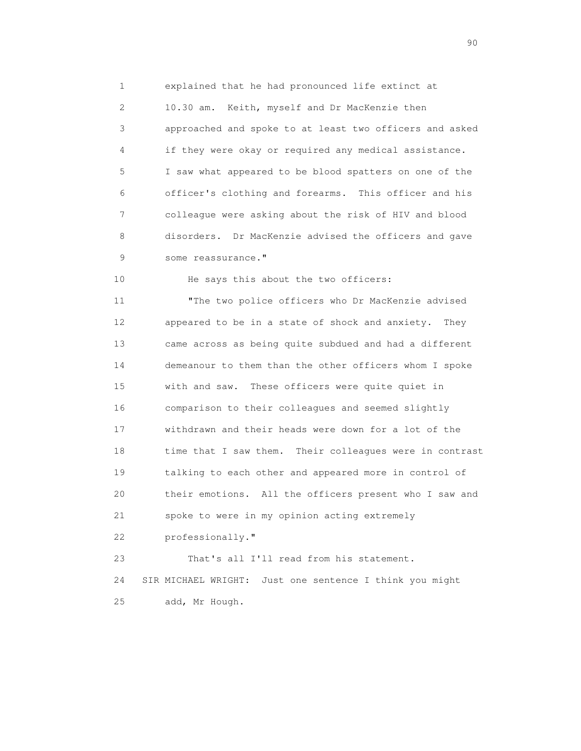explained that he had pronounced life extinct at 10.30 am. Keith, myself and Dr MacKenzie then approached and spoke to at least two officers and asked if they were okay or required any medical assistance. I saw what appeared to be blood spatters on one of the officer's clothing and forearms. This officer and his colleague were asking about the risk of HIV and blood disorders. Dr MacKenzie advised the officers and gave some reassurance."

He says this about the two officers:

"The two police officers who Dr MacKenzie advised appeared to be in a state of shock and anxiety. They came across as being quite subdued and had a different demeanour to them than the other officers whom I spoke with and saw. These officers were quite quiet in comparison to their colleagues and seemed slightly withdrawn and their heads were down for a lot of the time that I saw them. Their colleagues were in contrast talking to each other and appeared more in control of their emotions. All the officers present who I saw and spoke to were in my opinion acting extremely professionally."

That's all I'll read from his statement.

SIR MICHAEL WRIGHT: Just one sentence I think you might add, Mr Hough.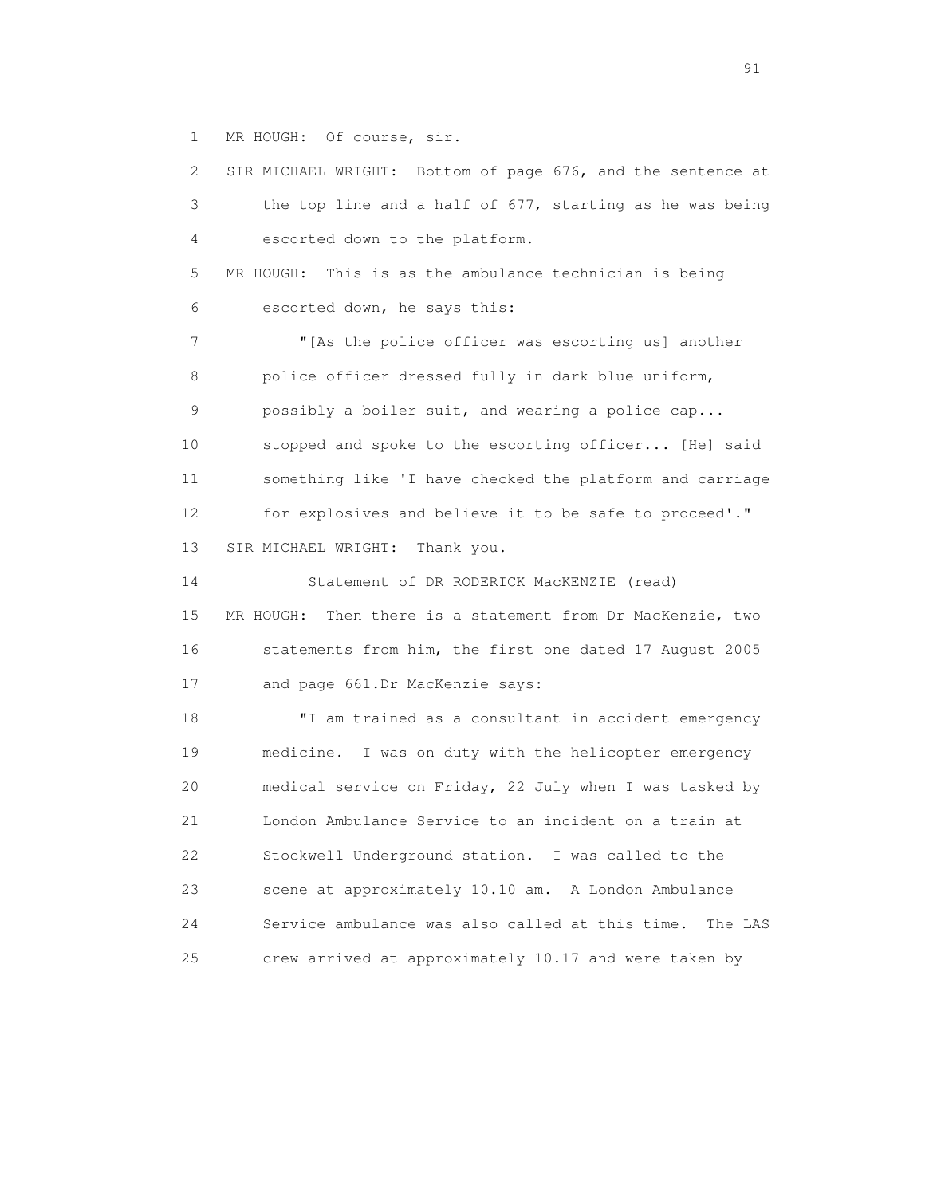1 MR HOUGH: Of course, sir.

2 SIR MICHAEL WRIGHT: Bottom of page 676, and the sentence at

3 the top line and a half of 677, starting as he was being

4 escorted down to the platform.

5 MR HOUGH: This is as the ambulance technician is being

6 escorted down, he says this:

7 "[As the police officer was escorting us] another

8 police officer dressed fully in dark blue uniform,

9 possibly a boiler suit, and wearing a police cap...

10 stopped and spoke to the escorting officer... [He] said

11 something like 'I have checked the platform and carriage

12 for explosives and believe it to be safe to proceed'."

13 SIR MICHAEL WRIGHT: Thank you.

14 Statement of DR RODERICK MacKENZIE (read)

15 MR HOUGH: Then there is a statement from Dr MacKenzie, two

16 statements from him, the first one dated 17 August 2005

17 and page 661.Dr MacKenzie says:

18 "I am trained as a consultant in accident emergency

19 medicine. I was on duty with the helicopter emergency

20 medical service on Friday, 22 July when I was tasked by

21 London Ambulance Service to an incident on a train at

22 Stockwell Underground station. I was called to the

23 scene at approximately 10.10 am. A London Ambulance

24 Service ambulance was also called at this time. The LAS

25 crew arrived at approximately 10.17 and were taken by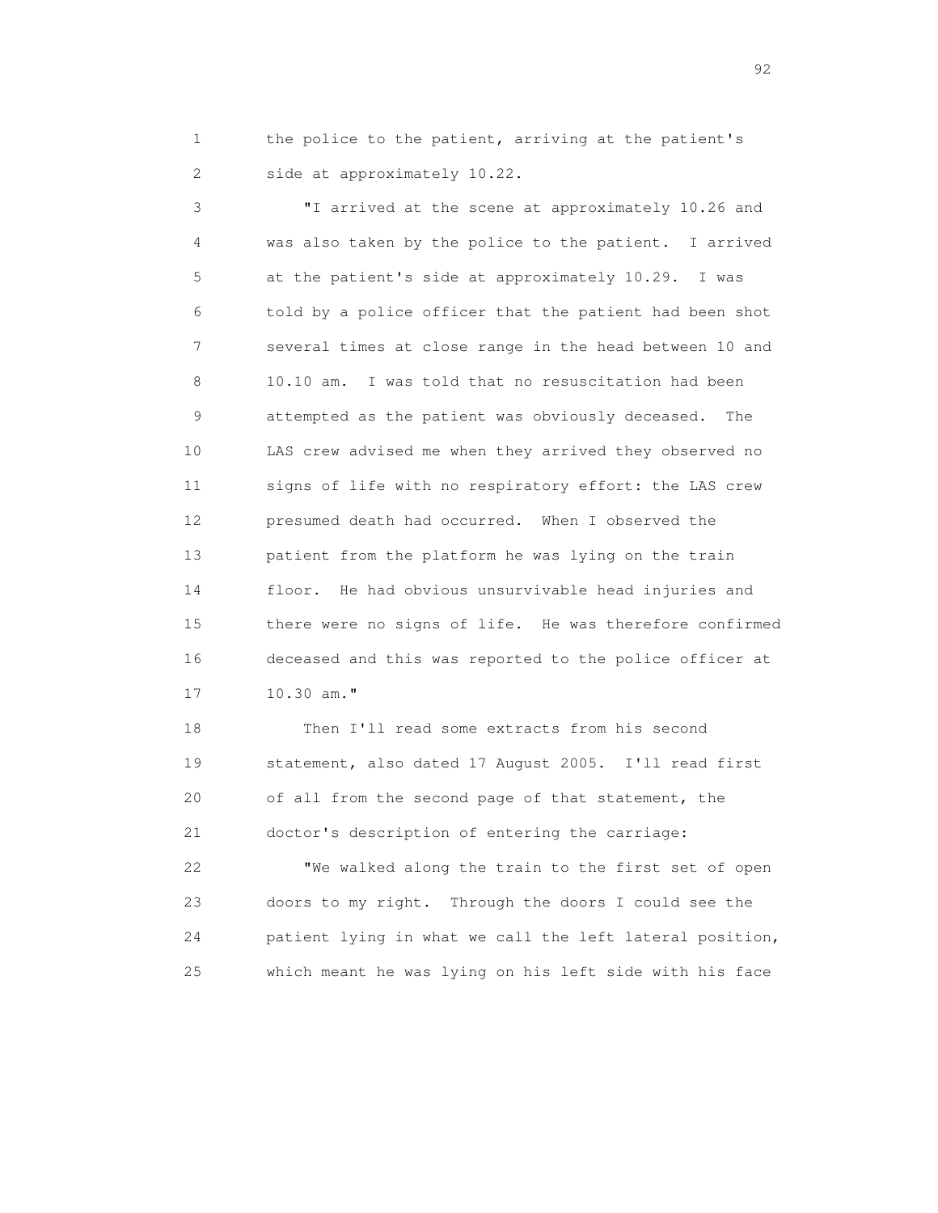the police to the patient, arriving at the patient's side at approximately 10.22.

"I arrived at the scene at approximately 10.26 and was also taken by the police to the patient. I arrived at the patient's side at approximately 10.29. I was told by a police officer that the patient had been shot several times at close range in the head between 10 and 10.10 am. I was told that no resuscitation had been attempted as the patient was obviously deceased. The LAS crew advised me when they arrived they observed no signs of life with no respiratory effort: the LAS crew presumed death had occurred. When I observed the patient from the platform he was lying on the train floor. He had obvious unsurvivable head injuries and there were no signs of life. He was therefore confirmed deceased and this was reported to the police officer at 10.30 am."

Then I'll read some extracts from his second statement, also dated 17 August 2005. I'll read first of all from the second page of that statement, the doctor's description of entering the carriage:

"We walked along the train to the first set of open doors to my right. Through the doors I could see the patient lying in what we call the left lateral position, which meant he was lying on his left side with his face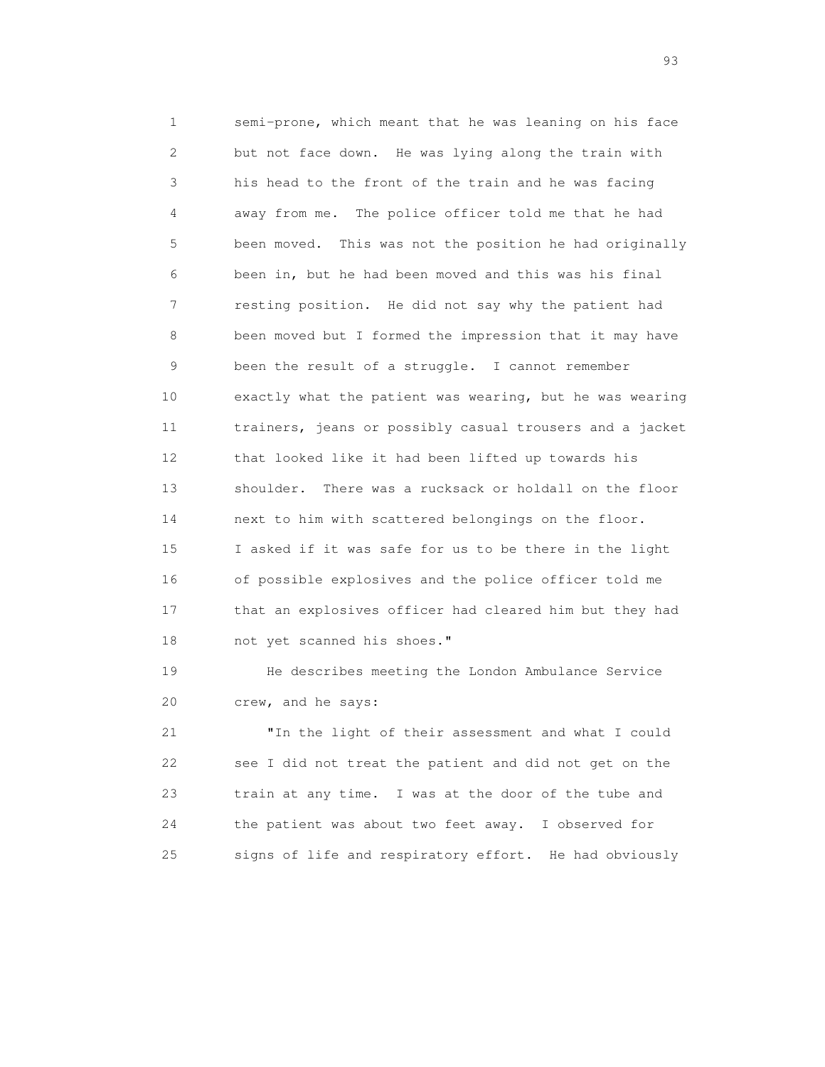semi-prone, which meant that he was leaning on his face but not face down. He was lying along the train with his head to the front of the train and he was facing away from me. The police officer told me that he had been moved. This was not the position he had originally been in, but he had been moved and this was his final resting position. He did not say why the patient had been moved but I formed the impression that it may have been the result of a struggle. I cannot remember exactly what the patient was wearing, but he was wearing trainers, jeans or possibly casual trousers and a jacket that looked like it had been lifted up towards his shoulder. There was a rucksack or holdall on the floor next to him with scattered belongings on the floor. I asked if it was safe for us to be there in the light of possible explosives and the police officer told me that an explosives officer had cleared him but they had not yet scanned his shoes."

He describes meeting the London Ambulance Service crew, and he says:

"In the light of their assessment and what I could see I did not treat the patient and did not get on the train at any time. I was at the door of the tube and the patient was about two feet away. I observed for signs of life and respiratory effort. He had obviously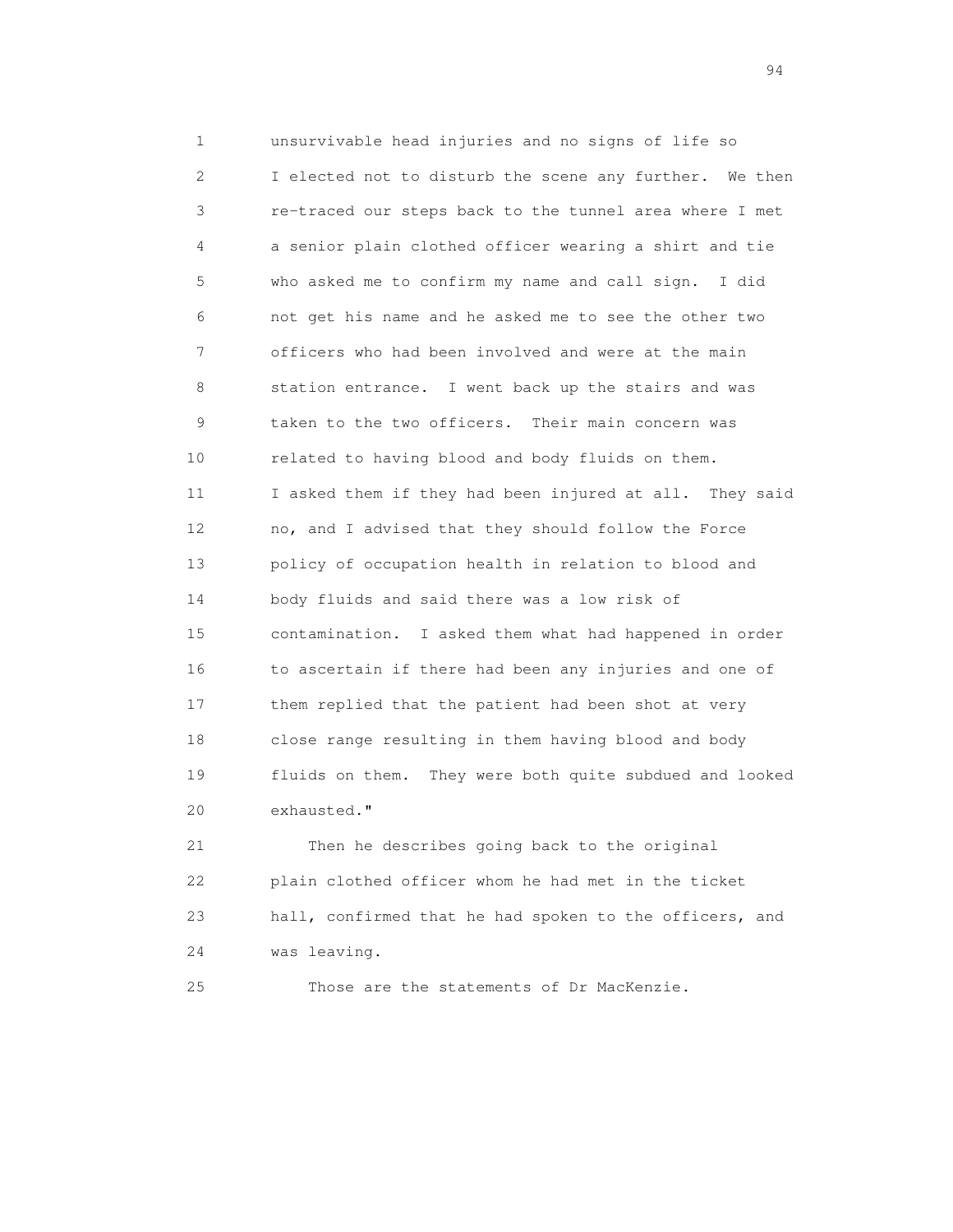unsurvivable head injuries and no signs of life so I elected not to disturb the scene any further. We then re-traced our steps back to the tunnel area where I met a senior plain clothed officer wearing a shirt and tie who asked me to confirm my name and call sign. I did not get his name and he asked me to see the other two officers who had been involved and were at the main station entrance. I went back up the stairs and was taken to the two officers. Their main concern was related to having blood and body fluids on them. I asked them if they had been injured at all. They said no, and I advised that they should follow the Force policy of occupation health in relation to blood and body fluids and said there was a low risk of contamination. I asked them what had happened in order to ascertain if there had been any injuries and one of them replied that the patient had been shot at very close range resulting in them having blood and body fluids on them. They were both quite subdued and looked exhausted."

Then he describes going back to the original plain clothed officer whom he had met in the ticket hall, confirmed that he had spoken to the officers, and was leaving.

Those are the statements of Dr MacKenzie.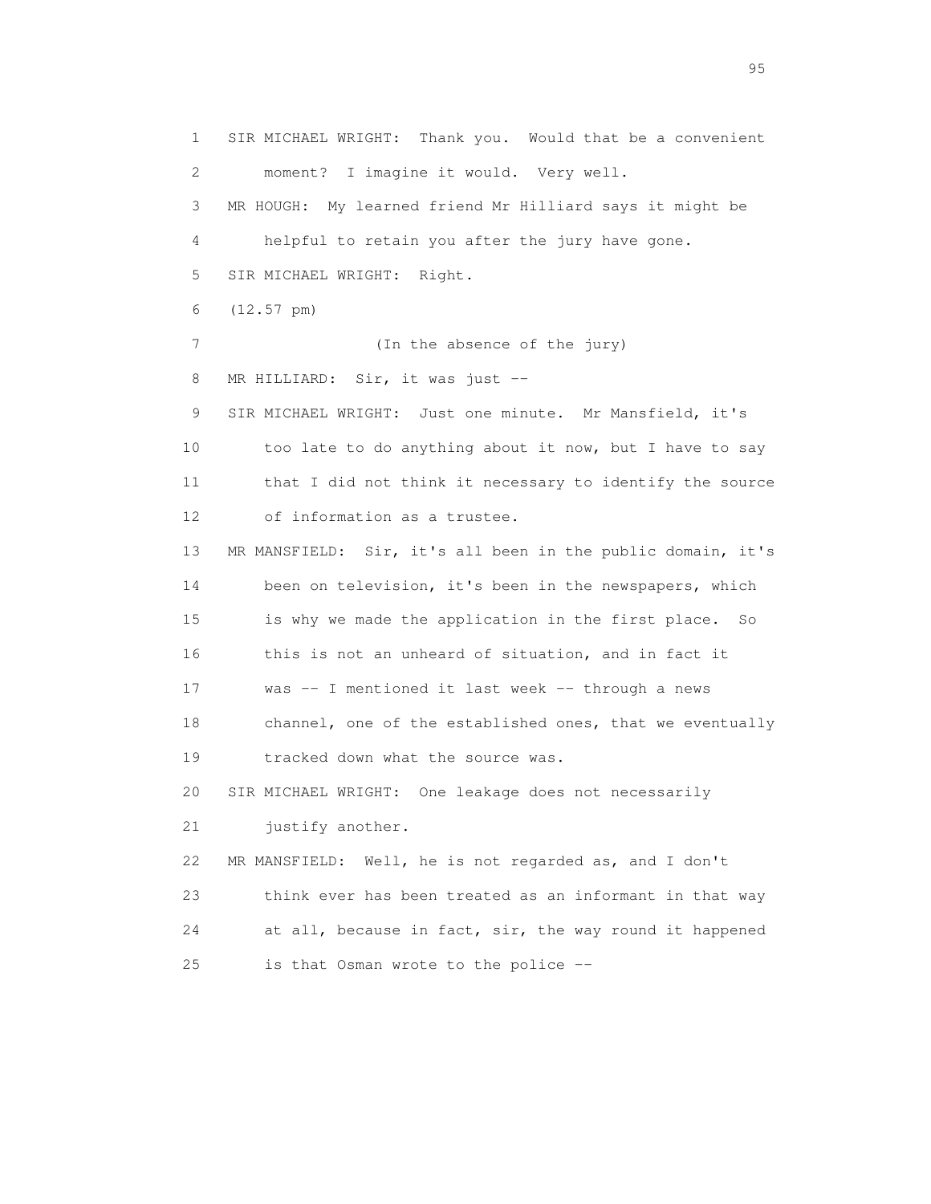SIR MICHAEL WRIGHT: Thank you. Would that be a convenient moment? I imagine it would. Very well.

MR HOUGH: My learned friend Mr Hilliard says it might be helpful to retain you after the jury have gone.

SIR MICHAEL WRIGHT: Right.

(12.57 pm)

(In the absence of the jury)

MR HILLIARD: Sir, it was just --

SIR MICHAEL WRIGHT: Just one minute. Mr Mansfield, it's too late to do anything about it now, but I have to say that I did not think it necessary to identify the source of information as a trustee.

MR MANSFIELD: Sir, it's all been in the public domain, it's been on television, it's been in the newspapers, which is why we made the application in the first place. So this is not an unheard of situation, and in fact it was -- I mentioned it last week -- through a news channel, one of the established ones, that we eventually tracked down what the source was.

SIR MICHAEL WRIGHT: One leakage does not necessarily justify another.

MR MANSFIELD: Well, he is not regarded as, and I don't think ever has been treated as an informant in that way at all, because in fact, sir, the way round it happened is that Osman wrote to the police --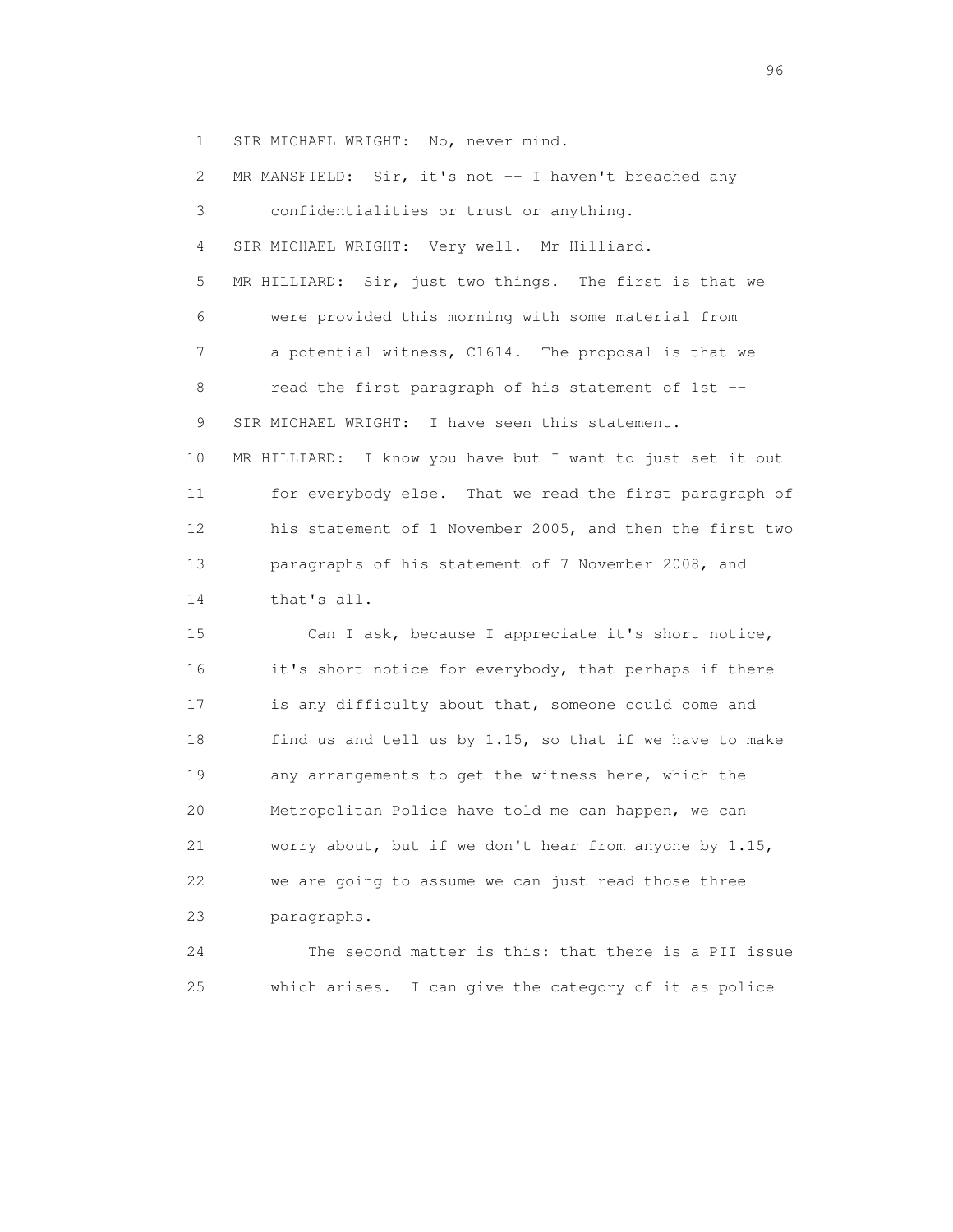1 SIR MICHAEL WRIGHT: No, never mind.

2 MR MANSFIELD: Sir, it's not -- I haven't breached any

3 confidentialities or trust or anything.

4 SIR MICHAEL WRIGHT: Very well. Mr Hilliard.

5 MR HILLIARD: Sir, just two things. The first is that we

6 were provided this morning with some material from

7 a potential witness, C1614. The proposal is that we

8 read the first paragraph of his statement of 1st --

9 SIR MICHAEL WRIGHT: I have seen this statement.

10 MR HILLIARD: I know you have but I want to just set it out

11 for everybody else. That we read the first paragraph of

12 his statement of 1 November 2005, and then the first two

13 paragraphs of his statement of 7 November 2008, and

14 that's all.

15 Can I ask, because I appreciate it's short notice,

16 it's short notice for everybody, that perhaps if there

17 is any difficulty about that, someone could come and

18 find us and tell us by 1.15, so that if we have to make

19 any arrangements to get the witness here, which the

20 Metropolitan Police have told me can happen, we can

21 worry about, but if we don't hear from anyone by 1.15,

22 we are going to assume we can just read those three

23 paragraphs.

24 The second matter is this: that there is a PII issue

25 which arises. I can give the category of it as police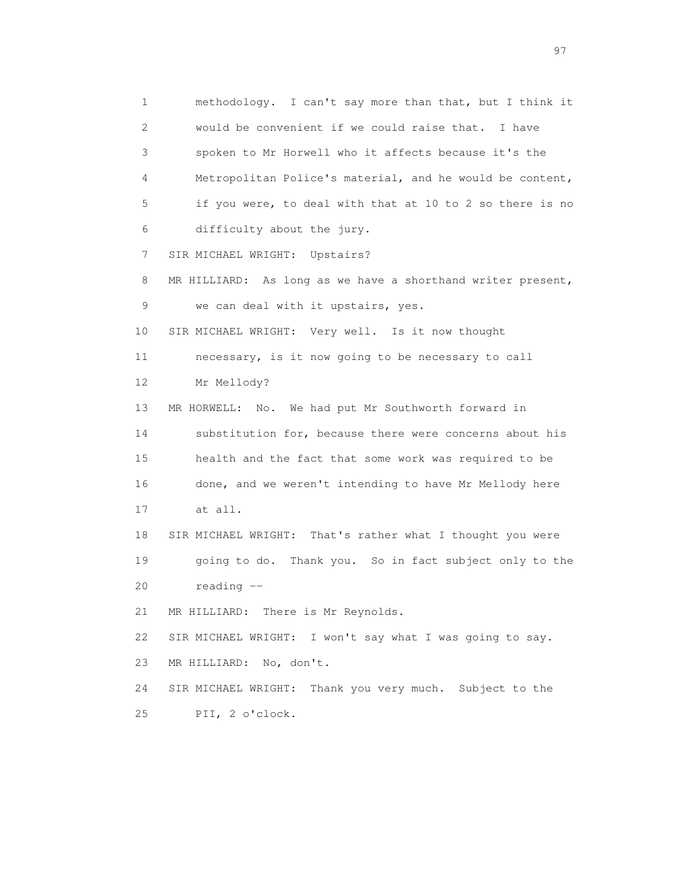1 methodology. I can't say more than that, but I think it
2 would be convenient if we could raise that. I have
3 spoken to Mr Horwell who it affects because it's the
4 Metropolitan Police's material, and he would be content,
5 if you were, to deal with that at 10 to 2 so there is no
6 difficulty about the jury.

7 SIR MICHAEL WRIGHT: Upstairs?

8 MR HILLIARD: As long as we have a shorthand writer present,
9 we can deal with it upstairs, yes.

10 SIR MICHAEL WRIGHT: Very well. Is it now thought
11 necessary, is it now going to be necessary to call
12 Mr Mellody?

13 MR HORWELL: No. We had put Mr Southworth forward in
14 substitution for, because there were concerns about his
15 health and the fact that some work was required to be
16 done, and we weren't intending to have Mr Mellody here
17 at all.

18 SIR MICHAEL WRIGHT: That's rather what I thought you were
19 going to do. Thank you. So in fact subject only to the
20 reading --

21 MR HILLIARD: There is Mr Reynolds.

22 SIR MICHAEL WRIGHT: I won't say what I was going to say.

23 MR HILLIARD: No, don't.

24 SIR MICHAEL WRIGHT: Thank you very much. Subject to the
25 PII, 2 o'clock.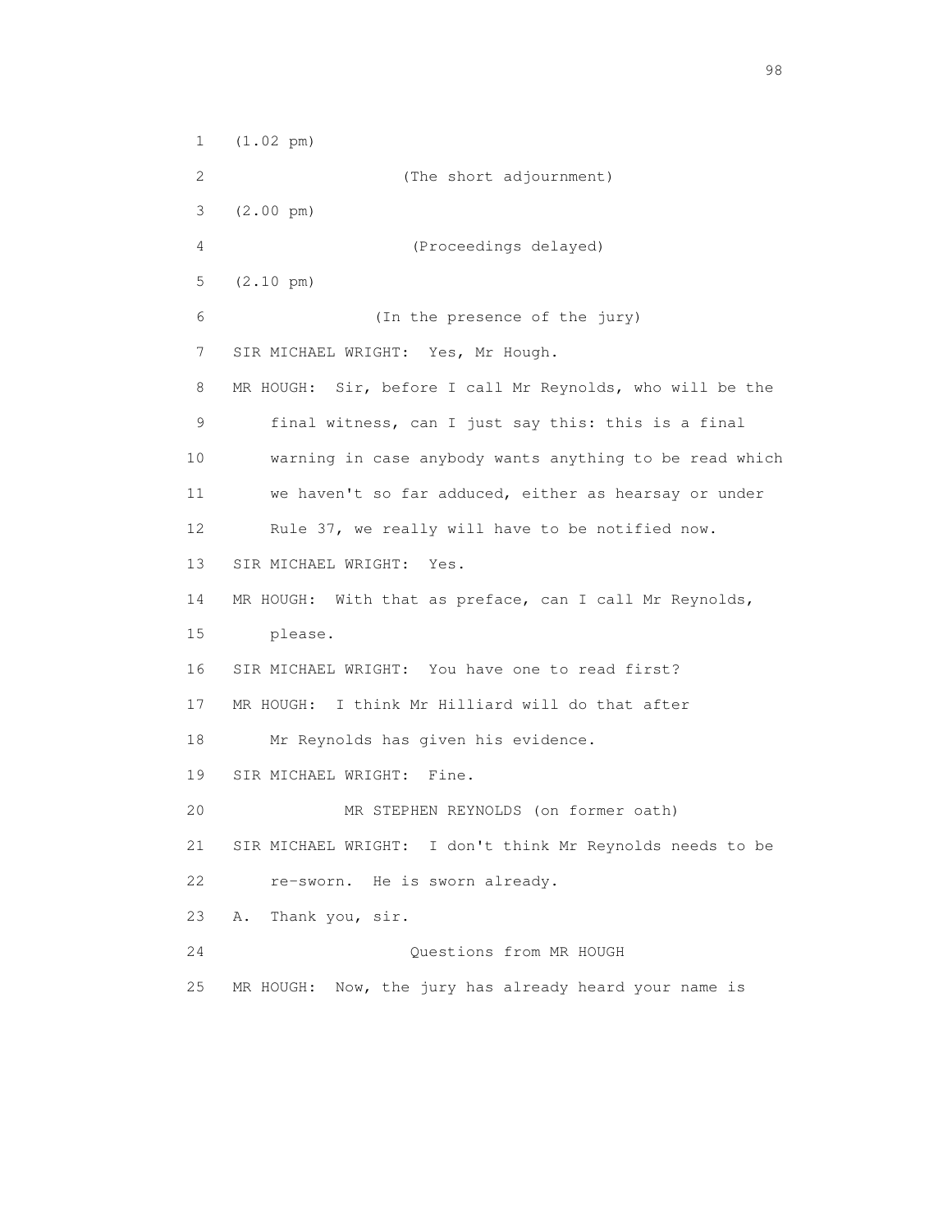1 (1.02 pm)

2 (The short adjournment)

3 (2.00 pm)

4 (Proceedings delayed)

5 (2.10 pm)

6 (In the presence of the jury)

7 SIR MICHAEL WRIGHT: Yes, Mr Hough.

8 MR HOUGH: Sir, before I call Mr Reynolds, who will be the

9 final witness, can I just say this: this is a final

10 warning in case anybody wants anything to be read which

11 we haven't so far adduced, either as hearsay or under

12 Rule 37, we really will have to be notified now.

13 SIR MICHAEL WRIGHT: Yes.

14 MR HOUGH: With that as preface, can I call Mr Reynolds,

15 please.

16 SIR MICHAEL WRIGHT: You have one to read first?

17 MR HOUGH: I think Mr Hilliard will do that after

18 Mr Reynolds has given his evidence.

19 SIR MICHAEL WRIGHT: Fine.

20 MR STEPHEN REYNOLDS (on former oath)

21 SIR MICHAEL WRIGHT: I don't think Mr Reynolds needs to be

22 re-sworn. He is sworn already.

23 A. Thank you, sir.

24 Questions from MR HOUGH

25 MR HOUGH: Now, the jury has already heard your name is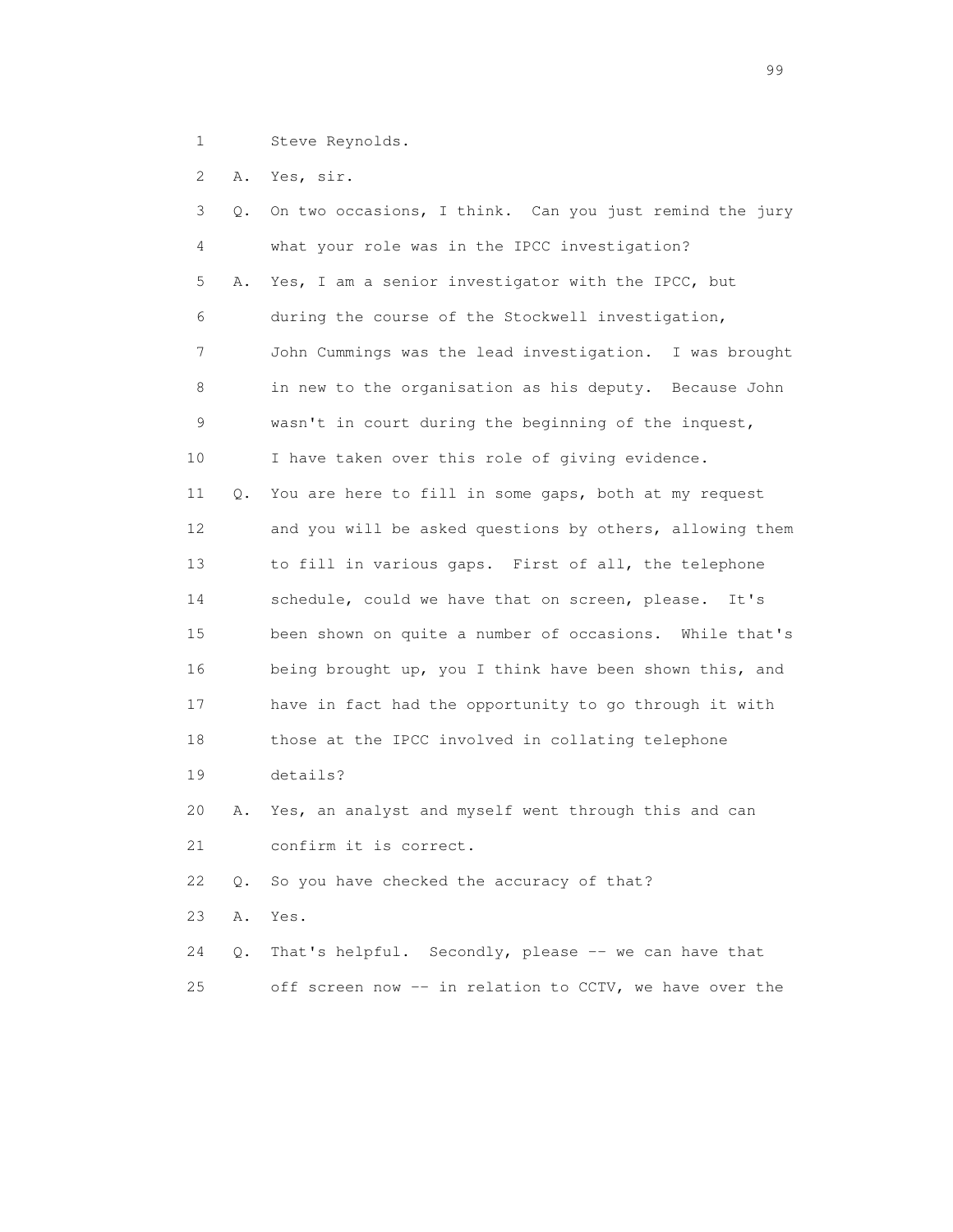1 Steve Reynolds.

2 A. Yes, sir.

3 Q. On two occasions, I think. Can you just remind the jury

4 what your role was in the IPCC investigation?

5 A. Yes, I am a senior investigator with the IPCC, but

6 during the course of the Stockwell investigation,

7 John Cummings was the lead investigation. I was brought

8 in new to the organisation as his deputy. Because John

9 wasn't in court during the beginning of the inquest,

10 I have taken over this role of giving evidence.

11 Q. You are here to fill in some gaps, both at my request

12 and you will be asked questions by others, allowing them

13 to fill in various gaps. First of all, the telephone

14 schedule, could we have that on screen, please. It's

15 been shown on quite a number of occasions. While that's

16 being brought up, you I think have been shown this, and

17 have in fact had the opportunity to go through it with

18 those at the IPCC involved in collating telephone

19 details?

20 A. Yes, an analyst and myself went through this and can

21 confirm it is correct.

22 Q. So you have checked the accuracy of that?

23 A. Yes.

24 Q. That's helpful. Secondly, please -- we can have that

25 off screen now -- in relation to CCTV, we have over the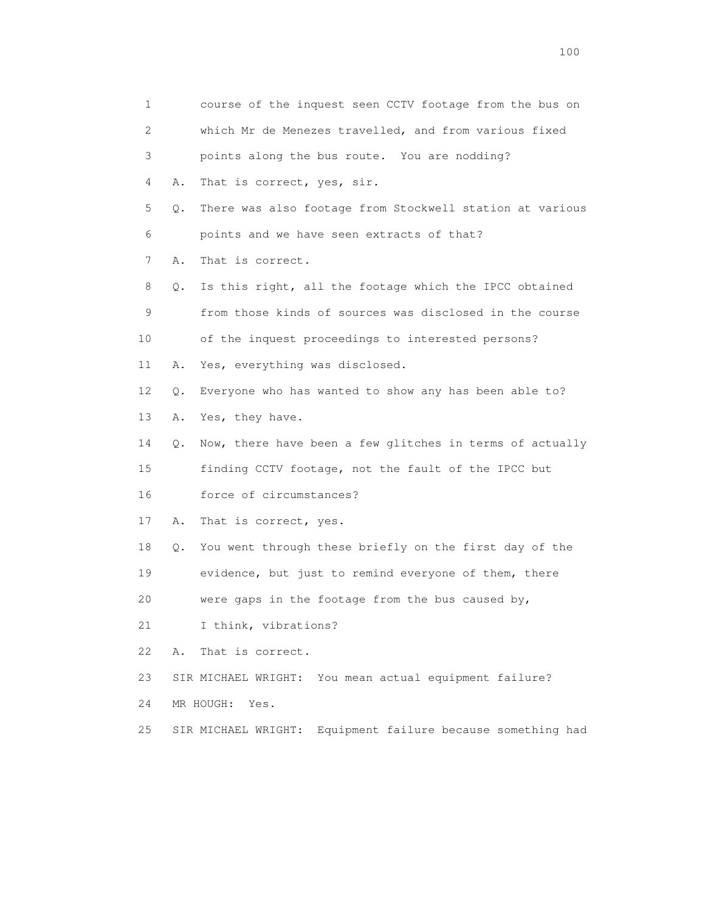1 course of the inquest seen CCTV footage from the bus on
2 which Mr de Menezes travelled, and from various fixed
3 points along the bus route. You are nodding?
4 A. That is correct, yes, sir.
5 Q. There was also footage from Stockwell station at various
6 points and we have seen extracts of that?
7 A. That is correct.
8 Q. Is this right, all the footage which the IPCC obtained
9 from those kinds of sources was disclosed in the course
10 of the inquest proceedings to interested persons?
11 A. Yes, everything was disclosed.
12 Q. Everyone who has wanted to show any has been able to?
13 A. Yes, they have.
14 Q. Now, there have been a few glitches in terms of actually
15 finding CCTV footage, not the fault of the IPCC but
16 force of circumstances?
17 A. That is correct, yes.
18 Q. You went through these briefly on the first day of the
19 evidence, but just to remind everyone of them, there
20 were gaps in the footage from the bus caused by,
21 I think, vibrations?
22 A. That is correct.
23 SIR MICHAEL WRIGHT: You mean actual equipment failure?
24 MR HOUGH: Yes.
25 SIR MICHAEL WRIGHT: Equipment failure because something had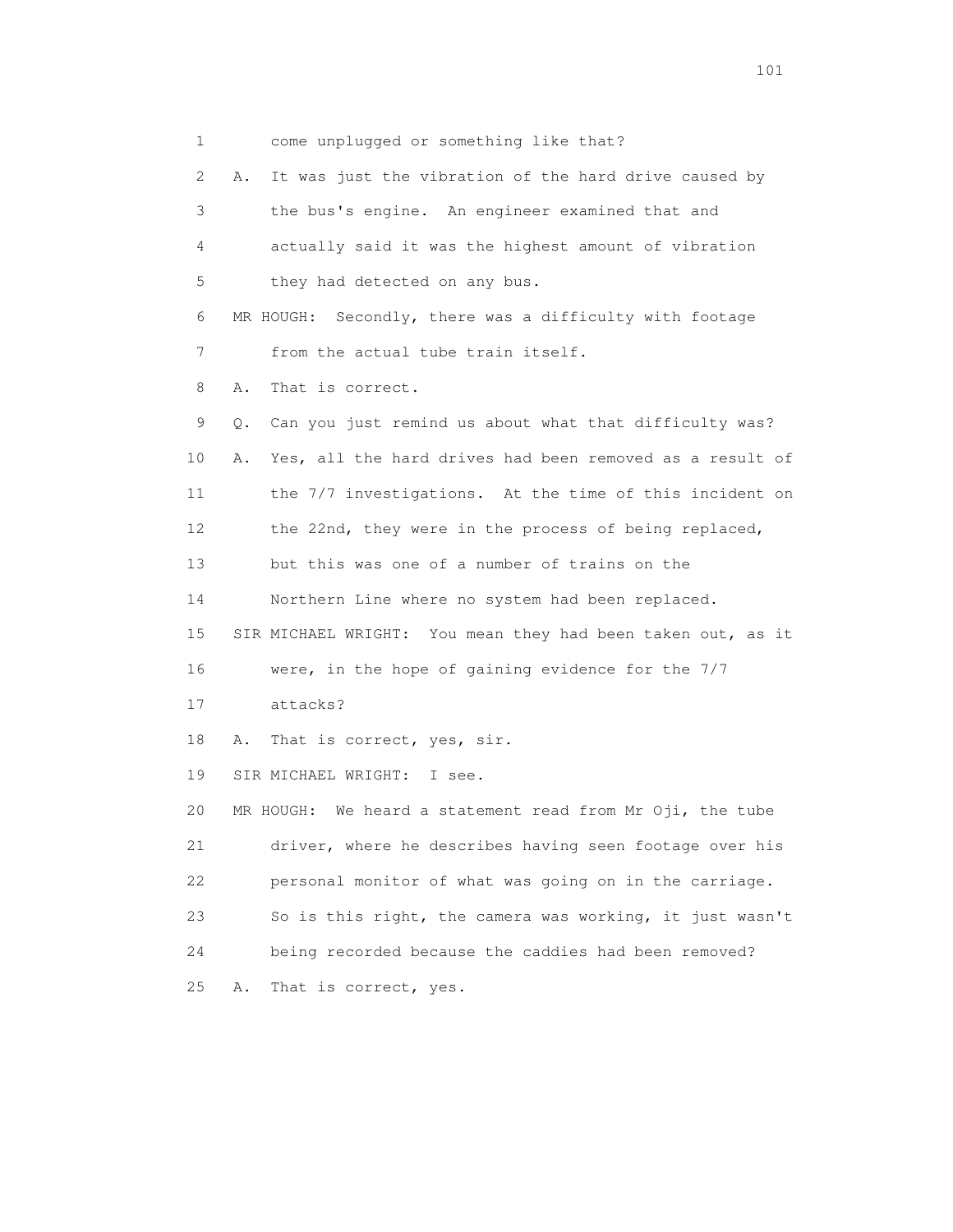1 come unplugged or something like that?

2 A. It was just the vibration of the hard drive caused by

3 the bus's engine. An engineer examined that and

4 actually said it was the highest amount of vibration

5 they had detected on any bus.

6 MR HOUGH: Secondly, there was a difficulty with footage

7 from the actual tube train itself.

8 A. That is correct.

9 Q. Can you just remind us about what that difficulty was?

10 A. Yes, all the hard drives had been removed as a result of

11 the 7/7 investigations. At the time of this incident on

12 the 22nd, they were in the process of being replaced,

13 but this was one of a number of trains on the

14 Northern Line where no system had been replaced.

15 SIR MICHAEL WRIGHT: You mean they had been taken out, as it

16 were, in the hope of gaining evidence for the 7/7

17 attacks?

18 A. That is correct, yes, sir.

19 SIR MICHAEL WRIGHT: I see.

20 MR HOUGH: We heard a statement read from Mr Oji, the tube

21 driver, where he describes having seen footage over his

22 personal monitor of what was going on in the carriage.

23 So is this right, the camera was working, it just wasn't

24 being recorded because the caddies had been removed?

25 A. That is correct, yes.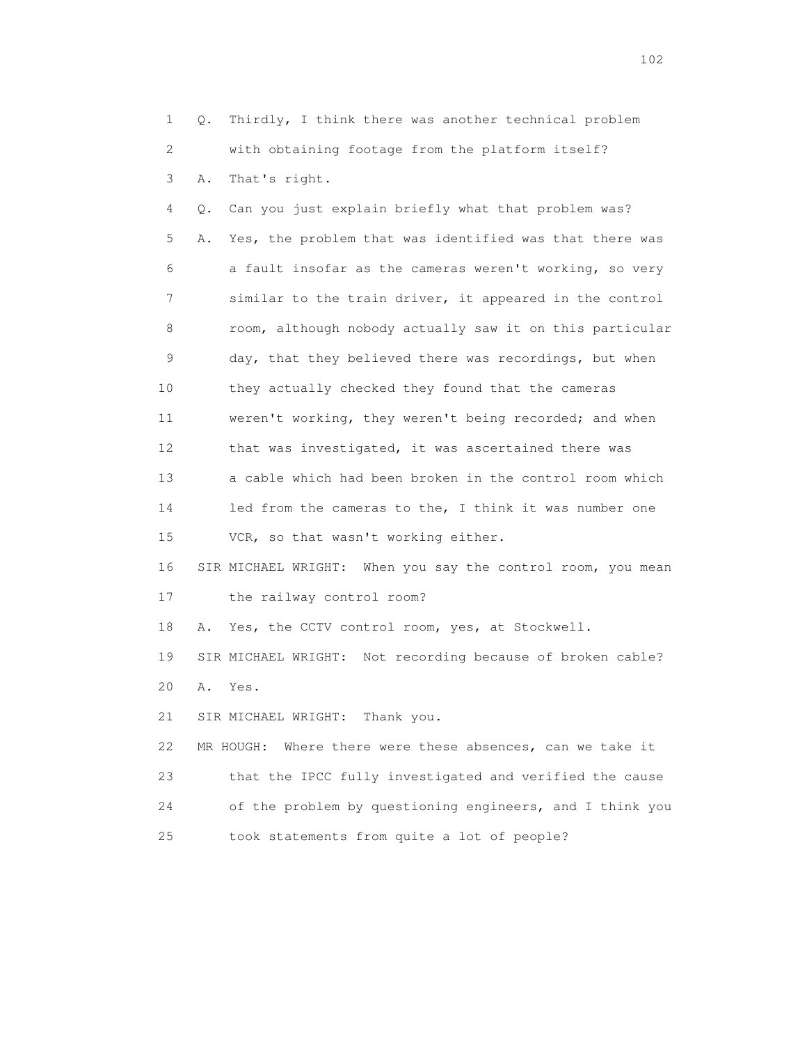1 Q. Thirdly, I think there was another technical problem
2 with obtaining footage from the platform itself?
3 A. That's right.
4 Q. Can you just explain briefly what that problem was?
5 A. Yes, the problem that was identified was that there was
6 a fault insofar as the cameras weren't working, so very
7 similar to the train driver, it appeared in the control
8 room, although nobody actually saw it on this particular
9 day, that they believed there was recordings, but when
10 they actually checked they found that the cameras
11 weren't working, they weren't being recorded; and when
12 that was investigated, it was ascertained there was
13 a cable which had been broken in the control room which
14 led from the cameras to the, I think it was number one
15 VCR, so that wasn't working either.
16 SIR MICHAEL WRIGHT: When you say the control room, you mean
17 the railway control room?
18 A. Yes, the CCTV control room, yes, at Stockwell.
19 SIR MICHAEL WRIGHT: Not recording because of broken cable?
20 A. Yes.
21 SIR MICHAEL WRIGHT: Thank you.
22 MR HOUGH: Where there were these absences, can we take it
23 that the IPCC fully investigated and verified the cause
24 of the problem by questioning engineers, and I think you
25 took statements from quite a lot of people?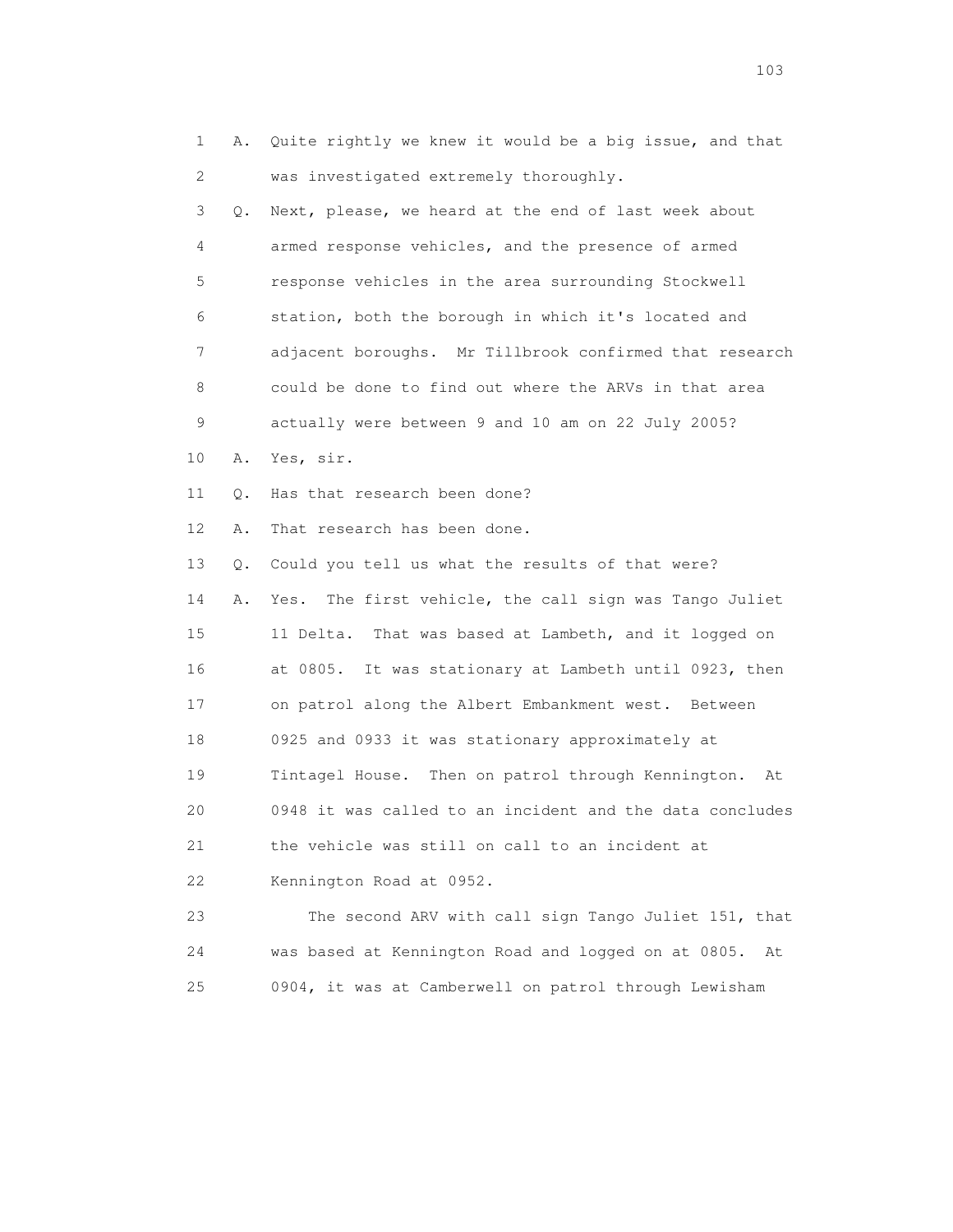1 A. Quite rightly we knew it would be a big issue, and that
2 was investigated extremely thoroughly.
3 Q. Next, please, we heard at the end of last week about
4 armed response vehicles, and the presence of armed
5 response vehicles in the area surrounding Stockwell
6 station, both the borough in which it's located and
7 adjacent boroughs. Mr Tillbrook confirmed that research
8 could be done to find out where the ARVs in that area
9 actually were between 9 and 10 am on 22 July 2005?
10 A. Yes, sir.
11 Q. Has that research been done?
12 A. That research has been done.
13 Q. Could you tell us what the results of that were?
14 A. Yes. The first vehicle, the call sign was Tango Juliet
15 11 Delta. That was based at Lambeth, and it logged on
16 at 0805. It was stationary at Lambeth until 0923, then
17 on patrol along the Albert Embankment west. Between
18 0925 and 0933 it was stationary approximately at
19 Tintagel House. Then on patrol through Kennington. At
20 0948 it was called to an incident and the data concludes
21 the vehicle was still on call to an incident at
22 Kennington Road at 0952.
23 The second ARV with call sign Tango Juliet 151, that
24 was based at Kennington Road and logged on at 0805. At
25 0904, it was at Camberwell on patrol through Lewisham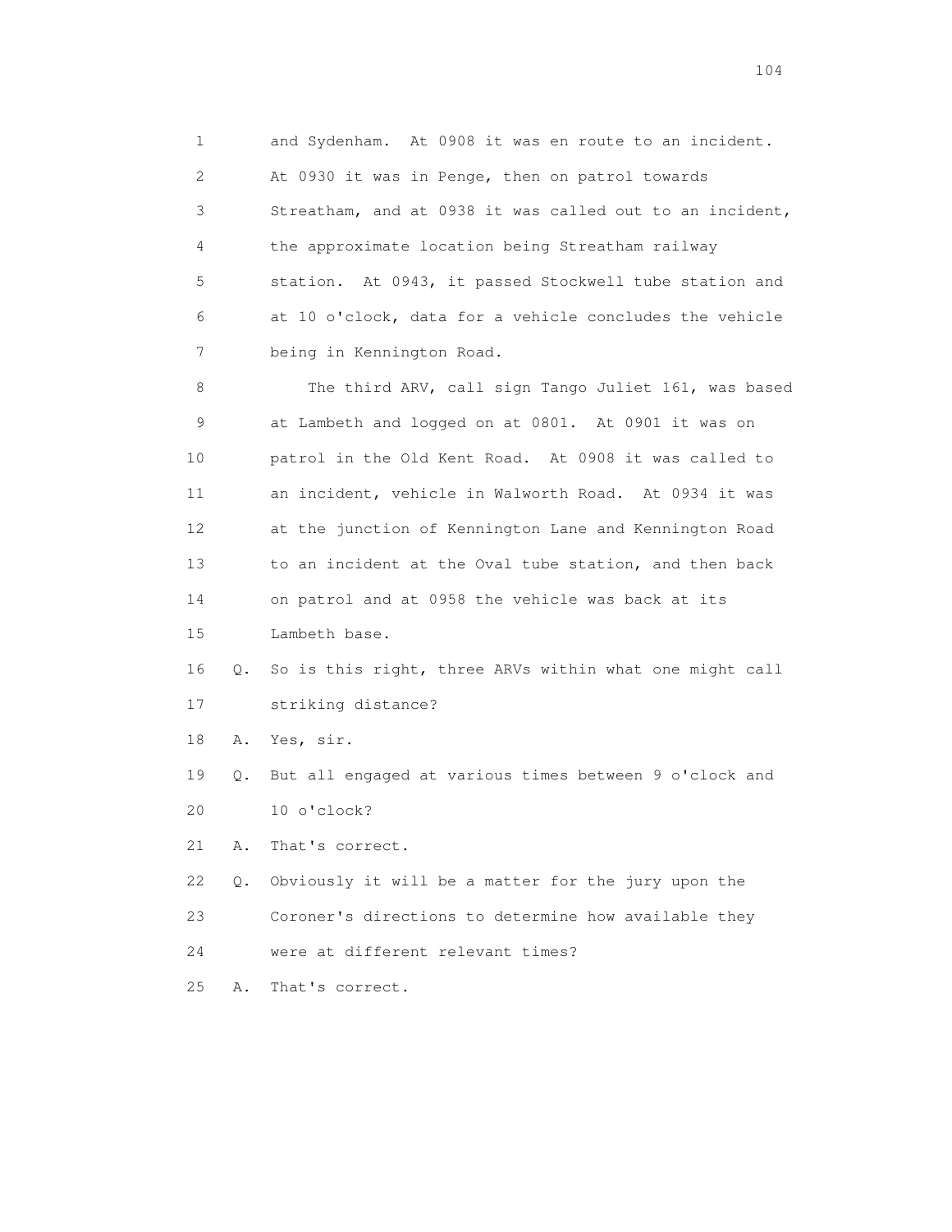1 and Sydenham. At 0908 it was en route to an incident.
2 At 0930 it was in Penge, then on patrol towards
3 Streatham, and at 0938 it was called out to an incident,
4 the approximate location being Streatham railway
5 station. At 0943, it passed Stockwell tube station and
6 at 10 o'clock, data for a vehicle concludes the vehicle
7 being in Kennington Road.

8 The third ARV, call sign Tango Juliet 161, was based
9 at Lambeth and logged on at 0801. At 0901 it was on
10 patrol in the Old Kent Road. At 0908 it was called to
11 an incident, vehicle in Walworth Road. At 0934 it was
12 at the junction of Kennington Lane and Kennington Road
13 to an incident at the Oval tube station, and then back
14 on patrol and at 0958 the vehicle was back at its
15 Lambeth base.

16 Q. So is this right, three ARVs within what one might call
17 striking distance?

18 A. Yes, sir.

19 Q. But all engaged at various times between 9 o'clock and
20 10 o'clock?

21 A. That's correct.

22 Q. Obviously it will be a matter for the jury upon the
23 Coroner's directions to determine how available they
24 were at different relevant times?

25 A. That's correct.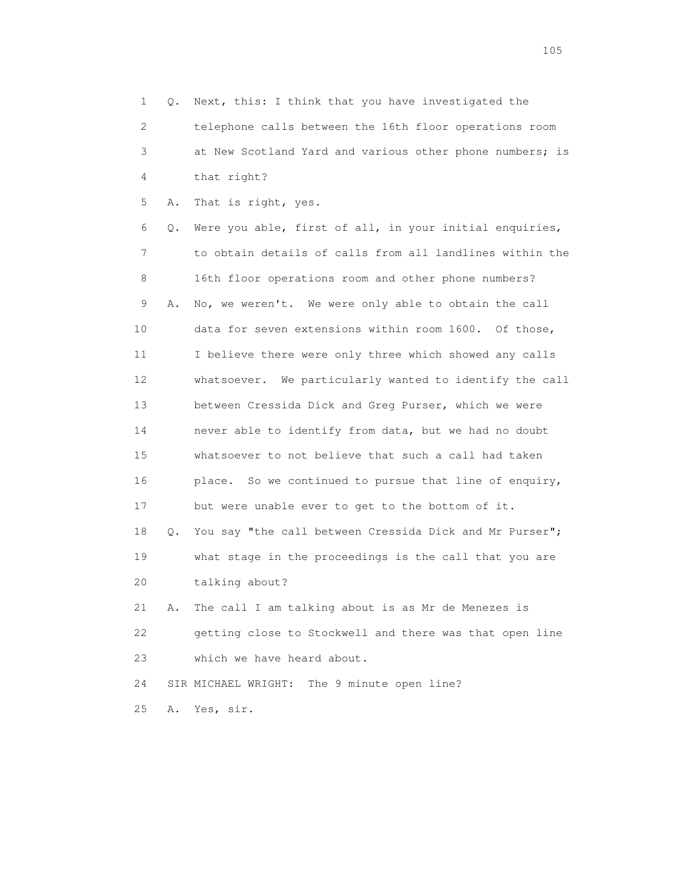1 Q. Next, this: I think that you have investigated the
2 telephone calls between the 16th floor operations room
3 at New Scotland Yard and various other phone numbers; is
4 that right?
5 A. That is right, yes.
6 Q. Were you able, first of all, in your initial enquiries,
7 to obtain details of calls from all landlines within the
8 16th floor operations room and other phone numbers?
9 A. No, we weren't. We were only able to obtain the call
10 data for seven extensions within room 1600. Of those,
11 I believe there were only three which showed any calls
12 whatsoever. We particularly wanted to identify the call
13 between Cressida Dick and Greg Purser, which we were
14 never able to identify from data, but we had no doubt
15 whatsoever to not believe that such a call had taken
16 place. So we continued to pursue that line of enquiry,
17 but were unable ever to get to the bottom of it.
18 Q. You say "the call between Cressida Dick and Mr Purser";
19 what stage in the proceedings is the call that you are
20 talking about?
21 A. The call I am talking about is as Mr de Menezes is
22 getting close to Stockwell and there was that open line
23 which we have heard about.
24 SIR MICHAEL WRIGHT: The 9 minute open line?
25 A. Yes, sir.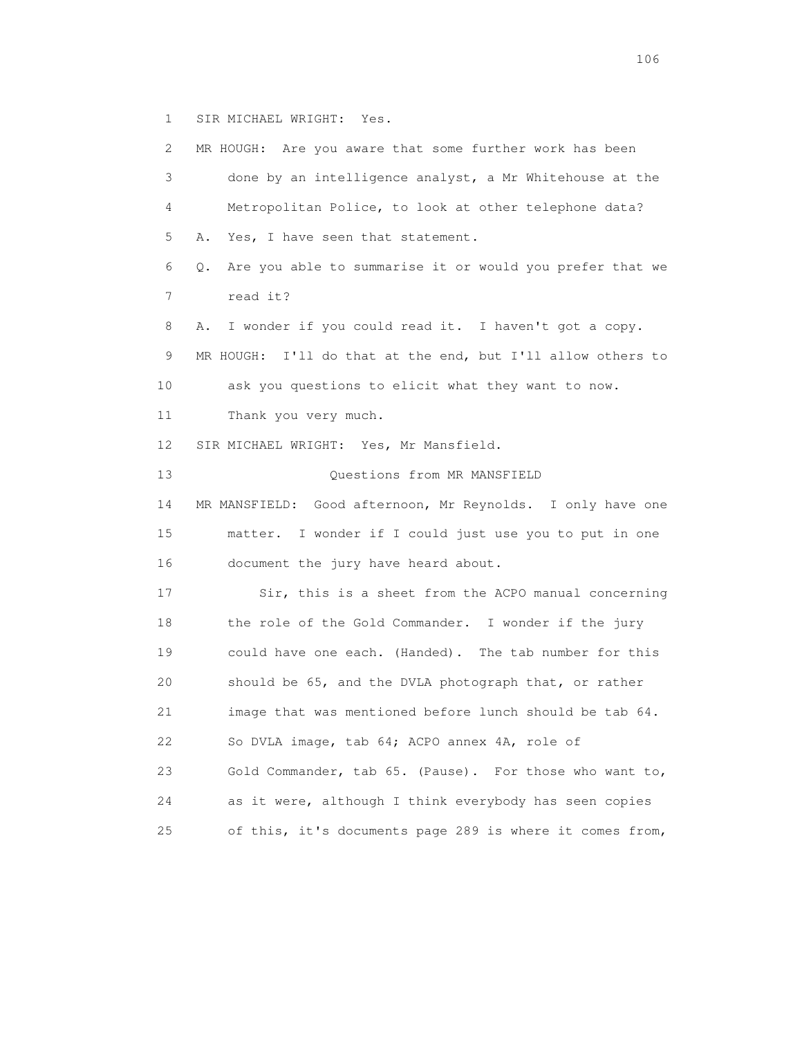1 SIR MICHAEL WRIGHT: Yes.

2 MR HOUGH: Are you aware that some further work has been
3 done by an intelligence analyst, a Mr Whitehouse at the
4 Metropolitan Police, to look at other telephone data?

5 A. Yes, I have seen that statement.

6 Q. Are you able to summarise it or would you prefer that we
7 read it?

8 A. I wonder if you could read it. I haven't got a copy.

9 MR HOUGH: I'll do that at the end, but I'll allow others to
10 ask you questions to elicit what they want to now.
11 Thank you very much.

12 SIR MICHAEL WRIGHT: Yes, Mr Mansfield.

13 Questions from MR MANSFIELD

14 MR MANSFIELD: Good afternoon, Mr Reynolds. I only have one
15 matter. I wonder if I could just use you to put in one
16 document the jury have heard about.

17 Sir, this is a sheet from the ACPO manual concerning
18 the role of the Gold Commander. I wonder if the jury
19 could have one each. (Handed). The tab number for this
20 should be 65, and the DVLA photograph that, or rather
21 image that was mentioned before lunch should be tab 64.
22 So DVLA image, tab 64; ACPO annex 4A, role of
23 Gold Commander, tab 65. (Pause). For those who want to,
24 as it were, although I think everybody has seen copies
25 of this, it's documents page 289 is where it comes from,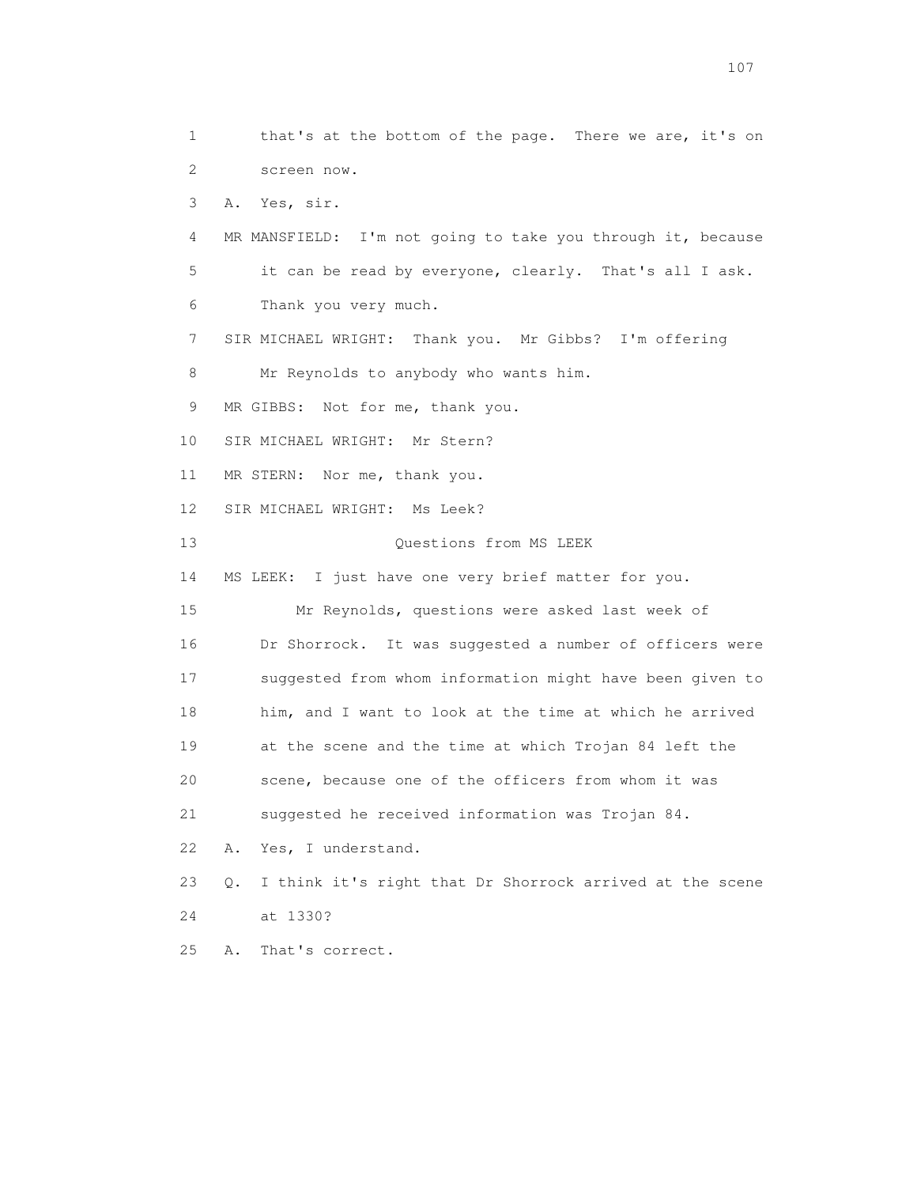1 that's at the bottom of the page. There we are, it's on
2 screen now.

3 A. Yes, sir.

4 MR MANSFIELD: I'm not going to take you through it, because
5 it can be read by everyone, clearly. That's all I ask.
6 Thank you very much.

7 SIR MICHAEL WRIGHT: Thank you. Mr Gibbs? I'm offering
8 Mr Reynolds to anybody who wants him.

9 MR GIBBS: Not for me, thank you.

10 SIR MICHAEL WRIGHT: Mr Stern?

11 MR STERN: Nor me, thank you.

12 SIR MICHAEL WRIGHT: Ms Leek?

13 Questions from MS LEEK

14 MS LEEK: I just have one very brief matter for you.

15 Mr Reynolds, questions were asked last week of
16 Dr Shorrock. It was suggested a number of officers were
17 suggested from whom information might have been given to
18 him, and I want to look at the time at which he arrived
19 at the scene and the time at which Trojan 84 left the
20 scene, because one of the officers from whom it was
21 suggested he received information was Trojan 84.

22 A. Yes, I understand.

23 Q. I think it's right that Dr Shorrock arrived at the scene
24 at 1330?

25 A. That's correct.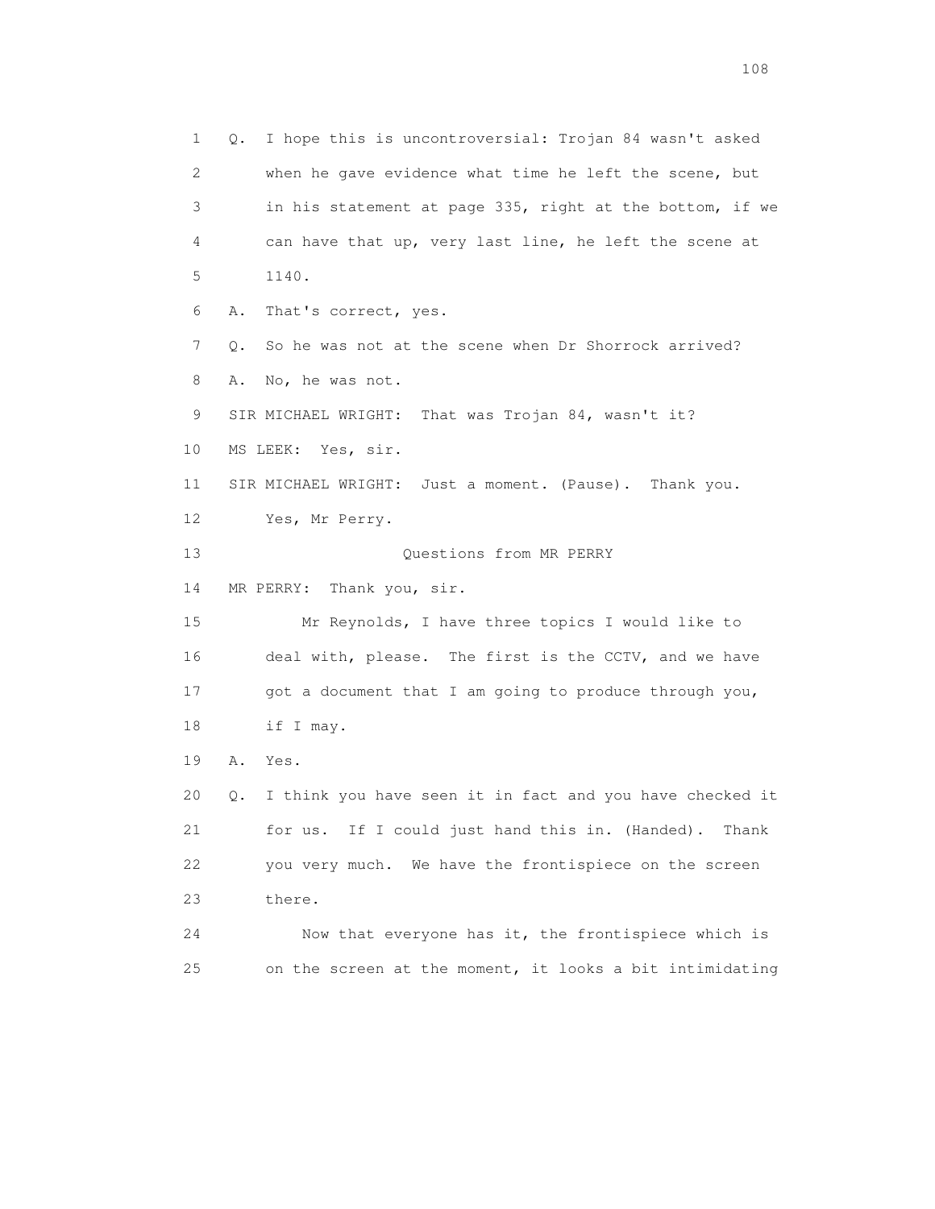1 Q. I hope this is uncontroversial: Trojan 84 wasn't asked
2 when he gave evidence what time he left the scene, but
3 in his statement at page 335, right at the bottom, if we
4 can have that up, very last line, he left the scene at
5 1140.
6 A. That's correct, yes.
7 Q. So he was not at the scene when Dr Shorrock arrived?
8 A. No, he was not.
9 SIR MICHAEL WRIGHT: That was Trojan 84, wasn't it?
10 MS LEEK: Yes, sir.
11 SIR MICHAEL WRIGHT: Just a moment. (Pause). Thank you.
12 Yes, Mr Perry.
13 Questions from MR PERRY
14 MR PERRY: Thank you, sir.
15 Mr Reynolds, I have three topics I would like to
16 deal with, please. The first is the CCTV, and we have
17 got a document that I am going to produce through you,
18 if I may.
19 A. Yes.
20 Q. I think you have seen it in fact and you have checked it
21 for us. If I could just hand this in. (Handed). Thank
22 you very much. We have the frontispiece on the screen
23 there.
24 Now that everyone has it, the frontispiece which is
25 on the screen at the moment, it looks a bit intimidating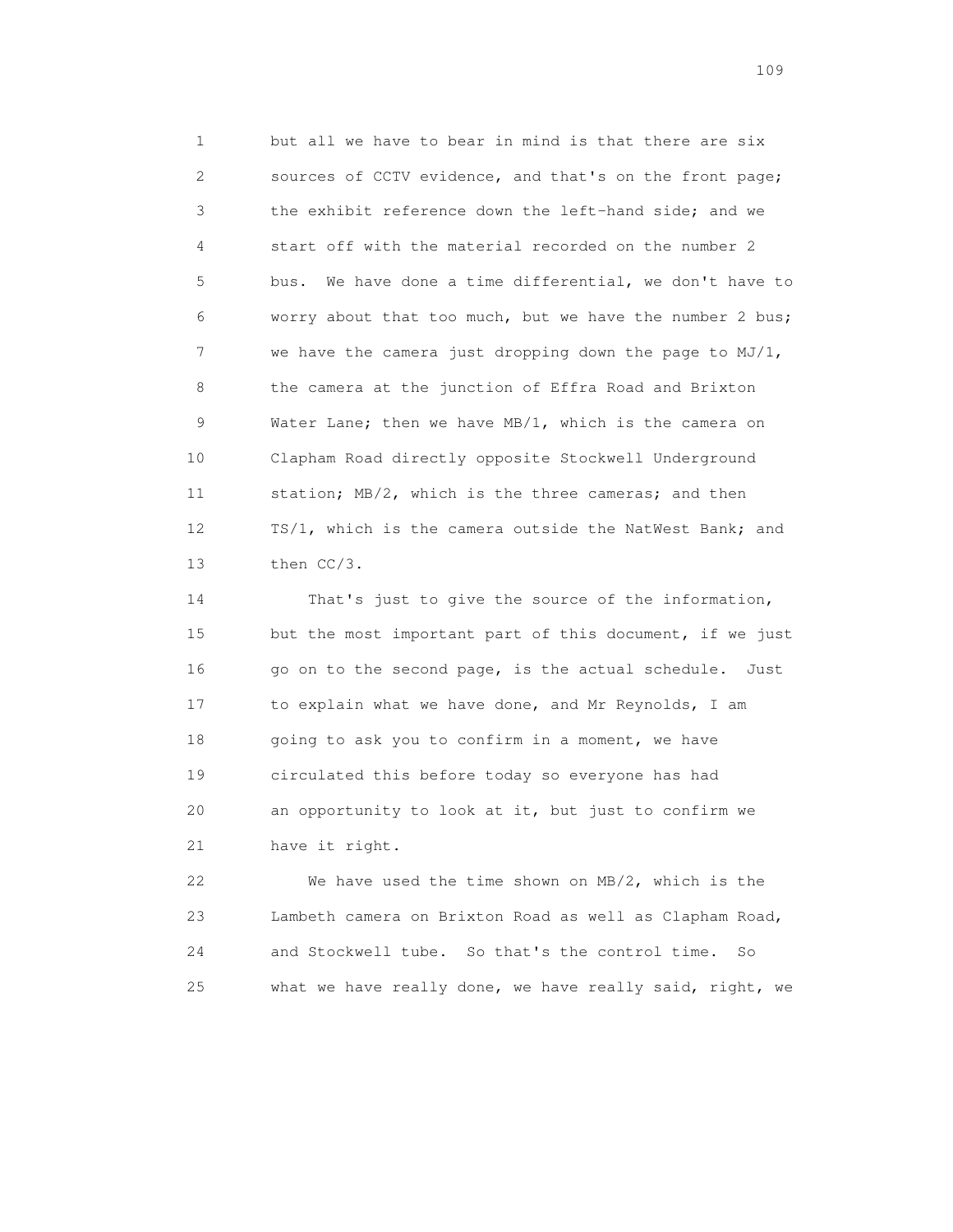but all we have to bear in mind is that there are six sources of CCTV evidence, and that's on the front page; the exhibit reference down the left-hand side; and we start off with the material recorded on the number 2 bus. We have done a time differential, we don't have to worry about that too much, but we have the number 2 bus; we have the camera just dropping down the page to MJ/1, the camera at the junction of Effra Road and Brixton Water Lane; then we have MB/1, which is the camera on Clapham Road directly opposite Stockwell Underground station; MB/2, which is the three cameras; and then TS/1, which is the camera outside the NatWest Bank; and then CC/3.

That's just to give the source of the information, but the most important part of this document, if we just go on to the second page, is the actual schedule. Just to explain what we have done, and Mr Reynolds, I am going to ask you to confirm in a moment, we have circulated this before today so everyone has had an opportunity to look at it, but just to confirm we have it right.

We have used the time shown on MB/2, which is the Lambeth camera on Brixton Road as well as Clapham Road, and Stockwell tube. So that's the control time. So what we have really done, we have really said, right, we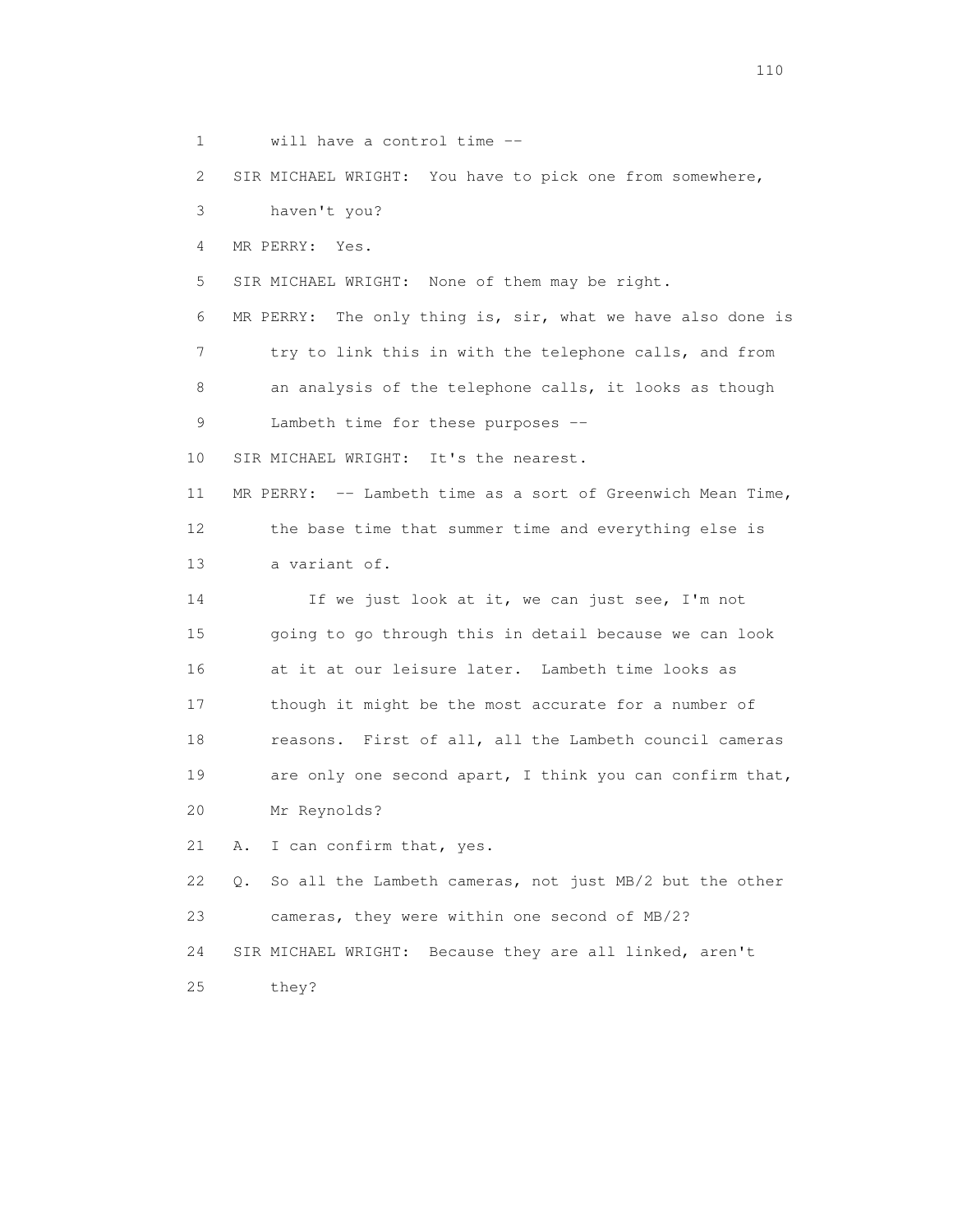1 will have a control time --

2 SIR MICHAEL WRIGHT: You have to pick one from somewhere,

3 haven't you?

4 MR PERRY: Yes.

5 SIR MICHAEL WRIGHT: None of them may be right.

6 MR PERRY: The only thing is, sir, what we have also done is

7 try to link this in with the telephone calls, and from

8 an analysis of the telephone calls, it looks as though

9 Lambeth time for these purposes --

10 SIR MICHAEL WRIGHT: It's the nearest.

11 MR PERRY: -- Lambeth time as a sort of Greenwich Mean Time,

12 the base time that summer time and everything else is

13 a variant of.

14 If we just look at it, we can just see, I'm not

15 going to go through this in detail because we can look

16 at it at our leisure later. Lambeth time looks as

17 though it might be the most accurate for a number of

18 reasons. First of all, all the Lambeth council cameras

19 are only one second apart, I think you can confirm that,

20 Mr Reynolds?

21 A. I can confirm that, yes.

22 Q. So all the Lambeth cameras, not just MB/2 but the other

23 cameras, they were within one second of MB/2?

24 SIR MICHAEL WRIGHT: Because they are all linked, aren't

25 they?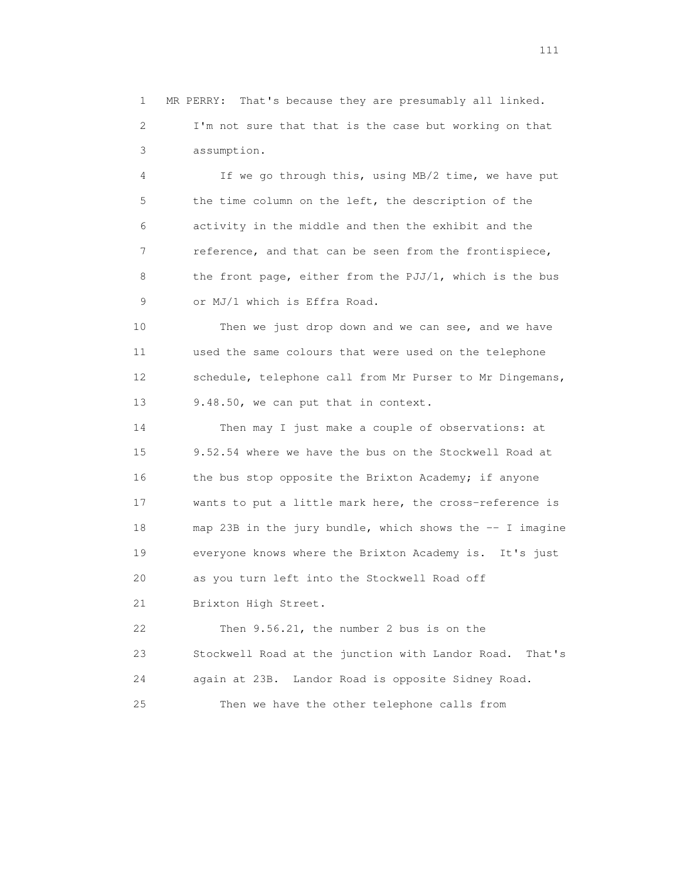1 MR PERRY: That's because they are presumably all linked.
2 I'm not sure that that is the case but working on that
3 assumption.

4 If we go through this, using MB/2 time, we have put
5 the time column on the left, the description of the
6 activity in the middle and then the exhibit and the
7 reference, and that can be seen from the frontispiece,
8 the front page, either from the PJJ/1, which is the bus
9 or MJ/1 which is Effra Road.

10 Then we just drop down and we can see, and we have
11 used the same colours that were used on the telephone
12 schedule, telephone call from Mr Purser to Mr Dingemans,
13 9.48.50, we can put that in context.

14 Then may I just make a couple of observations: at
15 9.52.54 where we have the bus on the Stockwell Road at
16 the bus stop opposite the Brixton Academy; if anyone
17 wants to put a little mark here, the cross-reference is
18 map 23B in the jury bundle, which shows the -- I imagine
19 everyone knows where the Brixton Academy is. It's just
20 as you turn left into the Stockwell Road off
21 Brixton High Street.

22 Then 9.56.21, the number 2 bus is on the
23 Stockwell Road at the junction with Landor Road. That's
24 again at 23B. Landor Road is opposite Sidney Road.
25 Then we have the other telephone calls from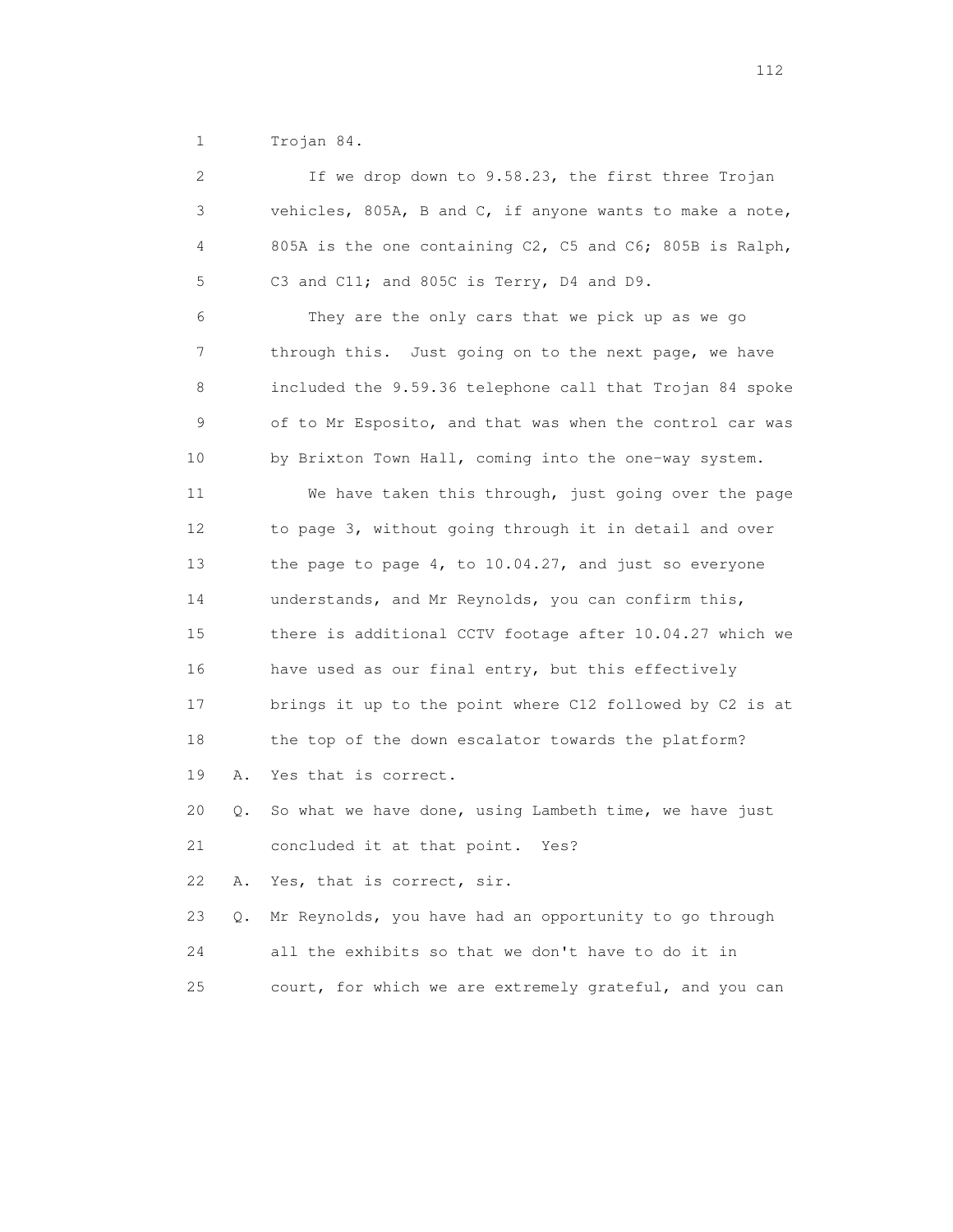1 Trojan 84.

2 If we drop down to 9.58.23, the first three Trojan
3 vehicles, 805A, B and C, if anyone wants to make a note,
4 805A is the one containing C2, C5 and C6; 805B is Ralph,
5 C3 and C11; and 805C is Terry, D4 and D9.

6 They are the only cars that we pick up as we go
7 through this. Just going on to the next page, we have
8 included the 9.59.36 telephone call that Trojan 84 spoke
9 of to Mr Esposito, and that was when the control car was
10 by Brixton Town Hall, coming into the one-way system.

11 We have taken this through, just going over the page
12 to page 3, without going through it in detail and over
13 the page to page 4, to 10.04.27, and just so everyone
14 understands, and Mr Reynolds, you can confirm this,
15 there is additional CCTV footage after 10.04.27 which we
16 have used as our final entry, but this effectively
17 brings it up to the point where C12 followed by C2 is at
18 the top of the down escalator towards the platform?

19 A. Yes that is correct.

20 Q. So what we have done, using Lambeth time, we have just
21 concluded it at that point. Yes?

22 A. Yes, that is correct, sir.

23 Q. Mr Reynolds, you have had an opportunity to go through
24 all the exhibits so that we don't have to do it in
25 court, for which we are extremely grateful, and you can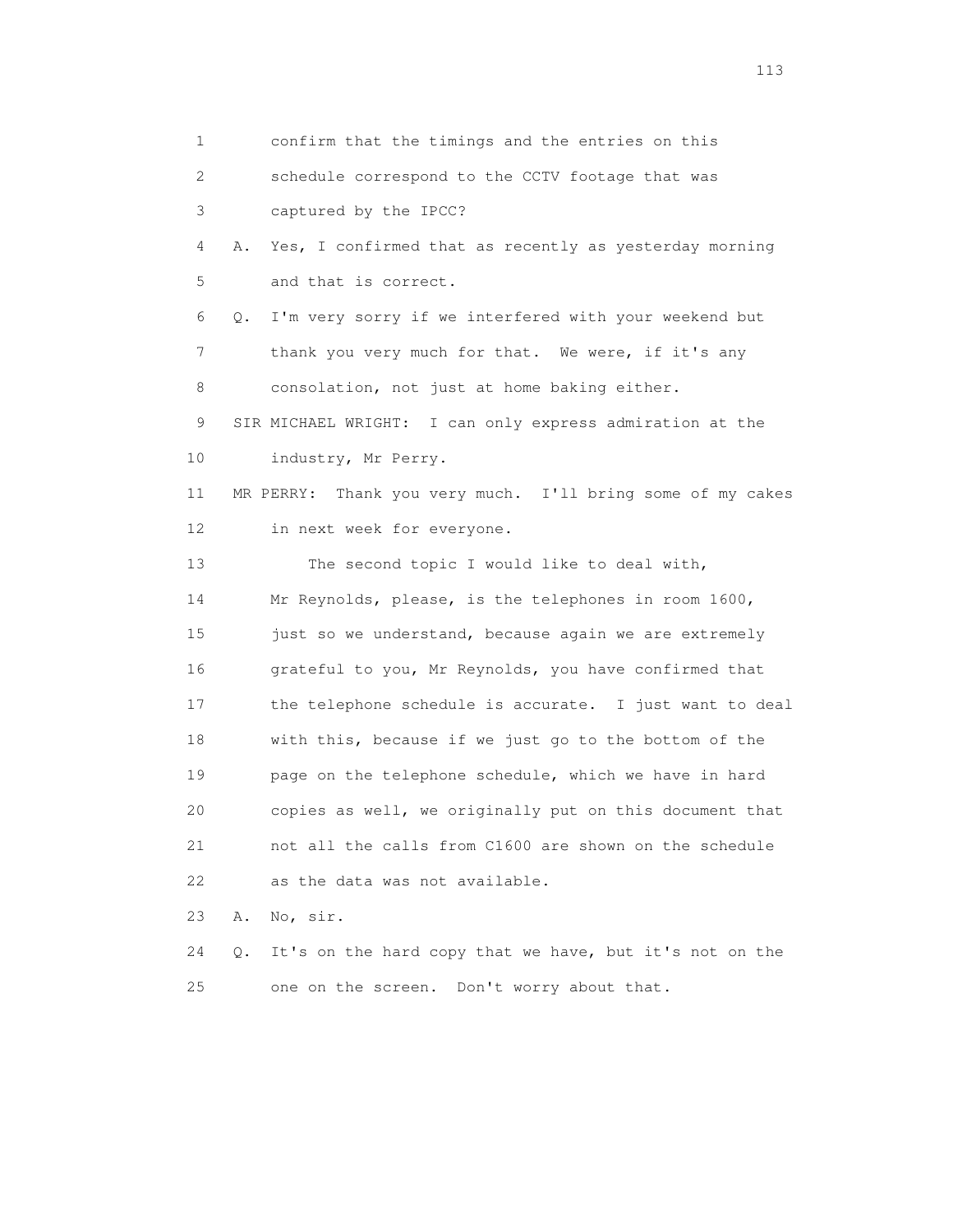1 confirm that the timings and the entries on this
2 schedule correspond to the CCTV footage that was
3 captured by the IPCC?

4 A. Yes, I confirmed that as recently as yesterday morning
5 and that is correct.

6 Q. I'm very sorry if we interfered with your weekend but
7 thank you very much for that. We were, if it's any
8 consolation, not just at home baking either.

9 SIR MICHAEL WRIGHT: I can only express admiration at the
10 industry, Mr Perry.

11 MR PERRY: Thank you very much. I'll bring some of my cakes
12 in next week for everyone.

13 The second topic I would like to deal with,
14 Mr Reynolds, please, is the telephones in room 1600,
15 just so we understand, because again we are extremely
16 grateful to you, Mr Reynolds, you have confirmed that
17 the telephone schedule is accurate. I just want to deal
18 with this, because if we just go to the bottom of the
19 page on the telephone schedule, which we have in hard
20 copies as well, we originally put on this document that
21 not all the calls from C1600 are shown on the schedule
22 as the data was not available.

23 A. No, sir.

24 Q. It's on the hard copy that we have, but it's not on the
25 one on the screen. Don't worry about that.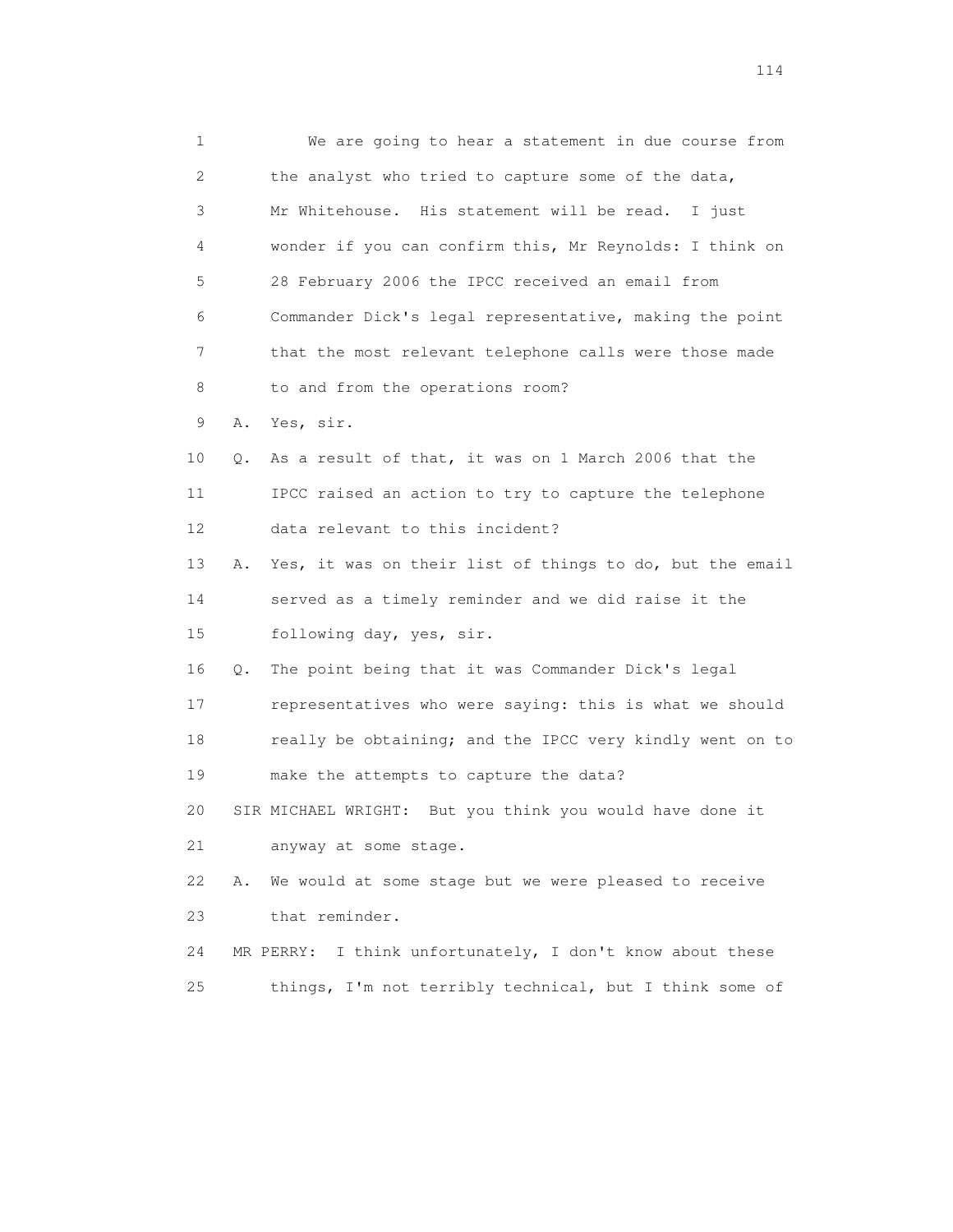1 We are going to hear a statement in due course from
2 the analyst who tried to capture some of the data,
3 Mr Whitehouse. His statement will be read. I just
4 wonder if you can confirm this, Mr Reynolds: I think on
5 28 February 2006 the IPCC received an email from
6 Commander Dick's legal representative, making the point
7 that the most relevant telephone calls were those made
8 to and from the operations room?

9 A. Yes, sir.

10 Q. As a result of that, it was on 1 March 2006 that the
11 IPCC raised an action to try to capture the telephone
12 data relevant to this incident?

13 A. Yes, it was on their list of things to do, but the email
14 served as a timely reminder and we did raise it the
15 following day, yes, sir.

16 Q. The point being that it was Commander Dick's legal
17 representatives who were saying: this is what we should
18 really be obtaining; and the IPCC very kindly went on to
19 make the attempts to capture the data?

20 SIR MICHAEL WRIGHT: But you think you would have done it
21 anyway at some stage.

22 A. We would at some stage but we were pleased to receive
23 that reminder.

24 MR PERRY: I think unfortunately, I don't know about these
25 things, I'm not terribly technical, but I think some of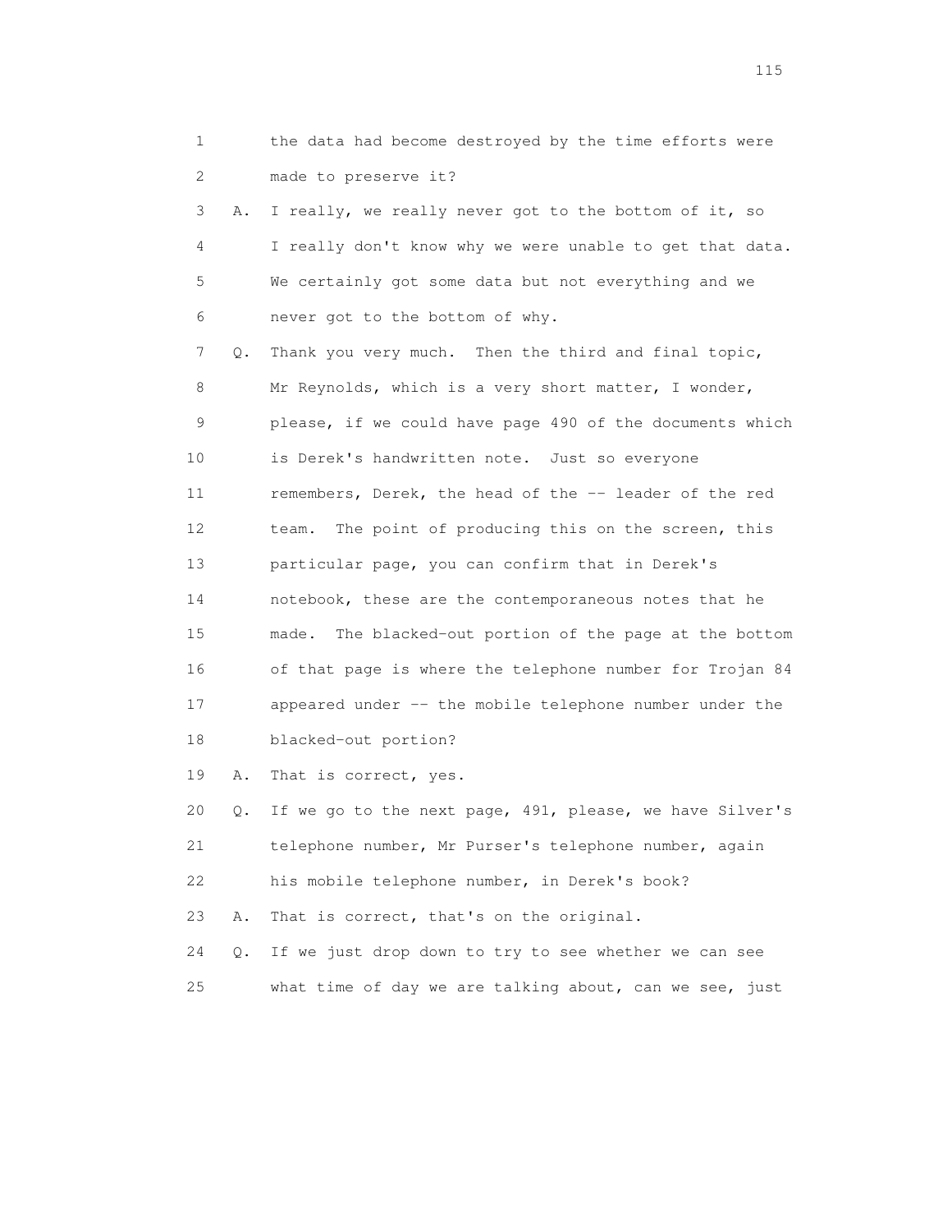1 the data had become destroyed by the time efforts were
2 made to preserve it?

3 A. I really, we really never got to the bottom of it, so
4 I really don't know why we were unable to get that data.
5 We certainly got some data but not everything and we
6 never got to the bottom of why.

7 Q. Thank you very much. Then the third and final topic,
8 Mr Reynolds, which is a very short matter, I wonder,
9 please, if we could have page 490 of the documents which
10 is Derek's handwritten note. Just so everyone
11 remembers, Derek, the head of the -- leader of the red
12 team. The point of producing this on the screen, this
13 particular page, you can confirm that in Derek's
14 notebook, these are the contemporaneous notes that he
15 made. The blacked-out portion of the page at the bottom
16 of that page is where the telephone number for Trojan 84
17 appeared under -- the mobile telephone number under the
18 blacked-out portion?

19 A. That is correct, yes.

20 Q. If we go to the next page, 491, please, we have Silver's
21 telephone number, Mr Purser's telephone number, again
22 his mobile telephone number, in Derek's book?

23 A. That is correct, that's on the original.

24 Q. If we just drop down to try to see whether we can see
25 what time of day we are talking about, can we see, just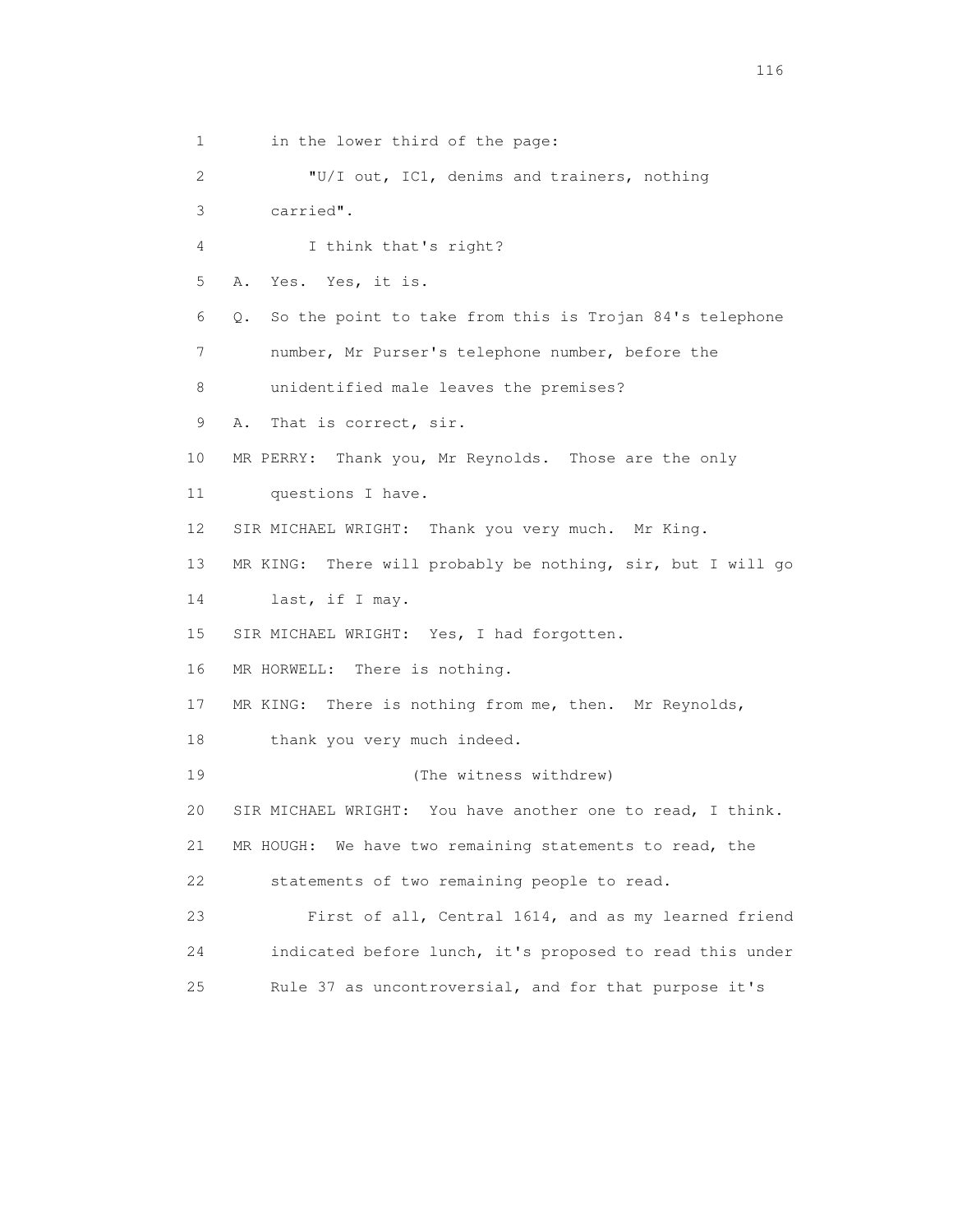in the lower third of the page:

"U/I out, IC1, denims and trainers, nothing carried".

I think that's right?

A. Yes. Yes, it is.

Q. So the point to take from this is Trojan 84's telephone number, Mr Purser's telephone number, before the unidentified male leaves the premises?

A. That is correct, sir.

MR PERRY: Thank you, Mr Reynolds. Those are the only questions I have.

SIR MICHAEL WRIGHT: Thank you very much. Mr King.

MR KING: There will probably be nothing, sir, but I will go last, if I may.

SIR MICHAEL WRIGHT: Yes, I had forgotten.

MR HORWELL: There is nothing.

MR KING: There is nothing from me, then. Mr Reynolds, thank you very much indeed.

(The witness withdrew)

SIR MICHAEL WRIGHT: You have another one to read, I think.

MR HOUGH: We have two remaining statements to read, the statements of two remaining people to read.

First of all, Central 1614, and as my learned friend indicated before lunch, it's proposed to read this under Rule 37 as uncontroversial, and for that purpose it's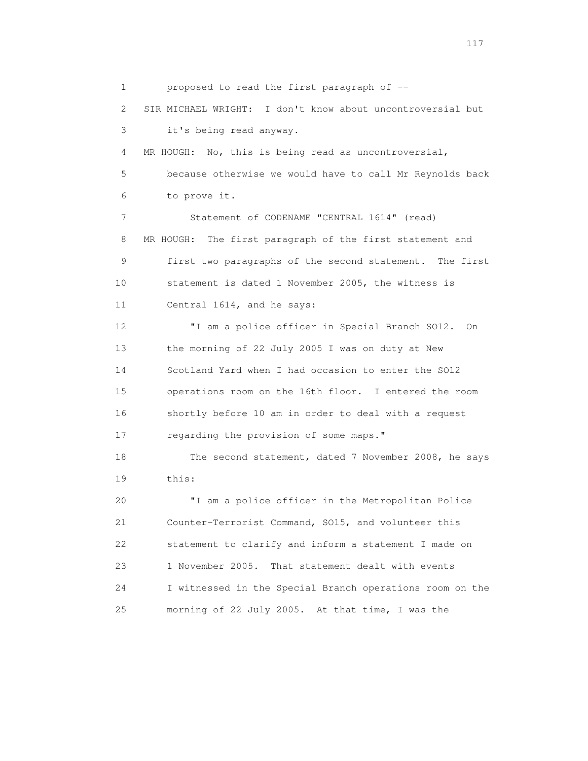proposed to read the first paragraph of --

SIR MICHAEL WRIGHT: I don't know about uncontroversial but it's being read anyway.

MR HOUGH: No, this is being read as uncontroversial, because otherwise we would have to call Mr Reynolds back to prove it.

Statement of CODENAME "CENTRAL 1614" (read)

MR HOUGH: The first paragraph of the first statement and first two paragraphs of the second statement. The first statement is dated 1 November 2005, the witness is Central 1614, and he says:

"I am a police officer in Special Branch SO12. On the morning of 22 July 2005 I was on duty at New Scotland Yard when I had occasion to enter the SO12 operations room on the 16th floor. I entered the room shortly before 10 am in order to deal with a request regarding the provision of some maps."

The second statement, dated 7 November 2008, he says this:

"I am a police officer in the Metropolitan Police Counter-Terrorist Command, SO15, and volunteer this statement to clarify and inform a statement I made on 1 November 2005. That statement dealt with events I witnessed in the Special Branch operations room on the morning of 22 July 2005. At that time, I was the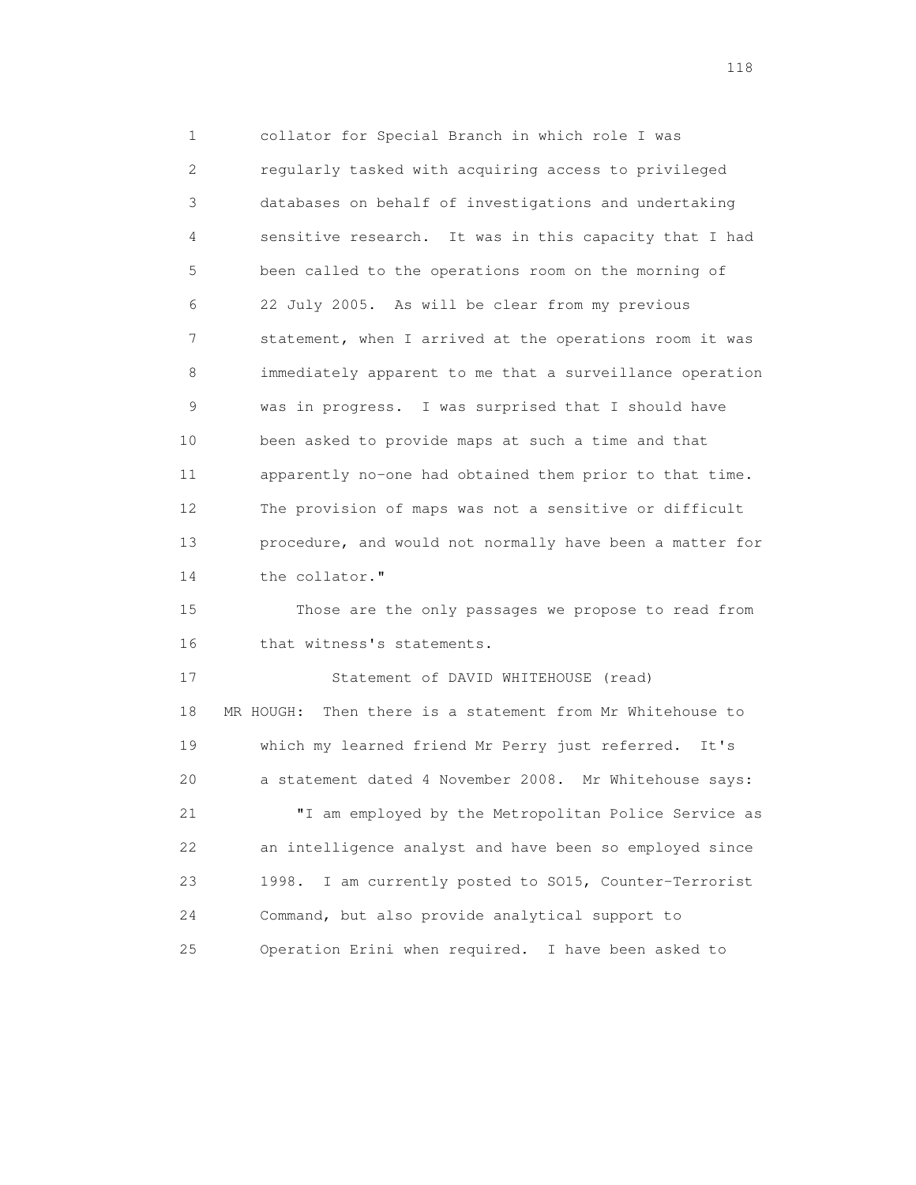collator for Special Branch in which role I was regularly tasked with acquiring access to privileged databases on behalf of investigations and undertaking sensitive research. It was in this capacity that I had been called to the operations room on the morning of 22 July 2005. As will be clear from my previous statement, when I arrived at the operations room it was immediately apparent to me that a surveillance operation was in progress. I was surprised that I should have been asked to provide maps at such a time and that apparently no-one had obtained them prior to that time. The provision of maps was not a sensitive or difficult procedure, and would not normally have been a matter for the collator."

Those are the only passages we propose to read from that witness's statements.

Statement of DAVID WHITEHOUSE (read)

MR HOUGH: Then there is a statement from Mr Whitehouse to which my learned friend Mr Perry just referred. It's a statement dated 4 November 2008. Mr Whitehouse says:

"I am employed by the Metropolitan Police Service as an intelligence analyst and have been so employed since 1998. I am currently posted to SO15, Counter-Terrorist Command, but also provide analytical support to Operation Erini when required. I have been asked to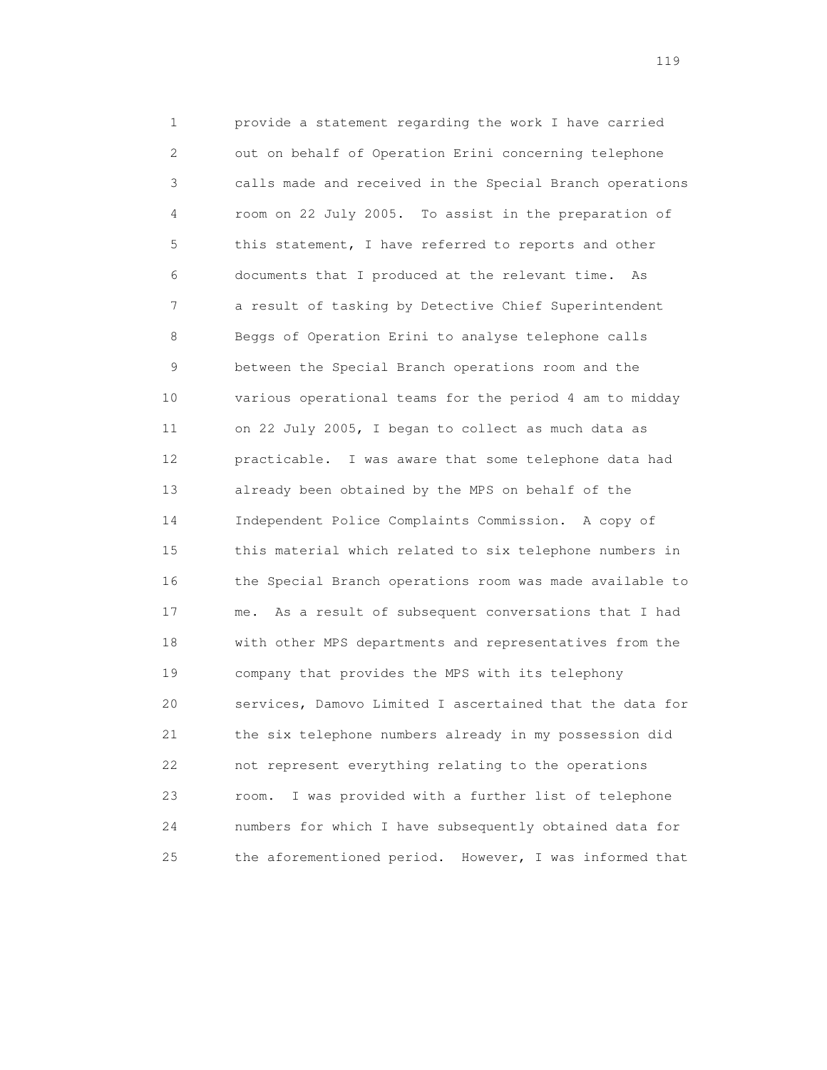provide a statement regarding the work I have carried out on behalf of Operation Erini concerning telephone calls made and received in the Special Branch operations room on 22 July 2005. To assist in the preparation of this statement, I have referred to reports and other documents that I produced at the relevant time. As a result of tasking by Detective Chief Superintendent Beggs of Operation Erini to analyse telephone calls between the Special Branch operations room and the various operational teams for the period 4 am to midday on 22 July 2005, I began to collect as much data as practicable. I was aware that some telephone data had already been obtained by the MPS on behalf of the Independent Police Complaints Commission. A copy of this material which related to six telephone numbers in the Special Branch operations room was made available to me. As a result of subsequent conversations that I had with other MPS departments and representatives from the company that provides the MPS with its telephony services, Damovo Limited I ascertained that the data for the six telephone numbers already in my possession did not represent everything relating to the operations room. I was provided with a further list of telephone numbers for which I have subsequently obtained data for the aforementioned period. However, I was informed that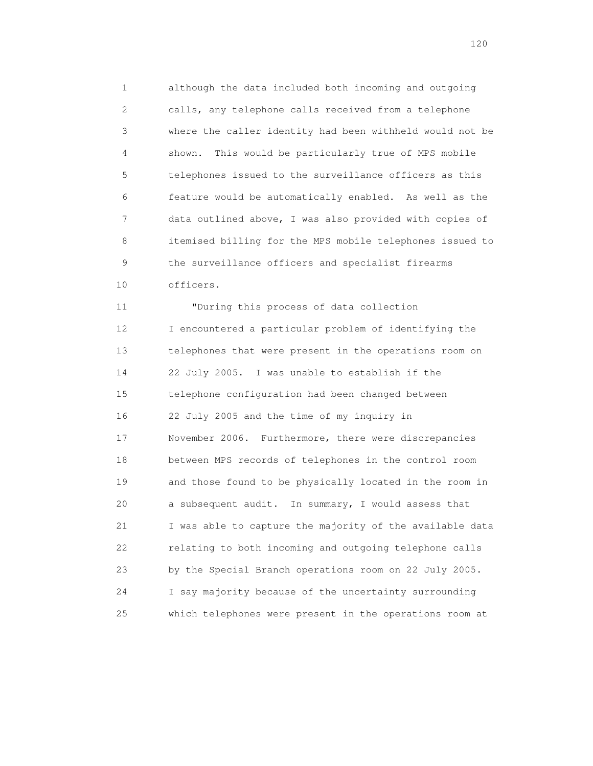although the data included both incoming and outgoing calls, any telephone calls received from a telephone where the caller identity had been withheld would not be shown. This would be particularly true of MPS mobile telephones issued to the surveillance officers as this feature would be automatically enabled. As well as the data outlined above, I was also provided with copies of itemised billing for the MPS mobile telephones issued to the surveillance officers and specialist firearms officers.

"During this process of data collection I encountered a particular problem of identifying the telephones that were present in the operations room on 22 July 2005. I was unable to establish if the telephone configuration had been changed between 22 July 2005 and the time of my inquiry in November 2006. Furthermore, there were discrepancies between MPS records of telephones in the control room and those found to be physically located in the room in a subsequent audit. In summary, I would assess that I was able to capture the majority of the available data relating to both incoming and outgoing telephone calls by the Special Branch operations room on 22 July 2005. I say majority because of the uncertainty surrounding which telephones were present in the operations room at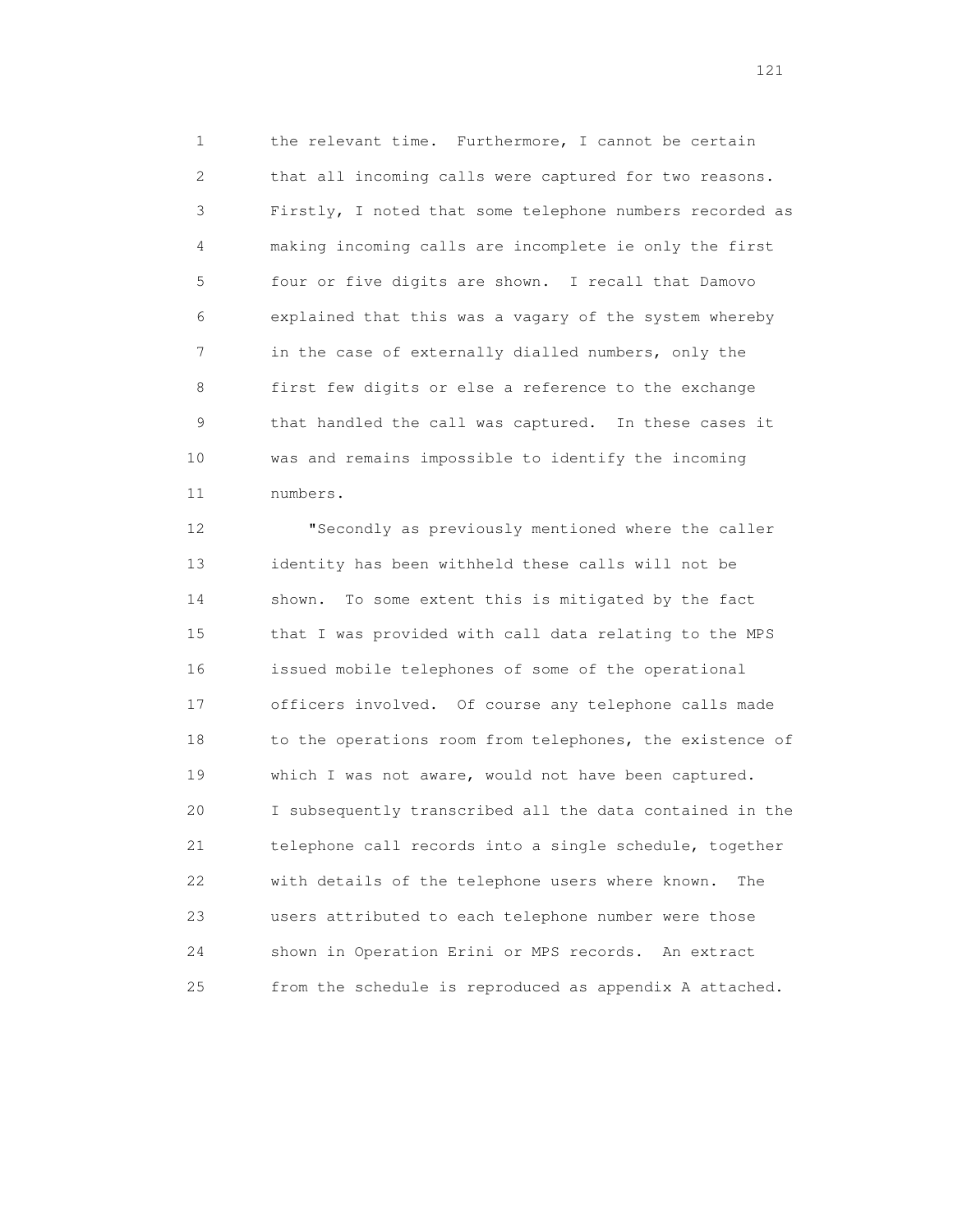the relevant time. Furthermore, I cannot be certain that all incoming calls were captured for two reasons. Firstly, I noted that some telephone numbers recorded as making incoming calls are incomplete ie only the first four or five digits are shown. I recall that Damovo explained that this was a vagary of the system whereby in the case of externally dialled numbers, only the first few digits or else a reference to the exchange that handled the call was captured. In these cases it was and remains impossible to identify the incoming numbers.

"Secondly as previously mentioned where the caller identity has been withheld these calls will not be shown. To some extent this is mitigated by the fact that I was provided with call data relating to the MPS issued mobile telephones of some of the operational officers involved. Of course any telephone calls made to the operations room from telephones, the existence of which I was not aware, would not have been captured. I subsequently transcribed all the data contained in the telephone call records into a single schedule, together with details of the telephone users where known. The users attributed to each telephone number were those shown in Operation Erini or MPS records. An extract from the schedule is reproduced as appendix A attached.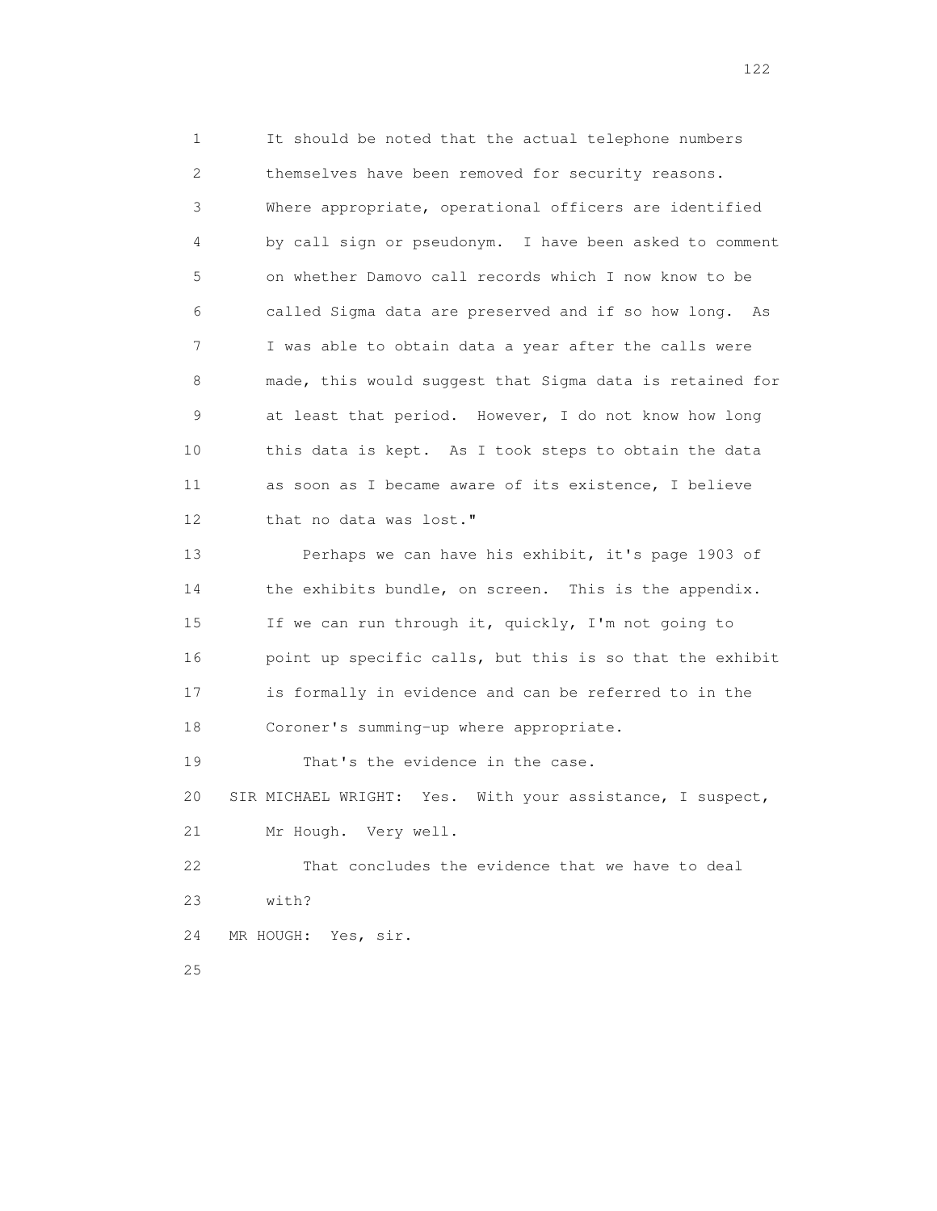It should be noted that the actual telephone numbers themselves have been removed for security reasons. Where appropriate, operational officers are identified by call sign or pseudonym. I have been asked to comment on whether Damovo call records which I now know to be called Sigma data are preserved and if so how long. As I was able to obtain data a year after the calls were made, this would suggest that Sigma data is retained for at least that period. However, I do not know how long this data is kept. As I took steps to obtain the data as soon as I became aware of its existence, I believe that no data was lost."

Perhaps we can have his exhibit, it's page 1903 of the exhibits bundle, on screen. This is the appendix. If we can run through it, quickly, I'm not going to point up specific calls, but this is so that the exhibit is formally in evidence and can be referred to in the Coroner's summing-up where appropriate.

That's the evidence in the case.

SIR MICHAEL WRIGHT: Yes. With your assistance, I suspect, Mr Hough. Very well.

That concludes the evidence that we have to deal with?

MR HOUGH: Yes, sir.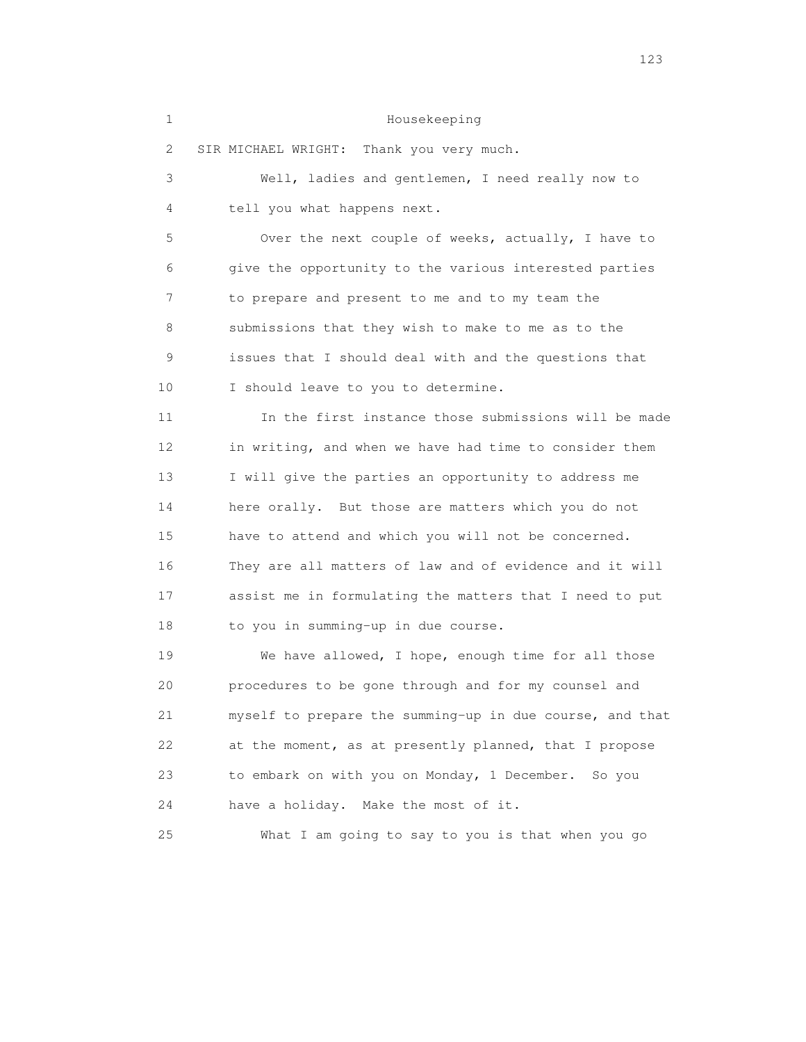Housekeeping

SIR MICHAEL WRIGHT: Thank you very much.

Well, ladies and gentlemen, I need really now to tell you what happens next.

Over the next couple of weeks, actually, I have to give the opportunity to the various interested parties to prepare and present to me and to my team the submissions that they wish to make to me as to the issues that I should deal with and the questions that I should leave to you to determine.

In the first instance those submissions will be made in writing, and when we have had time to consider them I will give the parties an opportunity to address me here orally. But those are matters which you do not have to attend and which you will not be concerned. They are all matters of law and of evidence and it will assist me in formulating the matters that I need to put to you in summing-up in due course.

We have allowed, I hope, enough time for all those procedures to be gone through and for my counsel and myself to prepare the summing-up in due course, and that at the moment, as at presently planned, that I propose to embark on with you on Monday, 1 December. So you have a holiday. Make the most of it.

What I am going to say to you is that when you go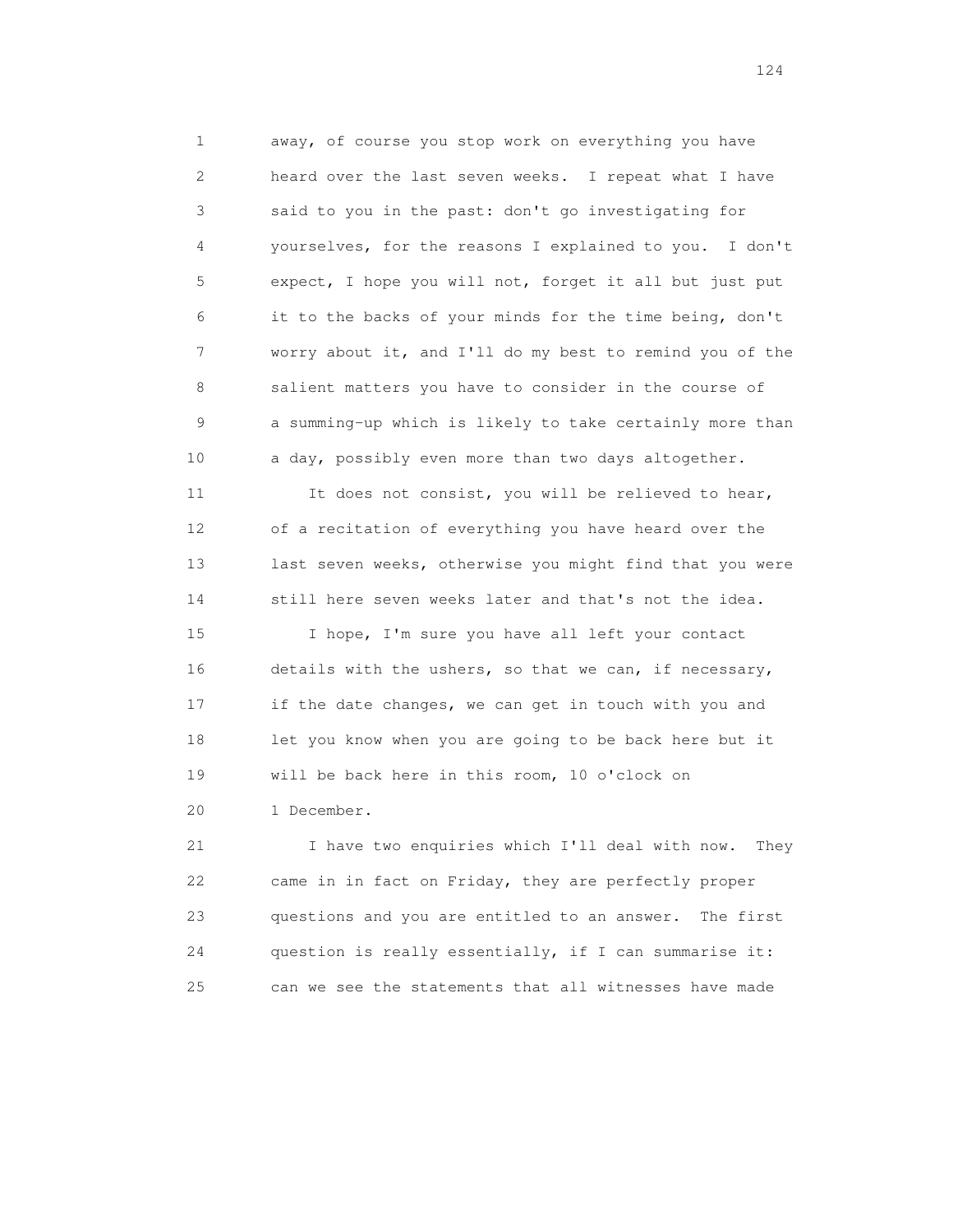1 away, of course you stop work on everything you have
2 heard over the last seven weeks. I repeat what I have
3 said to you in the past: don't go investigating for
4 yourselves, for the reasons I explained to you. I don't
5 expect, I hope you will not, forget it all but just put
6 it to the backs of your minds for the time being, don't
7 worry about it, and I'll do my best to remind you of the
8 salient matters you have to consider in the course of
9 a summing-up which is likely to take certainly more than
10 a day, possibly even more than two days altogether.

11 It does not consist, you will be relieved to hear,
12 of a recitation of everything you have heard over the
13 last seven weeks, otherwise you might find that you were
14 still here seven weeks later and that's not the idea.

15 I hope, I'm sure you have all left your contact
16 details with the ushers, so that we can, if necessary,
17 if the date changes, we can get in touch with you and
18 let you know when you are going to be back here but it
19 will be back here in this room, 10 o'clock on
20 1 December.

21 I have two enquiries which I'll deal with now. They
22 came in in fact on Friday, they are perfectly proper
23 questions and you are entitled to an answer. The first
24 question is really essentially, if I can summarise it:
25 can we see the statements that all witnesses have made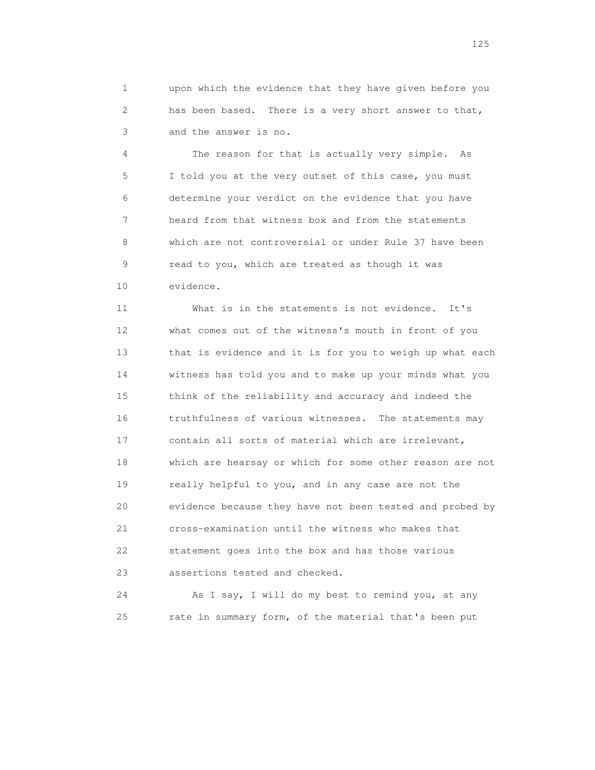upon which the evidence that they have given before you has been based. There is a very short answer to that, and the answer is no.

The reason for that is actually very simple. As I told you at the very outset of this case, you must determine your verdict on the evidence that you have heard from that witness box and from the statements which are not controversial or under Rule 37 have been read to you, which are treated as though it was evidence.

What is in the statements is not evidence. It's what comes out of the witness's mouth in front of you that is evidence and it is for you to weigh up what each witness has told you and to make up your minds what you think of the reliability and accuracy and indeed the truthfulness of various witnesses. The statements may contain all sorts of material which are irrelevant, which are hearsay or which for some other reason are not really helpful to you, and in any case are not the evidence because they have not been tested and probed by cross-examination until the witness who makes that statement goes into the box and has those various assertions tested and checked.

As I say, I will do my best to remind you, at any rate in summary form, of the material that's been put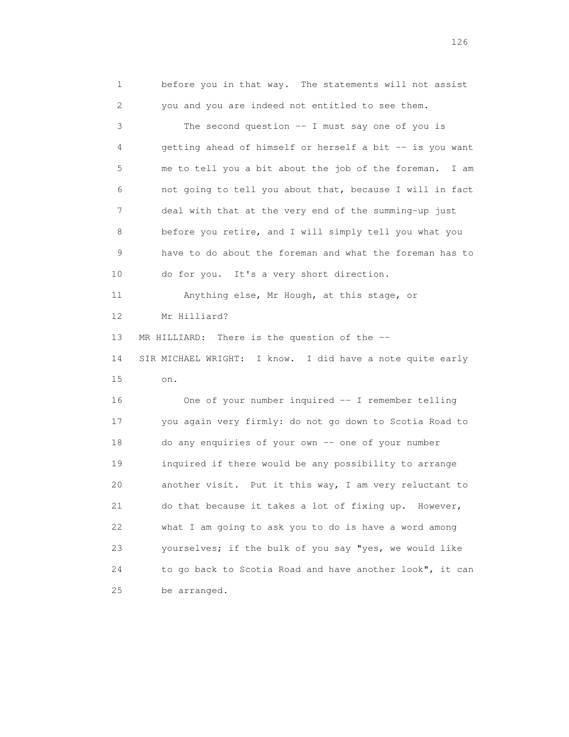before you in that way. The statements will not assist you and you are indeed not entitled to see them.

The second question -- I must say one of you is getting ahead of himself or herself a bit -- is you want me to tell you a bit about the job of the foreman. I am not going to tell you about that, because I will in fact deal with that at the very end of the summing-up just before you retire, and I will simply tell you what you have to do about the foreman and what the foreman has to do for you. It's a very short direction.

Anything else, Mr Hough, at this stage, or Mr Hilliard?

MR HILLIARD: There is the question of the --

SIR MICHAEL WRIGHT: I know. I did have a note quite early on.

One of your number inquired -- I remember telling you again very firmly: do not go down to Scotia Road to do any enquiries of your own -- one of your number inquired if there would be any possibility to arrange another visit. Put it this way, I am very reluctant to do that because it takes a lot of fixing up. However, what I am going to ask you to do is have a word among yourselves; if the bulk of you say "yes, we would like to go back to Scotia Road and have another look", it can be arranged.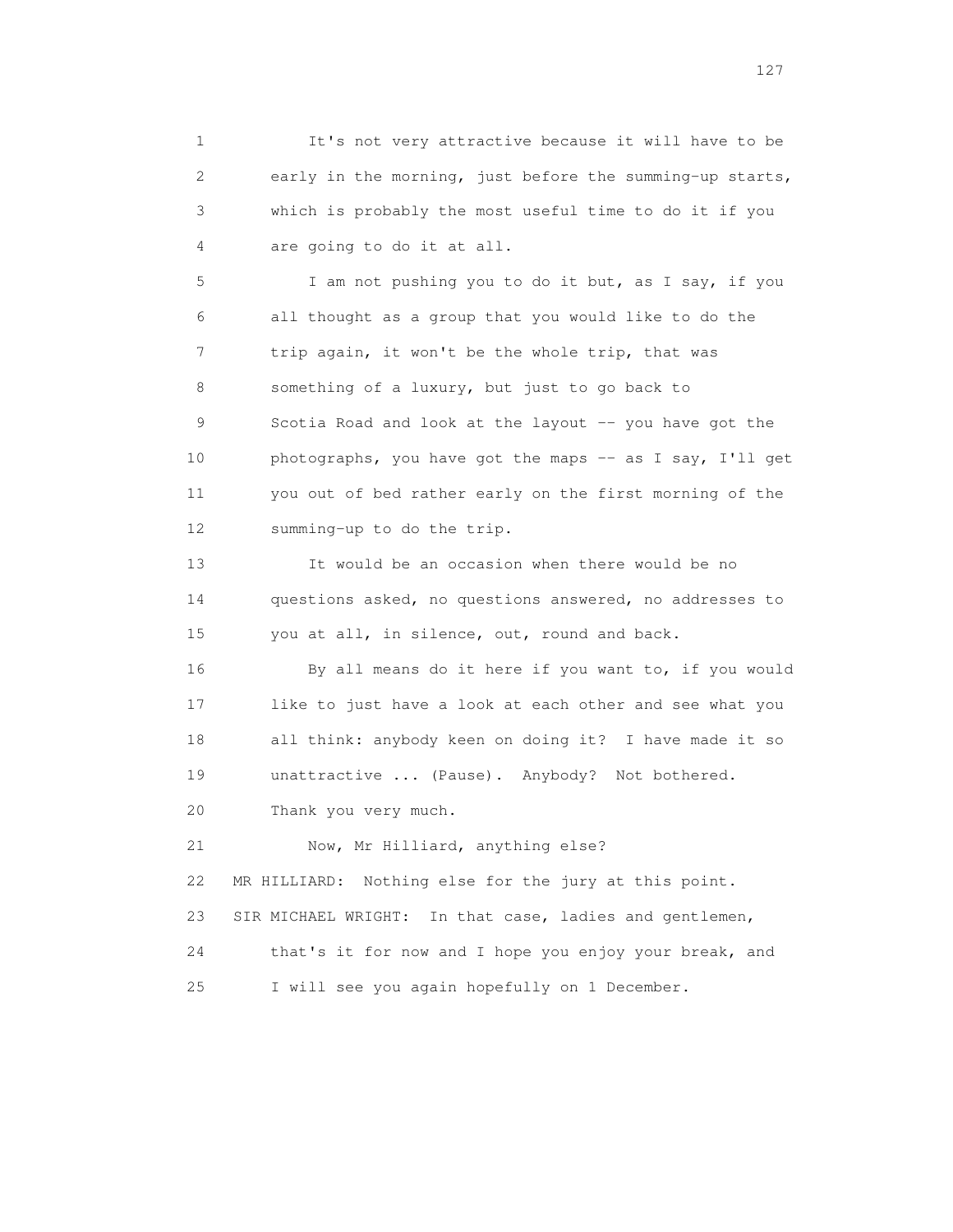It's not very attractive because it will have to be early in the morning, just before the summing-up starts, which is probably the most useful time to do it if you are going to do it at all.

I am not pushing you to do it but, as I say, if you all thought as a group that you would like to do the trip again, it won't be the whole trip, that was something of a luxury, but just to go back to Scotia Road and look at the layout -- you have got the photographs, you have got the maps -- as I say, I'll get you out of bed rather early on the first morning of the summing-up to do the trip.

It would be an occasion when there would be no questions asked, no questions answered, no addresses to you at all, in silence, out, round and back.

By all means do it here if you want to, if you would like to just have a look at each other and see what you all think: anybody keen on doing it? I have made it so unattractive ... (Pause). Anybody? Not bothered. Thank you very much.

Now, Mr Hilliard, anything else?

MR HILLIARD: Nothing else for the jury at this point.

SIR MICHAEL WRIGHT: In that case, ladies and gentlemen, that's it for now and I hope you enjoy your break, and I will see you again hopefully on 1 December.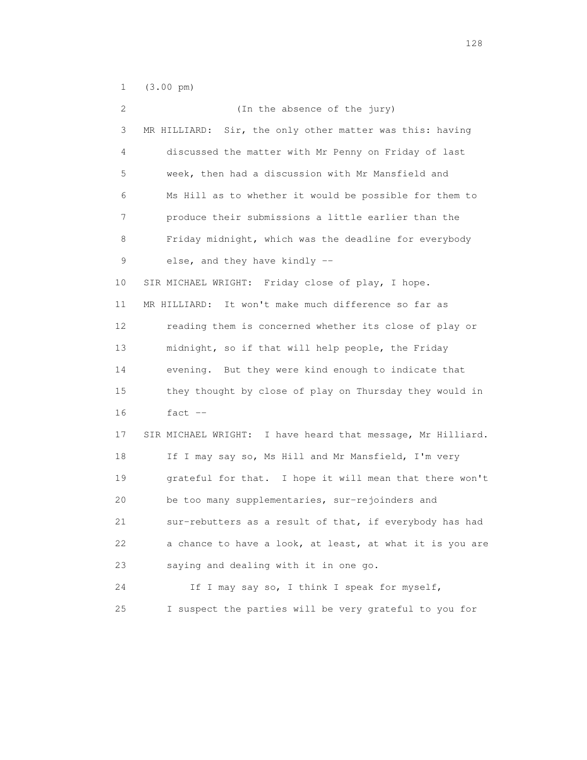(3.00 pm)

(In the absence of the jury)

MR HILLIARD: Sir, the only other matter was this: having discussed the matter with Mr Penny on Friday of last week, then had a discussion with Mr Mansfield and Ms Hill as to whether it would be possible for them to produce their submissions a little earlier than the Friday midnight, which was the deadline for everybody else, and they have kindly --

SIR MICHAEL WRIGHT: Friday close of play, I hope.

MR HILLIARD: It won't make much difference so far as reading them is concerned whether its close of play or midnight, so if that will help people, the Friday evening. But they were kind enough to indicate that they thought by close of play on Thursday they would in fact --

SIR MICHAEL WRIGHT: I have heard that message, Mr Hilliard. If I may say so, Ms Hill and Mr Mansfield, I'm very grateful for that. I hope it will mean that there won't be too many supplementaries, sur-rejoinders and sur-rebutters as a result of that, if everybody has had a chance to have a look, at least, at what it is you are saying and dealing with it in one go.

If I may say so, I think I speak for myself, I suspect the parties will be very grateful to you for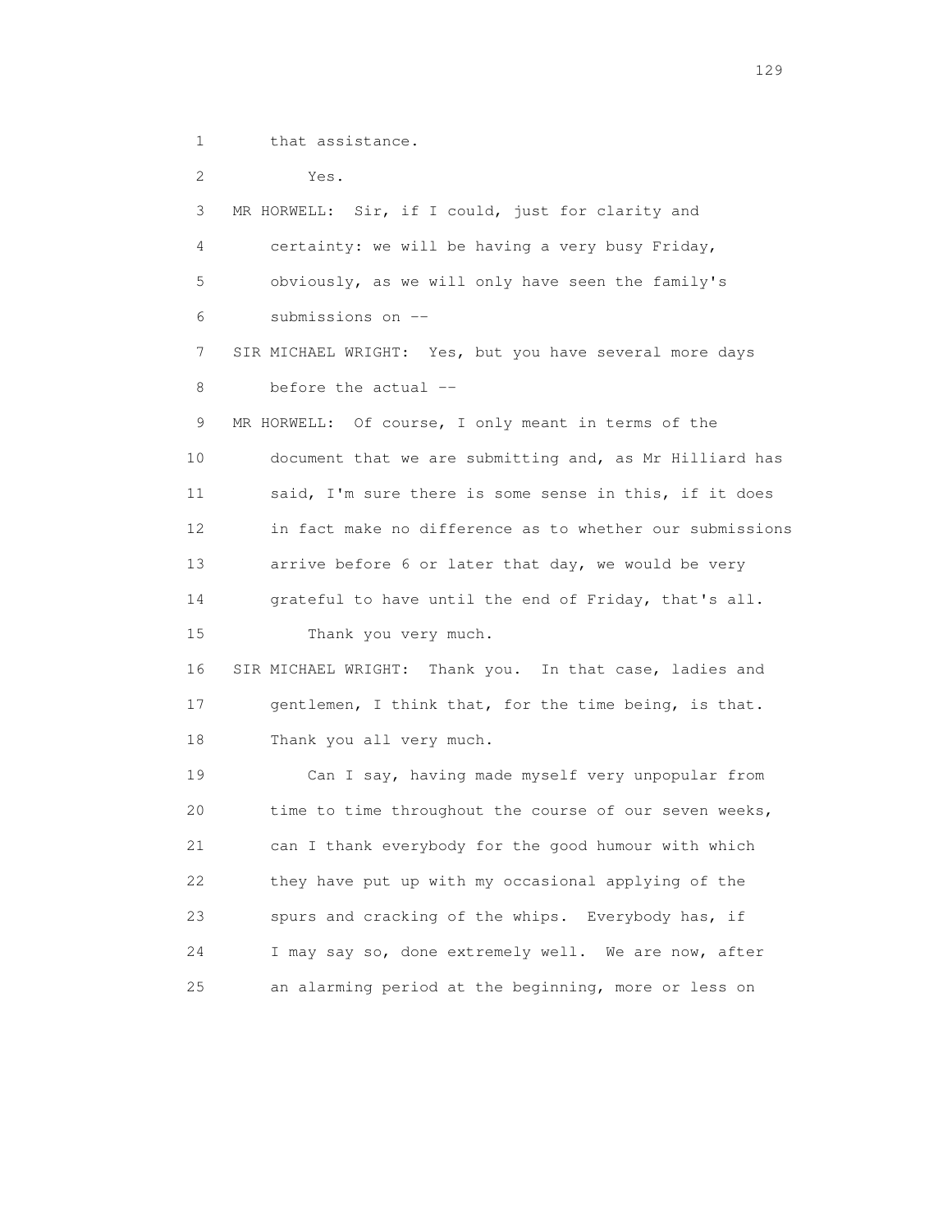1 that assistance.

2 Yes.

3 MR HORWELL: Sir, if I could, just for clarity and

4 certainty: we will be having a very busy Friday,

5 obviously, as we will only have seen the family's

6 submissions on --

7 SIR MICHAEL WRIGHT: Yes, but you have several more days

8 before the actual --

9 MR HORWELL: Of course, I only meant in terms of the

10 document that we are submitting and, as Mr Hilliard has

11 said, I'm sure there is some sense in this, if it does

12 in fact make no difference as to whether our submissions

13 arrive before 6 or later that day, we would be very

14 grateful to have until the end of Friday, that's all.

15 Thank you very much.

16 SIR MICHAEL WRIGHT: Thank you. In that case, ladies and

17 gentlemen, I think that, for the time being, is that.

18 Thank you all very much.

19 Can I say, having made myself very unpopular from

20 time to time throughout the course of our seven weeks,

21 can I thank everybody for the good humour with which

22 they have put up with my occasional applying of the

23 spurs and cracking of the whips. Everybody has, if

24 I may say so, done extremely well. We are now, after

25 an alarming period at the beginning, more or less on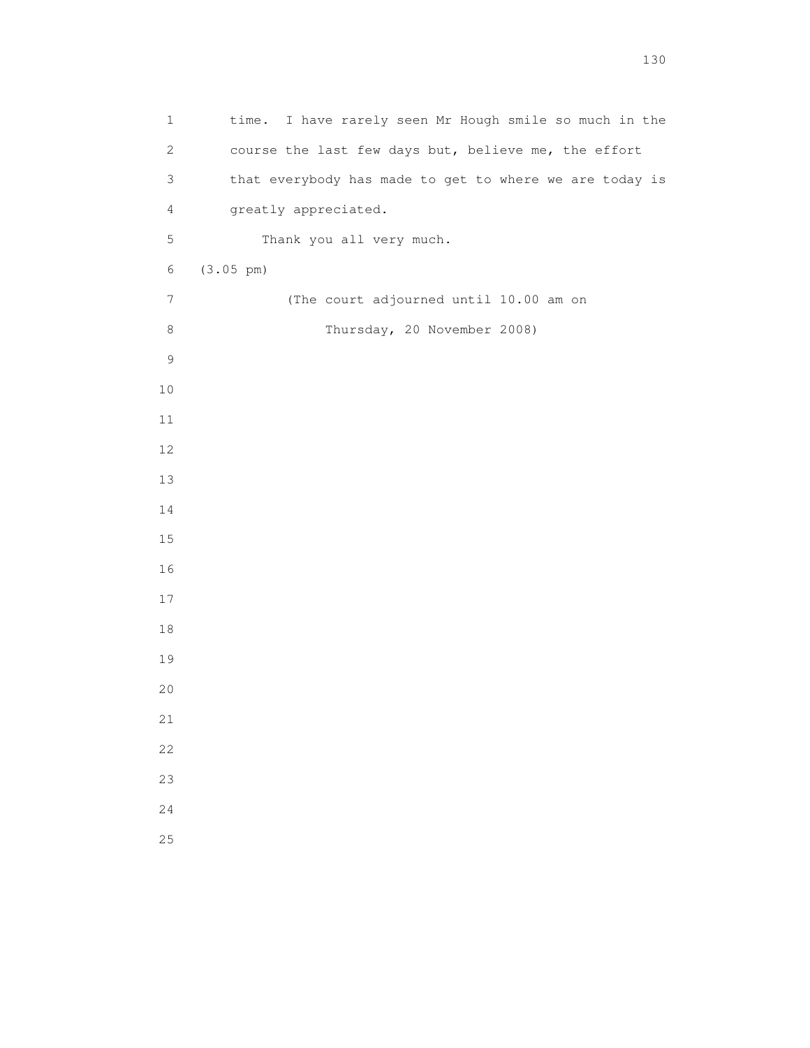time. I have rarely seen Mr Hough smile so much in the course the last few days but, believe me, the effort that everybody has made to get to where we are today is greatly appreciated.

Thank you all very much.

(3.05 pm)

(The court adjourned until 10.00 am on Thursday, 20 November 2008)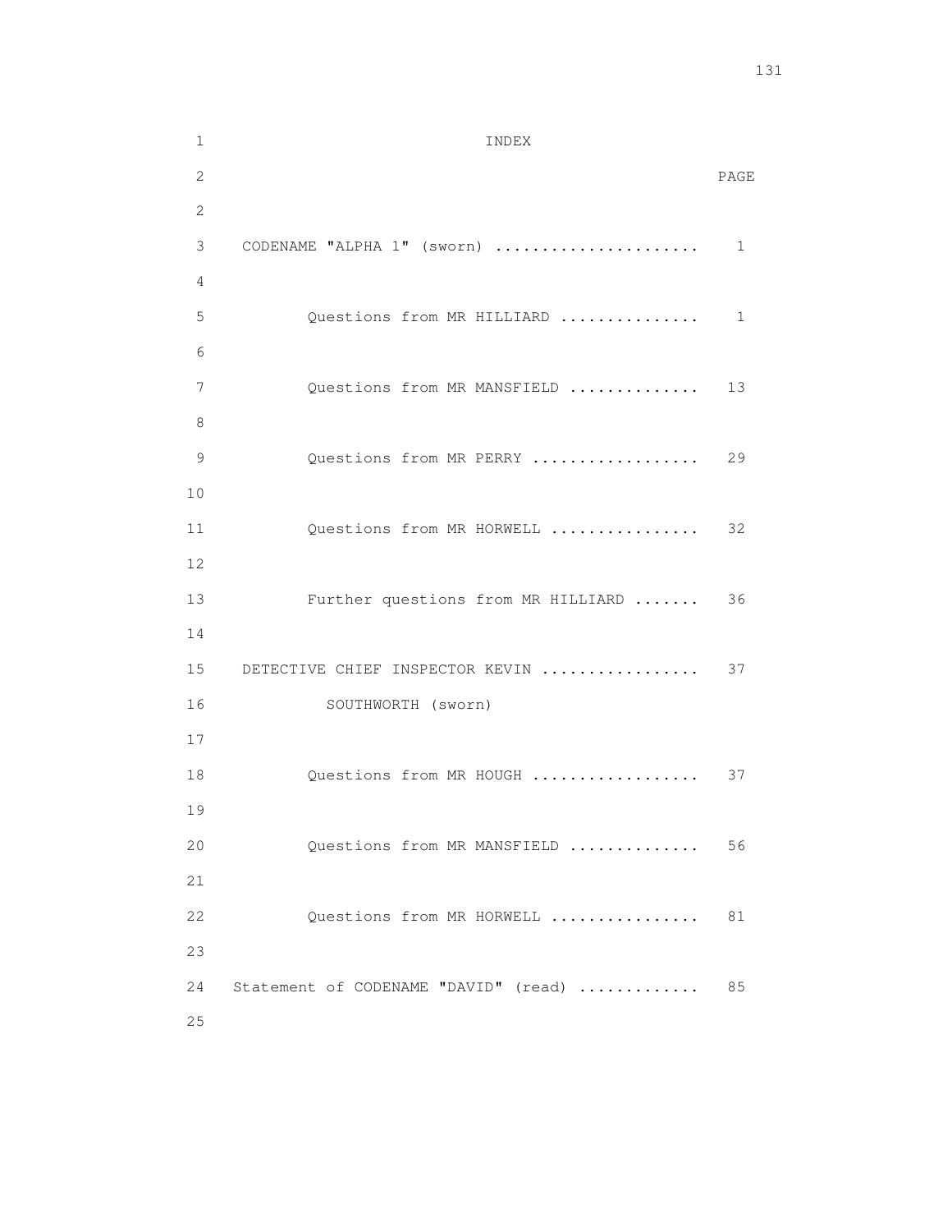# INDEX

| | PAGE |
|---|---|
| CODENAME "ALPHA 1" (sworn) | 1 |
| Questions from MR HILLIARD | 1 |
| Questions from MR MANSFIELD | 13 |
| Questions from MR PERRY | 29 |
| Questions from MR HORWELL | 32 |
| Further questions from MR HILLIARD | 36 |
| DETECTIVE CHIEF INSPECTOR KEVIN SOUTHWORTH (sworn) | 37 |
| Questions from MR HOUGH | 37 |
| Questions from MR MANSFIELD | 56 |
| Questions from MR HORWELL | 81 |
| Statement of CODENAME "DAVID" (read) | 85 |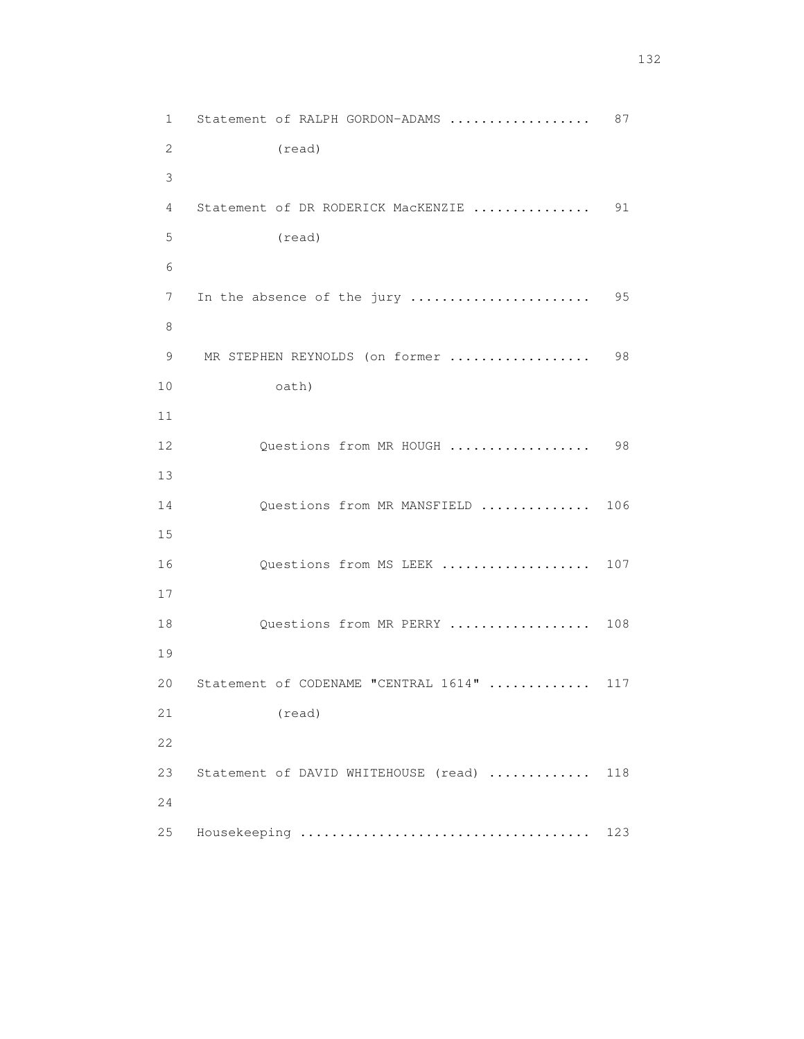Statement of RALPH GORDON-ADAMS .................. 87
(read)

Statement of DR RODERICK MacKENZIE ............... 91
(read)

In the absence of the jury ....................... 95

MR STEPHEN REYNOLDS (on former .................. 98
oath)

Questions from MR HOUGH .................. 98

Questions from MR MANSFIELD .............. 106

Questions from MS LEEK ................... 107

Questions from MR PERRY .................. 108

Statement of CODENAME "CENTRAL 1614" ............. 117
(read)

Statement of DAVID WHITEHOUSE (read) ............. 118

Housekeeping ..................................... 123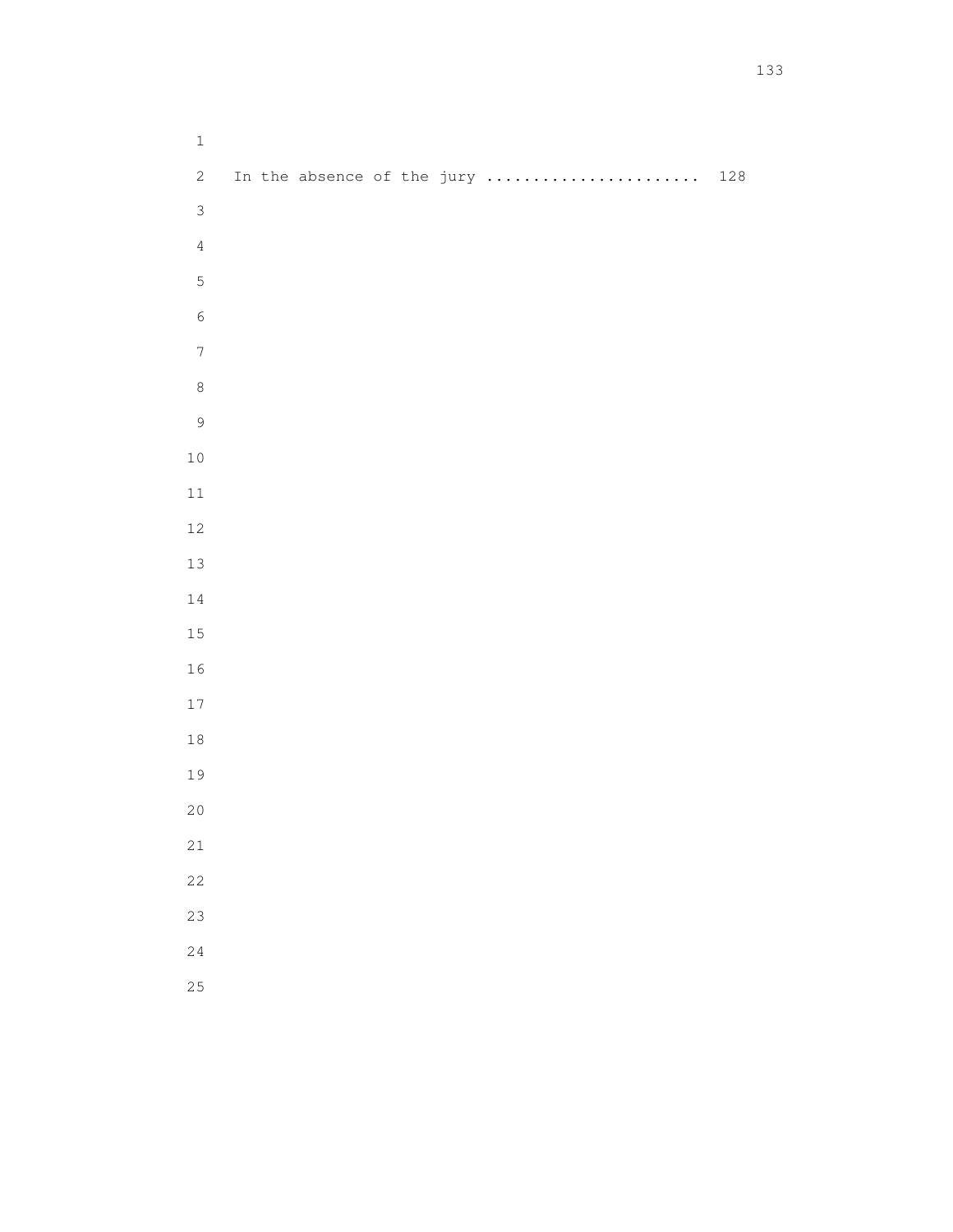In the absence of the jury ...................... 128